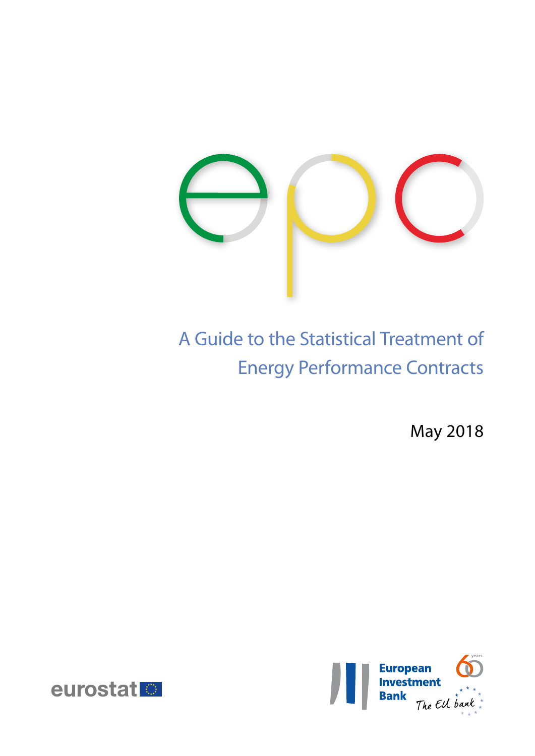epc

# A Guide to the Statistical Treatment of Energy Performance Contracts

May 2018

eurostat

European Investment Bank

The EU bank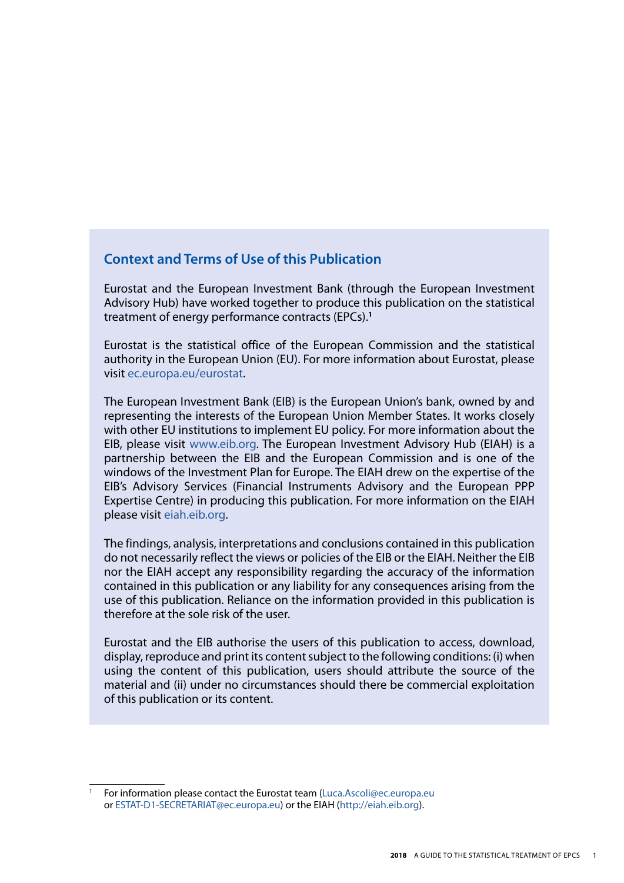## Context and Terms of Use of this Publication

Eurostat and the European Investment Bank (through the European Investment Advisory Hub) have worked together to produce this publication on the statistical treatment of energy performance contracts (EPCs).[1]

Eurostat is the statistical office of the European Commission and the statistical authority in the European Union (EU). For more information about Eurostat, please visit ec.europa.eu/eurostat.

The European Investment Bank (EIB) is the European Union's bank, owned by and representing the interests of the European Union Member States. It works closely with other EU institutions to implement EU policy. For more information about the EIB, please visit www.eib.org. The European Investment Advisory Hub (EIAH) is a partnership between the EIB and the European Commission and is one of the windows of the Investment Plan for Europe. The EIAH drew on the expertise of the EIB's Advisory Services (Financial Instruments Advisory and the European PPP Expertise Centre) in producing this publication. For more information on the EIAH please visit eiah.eib.org.

The findings, analysis, interpretations and conclusions contained in this publication do not necessarily reflect the views or policies of the EIB or the EIAH. Neither the EIB nor the EIAH accept any responsibility regarding the accuracy of the information contained in this publication or any liability for any consequences arising from the use of this publication. Reliance on the information provided in this publication is therefore at the sole risk of the user.

Eurostat and the EIB authorise the users of this publication to access, download, display, reproduce and print its content subject to the following conditions: (i) when using the content of this publication, users should attribute the source of the material and (ii) under no circumstances should there be commercial exploitation of this publication or its content.

---

[1] For information please contact the Eurostat team (Luca.Ascoli@ec.europa.eu or ESTAT-D1-SECRETARIAT@ec.europa.eu) or the EIAH (http://eiah.eib.org).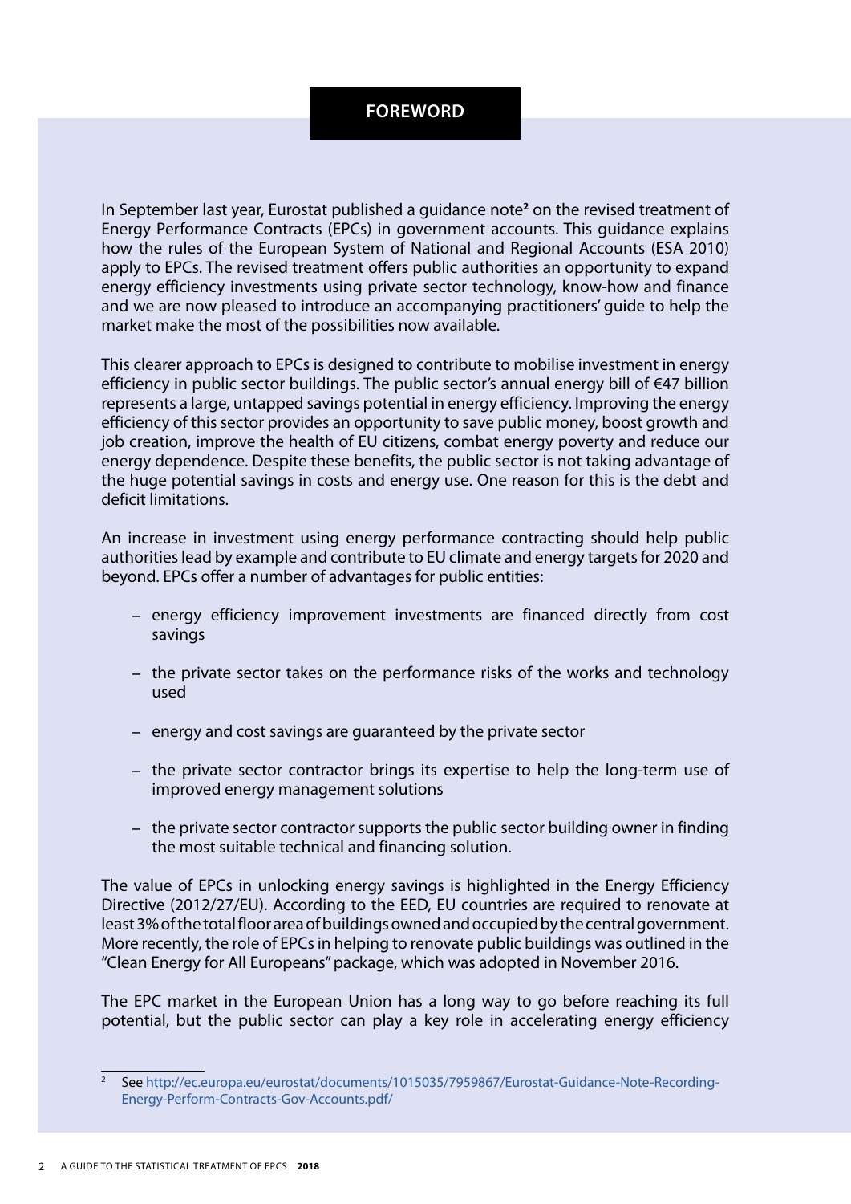# FOREWORD

In September last year, Eurostat published a guidance note[2] on the revised treatment of Energy Performance Contracts (EPCs) in government accounts. This guidance explains how the rules of the European System of National and Regional Accounts (ESA 2010) apply to EPCs. The revised treatment offers public authorities an opportunity to expand energy efficiency investments using private sector technology, know-how and finance and we are now pleased to introduce an accompanying practitioners' guide to help the market make the most of the possibilities now available.

This clearer approach to EPCs is designed to contribute to mobilise investment in energy efficiency in public sector buildings. The public sector's annual energy bill of €47 billion represents a large, untapped savings potential in energy efficiency. Improving the energy efficiency of this sector provides an opportunity to save public money, boost growth and job creation, improve the health of EU citizens, combat energy poverty and reduce our energy dependence. Despite these benefits, the public sector is not taking advantage of the huge potential savings in costs and energy use. One reason for this is the debt and deficit limitations.

An increase in investment using energy performance contracting should help public authorities lead by example and contribute to EU climate and energy targets for 2020 and beyond. EPCs offer a number of advantages for public entities:

- energy efficiency improvement investments are financed directly from cost savings
- the private sector takes on the performance risks of the works and technology used
- energy and cost savings are guaranteed by the private sector
- the private sector contractor brings its expertise to help the long-term use of improved energy management solutions
- the private sector contractor supports the public sector building owner in finding the most suitable technical and financing solution.

The value of EPCs in unlocking energy savings is highlighted in the Energy Efficiency Directive (2012/27/EU). According to the EED, EU countries are required to renovate at least 3% of the total floor area of buildings owned and occupied by the central government. More recently, the role of EPCs in helping to renovate public buildings was outlined in the "Clean Energy for All Europeans" package, which was adopted in November 2016.

The EPC market in the European Union has a long way to go before reaching its full potential, but the public sector can play a key role in accelerating energy efficiency

[2] See http://ec.europa.eu/eurostat/documents/1015035/7959867/Eurostat-Guidance-Note-Recording-Energy-Perform-Contracts-Gov-Accounts.pdf/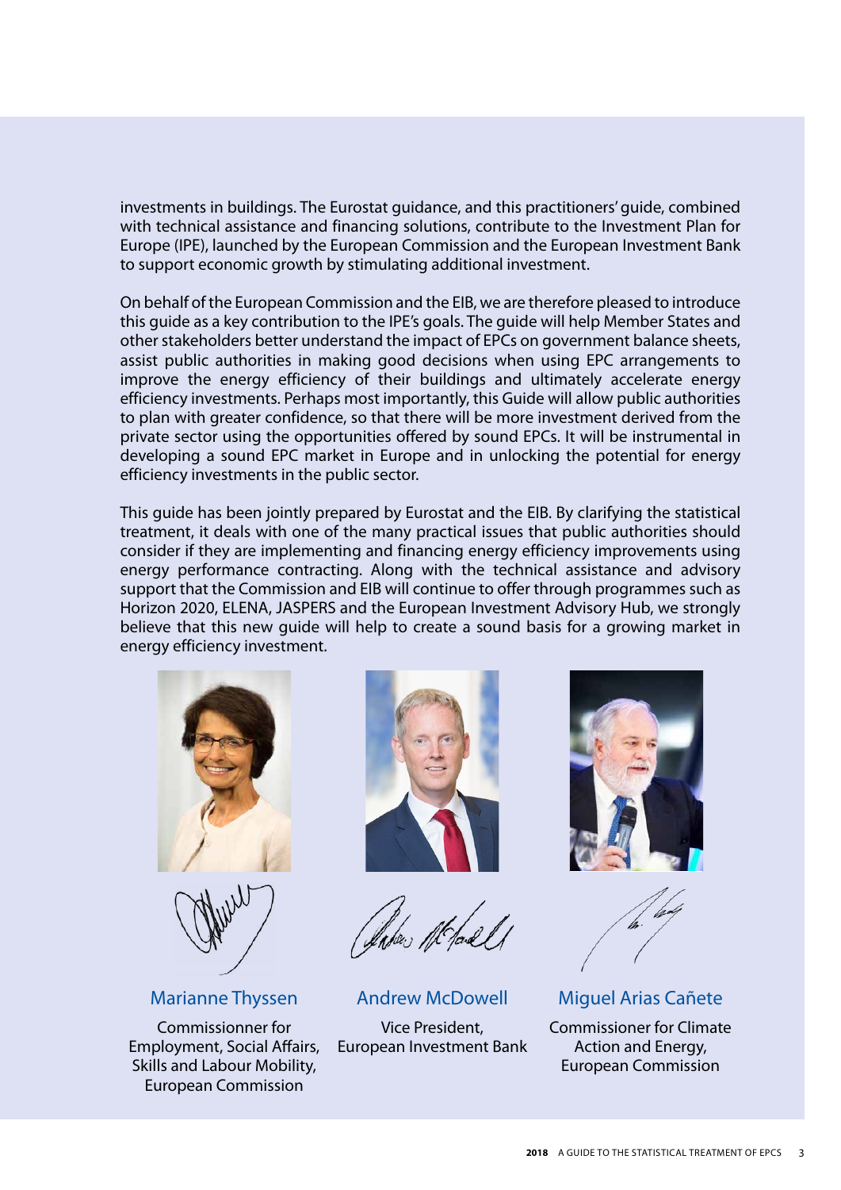investments in buildings. The Eurostat guidance, and this practitioners' guide, combined with technical assistance and financing solutions, contribute to the Investment Plan for Europe (IPE), launched by the European Commission and the European Investment Bank to support economic growth by stimulating additional investment.

On behalf of the European Commission and the EIB, we are therefore pleased to introduce this guide as a key contribution to the IPE's goals. The guide will help Member States and other stakeholders better understand the impact of EPCs on government balance sheets, assist public authorities in making good decisions when using EPC arrangements to improve the energy efficiency of their buildings and ultimately accelerate energy efficiency investments. Perhaps most importantly, this Guide will allow public authorities to plan with greater confidence, so that there will be more investment derived from the private sector using the opportunities offered by sound EPCs. It will be instrumental in developing a sound EPC market in Europe and in unlocking the potential for energy efficiency investments in the public sector.

This guide has been jointly prepared by Eurostat and the EIB. By clarifying the statistical treatment, it deals with one of the many practical issues that public authorities should consider if they are implementing and financing energy efficiency improvements using energy performance contracting. Along with the technical assistance and advisory support that the Commission and EIB will continue to offer through programmes such as Horizon 2020, ELENA, JASPERS and the European Investment Advisory Hub, we strongly believe that this new guide will help to create a sound basis for a growing market in energy efficiency investment.

**Marianne Thyssen**
Commissioner for Employment, Social Affairs, Skills and Labour Mobility, European Commission

**Andrew McDowell**
Vice President, European Investment Bank

**Miguel Arias Cañete**
Commissioner for Climate Action and Energy, European Commission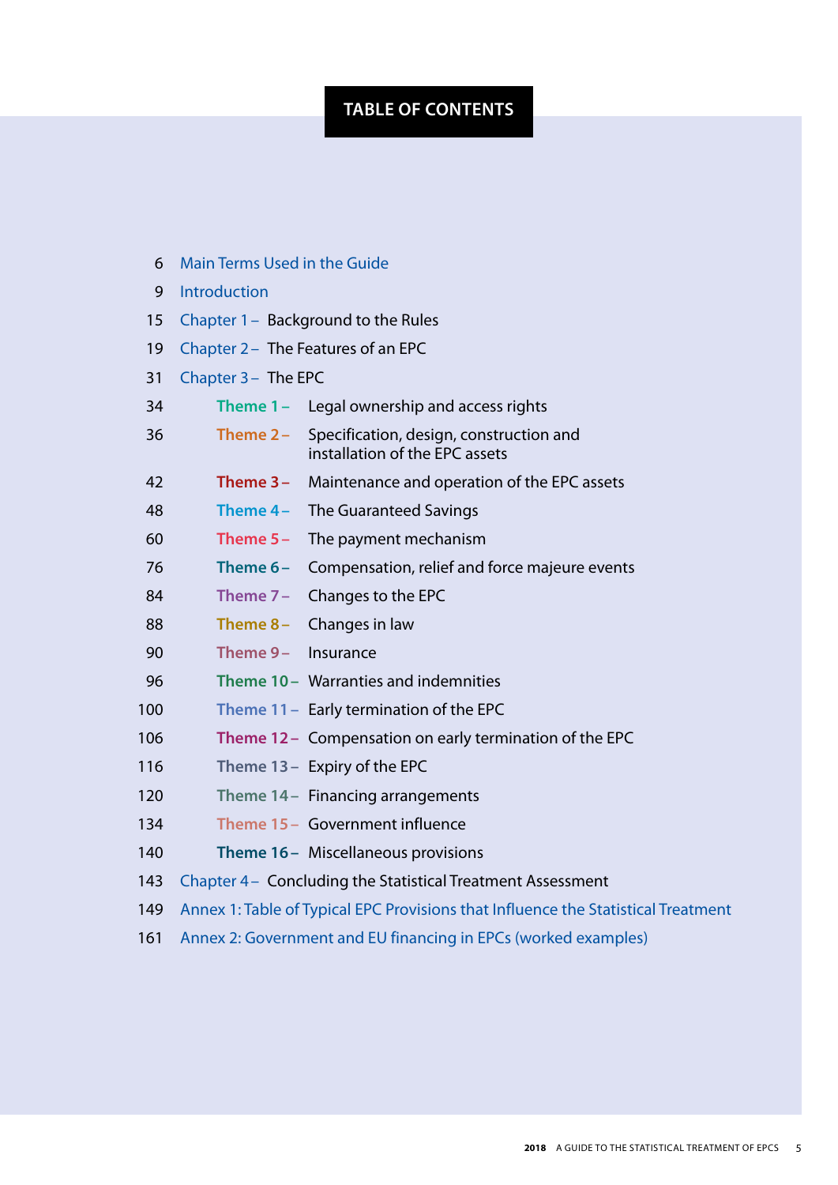# TABLE OF CONTENTS

| Page | Section | Title |
| --- | --- | --- |
| 6 | Main Terms Used in the Guide | |
| 9 | Introduction | |
| 15 | Chapter 1 – | Background to the Rules |
| 19 | Chapter 2 – | The Features of an EPC |
| 31 | Chapter 3 – | The EPC |
| 34 | Theme 1 – | Legal ownership and access rights |
| 36 | Theme 2 – | Specification, design, construction and installation of the EPC assets |
| 42 | Theme 3 – | Maintenance and operation of the EPC assets |
| 48 | Theme 4 – | The Guaranteed Savings |
| 60 | Theme 5 – | The payment mechanism |
| 76 | Theme 6 – | Compensation, relief and force majeure events |
| 84 | Theme 7 – | Changes to the EPC |
| 88 | Theme 8 – | Changes in law |
| 90 | Theme 9 – | Insurance |
| 96 | Theme 10 – | Warranties and indemnities |
| 100 | Theme 11 – | Early termination of the EPC |
| 106 | Theme 12 – | Compensation on early termination of the EPC |
| 116 | Theme 13 – | Expiry of the EPC |
| 120 | Theme 14 – | Financing arrangements |
| 134 | Theme 15 – | Government influence |
| 140 | Theme 16 – | Miscellaneous provisions |
| 143 | Chapter 4 – | Concluding the Statistical Treatment Assessment |
| 149 | Annex 1: Table of Typical EPC Provisions that Influence the Statistical Treatment | |
| 161 | Annex 2: Government and EU financing in EPCs (worked examples) | |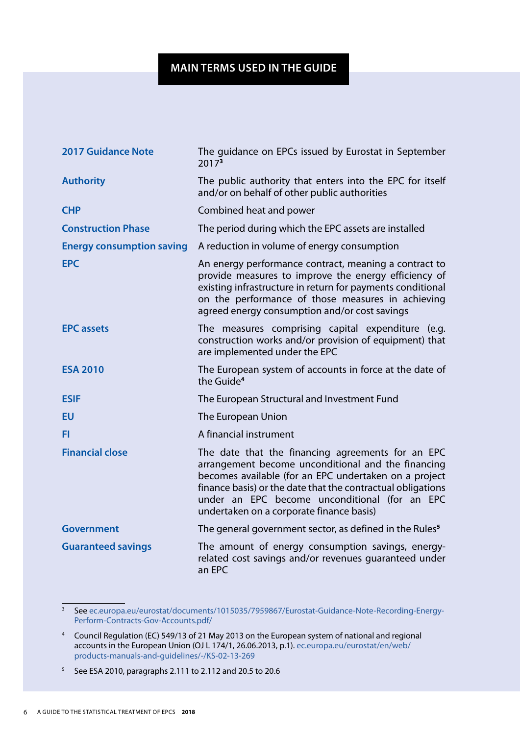# MAIN TERMS USED IN THE GUIDE

| Term | Definition |
| --- | --- |
| **2017 Guidance Note** | The guidance on EPCs issued by Eurostat in September 2017[3] |
| **Authority** | The public authority that enters into the EPC for itself and/or on behalf of other public authorities |
| **CHP** | Combined heat and power |
| **Construction Phase** | The period during which the EPC assets are installed |
| **Energy consumption saving** | A reduction in volume of energy consumption |
| **EPC** | An energy performance contract, meaning a contract to provide measures to improve the energy efficiency of existing infrastructure in return for payments conditional on the performance of those measures in achieving agreed energy consumption and/or cost savings |
| **EPC assets** | The measures comprising capital expenditure (e.g. construction works and/or provision of equipment) that are implemented under the EPC |
| **ESA 2010** | The European system of accounts in force at the date of the Guide[4] |
| **ESIF** | The European Structural and Investment Fund |
| **EU** | The European Union |
| **FI** | A financial instrument |
| **Financial close** | The date that the financing agreements for an EPC arrangement become unconditional and the financing becomes available (for an EPC undertaken on a project finance basis) or the date that the contractual obligations under an EPC become unconditional (for an EPC undertaken on a corporate finance basis) |
| **Government** | The general government sector, as defined in the Rules[5] |
| **Guaranteed savings** | The amount of energy consumption savings, energy-related cost savings and/or revenues guaranteed under an EPC |

[3] See ec.europa.eu/eurostat/documents/1015035/7959867/Eurostat-Guidance-Note-Recording-Energy-Perform-Contracts-Gov-Accounts.pdf/

[4] Council Regulation (EC) 549/13 of 21 May 2013 on the European system of national and regional accounts in the European Union (OJ L 174/1, 26.06.2013, p.1). ec.europa.eu/eurostat/en/web/products-manuals-and-guidelines/-/KS-02-13-269

[5] See ESA 2010, paragraphs 2.111 to 2.112 and 20.5 to 20.6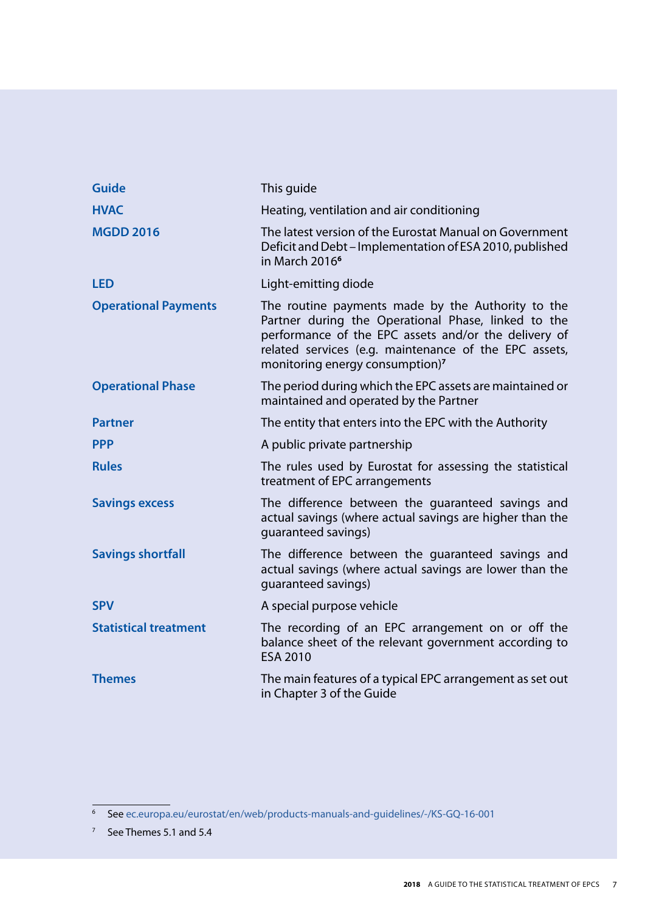| | |
|---|---|
| **Guide** | This guide |
| **HVAC** | Heating, ventilation and air conditioning |
| **MGDD 2016** | The latest version of the Eurostat Manual on Government Deficit and Debt – Implementation of ESA 2010, published in March 2016[6] |
| **LED** | Light-emitting diode |
| **Operational Payments** | The routine payments made by the Authority to the Partner during the Operational Phase, linked to the performance of the EPC assets and/or the delivery of related services (e.g. maintenance of the EPC assets, monitoring energy consumption)[7] |
| **Operational Phase** | The period during which the EPC assets are maintained or maintained and operated by the Partner |
| **Partner** | The entity that enters into the EPC with the Authority |
| **PPP** | A public private partnership |
| **Rules** | The rules used by Eurostat for assessing the statistical treatment of EPC arrangements |
| **Savings excess** | The difference between the guaranteed savings and actual savings (where actual savings are higher than the guaranteed savings) |
| **Savings shortfall** | The difference between the guaranteed savings and actual savings (where actual savings are lower than the guaranteed savings) |
| **SPV** | A special purpose vehicle |
| **Statistical treatment** | The recording of an EPC arrangement on or off the balance sheet of the relevant government according to ESA 2010 |
| **Themes** | The main features of a typical EPC arrangement as set out in Chapter 3 of the Guide |

[6] See ec.europa.eu/eurostat/en/web/products-manuals-and-guidelines/-/KS-GQ-16-001

[7] See Themes 5.1 and 5.4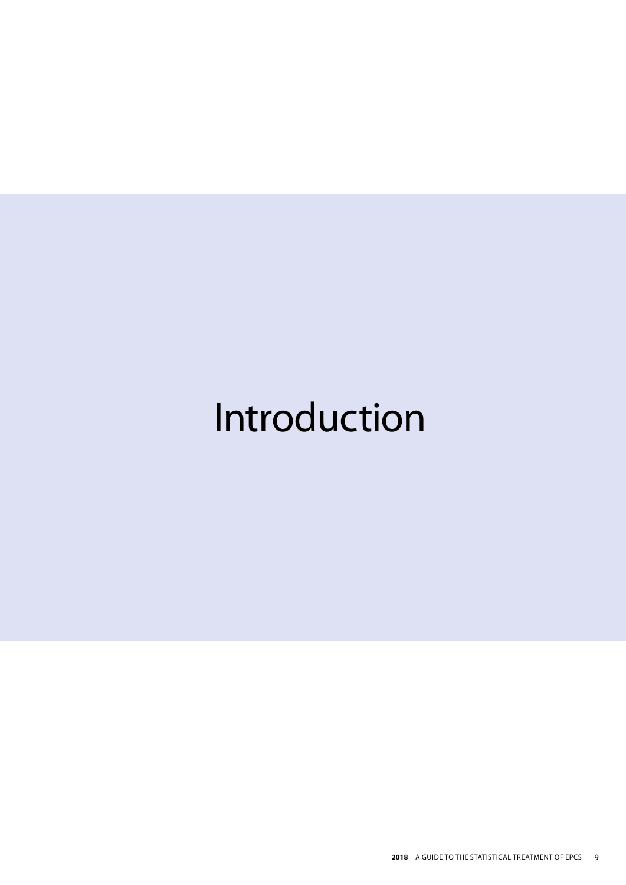# Introduction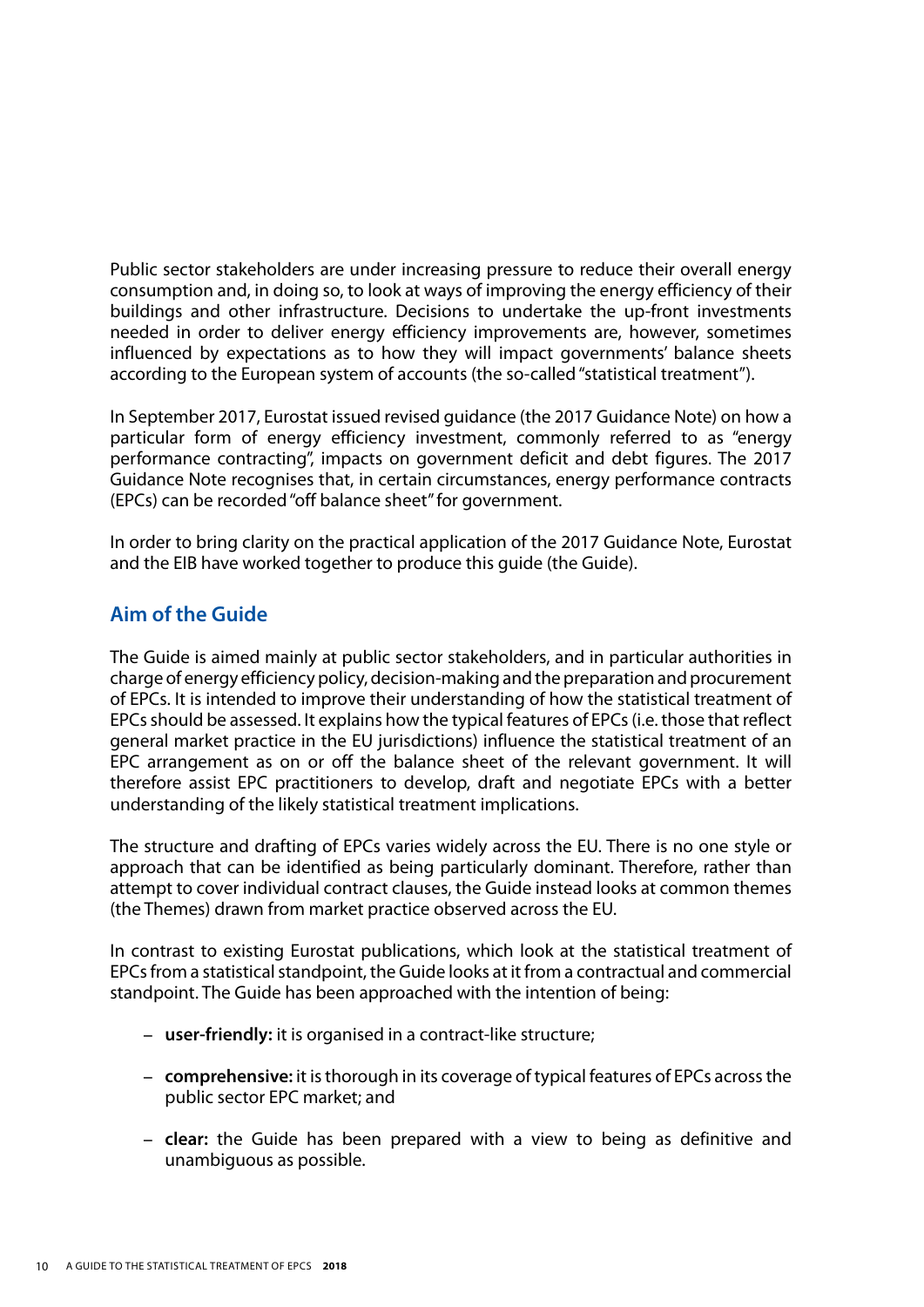Public sector stakeholders are under increasing pressure to reduce their overall energy consumption and, in doing so, to look at ways of improving the energy efficiency of their buildings and other infrastructure. Decisions to undertake the up-front investments needed in order to deliver energy efficiency improvements are, however, sometimes influenced by expectations as to how they will impact governments' balance sheets according to the European system of accounts (the so-called "statistical treatment").

In September 2017, Eurostat issued revised guidance (the 2017 Guidance Note) on how a particular form of energy efficiency investment, commonly referred to as "energy performance contracting", impacts on government deficit and debt figures. The 2017 Guidance Note recognises that, in certain circumstances, energy performance contracts (EPCs) can be recorded "off balance sheet" for government.

In order to bring clarity on the practical application of the 2017 Guidance Note, Eurostat and the EIB have worked together to produce this guide (the Guide).

## Aim of the Guide

The Guide is aimed mainly at public sector stakeholders, and in particular authorities in charge of energy efficiency policy, decision-making and the preparation and procurement of EPCs. It is intended to improve their understanding of how the statistical treatment of EPCs should be assessed. It explains how the typical features of EPCs (i.e. those that reflect general market practice in the EU jurisdictions) influence the statistical treatment of an EPC arrangement as on or off the balance sheet of the relevant government. It will therefore assist EPC practitioners to develop, draft and negotiate EPCs with a better understanding of the likely statistical treatment implications.

The structure and drafting of EPCs varies widely across the EU. There is no one style or approach that can be identified as being particularly dominant. Therefore, rather than attempt to cover individual contract clauses, the Guide instead looks at common themes (the Themes) drawn from market practice observed across the EU.

In contrast to existing Eurostat publications, which look at the statistical treatment of EPCs from a statistical standpoint, the Guide looks at it from a contractual and commercial standpoint. The Guide has been approached with the intention of being:

- **user-friendly:** it is organised in a contract-like structure;
- **comprehensive:** it is thorough in its coverage of typical features of EPCs across the public sector EPC market; and
- **clear:** the Guide has been prepared with a view to being as definitive and unambiguous as possible.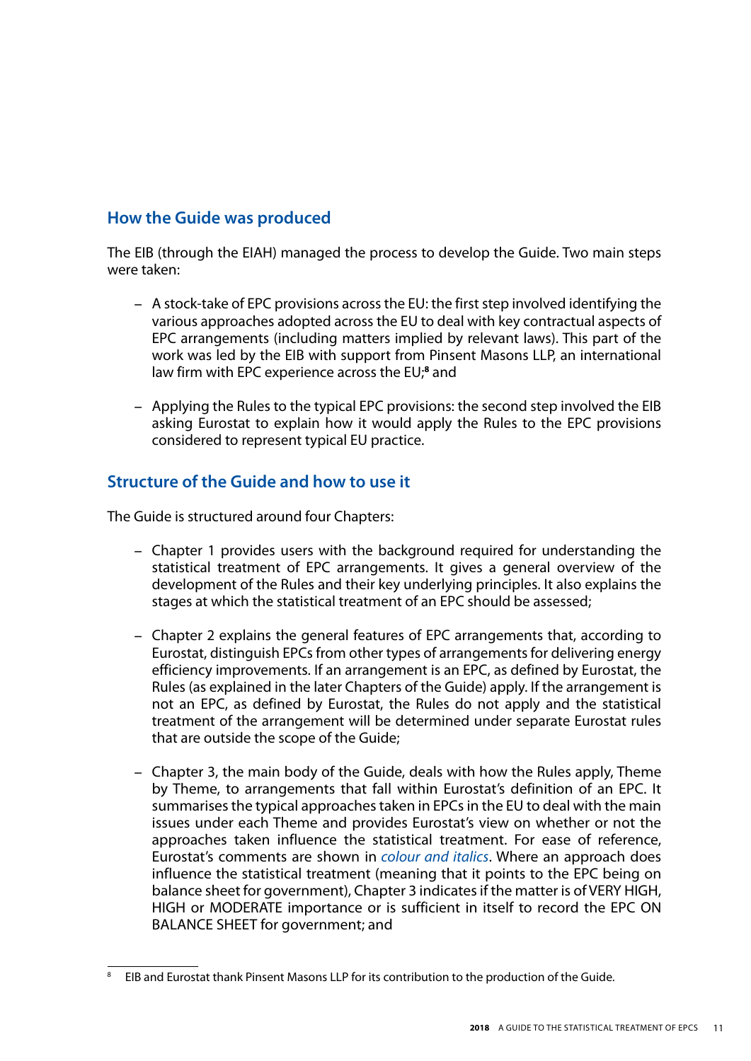## How the Guide was produced

The EIB (through the EIAH) managed the process to develop the Guide. Two main steps were taken:

- A stock-take of EPC provisions across the EU: the first step involved identifying the various approaches adopted across the EU to deal with key contractual aspects of EPC arrangements (including matters implied by relevant laws). This part of the work was led by the EIB with support from Pinsent Masons LLP, an international law firm with EPC experience across the EU;[8] and

- Applying the Rules to the typical EPC provisions: the second step involved the EIB asking Eurostat to explain how it would apply the Rules to the EPC provisions considered to represent typical EU practice.

## Structure of the Guide and how to use it

The Guide is structured around four Chapters:

- Chapter 1 provides users with the background required for understanding the statistical treatment of EPC arrangements. It gives a general overview of the development of the Rules and their key underlying principles. It also explains the stages at which the statistical treatment of an EPC should be assessed;

- Chapter 2 explains the general features of EPC arrangements that, according to Eurostat, distinguish EPCs from other types of arrangements for delivering energy efficiency improvements. If an arrangement is an EPC, as defined by Eurostat, the Rules (as explained in the later Chapters of the Guide) apply. If the arrangement is not an EPC, as defined by Eurostat, the Rules do not apply and the statistical treatment of the arrangement will be determined under separate Eurostat rules that are outside the scope of the Guide;

- Chapter 3, the main body of the Guide, deals with how the Rules apply, Theme by Theme, to arrangements that fall within Eurostat's definition of an EPC. It summarises the typical approaches taken in EPCs in the EU to deal with the main issues under each Theme and provides Eurostat's view on whether or not the approaches taken influence the statistical treatment. For ease of reference, Eurostat's comments are shown in *colour and italics*. Where an approach does influence the statistical treatment (meaning that it points to the EPC being on balance sheet for government), Chapter 3 indicates if the matter is of VERY HIGH, HIGH or MODERATE importance or is sufficient in itself to record the EPC ON BALANCE SHEET for government; and

[8] EIB and Eurostat thank Pinsent Masons LLP for its contribution to the production of the Guide.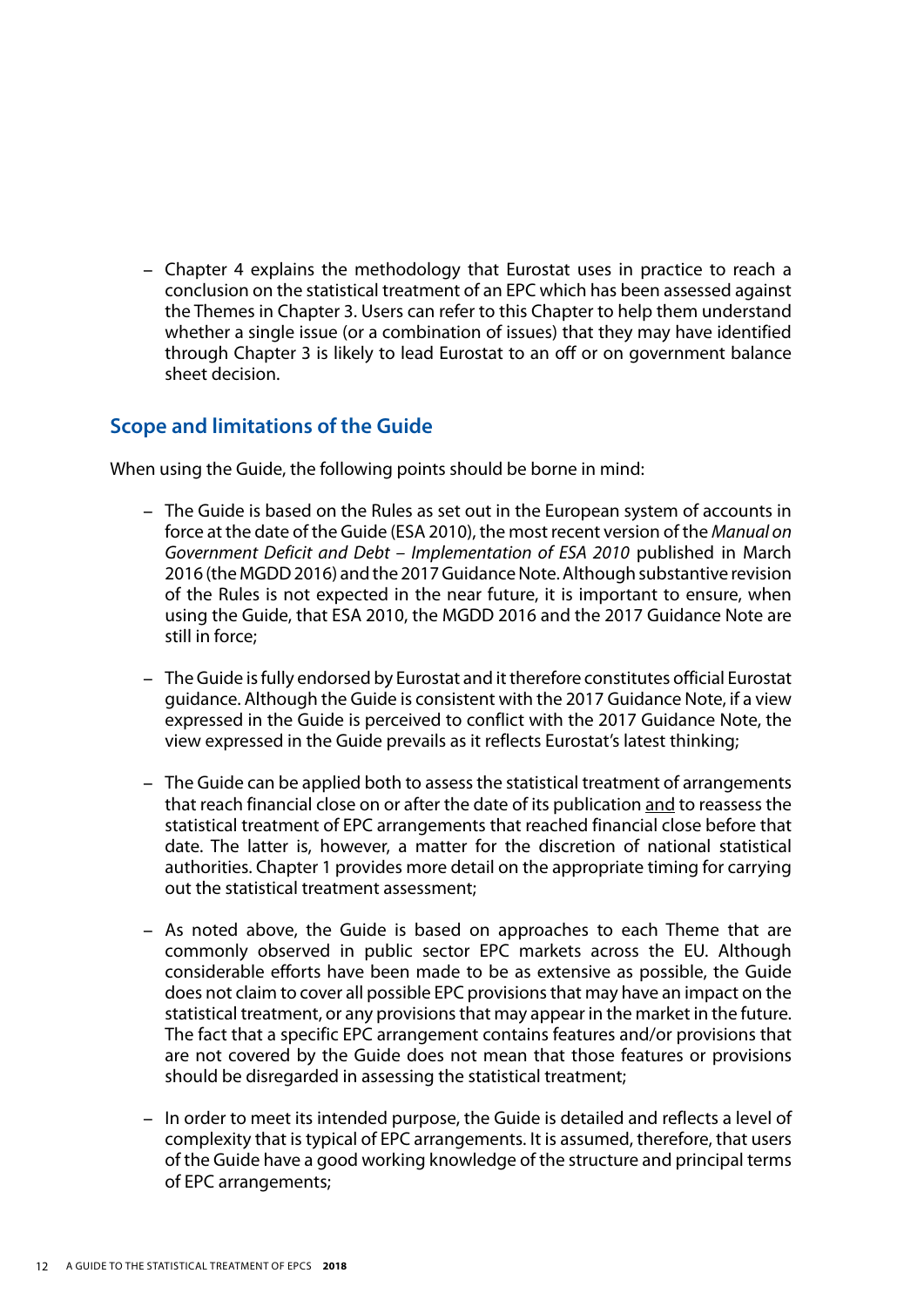– Chapter 4 explains the methodology that Eurostat uses in practice to reach a conclusion on the statistical treatment of an EPC which has been assessed against the Themes in Chapter 3. Users can refer to this Chapter to help them understand whether a single issue (or a combination of issues) that they may have identified through Chapter 3 is likely to lead Eurostat to an off or on government balance sheet decision.

## Scope and limitations of the Guide

When using the Guide, the following points should be borne in mind:

– The Guide is based on the Rules as set out in the European system of accounts in force at the date of the Guide (ESA 2010), the most recent version of the *Manual on Government Deficit and Debt – Implementation of ESA 2010* published in March 2016 (the MGDD 2016) and the 2017 Guidance Note. Although substantive revision of the Rules is not expected in the near future, it is important to ensure, when using the Guide, that ESA 2010, the MGDD 2016 and the 2017 Guidance Note are still in force;

– The Guide is fully endorsed by Eurostat and it therefore constitutes official Eurostat guidance. Although the Guide is consistent with the 2017 Guidance Note, if a view expressed in the Guide is perceived to conflict with the 2017 Guidance Note, the view expressed in the Guide prevails as it reflects Eurostat's latest thinking;

– The Guide can be applied both to assess the statistical treatment of arrangements that reach financial close on or after the date of its publication and to reassess the statistical treatment of EPC arrangements that reached financial close before that date. The latter is, however, a matter for the discretion of national statistical authorities. Chapter 1 provides more detail on the appropriate timing for carrying out the statistical treatment assessment;

– As noted above, the Guide is based on approaches to each Theme that are commonly observed in public sector EPC markets across the EU. Although considerable efforts have been made to be as extensive as possible, the Guide does not claim to cover all possible EPC provisions that may have an impact on the statistical treatment, or any provisions that may appear in the market in the future. The fact that a specific EPC arrangement contains features and/or provisions that are not covered by the Guide does not mean that those features or provisions should be disregarded in assessing the statistical treatment;

– In order to meet its intended purpose, the Guide is detailed and reflects a level of complexity that is typical of EPC arrangements. It is assumed, therefore, that users of the Guide have a good working knowledge of the structure and principal terms of EPC arrangements;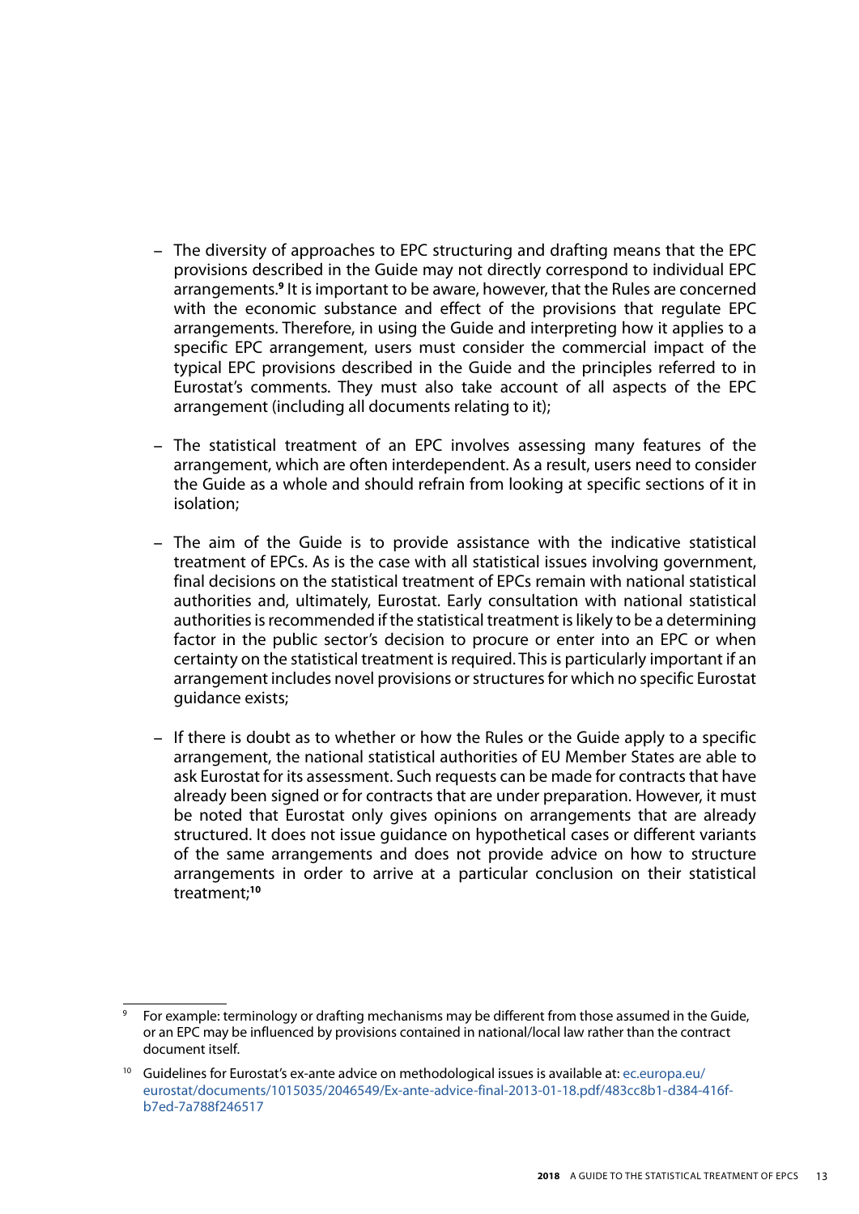- The diversity of approaches to EPC structuring and drafting means that the EPC provisions described in the Guide may not directly correspond to individual EPC arrangements.[9] It is important to be aware, however, that the Rules are concerned with the economic substance and effect of the provisions that regulate EPC arrangements. Therefore, in using the Guide and interpreting how it applies to a specific EPC arrangement, users must consider the commercial impact of the typical EPC provisions described in the Guide and the principles referred to in Eurostat's comments. They must also take account of all aspects of the EPC arrangement (including all documents relating to it);

- The statistical treatment of an EPC involves assessing many features of the arrangement, which are often interdependent. As a result, users need to consider the Guide as a whole and should refrain from looking at specific sections of it in isolation;

- The aim of the Guide is to provide assistance with the indicative statistical treatment of EPCs. As is the case with all statistical issues involving government, final decisions on the statistical treatment of EPCs remain with national statistical authorities and, ultimately, Eurostat. Early consultation with national statistical authorities is recommended if the statistical treatment is likely to be a determining factor in the public sector's decision to procure or enter into an EPC or when certainty on the statistical treatment is required. This is particularly important if an arrangement includes novel provisions or structures for which no specific Eurostat guidance exists;

- If there is doubt as to whether or how the Rules or the Guide apply to a specific arrangement, the national statistical authorities of EU Member States are able to ask Eurostat for its assessment. Such requests can be made for contracts that have already been signed or for contracts that are under preparation. However, it must be noted that Eurostat only gives opinions on arrangements that are already structured. It does not issue guidance on hypothetical cases or different variants of the same arrangements and does not provide advice on how to structure arrangements in order to arrive at a particular conclusion on their statistical treatment;[10]

---

[9] For example: terminology or drafting mechanisms may be different from those assumed in the Guide, or an EPC may be influenced by provisions contained in national/local law rather than the contract document itself.

[10] Guidelines for Eurostat's ex-ante advice on methodological issues is available at: ec.europa.eu/eurostat/documents/1015035/2046549/Ex-ante-advice-final-2013-01-18.pdf/483cc8b1-d384-416f-b7ed-7a788f246517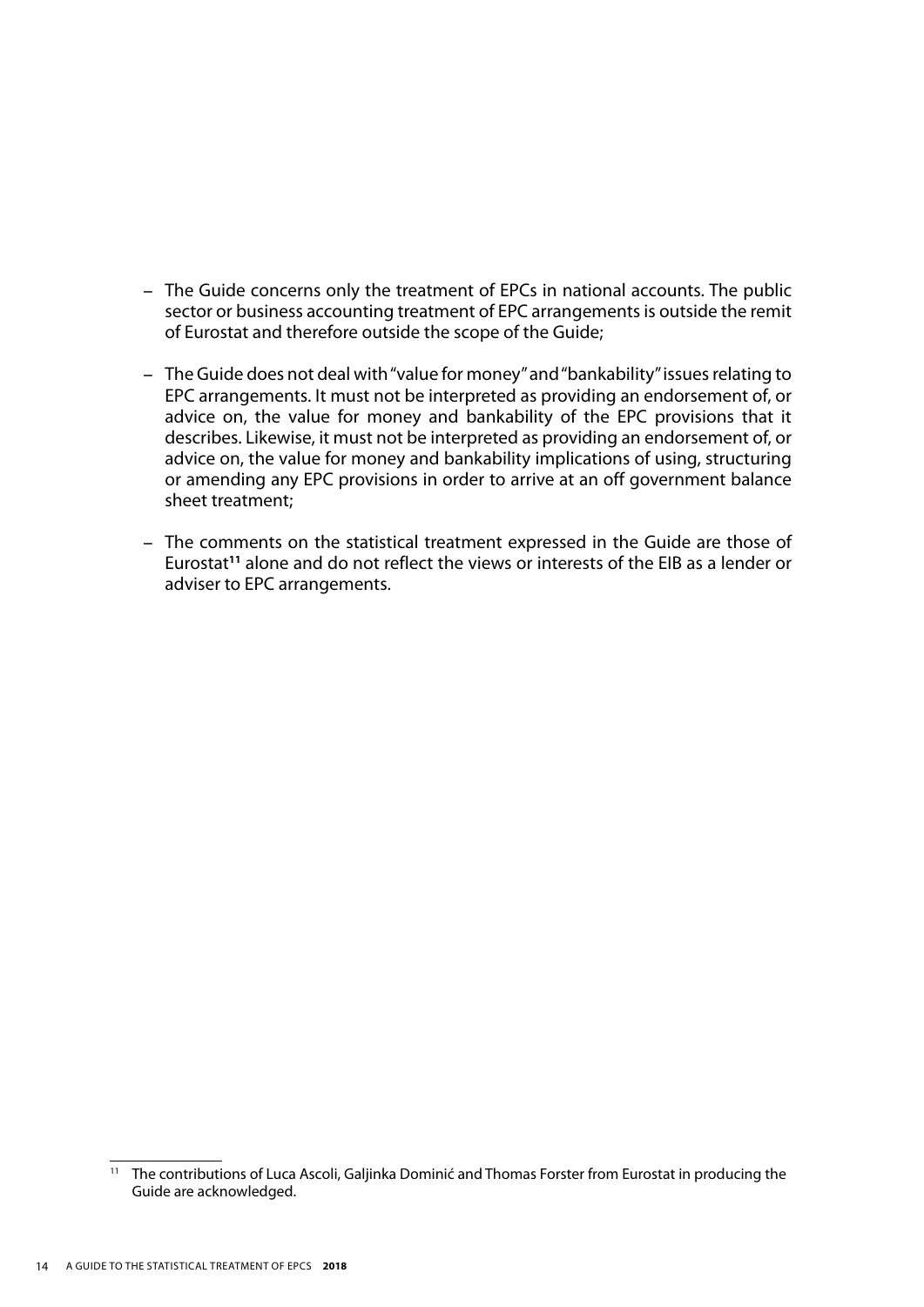- The Guide concerns only the treatment of EPCs in national accounts. The public sector or business accounting treatment of EPC arrangements is outside the remit of Eurostat and therefore outside the scope of the Guide;

- The Guide does not deal with "value for money" and "bankability" issues relating to EPC arrangements. It must not be interpreted as providing an endorsement of, or advice on, the value for money and bankability of the EPC provisions that it describes. Likewise, it must not be interpreted as providing an endorsement of, or advice on, the value for money and bankability implications of using, structuring or amending any EPC provisions in order to arrive at an off government balance sheet treatment;

- The comments on the statistical treatment expressed in the Guide are those of Eurostat[11] alone and do not reflect the views or interests of the EIB as a lender or adviser to EPC arrangements.

[11] The contributions of Luca Ascoli, Galjinka Dominić and Thomas Forster from Eurostat in producing the Guide are acknowledged.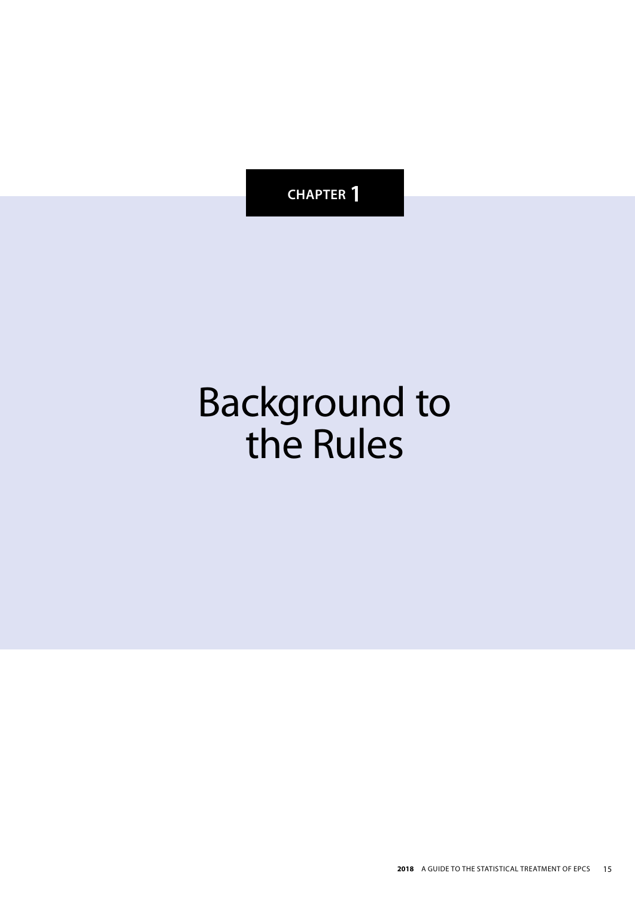CHAPTER 1

# Background to the Rules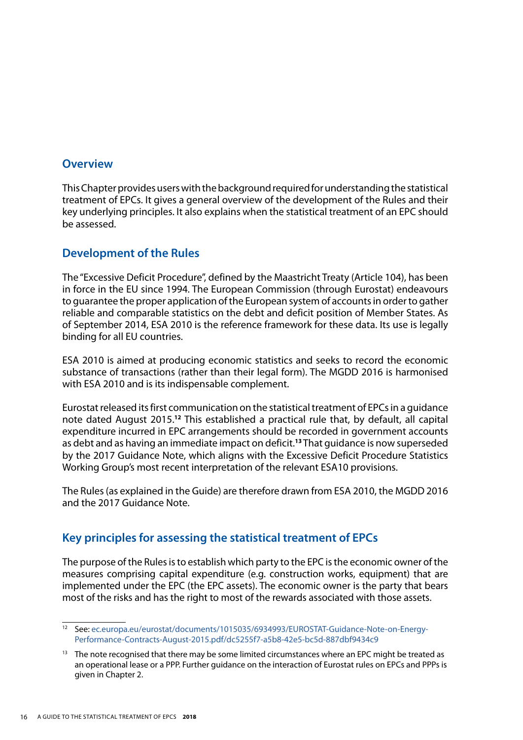## Overview

This Chapter provides users with the background required for understanding the statistical treatment of EPCs. It gives a general overview of the development of the Rules and their key underlying principles. It also explains when the statistical treatment of an EPC should be assessed.

## Development of the Rules

The "Excessive Deficit Procedure", defined by the Maastricht Treaty (Article 104), has been in force in the EU since 1994. The European Commission (through Eurostat) endeavours to guarantee the proper application of the European system of accounts in order to gather reliable and comparable statistics on the debt and deficit position of Member States. As of September 2014, ESA 2010 is the reference framework for these data. Its use is legally binding for all EU countries.

ESA 2010 is aimed at producing economic statistics and seeks to record the economic substance of transactions (rather than their legal form). The MGDD 2016 is harmonised with ESA 2010 and is its indispensable complement.

Eurostat released its first communication on the statistical treatment of EPCs in a guidance note dated August 2015.[12] This established a practical rule that, by default, all capital expenditure incurred in EPC arrangements should be recorded in government accounts as debt and as having an immediate impact on deficit.[13] That guidance is now superseded by the 2017 Guidance Note, which aligns with the Excessive Deficit Procedure Statistics Working Group's most recent interpretation of the relevant ESA10 provisions.

The Rules (as explained in the Guide) are therefore drawn from ESA 2010, the MGDD 2016 and the 2017 Guidance Note.

## Key principles for assessing the statistical treatment of EPCs

The purpose of the Rules is to establish which party to the EPC is the economic owner of the measures comprising capital expenditure (e.g. construction works, equipment) that are implemented under the EPC (the EPC assets). The economic owner is the party that bears most of the risks and has the right to most of the rewards associated with those assets.

---

[12] See: ec.europa.eu/eurostat/documents/1015035/6934993/EUROSTAT-Guidance-Note-on-Energy-Performance-Contracts-August-2015.pdf/dc5255f7-a5b8-42e5-bc5d-887dbf9434c9

[13] The note recognised that there may be some limited circumstances where an EPC might be treated as an operational lease or a PPP. Further guidance on the interaction of Eurostat rules on EPCs and PPPs is given in Chapter 2.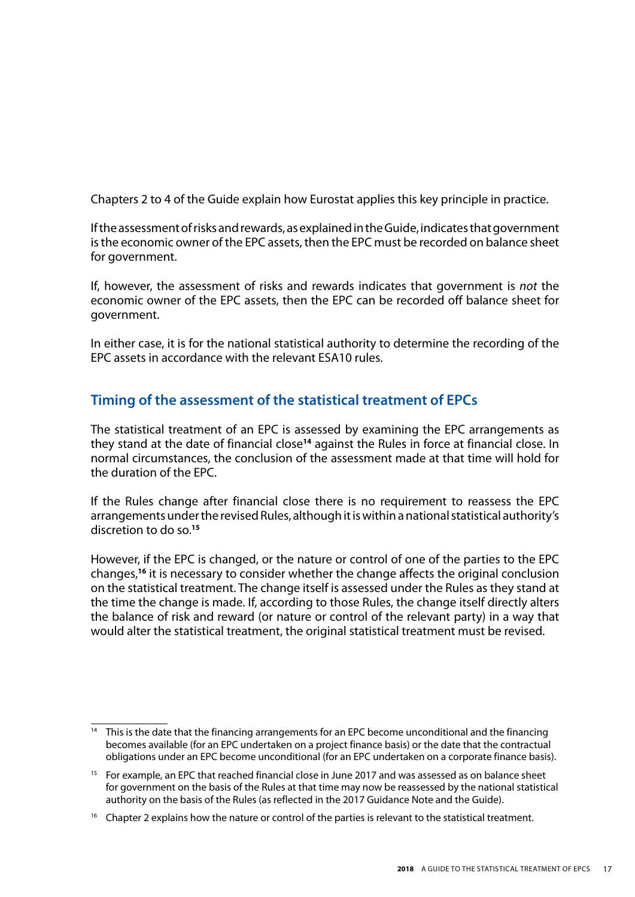Chapters 2 to 4 of the Guide explain how Eurostat applies this key principle in practice.

If the assessment of risks and rewards, as explained in the Guide, indicates that government is the economic owner of the EPC assets, then the EPC must be recorded on balance sheet for government.

If, however, the assessment of risks and rewards indicates that government is *not* the economic owner of the EPC assets, then the EPC can be recorded off balance sheet for government.

In either case, it is for the national statistical authority to determine the recording of the EPC assets in accordance with the relevant ESA10 rules.

## Timing of the assessment of the statistical treatment of EPCs

The statistical treatment of an EPC is assessed by examining the EPC arrangements as they stand at the date of financial close[14] against the Rules in force at financial close. In normal circumstances, the conclusion of the assessment made at that time will hold for the duration of the EPC.

If the Rules change after financial close there is no requirement to reassess the EPC arrangements under the revised Rules, although it is within a national statistical authority's discretion to do so.[15]

However, if the EPC is changed, or the nature or control of one of the parties to the EPC changes,[16] it is necessary to consider whether the change affects the original conclusion on the statistical treatment. The change itself is assessed under the Rules as they stand at the time the change is made. If, according to those Rules, the change itself directly alters the balance of risk and reward (or nature or control of the relevant party) in a way that would alter the statistical treatment, the original statistical treatment must be revised.

---

[14] This is the date that the financing arrangements for an EPC become unconditional and the financing becomes available (for an EPC undertaken on a project finance basis) or the date that the contractual obligations under an EPC become unconditional (for an EPC undertaken on a corporate finance basis).

[15] For example, an EPC that reached financial close in June 2017 and was assessed as on balance sheet for government on the basis of the Rules at that time may now be reassessed by the national statistical authority on the basis of the Rules (as reflected in the 2017 Guidance Note and the Guide).

[16] Chapter 2 explains how the nature or control of the parties is relevant to the statistical treatment.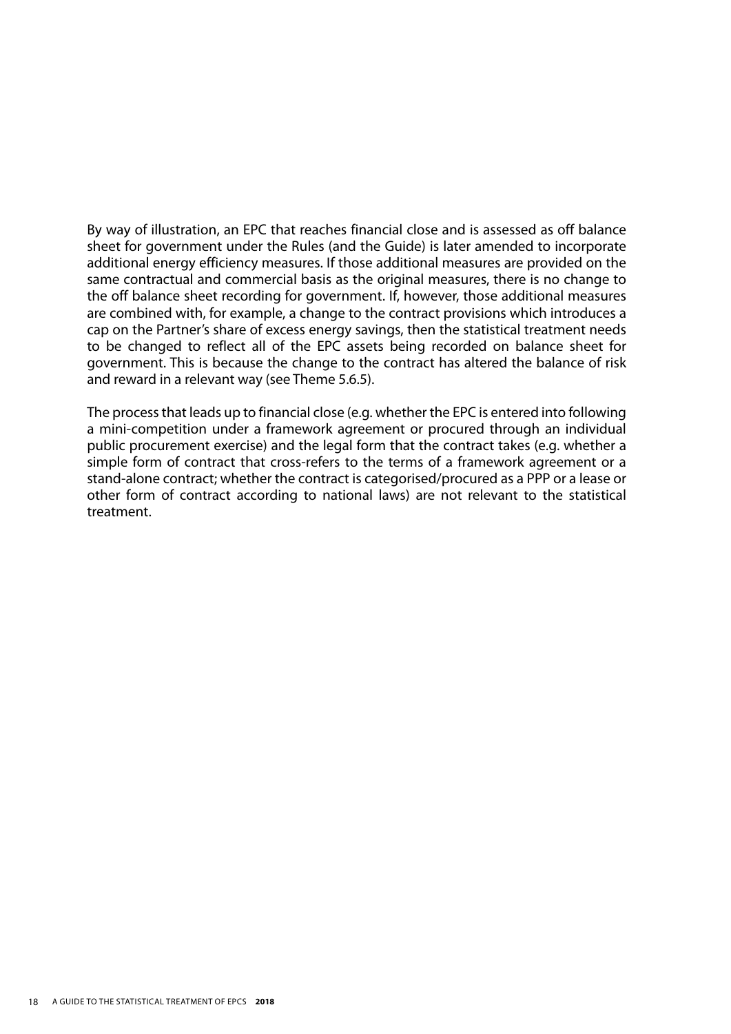By way of illustration, an EPC that reaches financial close and is assessed as off balance sheet for government under the Rules (and the Guide) is later amended to incorporate additional energy efficiency measures. If those additional measures are provided on the same contractual and commercial basis as the original measures, there is no change to the off balance sheet recording for government. If, however, those additional measures are combined with, for example, a change to the contract provisions which introduces a cap on the Partner's share of excess energy savings, then the statistical treatment needs to be changed to reflect all of the EPC assets being recorded on balance sheet for government. This is because the change to the contract has altered the balance of risk and reward in a relevant way (see Theme 5.6.5).

The process that leads up to financial close (e.g. whether the EPC is entered into following a mini-competition under a framework agreement or procured through an individual public procurement exercise) and the legal form that the contract takes (e.g. whether a simple form of contract that cross-refers to the terms of a framework agreement or a stand-alone contract; whether the contract is categorised/procured as a PPP or a lease or other form of contract according to national laws) are not relevant to the statistical treatment.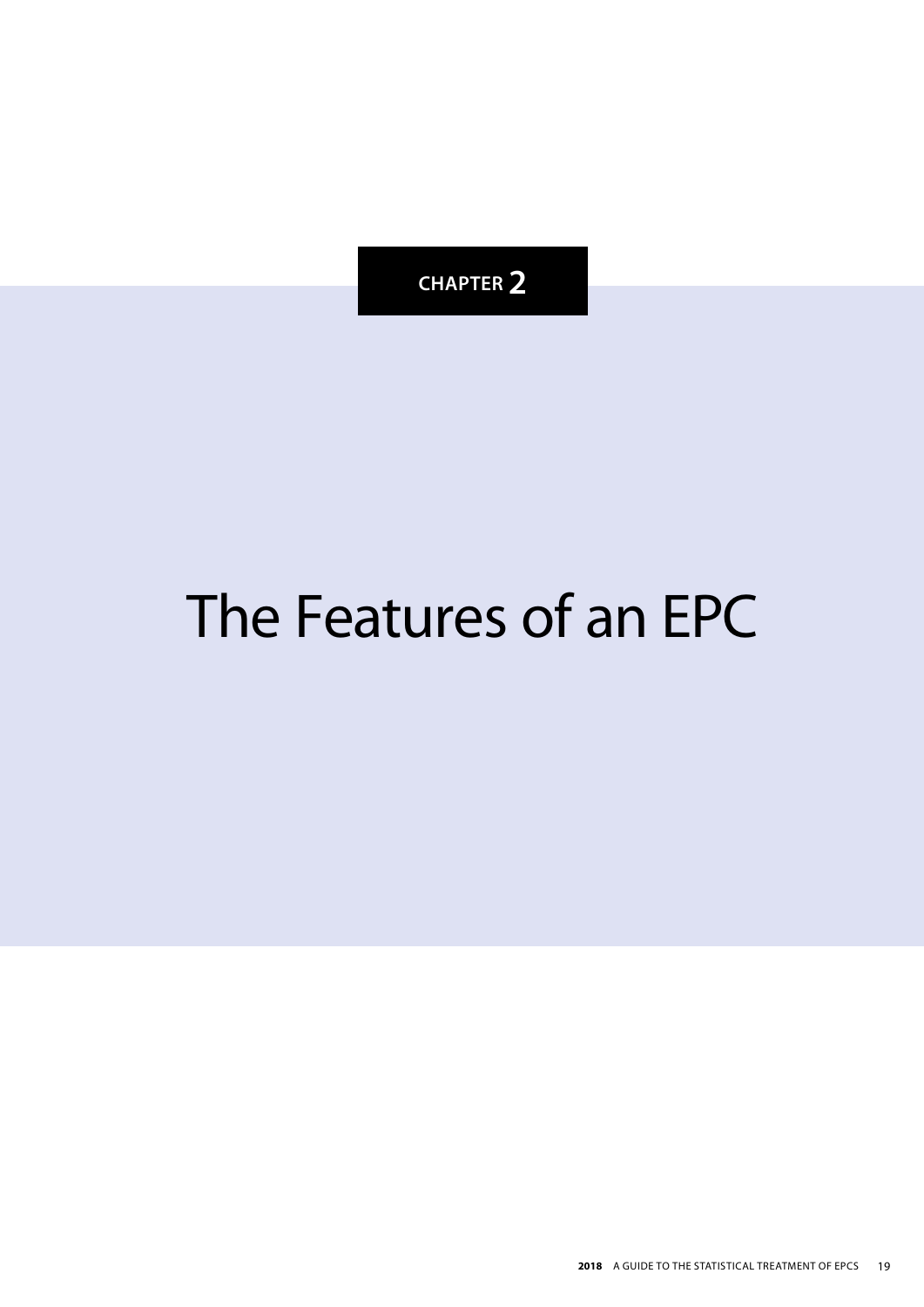CHAPTER 2

# The Features of an EPC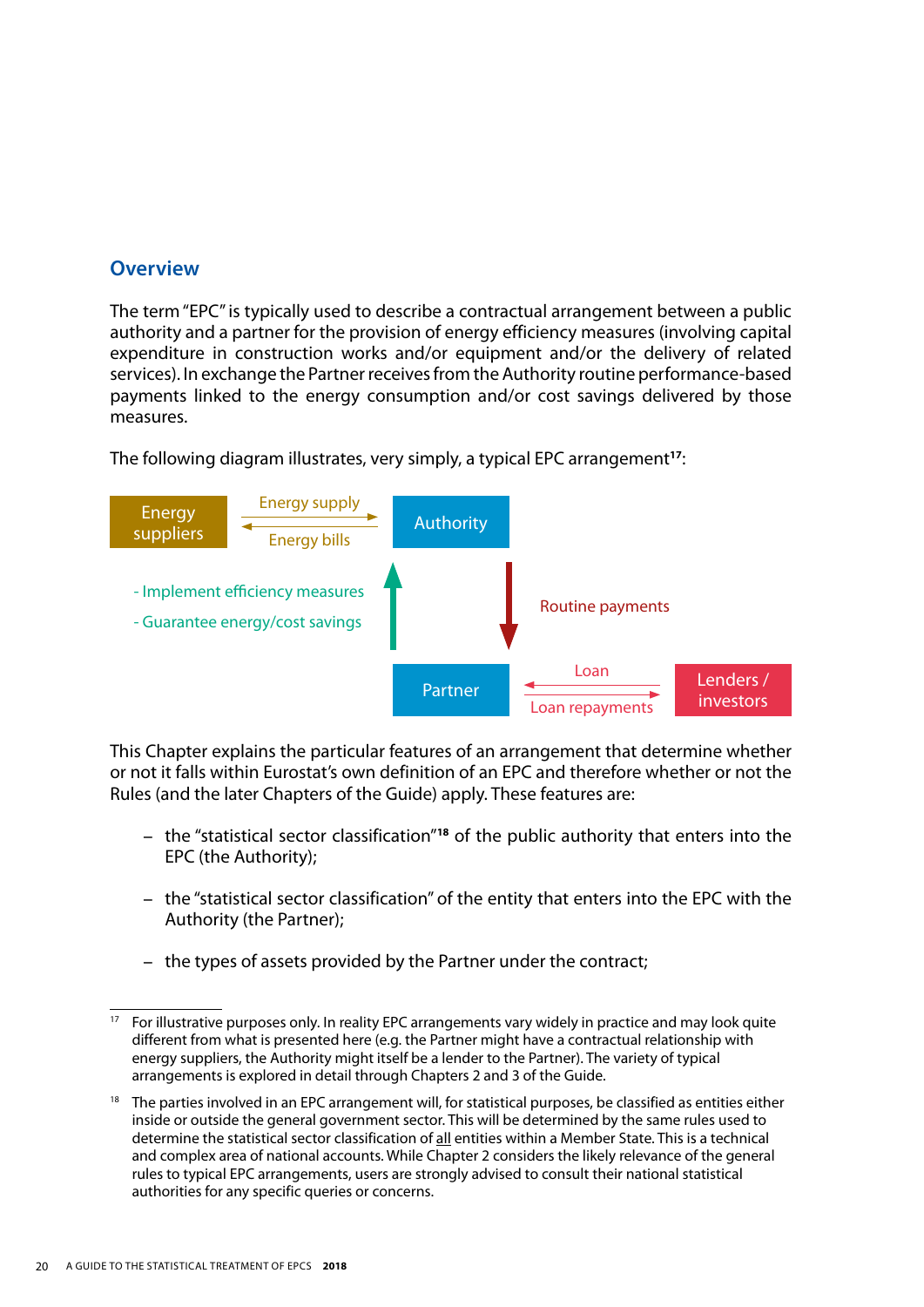## Overview

The term "EPC" is typically used to describe a contractual arrangement between a public authority and a partner for the provision of energy efficiency measures (involving capital expenditure in construction works and/or equipment and/or the delivery of related services). In exchange the Partner receives from the Authority routine performance-based payments linked to the energy consumption and/or cost savings delivered by those measures.

The following diagram illustrates, very simply, a typical EPC arrangement[17]:

Energy suppliers — Energy supply → Authority; Authority — Energy bills → Energy suppliers

Partner → Authority: - Implement efficiency measures - Guarantee energy/cost savings

Authority → Partner: Routine payments

Lenders / investors — Loan → Partner; Partner — Loan repayments → Lenders / investors

This Chapter explains the particular features of an arrangement that determine whether or not it falls within Eurostat's own definition of an EPC and therefore whether or not the Rules (and the later Chapters of the Guide) apply. These features are:

- the "statistical sector classification"[18] of the public authority that enters into the EPC (the Authority);
- the "statistical sector classification" of the entity that enters into the EPC with the Authority (the Partner);
- the types of assets provided by the Partner under the contract;

[17] For illustrative purposes only. In reality EPC arrangements vary widely in practice and may look quite different from what is presented here (e.g. the Partner might have a contractual relationship with energy suppliers, the Authority might itself be a lender to the Partner). The variety of typical arrangements is explored in detail through Chapters 2 and 3 of the Guide.

[18] The parties involved in an EPC arrangement will, for statistical purposes, be classified as entities either inside or outside the general government sector. This will be determined by the same rules used to determine the statistical sector classification of all entities within a Member State. This is a technical and complex area of national accounts. While Chapter 2 considers the likely relevance of the general rules to typical EPC arrangements, users are strongly advised to consult their national statistical authorities for any specific queries or concerns.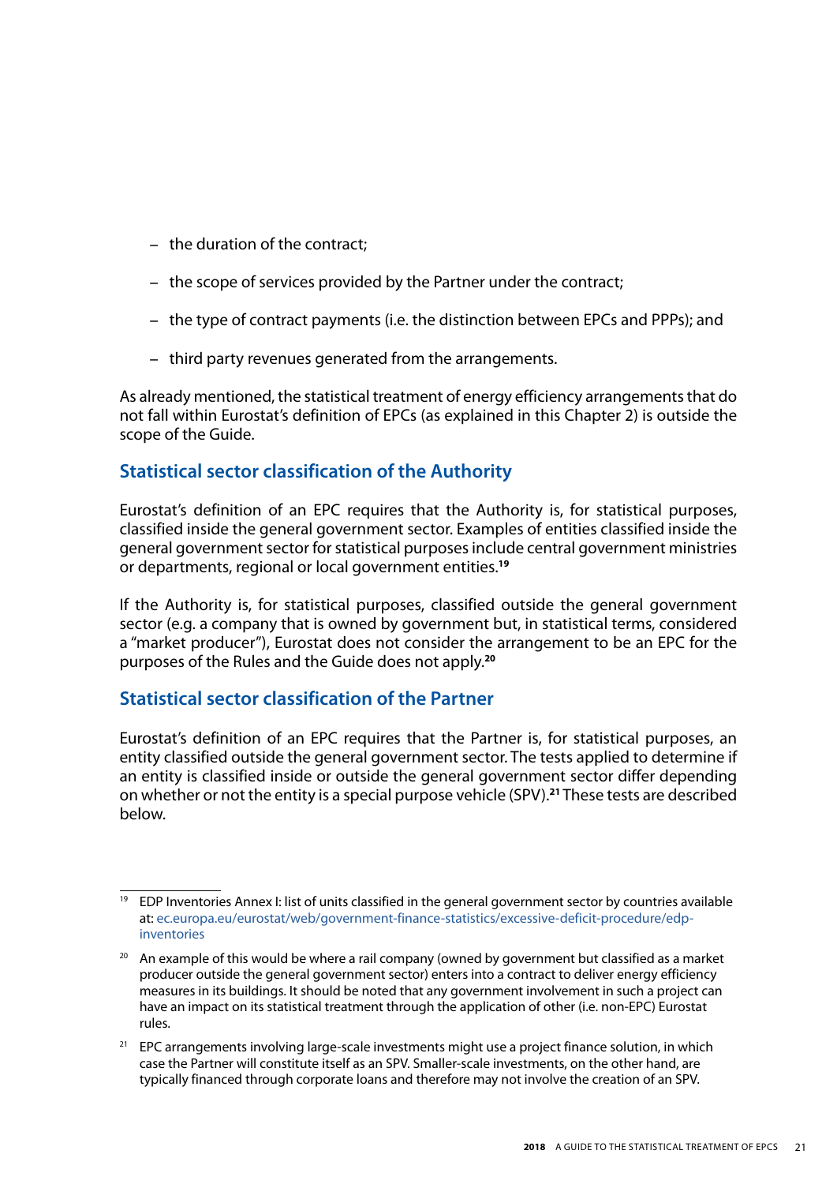- the duration of the contract;
- the scope of services provided by the Partner under the contract;
- the type of contract payments (i.e. the distinction between EPCs and PPPs); and
- third party revenues generated from the arrangements.

As already mentioned, the statistical treatment of energy efficiency arrangements that do not fall within Eurostat's definition of EPCs (as explained in this Chapter 2) is outside the scope of the Guide.

## Statistical sector classification of the Authority

Eurostat's definition of an EPC requires that the Authority is, for statistical purposes, classified inside the general government sector. Examples of entities classified inside the general government sector for statistical purposes include central government ministries or departments, regional or local government entities.[19]

If the Authority is, for statistical purposes, classified outside the general government sector (e.g. a company that is owned by government but, in statistical terms, considered a "market producer"), Eurostat does not consider the arrangement to be an EPC for the purposes of the Rules and the Guide does not apply.[20]

## Statistical sector classification of the Partner

Eurostat's definition of an EPC requires that the Partner is, for statistical purposes, an entity classified outside the general government sector. The tests applied to determine if an entity is classified inside or outside the general government sector differ depending on whether or not the entity is a special purpose vehicle (SPV).[21] These tests are described below.

---

[19] EDP Inventories Annex I: list of units classified in the general government sector by countries available at: ec.europa.eu/eurostat/web/government-finance-statistics/excessive-deficit-procedure/edp-inventories

[20] An example of this would be where a rail company (owned by government but classified as a market producer outside the general government sector) enters into a contract to deliver energy efficiency measures in its buildings. It should be noted that any government involvement in such a project can have an impact on its statistical treatment through the application of other (i.e. non-EPC) Eurostat rules.

[21] EPC arrangements involving large-scale investments might use a project finance solution, in which case the Partner will constitute itself as an SPV. Smaller-scale investments, on the other hand, are typically financed through corporate loans and therefore may not involve the creation of an SPV.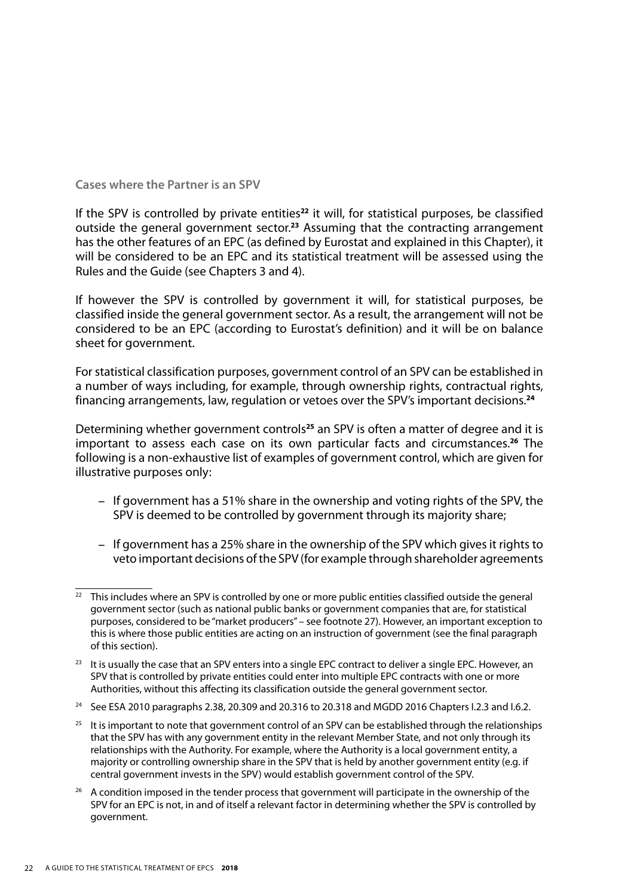### Cases where the Partner is an SPV

If the SPV is controlled by private entities[22] it will, for statistical purposes, be classified outside the general government sector.[23] Assuming that the contracting arrangement has the other features of an EPC (as defined by Eurostat and explained in this Chapter), it will be considered to be an EPC and its statistical treatment will be assessed using the Rules and the Guide (see Chapters 3 and 4).

If however the SPV is controlled by government it will, for statistical purposes, be classified inside the general government sector. As a result, the arrangement will not be considered to be an EPC (according to Eurostat's definition) and it will be on balance sheet for government.

For statistical classification purposes, government control of an SPV can be established in a number of ways including, for example, through ownership rights, contractual rights, financing arrangements, law, regulation or vetoes over the SPV's important decisions.[24]

Determining whether government controls[25] an SPV is often a matter of degree and it is important to assess each case on its own particular facts and circumstances.[26] The following is a non-exhaustive list of examples of government control, which are given for illustrative purposes only:

- If government has a 51% share in the ownership and voting rights of the SPV, the SPV is deemed to be controlled by government through its majority share;
- If government has a 25% share in the ownership of the SPV which gives it rights to veto important decisions of the SPV (for example through shareholder agreements

---

[22] This includes where an SPV is controlled by one or more public entities classified outside the general government sector (such as national public banks or government companies that are, for statistical purposes, considered to be "market producers" – see footnote 27). However, an important exception to this is where those public entities are acting on an instruction of government (see the final paragraph of this section).

[23] It is usually the case that an SPV enters into a single EPC contract to deliver a single EPC. However, an SPV that is controlled by private entities could enter into multiple EPC contracts with one or more Authorities, without this affecting its classification outside the general government sector.

[24] See ESA 2010 paragraphs 2.38, 20.309 and 20.316 to 20.318 and MGDD 2016 Chapters I.2.3 and I.6.2.

[25] It is important to note that government control of an SPV can be established through the relationships that the SPV has with any government entity in the relevant Member State, and not only through its relationships with the Authority. For example, where the Authority is a local government entity, a majority or controlling ownership share in the SPV that is held by another government entity (e.g. if central government invests in the SPV) would establish government control of the SPV.

[26] A condition imposed in the tender process that government will participate in the ownership of the SPV for an EPC is not, in and of itself a relevant factor in determining whether the SPV is controlled by government.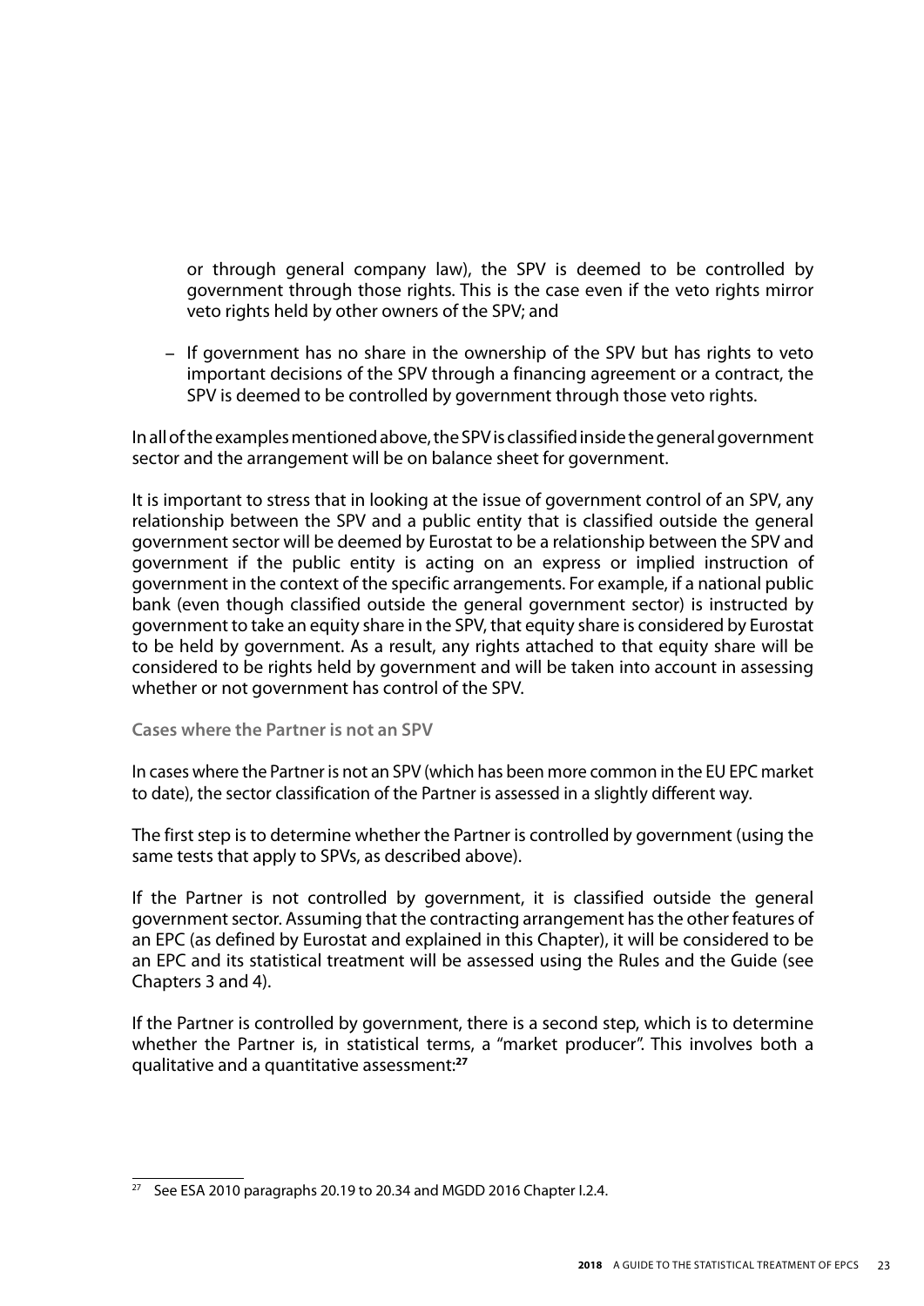or through general company law), the SPV is deemed to be controlled by government through those rights. This is the case even if the veto rights mirror veto rights held by other owners of the SPV; and

– If government has no share in the ownership of the SPV but has rights to veto important decisions of the SPV through a financing agreement or a contract, the SPV is deemed to be controlled by government through those veto rights.

In all of the examples mentioned above, the SPV is classified inside the general government sector and the arrangement will be on balance sheet for government.

It is important to stress that in looking at the issue of government control of an SPV, any relationship between the SPV and a public entity that is classified outside the general government sector will be deemed by Eurostat to be a relationship between the SPV and government if the public entity is acting on an express or implied instruction of government in the context of the specific arrangements. For example, if a national public bank (even though classified outside the general government sector) is instructed by government to take an equity share in the SPV, that equity share is considered by Eurostat to be held by government. As a result, any rights attached to that equity share will be considered to be rights held by government and will be taken into account in assessing whether or not government has control of the SPV.

### Cases where the Partner is not an SPV

In cases where the Partner is not an SPV (which has been more common in the EU EPC market to date), the sector classification of the Partner is assessed in a slightly different way.

The first step is to determine whether the Partner is controlled by government (using the same tests that apply to SPVs, as described above).

If the Partner is not controlled by government, it is classified outside the general government sector. Assuming that the contracting arrangement has the other features of an EPC (as defined by Eurostat and explained in this Chapter), it will be considered to be an EPC and its statistical treatment will be assessed using the Rules and the Guide (see Chapters 3 and 4).

If the Partner is controlled by government, there is a second step, which is to determine whether the Partner is, in statistical terms, a "market producer". This involves both a qualitative and a quantitative assessment:[27]

[27] See ESA 2010 paragraphs 20.19 to 20.34 and MGDD 2016 Chapter I.2.4.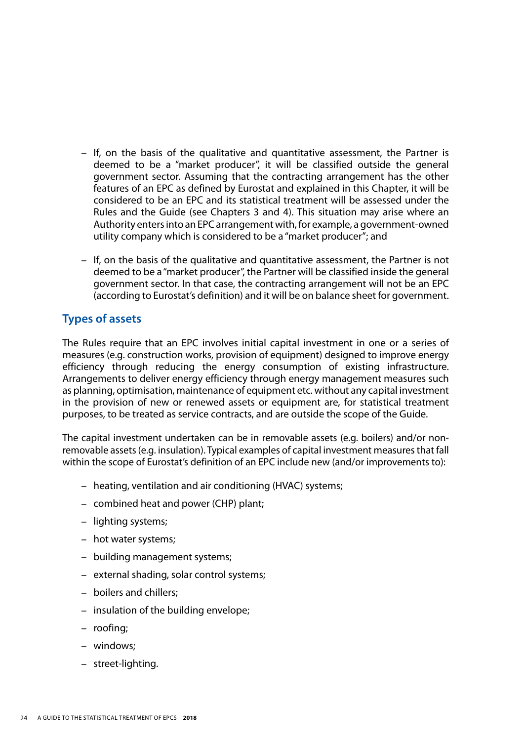- If, on the basis of the qualitative and quantitative assessment, the Partner is deemed to be a "market producer", it will be classified outside the general government sector. Assuming that the contracting arrangement has the other features of an EPC as defined by Eurostat and explained in this Chapter, it will be considered to be an EPC and its statistical treatment will be assessed under the Rules and the Guide (see Chapters 3 and 4). This situation may arise where an Authority enters into an EPC arrangement with, for example, a government-owned utility company which is considered to be a "market producer"; and

- If, on the basis of the qualitative and quantitative assessment, the Partner is not deemed to be a "market producer", the Partner will be classified inside the general government sector. In that case, the contracting arrangement will not be an EPC (according to Eurostat's definition) and it will be on balance sheet for government.

## Types of assets

The Rules require that an EPC involves initial capital investment in one or a series of measures (e.g. construction works, provision of equipment) designed to improve energy efficiency through reducing the energy consumption of existing infrastructure. Arrangements to deliver energy efficiency through energy management measures such as planning, optimisation, maintenance of equipment etc. without any capital investment in the provision of new or renewed assets or equipment are, for statistical treatment purposes, to be treated as service contracts, and are outside the scope of the Guide.

The capital investment undertaken can be in removable assets (e.g. boilers) and/or non-removable assets (e.g. insulation). Typical examples of capital investment measures that fall within the scope of Eurostat's definition of an EPC include new (and/or improvements to):

- heating, ventilation and air conditioning (HVAC) systems;
- combined heat and power (CHP) plant;
- lighting systems;
- hot water systems;
- building management systems;
- external shading, solar control systems;
- boilers and chillers;
- insulation of the building envelope;
- roofing;
- windows;
- street-lighting.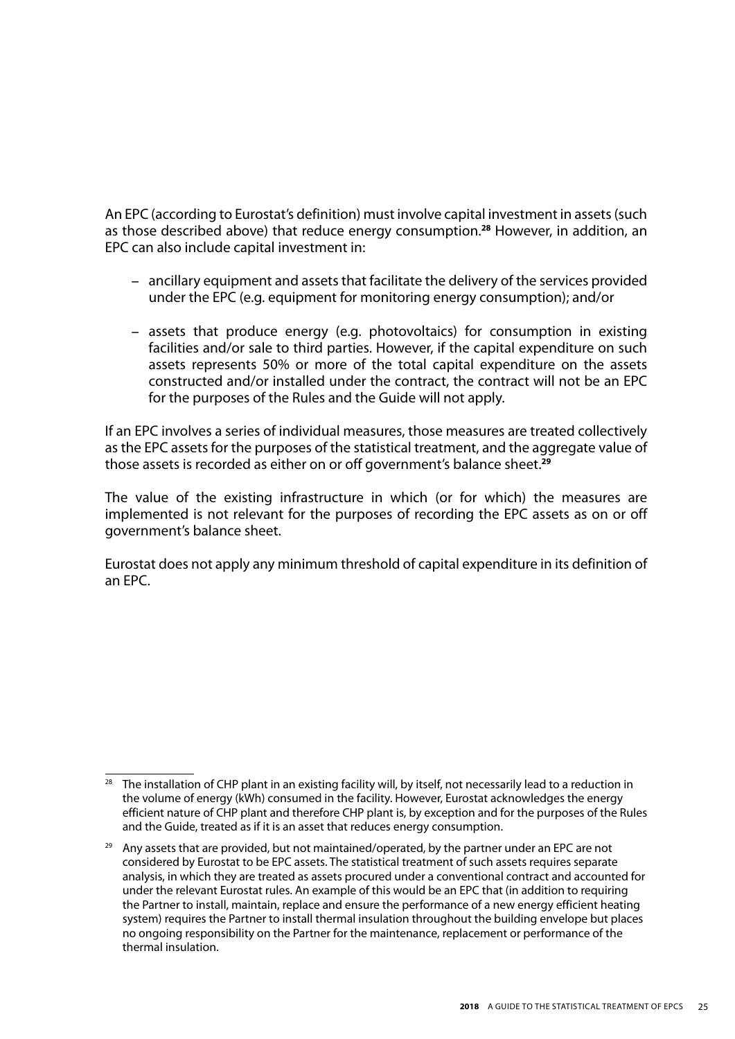An EPC (according to Eurostat's definition) must involve capital investment in assets (such as those described above) that reduce energy consumption.[28] However, in addition, an EPC can also include capital investment in:

- ancillary equipment and assets that facilitate the delivery of the services provided under the EPC (e.g. equipment for monitoring energy consumption); and/or
- assets that produce energy (e.g. photovoltaics) for consumption in existing facilities and/or sale to third parties. However, if the capital expenditure on such assets represents 50% or more of the total capital expenditure on the assets constructed and/or installed under the contract, the contract will not be an EPC for the purposes of the Rules and the Guide will not apply.

If an EPC involves a series of individual measures, those measures are treated collectively as the EPC assets for the purposes of the statistical treatment, and the aggregate value of those assets is recorded as either on or off government's balance sheet.[29]

The value of the existing infrastructure in which (or for which) the measures are implemented is not relevant for the purposes of recording the EPC assets as on or off government's balance sheet.

Eurostat does not apply any minimum threshold of capital expenditure in its definition of an EPC.

---

[28] The installation of CHP plant in an existing facility will, by itself, not necessarily lead to a reduction in the volume of energy (kWh) consumed in the facility. However, Eurostat acknowledges the energy efficient nature of CHP plant and therefore CHP plant is, by exception and for the purposes of the Rules and the Guide, treated as if it is an asset that reduces energy consumption.

[29] Any assets that are provided, but not maintained/operated, by the partner under an EPC are not considered by Eurostat to be EPC assets. The statistical treatment of such assets requires separate analysis, in which they are treated as assets procured under a conventional contract and accounted for under the relevant Eurostat rules. An example of this would be an EPC that (in addition to requiring the Partner to install, maintain, replace and ensure the performance of a new energy efficient heating system) requires the Partner to install thermal insulation throughout the building envelope but places no ongoing responsibility on the Partner for the maintenance, replacement or performance of the thermal insulation.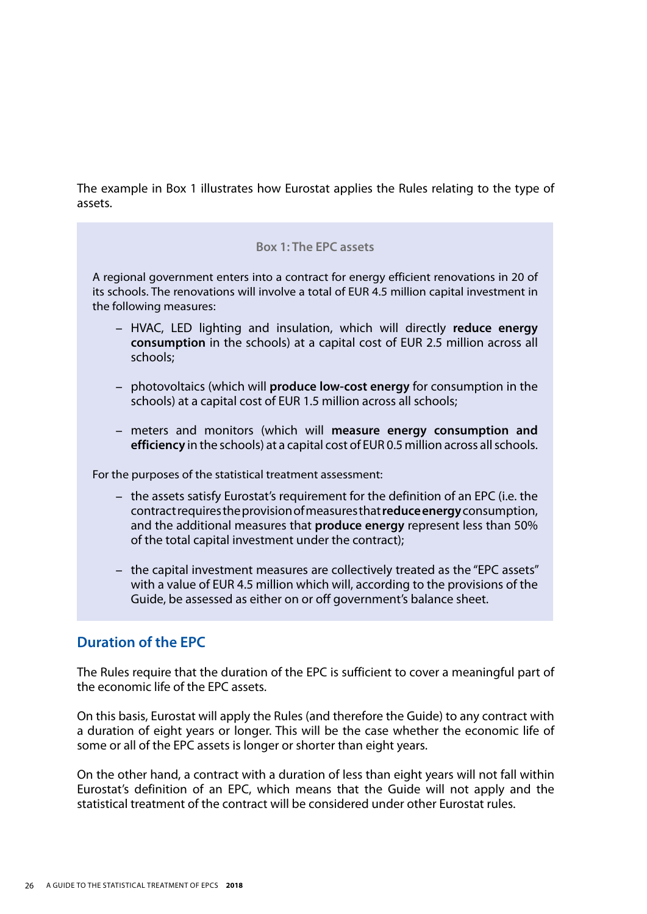The example in Box 1 illustrates how Eurostat applies the Rules relating to the type of assets.

> **Box 1: The EPC assets**
>
> A regional government enters into a contract for energy efficient renovations in 20 of its schools. The renovations will involve a total of EUR 4.5 million capital investment in the following measures:
>
> - HVAC, LED lighting and insulation, which will directly **reduce energy consumption** in the schools) at a capital cost of EUR 2.5 million across all schools;
> - photovoltaics (which will **produce low-cost energy** for consumption in the schools) at a capital cost of EUR 1.5 million across all schools;
> - meters and monitors (which will **measure energy consumption and efficiency** in the schools) at a capital cost of EUR 0.5 million across all schools.
>
> For the purposes of the statistical treatment assessment:
>
> - the assets satisfy Eurostat's requirement for the definition of an EPC (i.e. the contract requires the provision of measures that **reduce energy** consumption, and the additional measures that **produce energy** represent less than 50% of the total capital investment under the contract);
> - the capital investment measures are collectively treated as the "EPC assets" with a value of EUR 4.5 million which will, according to the provisions of the Guide, be assessed as either on or off government's balance sheet.

## Duration of the EPC

The Rules require that the duration of the EPC is sufficient to cover a meaningful part of the economic life of the EPC assets.

On this basis, Eurostat will apply the Rules (and therefore the Guide) to any contract with a duration of eight years or longer. This will be the case whether the economic life of some or all of the EPC assets is longer or shorter than eight years.

On the other hand, a contract with a duration of less than eight years will not fall within Eurostat's definition of an EPC, which means that the Guide will not apply and the statistical treatment of the contract will be considered under other Eurostat rules.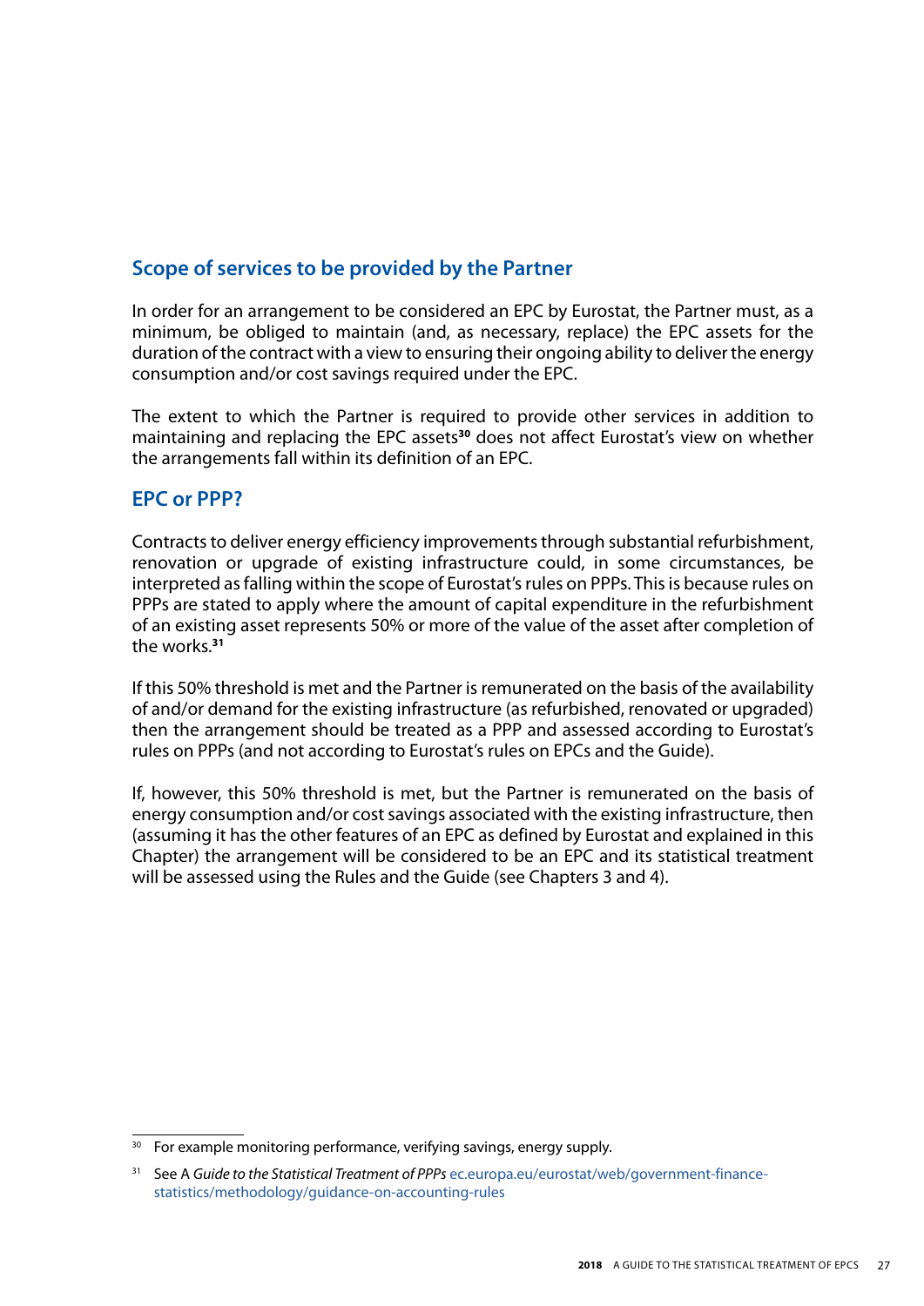## Scope of services to be provided by the Partner

In order for an arrangement to be considered an EPC by Eurostat, the Partner must, as a minimum, be obliged to maintain (and, as necessary, replace) the EPC assets for the duration of the contract with a view to ensuring their ongoing ability to deliver the energy consumption and/or cost savings required under the EPC.

The extent to which the Partner is required to provide other services in addition to maintaining and replacing the EPC assets[30] does not affect Eurostat's view on whether the arrangements fall within its definition of an EPC.

## EPC or PPP?

Contracts to deliver energy efficiency improvements through substantial refurbishment, renovation or upgrade of existing infrastructure could, in some circumstances, be interpreted as falling within the scope of Eurostat's rules on PPPs. This is because rules on PPPs are stated to apply where the amount of capital expenditure in the refurbishment of an existing asset represents 50% or more of the value of the asset after completion of the works.[31]

If this 50% threshold is met and the Partner is remunerated on the basis of the availability of and/or demand for the existing infrastructure (as refurbished, renovated or upgraded) then the arrangement should be treated as a PPP and assessed according to Eurostat's rules on PPPs (and not according to Eurostat's rules on EPCs and the Guide).

If, however, this 50% threshold is met, but the Partner is remunerated on the basis of energy consumption and/or cost savings associated with the existing infrastructure, then (assuming it has the other features of an EPC as defined by Eurostat and explained in this Chapter) the arrangement will be considered to be an EPC and its statistical treatment will be assessed using the Rules and the Guide (see Chapters 3 and 4).

---

[30] For example monitoring performance, verifying savings, energy supply.

[31] See A *Guide to the Statistical Treatment of PPPs* ec.europa.eu/eurostat/web/government-finance-statistics/methodology/guidance-on-accounting-rules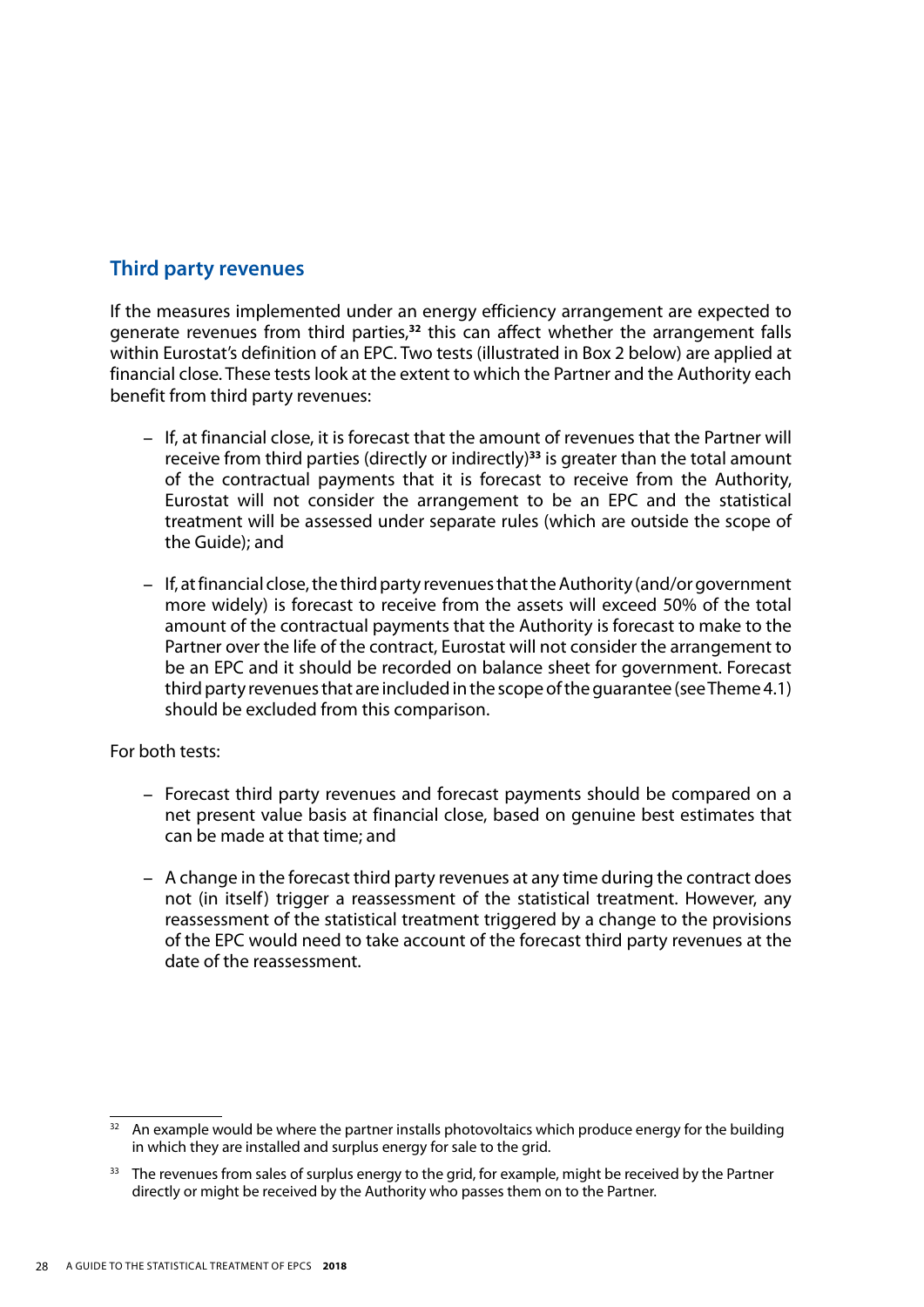## Third party revenues

If the measures implemented under an energy efficiency arrangement are expected to generate revenues from third parties,[32] this can affect whether the arrangement falls within Eurostat's definition of an EPC. Two tests (illustrated in Box 2 below) are applied at financial close. These tests look at the extent to which the Partner and the Authority each benefit from third party revenues:

- If, at financial close, it is forecast that the amount of revenues that the Partner will receive from third parties (directly or indirectly)[33] is greater than the total amount of the contractual payments that it is forecast to receive from the Authority, Eurostat will not consider the arrangement to be an EPC and the statistical treatment will be assessed under separate rules (which are outside the scope of the Guide); and
- If, at financial close, the third party revenues that the Authority (and/or government more widely) is forecast to receive from the assets will exceed 50% of the total amount of the contractual payments that the Authority is forecast to make to the Partner over the life of the contract, Eurostat will not consider the arrangement to be an EPC and it should be recorded on balance sheet for government. Forecast third party revenues that are included in the scope of the guarantee (see Theme 4.1) should be excluded from this comparison.

For both tests:

- Forecast third party revenues and forecast payments should be compared on a net present value basis at financial close, based on genuine best estimates that can be made at that time; and
- A change in the forecast third party revenues at any time during the contract does not (in itself) trigger a reassessment of the statistical treatment. However, any reassessment of the statistical treatment triggered by a change to the provisions of the EPC would need to take account of the forecast third party revenues at the date of the reassessment.

[32] An example would be where the partner installs photovoltaics which produce energy for the building in which they are installed and surplus energy for sale to the grid.

[33] The revenues from sales of surplus energy to the grid, for example, might be received by the Partner directly or might be received by the Authority who passes them on to the Partner.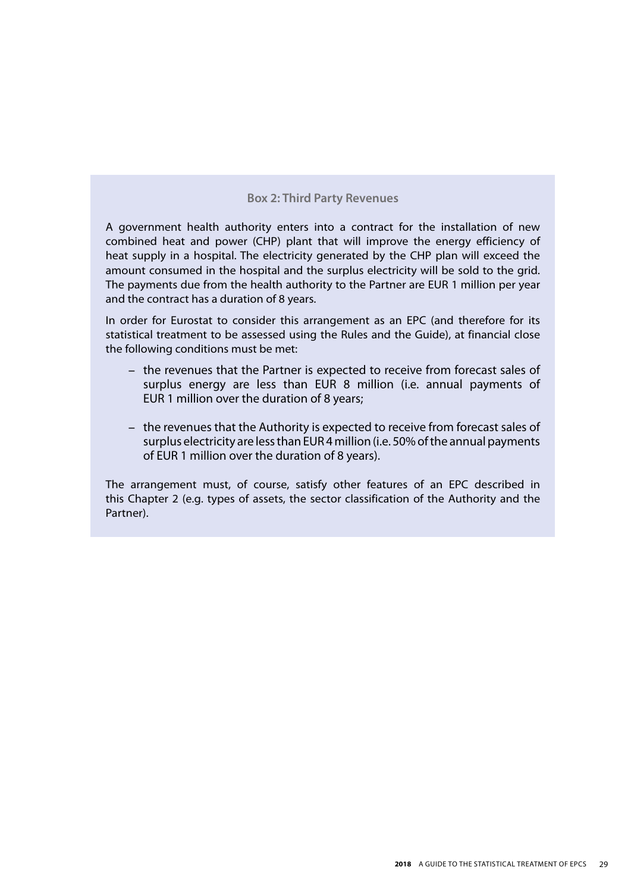### Box 2: Third Party Revenues

A government health authority enters into a contract for the installation of new combined heat and power (CHP) plant that will improve the energy efficiency of heat supply in a hospital. The electricity generated by the CHP plan will exceed the amount consumed in the hospital and the surplus electricity will be sold to the grid. The payments due from the health authority to the Partner are EUR 1 million per year and the contract has a duration of 8 years.

In order for Eurostat to consider this arrangement as an EPC (and therefore for its statistical treatment to be assessed using the Rules and the Guide), at financial close the following conditions must be met:

– the revenues that the Partner is expected to receive from forecast sales of surplus energy are less than EUR 8 million (i.e. annual payments of EUR 1 million over the duration of 8 years;

– the revenues that the Authority is expected to receive from forecast sales of surplus electricity are less than EUR 4 million (i.e. 50% of the annual payments of EUR 1 million over the duration of 8 years).

The arrangement must, of course, satisfy other features of an EPC described in this Chapter 2 (e.g. types of assets, the sector classification of the Authority and the Partner).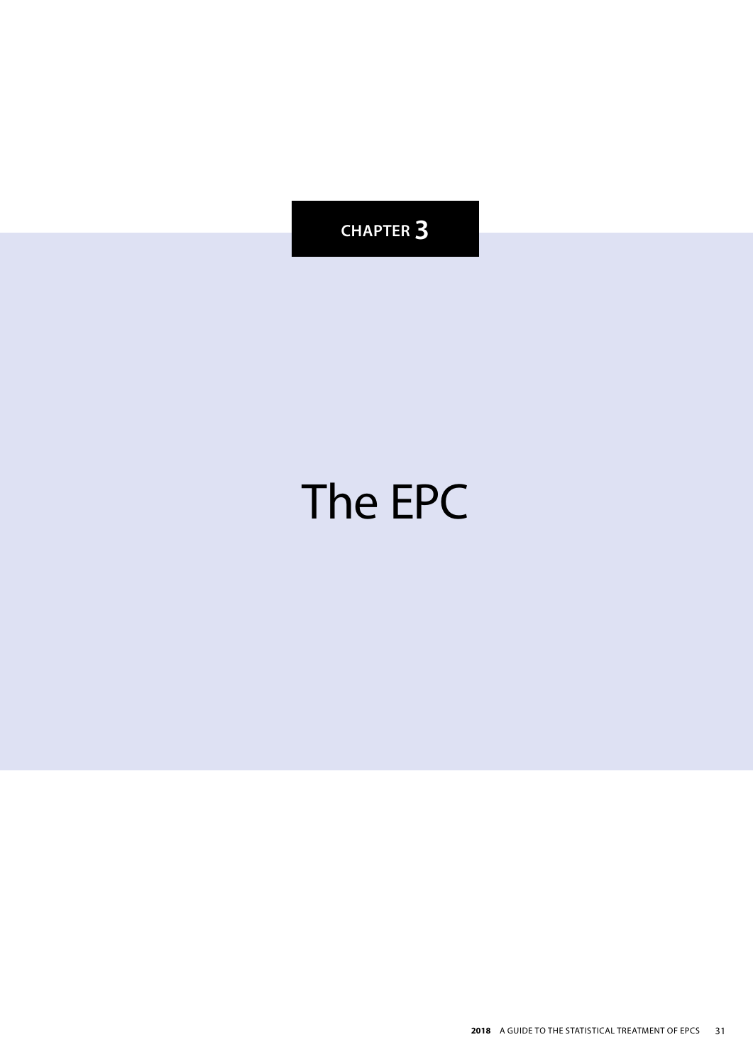CHAPTER 3

# The EPC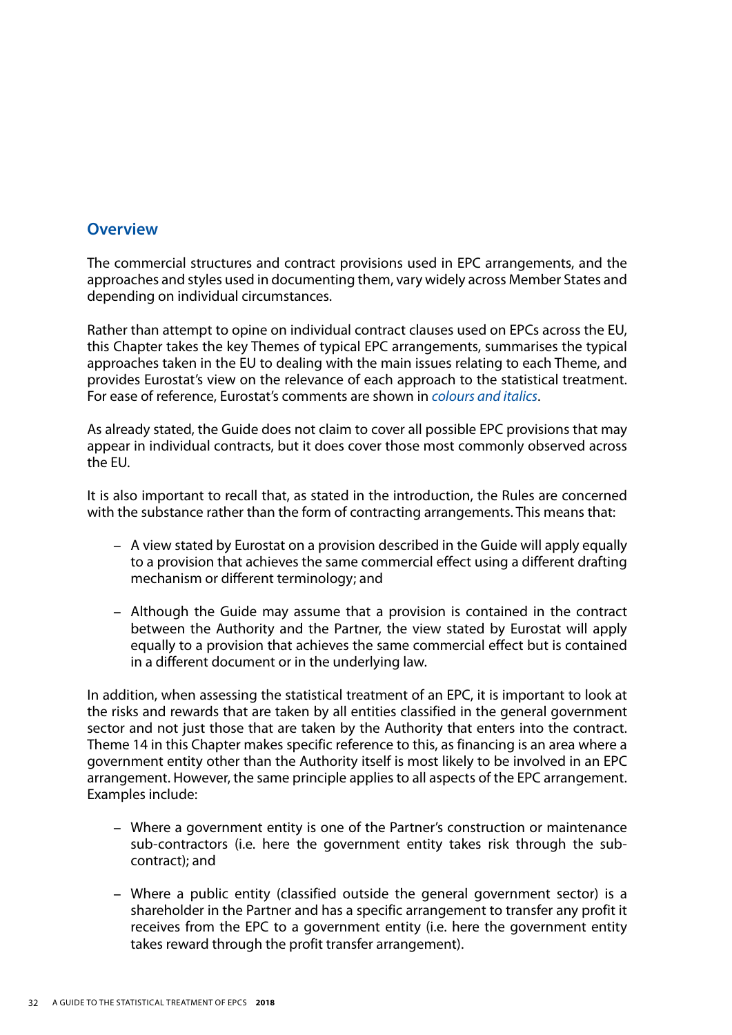## Overview

The commercial structures and contract provisions used in EPC arrangements, and the approaches and styles used in documenting them, vary widely across Member States and depending on individual circumstances.

Rather than attempt to opine on individual contract clauses used on EPCs across the EU, this Chapter takes the key Themes of typical EPC arrangements, summarises the typical approaches taken in the EU to dealing with the main issues relating to each Theme, and provides Eurostat's view on the relevance of each approach to the statistical treatment. For ease of reference, Eurostat's comments are shown in *colours and italics*.

As already stated, the Guide does not claim to cover all possible EPC provisions that may appear in individual contracts, but it does cover those most commonly observed across the EU.

It is also important to recall that, as stated in the introduction, the Rules are concerned with the substance rather than the form of contracting arrangements. This means that:

- A view stated by Eurostat on a provision described in the Guide will apply equally to a provision that achieves the same commercial effect using a different drafting mechanism or different terminology; and
- Although the Guide may assume that a provision is contained in the contract between the Authority and the Partner, the view stated by Eurostat will apply equally to a provision that achieves the same commercial effect but is contained in a different document or in the underlying law.

In addition, when assessing the statistical treatment of an EPC, it is important to look at the risks and rewards that are taken by all entities classified in the general government sector and not just those that are taken by the Authority that enters into the contract. Theme 14 in this Chapter makes specific reference to this, as financing is an area where a government entity other than the Authority itself is most likely to be involved in an EPC arrangement. However, the same principle applies to all aspects of the EPC arrangement. Examples include:

- Where a government entity is one of the Partner's construction or maintenance sub-contractors (i.e. here the government entity takes risk through the sub-contract); and
- Where a public entity (classified outside the general government sector) is a shareholder in the Partner and has a specific arrangement to transfer any profit it receives from the EPC to a government entity (i.e. here the government entity takes reward through the profit transfer arrangement).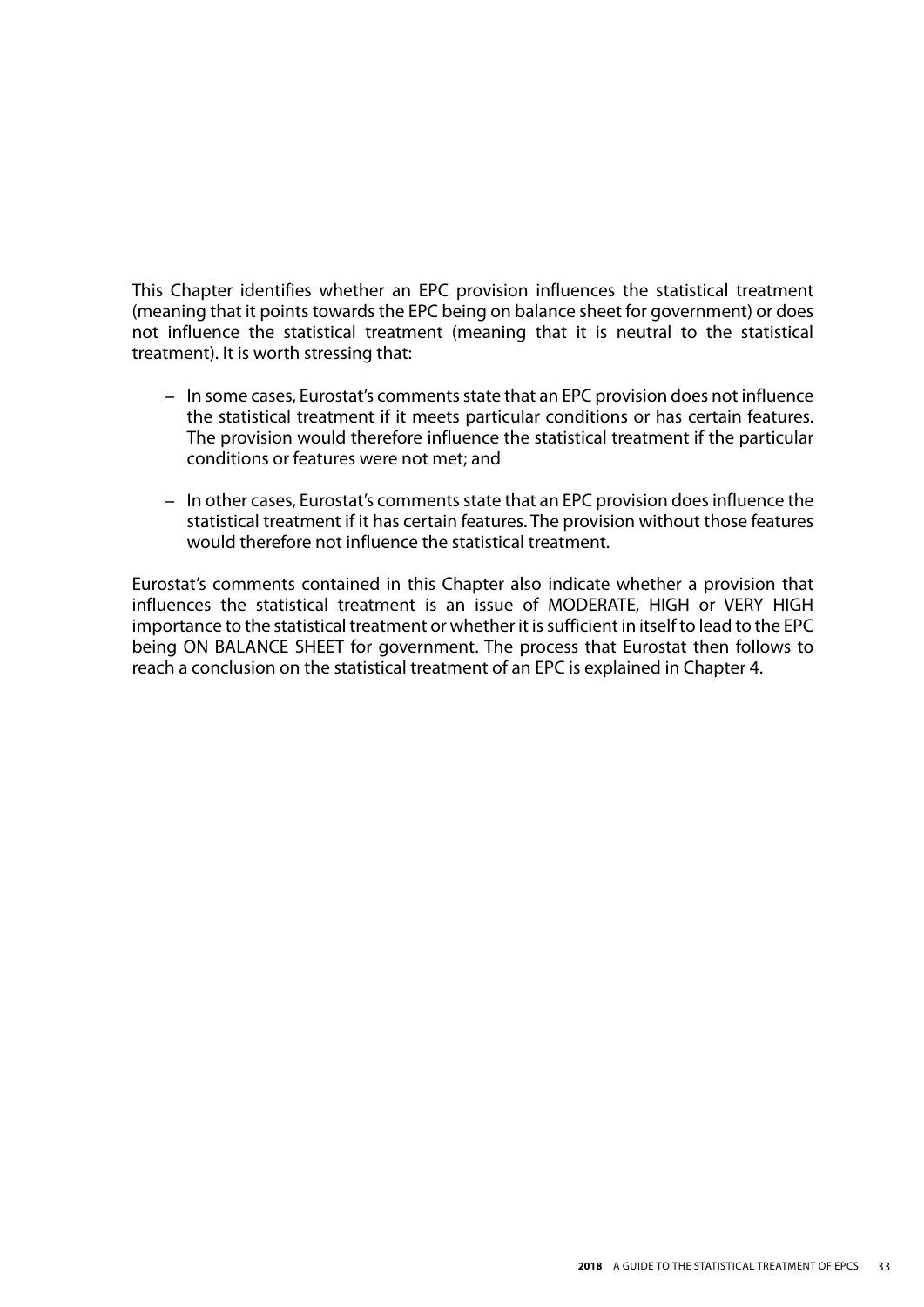This Chapter identifies whether an EPC provision influences the statistical treatment (meaning that it points towards the EPC being on balance sheet for government) or does not influence the statistical treatment (meaning that it is neutral to the statistical treatment). It is worth stressing that:

– In some cases, Eurostat's comments state that an EPC provision does not influence the statistical treatment if it meets particular conditions or has certain features. The provision would therefore influence the statistical treatment if the particular conditions or features were not met; and

– In other cases, Eurostat's comments state that an EPC provision does influence the statistical treatment if it has certain features. The provision without those features would therefore not influence the statistical treatment.

Eurostat's comments contained in this Chapter also indicate whether a provision that influences the statistical treatment is an issue of MODERATE, HIGH or VERY HIGH importance to the statistical treatment or whether it is sufficient in itself to lead to the EPC being ON BALANCE SHEET for government. The process that Eurostat then follows to reach a conclusion on the statistical treatment of an EPC is explained in Chapter 4.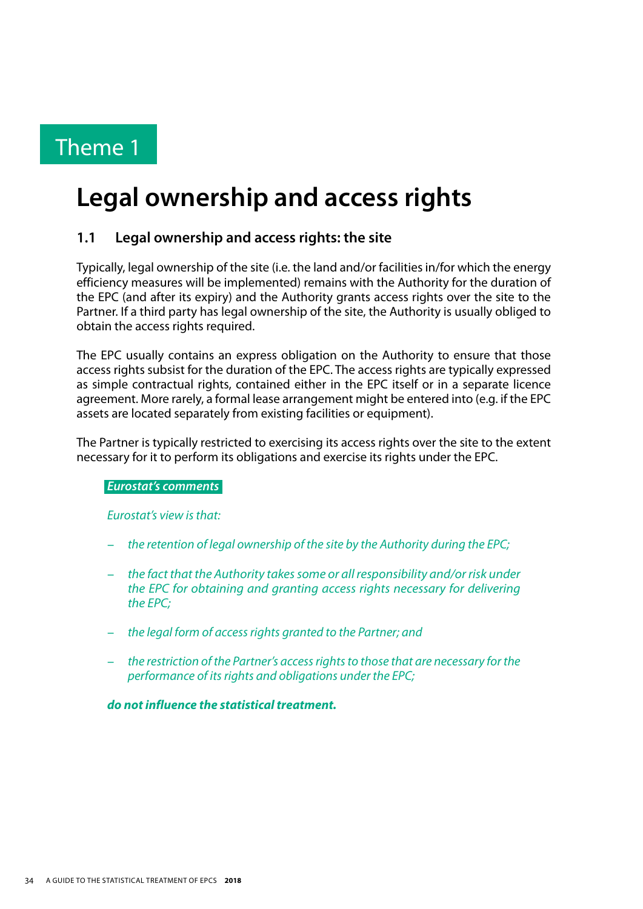# Theme 1

# Legal ownership and access rights

## 1.1 Legal ownership and access rights: the site

Typically, legal ownership of the site (i.e. the land and/or facilities in/for which the energy efficiency measures will be implemented) remains with the Authority for the duration of the EPC (and after its expiry) and the Authority grants access rights over the site to the Partner. If a third party has legal ownership of the site, the Authority is usually obliged to obtain the access rights required.

The EPC usually contains an express obligation on the Authority to ensure that those access rights subsist for the duration of the EPC. The access rights are typically expressed as simple contractual rights, contained either in the EPC itself or in a separate licence agreement. More rarely, a formal lease arrangement might be entered into (e.g. if the EPC assets are located separately from existing facilities or equipment).

The Partner is typically restricted to exercising its access rights over the site to the extent necessary for it to perform its obligations and exercise its rights under the EPC.

***Eurostat's comments***

*Eurostat's view is that:*

- *the retention of legal ownership of the site by the Authority during the EPC;*
- *the fact that the Authority takes some or all responsibility and/or risk under the EPC for obtaining and granting access rights necessary for delivering the EPC;*
- *the legal form of access rights granted to the Partner; and*
- *the restriction of the Partner's access rights to those that are necessary for the performance of its rights and obligations under the EPC;*

***do not influence the statistical treatment.***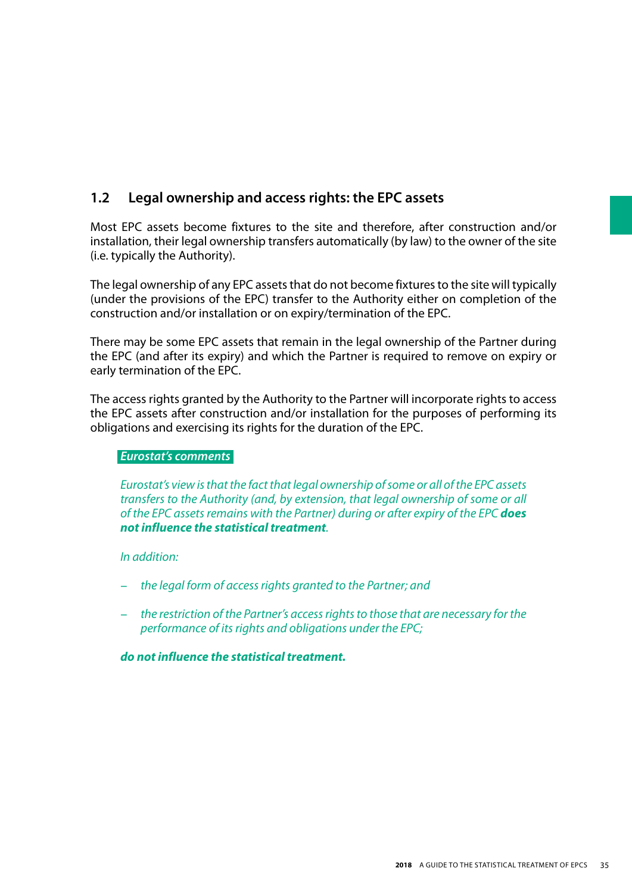## 1.2 Legal ownership and access rights: the EPC assets

Most EPC assets become fixtures to the site and therefore, after construction and/or installation, their legal ownership transfers automatically (by law) to the owner of the site (i.e. typically the Authority).

The legal ownership of any EPC assets that do not become fixtures to the site will typically (under the provisions of the EPC) transfer to the Authority either on completion of the construction and/or installation or on expiry/termination of the EPC.

There may be some EPC assets that remain in the legal ownership of the Partner during the EPC (and after its expiry) and which the Partner is required to remove on expiry or early termination of the EPC.

The access rights granted by the Authority to the Partner will incorporate rights to access the EPC assets after construction and/or installation for the purposes of performing its obligations and exercising its rights for the duration of the EPC.

***Eurostat's comments***

*Eurostat's view is that the fact that legal ownership of some or all of the EPC assets transfers to the Authority (and, by extension, that legal ownership of some or all of the EPC assets remains with the Partner) during or after expiry of the EPC* ***does not influence the statistical treatment****.*

*In addition:*

- *the legal form of access rights granted to the Partner; and*
- *the restriction of the Partner's access rights to those that are necessary for the performance of its rights and obligations under the EPC;*

***do not influence the statistical treatment.***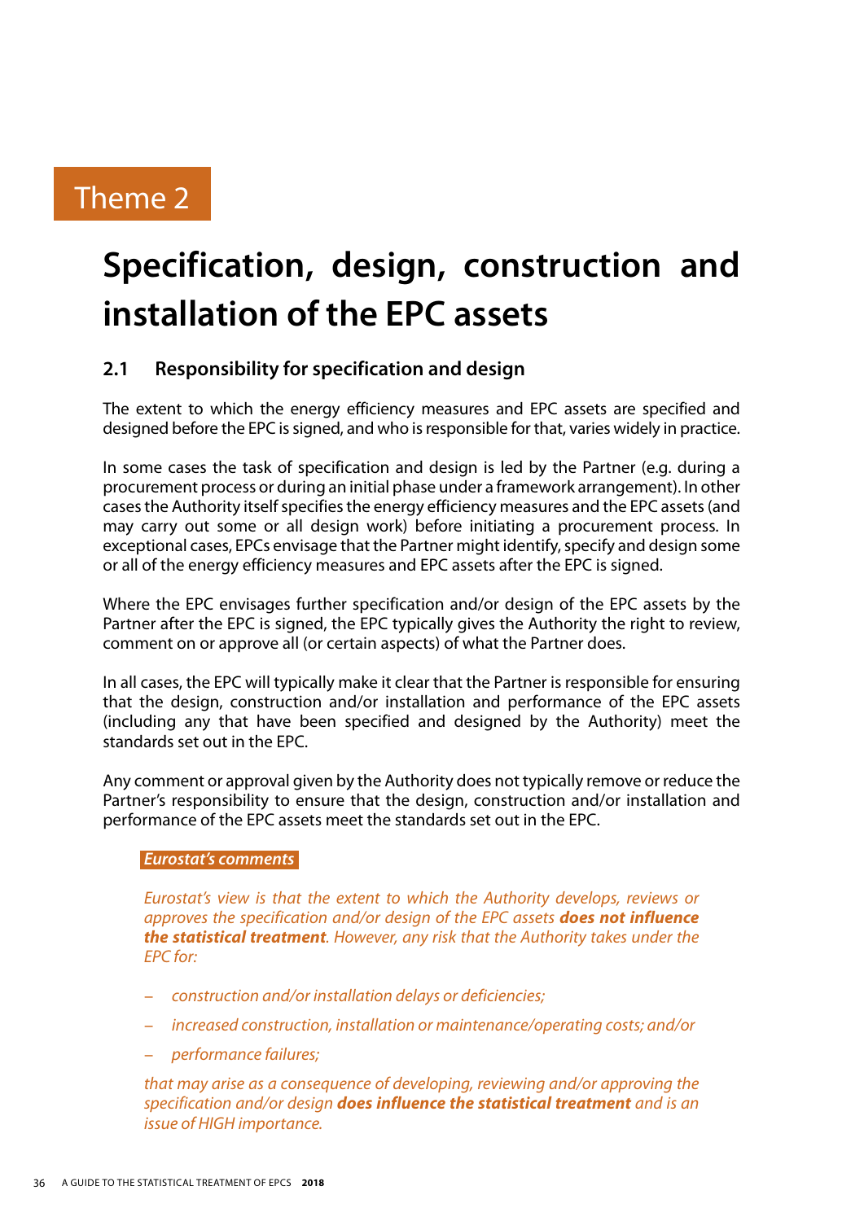Theme 2

# Specification, design, construction and installation of the EPC assets

## 2.1 Responsibility for specification and design

The extent to which the energy efficiency measures and EPC assets are specified and designed before the EPC is signed, and who is responsible for that, varies widely in practice.

In some cases the task of specification and design is led by the Partner (e.g. during a procurement process or during an initial phase under a framework arrangement). In other cases the Authority itself specifies the energy efficiency measures and the EPC assets (and may carry out some or all design work) before initiating a procurement process. In exceptional cases, EPCs envisage that the Partner might identify, specify and design some or all of the energy efficiency measures and EPC assets after the EPC is signed.

Where the EPC envisages further specification and/or design of the EPC assets by the Partner after the EPC is signed, the EPC typically gives the Authority the right to review, comment on or approve all (or certain aspects) of what the Partner does.

In all cases, the EPC will typically make it clear that the Partner is responsible for ensuring that the design, construction and/or installation and performance of the EPC assets (including any that have been specified and designed by the Authority) meet the standards set out in the EPC.

Any comment or approval given by the Authority does not typically remove or reduce the Partner's responsibility to ensure that the design, construction and/or installation and performance of the EPC assets meet the standards set out in the EPC.

***Eurostat's comments***

*Eurostat's view is that the extent to which the Authority develops, reviews or approves the specification and/or design of the EPC assets* ***does not influence the statistical treatment****. However, any risk that the Authority takes under the EPC for:*

- *construction and/or installation delays or deficiencies;*
- *increased construction, installation or maintenance/operating costs; and/or*
- *performance failures;*

*that may arise as a consequence of developing, reviewing and/or approving the specification and/or design* ***does influence the statistical treatment*** *and is an issue of HIGH importance.*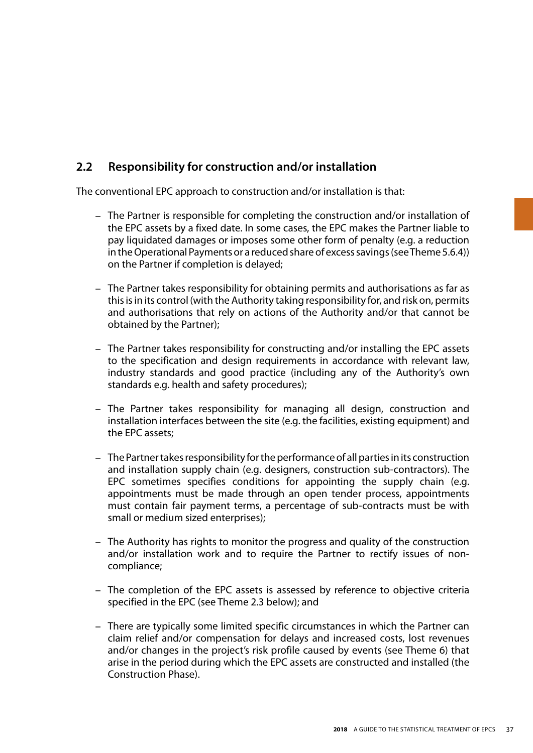## 2.2 Responsibility for construction and/or installation

The conventional EPC approach to construction and/or installation is that:

- The Partner is responsible for completing the construction and/or installation of the EPC assets by a fixed date. In some cases, the EPC makes the Partner liable to pay liquidated damages or imposes some other form of penalty (e.g. a reduction in the Operational Payments or a reduced share of excess savings (see Theme 5.6.4)) on the Partner if completion is delayed;

- The Partner takes responsibility for obtaining permits and authorisations as far as this is in its control (with the Authority taking responsibility for, and risk on, permits and authorisations that rely on actions of the Authority and/or that cannot be obtained by the Partner);

- The Partner takes responsibility for constructing and/or installing the EPC assets to the specification and design requirements in accordance with relevant law, industry standards and good practice (including any of the Authority's own standards e.g. health and safety procedures);

- The Partner takes responsibility for managing all design, construction and installation interfaces between the site (e.g. the facilities, existing equipment) and the EPC assets;

- The Partner takes responsibility for the performance of all parties in its construction and installation supply chain (e.g. designers, construction sub-contractors). The EPC sometimes specifies conditions for appointing the supply chain (e.g. appointments must be made through an open tender process, appointments must contain fair payment terms, a percentage of sub-contracts must be with small or medium sized enterprises);

- The Authority has rights to monitor the progress and quality of the construction and/or installation work and to require the Partner to rectify issues of non-compliance;

- The completion of the EPC assets is assessed by reference to objective criteria specified in the EPC (see Theme 2.3 below); and

- There are typically some limited specific circumstances in which the Partner can claim relief and/or compensation for delays and increased costs, lost revenues and/or changes in the project's risk profile caused by events (see Theme 6) that arise in the period during which the EPC assets are constructed and installed (the Construction Phase).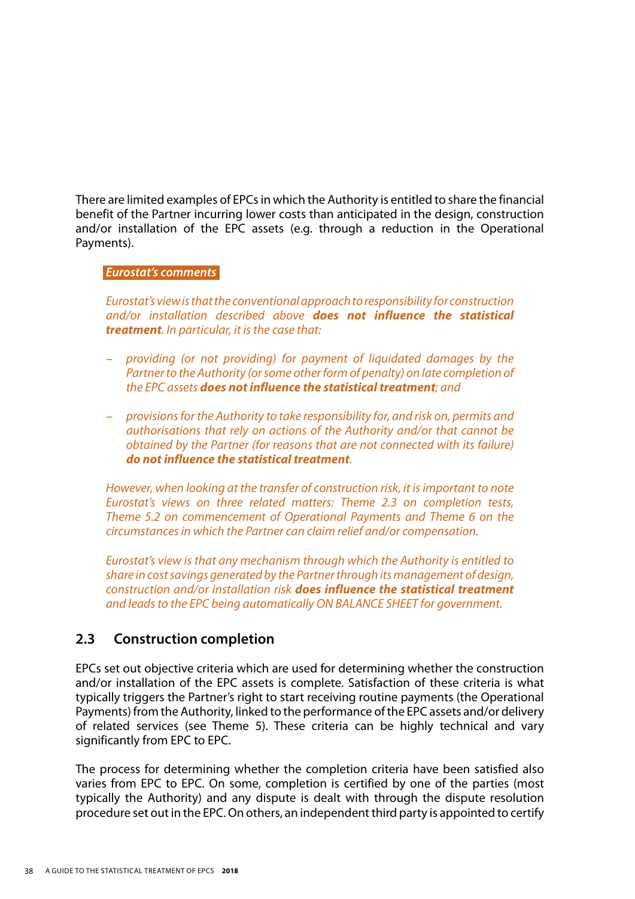There are limited examples of EPCs in which the Authority is entitled to share the financial benefit of the Partner incurring lower costs than anticipated in the design, construction and/or installation of the EPC assets (e.g. through a reduction in the Operational Payments).

***Eurostat's comments***

*Eurostat's view is that the conventional approach to responsibility for construction and/or installation described above **does not influence the statistical treatment**. In particular, it is the case that:*

- *providing (or not providing) for payment of liquidated damages by the Partner to the Authority (or some other form of penalty) on late completion of the EPC assets **does not influence the statistical treatment**; and*

- *provisions for the Authority to take responsibility for, and risk on, permits and authorisations that rely on actions of the Authority and/or that cannot be obtained by the Partner (for reasons that are not connected with its failure) **do not influence the statistical treatment**.*

*However, when looking at the transfer of construction risk, it is important to note Eurostat's views on three related matters: Theme 2.3 on completion tests, Theme 5.2 on commencement of Operational Payments and Theme 6 on the circumstances in which the Partner can claim relief and/or compensation.*

*Eurostat's view is that any mechanism through which the Authority is entitled to share in cost savings generated by the Partner through its management of design, construction and/or installation risk **does influence the statistical treatment** and leads to the EPC being automatically ON BALANCE SHEET for government.*

## 2.3 Construction completion

EPCs set out objective criteria which are used for determining whether the construction and/or installation of the EPC assets is complete. Satisfaction of these criteria is what typically triggers the Partner's right to start receiving routine payments (the Operational Payments) from the Authority, linked to the performance of the EPC assets and/or delivery of related services (see Theme 5). These criteria can be highly technical and vary significantly from EPC to EPC.

The process for determining whether the completion criteria have been satisfied also varies from EPC to EPC. On some, completion is certified by one of the parties (most typically the Authority) and any dispute is dealt with through the dispute resolution procedure set out in the EPC. On others, an independent third party is appointed to certify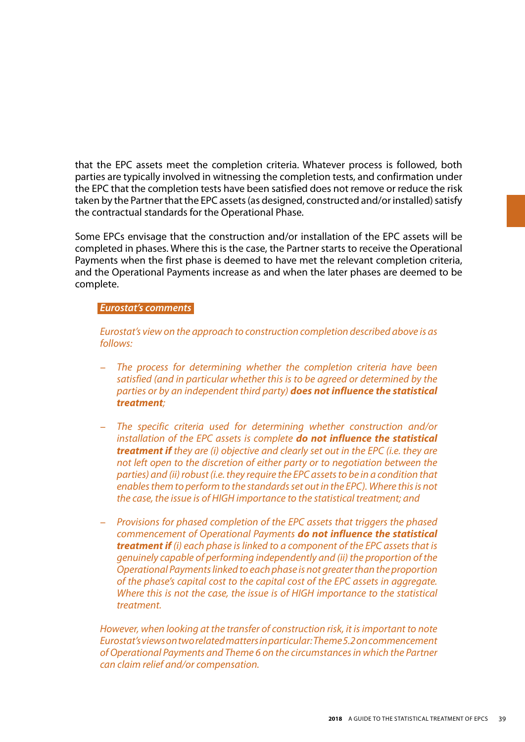that the EPC assets meet the completion criteria. Whatever process is followed, both parties are typically involved in witnessing the completion tests, and confirmation under the EPC that the completion tests have been satisfied does not remove or reduce the risk taken by the Partner that the EPC assets (as designed, constructed and/or installed) satisfy the contractual standards for the Operational Phase.

Some EPCs envisage that the construction and/or installation of the EPC assets will be completed in phases. Where this is the case, the Partner starts to receive the Operational Payments when the first phase is deemed to have met the relevant completion criteria, and the Operational Payments increase as and when the later phases are deemed to be complete.

***Eurostat's comments***

*Eurostat's view on the approach to construction completion described above is as follows:*

- *The process for determining whether the completion criteria have been satisfied (and in particular whether this is to be agreed or determined by the parties or by an independent third party)* ***does not influence the statistical treatment****;*

- *The specific criteria used for determining whether construction and/or installation of the EPC assets is complete* ***do not influence the statistical treatment if*** *they are (i) objective and clearly set out in the EPC (i.e. they are not left open to the discretion of either party or to negotiation between the parties) and (ii) robust (i.e. they require the EPC assets to be in a condition that enables them to perform to the standards set out in the EPC). Where this is not the case, the issue is of HIGH importance to the statistical treatment; and*

- *Provisions for phased completion of the EPC assets that triggers the phased commencement of Operational Payments* ***do not influence the statistical treatment if*** *(i) each phase is linked to a component of the EPC assets that is genuinely capable of performing independently and (ii) the proportion of the Operational Payments linked to each phase is not greater than the proportion of the phase's capital cost to the capital cost of the EPC assets in aggregate. Where this is not the case, the issue is of HIGH importance to the statistical treatment.*

*However, when looking at the transfer of construction risk, it is important to note Eurostat's views on two related matters in particular: Theme 5.2 on commencement of Operational Payments and Theme 6 on the circumstances in which the Partner can claim relief and/or compensation.*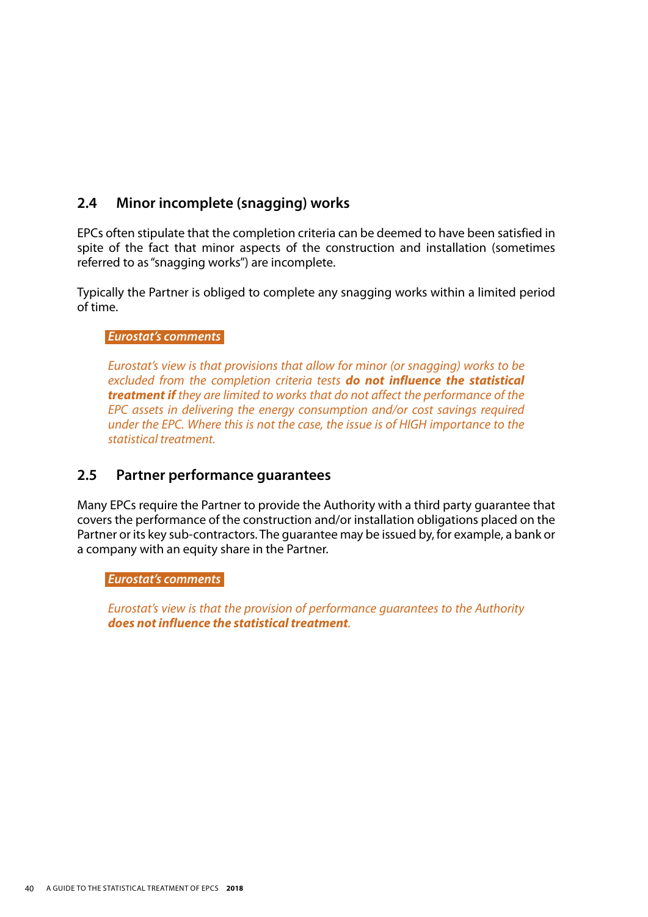## 2.4 Minor incomplete (snagging) works

EPCs often stipulate that the completion criteria can be deemed to have been satisfied in spite of the fact that minor aspects of the construction and installation (sometimes referred to as "snagging works") are incomplete.

Typically the Partner is obliged to complete any snagging works within a limited period of time.

***Eurostat's comments***

*Eurostat's view is that provisions that allow for minor (or snagging) works to be excluded from the completion criteria tests **do not influence the statistical treatment if** they are limited to works that do not affect the performance of the EPC assets in delivering the energy consumption and/or cost savings required under the EPC. Where this is not the case, the issue is of HIGH importance to the statistical treatment.*

## 2.5 Partner performance guarantees

Many EPCs require the Partner to provide the Authority with a third party guarantee that covers the performance of the construction and/or installation obligations placed on the Partner or its key sub-contractors. The guarantee may be issued by, for example, a bank or a company with an equity share in the Partner.

***Eurostat's comments***

*Eurostat's view is that the provision of performance guarantees to the Authority **does not influence the statistical treatment**.*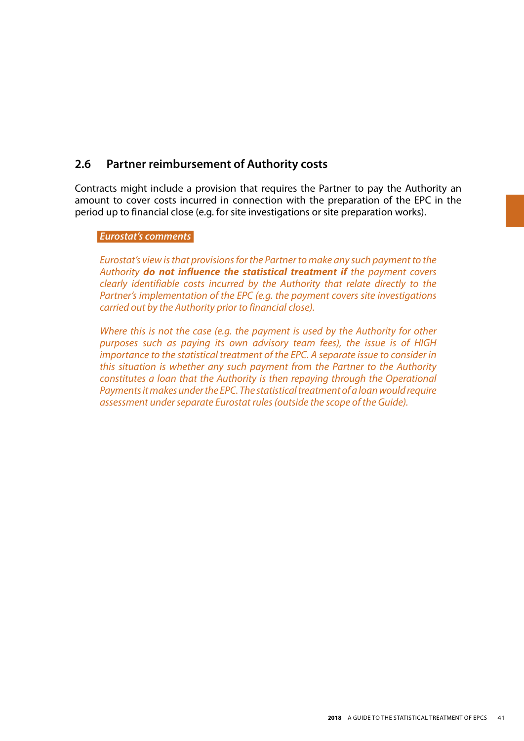## 2.6 Partner reimbursement of Authority costs

Contracts might include a provision that requires the Partner to pay the Authority an amount to cover costs incurred in connection with the preparation of the EPC in the period up to financial close (e.g. for site investigations or site preparation works).

***Eurostat's comments***

*Eurostat's view is that provisions for the Partner to make any such payment to the Authority* ***do not influence the statistical treatment if*** *the payment covers clearly identifiable costs incurred by the Authority that relate directly to the Partner's implementation of the EPC (e.g. the payment covers site investigations carried out by the Authority prior to financial close).*

*Where this is not the case (e.g. the payment is used by the Authority for other purposes such as paying its own advisory team fees), the issue is of HIGH importance to the statistical treatment of the EPC. A separate issue to consider in this situation is whether any such payment from the Partner to the Authority constitutes a loan that the Authority is then repaying through the Operational Payments it makes under the EPC. The statistical treatment of a loan would require assessment under separate Eurostat rules (outside the scope of the Guide).*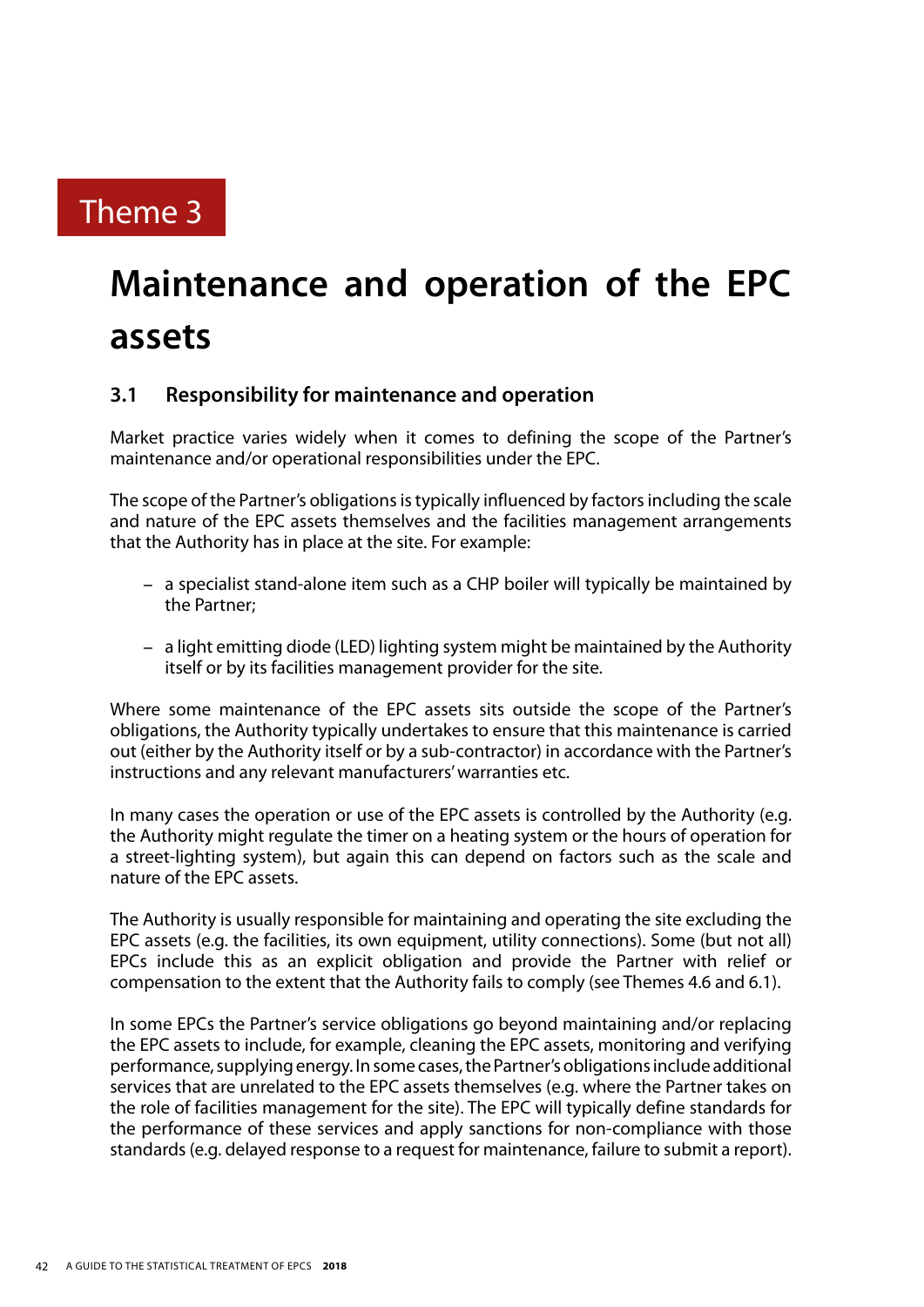Theme 3

# Maintenance and operation of the EPC assets

## 3.1 Responsibility for maintenance and operation

Market practice varies widely when it comes to defining the scope of the Partner's maintenance and/or operational responsibilities under the EPC.

The scope of the Partner's obligations is typically influenced by factors including the scale and nature of the EPC assets themselves and the facilities management arrangements that the Authority has in place at the site. For example:

- a specialist stand-alone item such as a CHP boiler will typically be maintained by the Partner;
- a light emitting diode (LED) lighting system might be maintained by the Authority itself or by its facilities management provider for the site.

Where some maintenance of the EPC assets sits outside the scope of the Partner's obligations, the Authority typically undertakes to ensure that this maintenance is carried out (either by the Authority itself or by a sub-contractor) in accordance with the Partner's instructions and any relevant manufacturers' warranties etc.

In many cases the operation or use of the EPC assets is controlled by the Authority (e.g. the Authority might regulate the timer on a heating system or the hours of operation for a street-lighting system), but again this can depend on factors such as the scale and nature of the EPC assets.

The Authority is usually responsible for maintaining and operating the site excluding the EPC assets (e.g. the facilities, its own equipment, utility connections). Some (but not all) EPCs include this as an explicit obligation and provide the Partner with relief or compensation to the extent that the Authority fails to comply (see Themes 4.6 and 6.1).

In some EPCs the Partner's service obligations go beyond maintaining and/or replacing the EPC assets to include, for example, cleaning the EPC assets, monitoring and verifying performance, supplying energy. In some cases, the Partner's obligations include additional services that are unrelated to the EPC assets themselves (e.g. where the Partner takes on the role of facilities management for the site). The EPC will typically define standards for the performance of these services and apply sanctions for non-compliance with those standards (e.g. delayed response to a request for maintenance, failure to submit a report).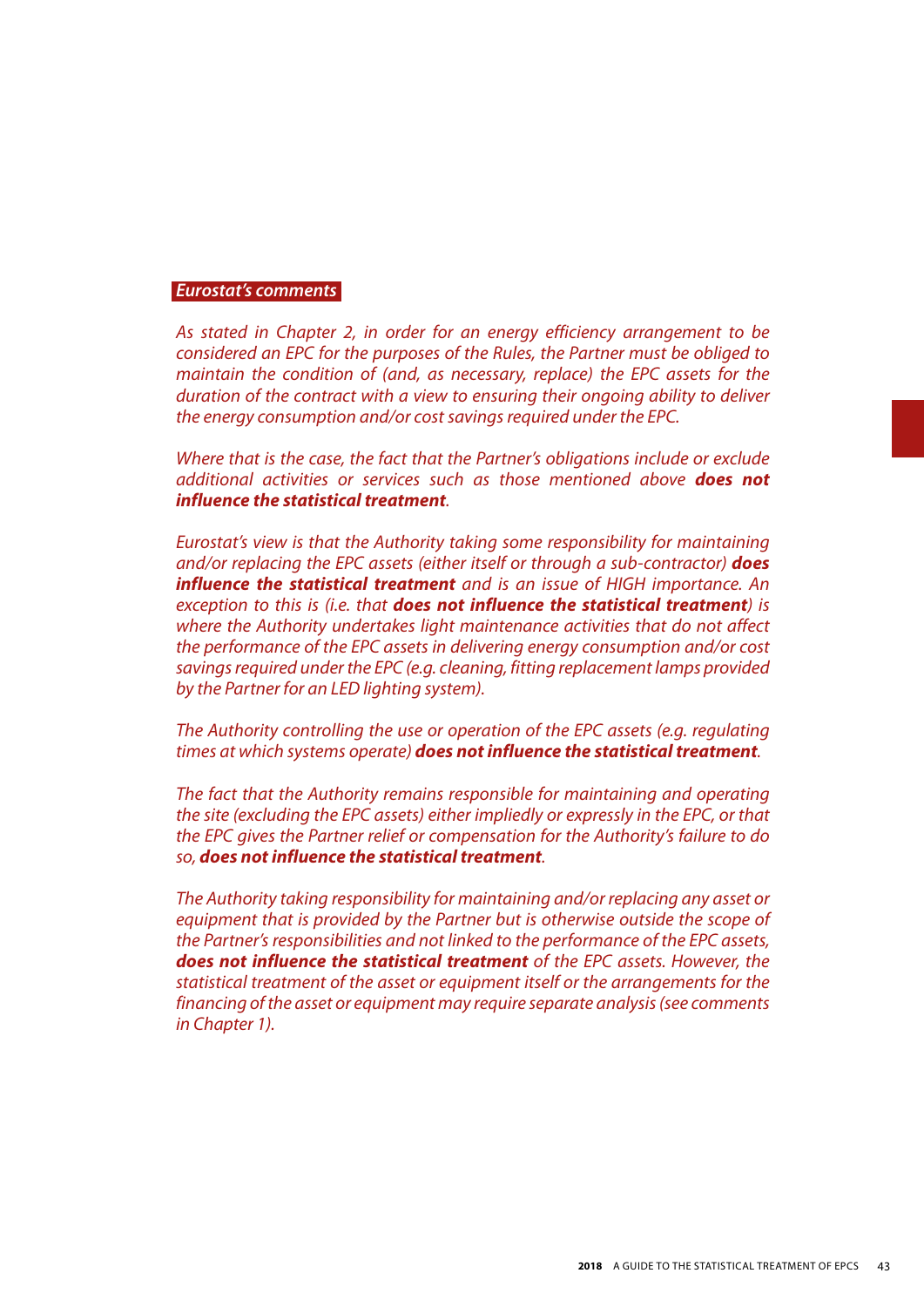*Eurostat's comments*

*As stated in Chapter 2, in order for an energy efficiency arrangement to be considered an EPC for the purposes of the Rules, the Partner must be obliged to maintain the condition of (and, as necessary, replace) the EPC assets for the duration of the contract with a view to ensuring their ongoing ability to deliver the energy consumption and/or cost savings required under the EPC.*

*Where that is the case, the fact that the Partner's obligations include or exclude additional activities or services such as those mentioned above* ***does not influence the statistical treatment****.*

*Eurostat's view is that the Authority taking some responsibility for maintaining and/or replacing the EPC assets (either itself or through a sub-contractor)* ***does influence the statistical treatment*** *and is an issue of HIGH importance. An exception to this is (i.e. that* ***does not influence the statistical treatment****) is where the Authority undertakes light maintenance activities that do not affect the performance of the EPC assets in delivering energy consumption and/or cost savings required under the EPC (e.g. cleaning, fitting replacement lamps provided by the Partner for an LED lighting system).*

*The Authority controlling the use or operation of the EPC assets (e.g. regulating times at which systems operate)* ***does not influence the statistical treatment****.*

*The fact that the Authority remains responsible for maintaining and operating the site (excluding the EPC assets) either impliedly or expressly in the EPC, or that the EPC gives the Partner relief or compensation for the Authority's failure to do so,* ***does not influence the statistical treatment****.*

*The Authority taking responsibility for maintaining and/or replacing any asset or equipment that is provided by the Partner but is otherwise outside the scope of the Partner's responsibilities and not linked to the performance of the EPC assets,* ***does not influence the statistical treatment*** *of the EPC assets. However, the statistical treatment of the asset or equipment itself or the arrangements for the financing of the asset or equipment may require separate analysis (see comments in Chapter 1).*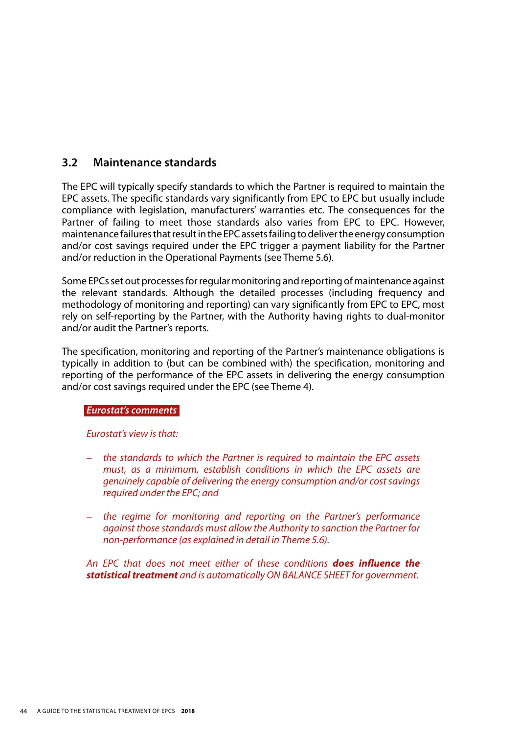## 3.2 Maintenance standards

The EPC will typically specify standards to which the Partner is required to maintain the EPC assets. The specific standards vary significantly from EPC to EPC but usually include compliance with legislation, manufacturers' warranties etc. The consequences for the Partner of failing to meet those standards also varies from EPC to EPC. However, maintenance failures that result in the EPC assets failing to deliver the energy consumption and/or cost savings required under the EPC trigger a payment liability for the Partner and/or reduction in the Operational Payments (see Theme 5.6).

Some EPCs set out processes for regular monitoring and reporting of maintenance against the relevant standards. Although the detailed processes (including frequency and methodology of monitoring and reporting) can vary significantly from EPC to EPC, most rely on self-reporting by the Partner, with the Authority having rights to dual-monitor and/or audit the Partner's reports.

The specification, monitoring and reporting of the Partner's maintenance obligations is typically in addition to (but can be combined with) the specification, monitoring and reporting of the performance of the EPC assets in delivering the energy consumption and/or cost savings required under the EPC (see Theme 4).

***Eurostat's comments***

*Eurostat's view is that:*

- *the standards to which the Partner is required to maintain the EPC assets must, as a minimum, establish conditions in which the EPC assets are genuinely capable of delivering the energy consumption and/or cost savings required under the EPC; and*
- *the regime for monitoring and reporting on the Partner's performance against those standards must allow the Authority to sanction the Partner for non-performance (as explained in detail in Theme 5.6).*

*An EPC that does not meet either of these conditions **does influence the statistical treatment** and is automatically ON BALANCE SHEET for government.*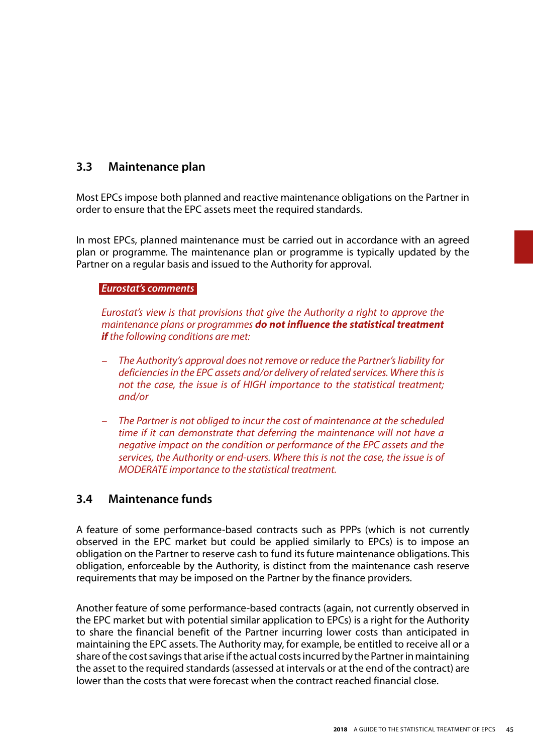## 3.3 Maintenance plan

Most EPCs impose both planned and reactive maintenance obligations on the Partner in order to ensure that the EPC assets meet the required standards.

In most EPCs, planned maintenance must be carried out in accordance with an agreed plan or programme. The maintenance plan or programme is typically updated by the Partner on a regular basis and issued to the Authority for approval.

***Eurostat's comments***

*Eurostat's view is that provisions that give the Authority a right to approve the maintenance plans or programmes* ***do not influence the statistical treatment if*** *the following conditions are met:*

- *The Authority's approval does not remove or reduce the Partner's liability for deficiencies in the EPC assets and/or delivery of related services. Where this is not the case, the issue is of HIGH importance to the statistical treatment; and/or*
- *The Partner is not obliged to incur the cost of maintenance at the scheduled time if it can demonstrate that deferring the maintenance will not have a negative impact on the condition or performance of the EPC assets and the services, the Authority or end-users. Where this is not the case, the issue is of MODERATE importance to the statistical treatment.*

## 3.4 Maintenance funds

A feature of some performance-based contracts such as PPPs (which is not currently observed in the EPC market but could be applied similarly to EPCs) is to impose an obligation on the Partner to reserve cash to fund its future maintenance obligations. This obligation, enforceable by the Authority, is distinct from the maintenance cash reserve requirements that may be imposed on the Partner by the finance providers.

Another feature of some performance-based contracts (again, not currently observed in the EPC market but with potential similar application to EPCs) is a right for the Authority to share the financial benefit of the Partner incurring lower costs than anticipated in maintaining the EPC assets. The Authority may, for example, be entitled to receive all or a share of the cost savings that arise if the actual costs incurred by the Partner in maintaining the asset to the required standards (assessed at intervals or at the end of the contract) are lower than the costs that were forecast when the contract reached financial close.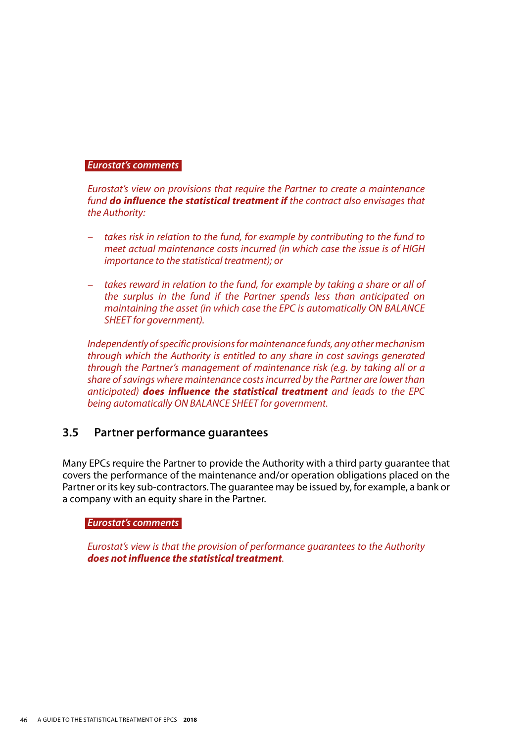*Eurostat's comments*

*Eurostat's view on provisions that require the Partner to create a maintenance fund* ***do influence the statistical treatment if*** *the contract also envisages that the Authority:*

- *takes risk in relation to the fund, for example by contributing to the fund to meet actual maintenance costs incurred (in which case the issue is of HIGH importance to the statistical treatment); or*
- *takes reward in relation to the fund, for example by taking a share or all of the surplus in the fund if the Partner spends less than anticipated on maintaining the asset (in which case the EPC is automatically ON BALANCE SHEET for government).*

*Independently of specific provisions for maintenance funds, any other mechanism through which the Authority is entitled to any share in cost savings generated through the Partner's management of maintenance risk (e.g. by taking all or a share of savings where maintenance costs incurred by the Partner are lower than anticipated)* ***does influence the statistical treatment*** *and leads to the EPC being automatically ON BALANCE SHEET for government.*

## 3.5 Partner performance guarantees

Many EPCs require the Partner to provide the Authority with a third party guarantee that covers the performance of the maintenance and/or operation obligations placed on the Partner or its key sub-contractors. The guarantee may be issued by, for example, a bank or a company with an equity share in the Partner.

*Eurostat's comments*

*Eurostat's view is that the provision of performance guarantees to the Authority* ***does not influence the statistical treatment****.*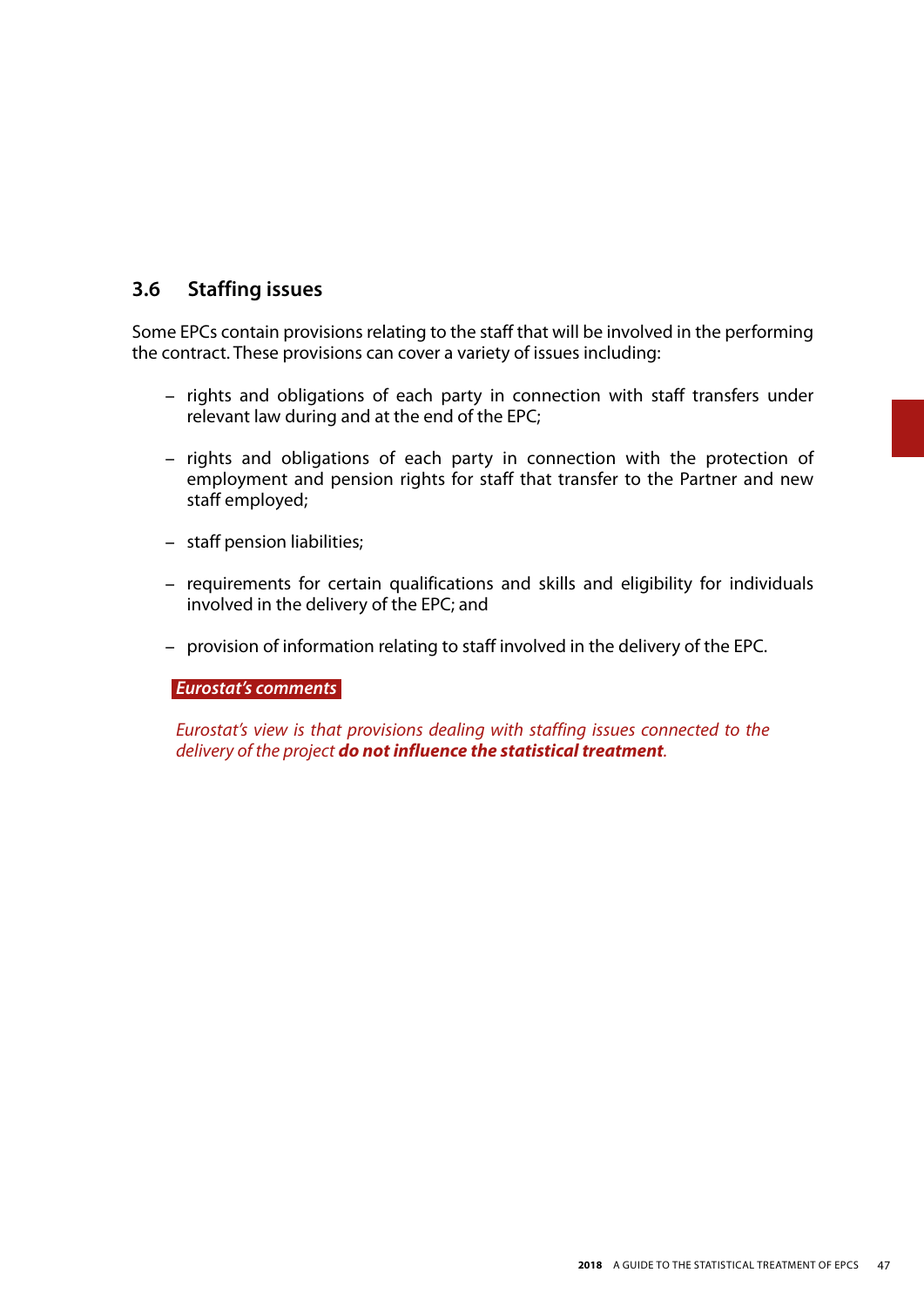## 3.6 Staffing issues

Some EPCs contain provisions relating to the staff that will be involved in the performing the contract. These provisions can cover a variety of issues including:

- rights and obligations of each party in connection with staff transfers under relevant law during and at the end of the EPC;
- rights and obligations of each party in connection with the protection of employment and pension rights for staff that transfer to the Partner and new staff employed;
- staff pension liabilities;
- requirements for certain qualifications and skills and eligibility for individuals involved in the delivery of the EPC; and
- provision of information relating to staff involved in the delivery of the EPC.

***Eurostat's comments***

*Eurostat's view is that provisions dealing with staffing issues connected to the delivery of the project **do not influence the statistical treatment**.*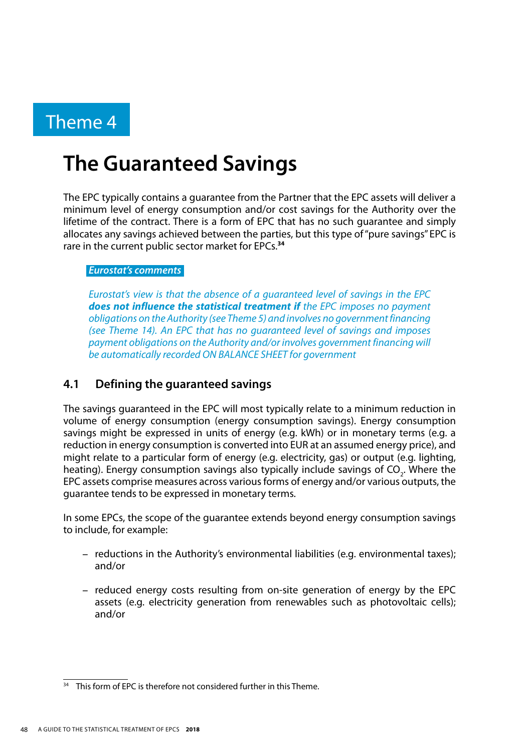# Theme 4

## The Guaranteed Savings

The EPC typically contains a guarantee from the Partner that the EPC assets will deliver a minimum level of energy consumption and/or cost savings for the Authority over the lifetime of the contract. There is a form of EPC that has no such guarantee and simply allocates any savings achieved between the parties, but this type of "pure savings" EPC is rare in the current public sector market for EPCs.[34]

> ***Eurostat's comments***
>
> *Eurostat's view is that the absence of a guaranteed level of savings in the EPC **does not influence the statistical treatment if** the EPC imposes no payment obligations on the Authority (see Theme 5) and involves no government financing (see Theme 14). An EPC that has no guaranteed level of savings and imposes payment obligations on the Authority and/or involves government financing will be automatically recorded ON BALANCE SHEET for government*

### 4.1 Defining the guaranteed savings

The savings guaranteed in the EPC will most typically relate to a minimum reduction in volume of energy consumption (energy consumption savings). Energy consumption savings might be expressed in units of energy (e.g. kWh) or in monetary terms (e.g. a reduction in energy consumption is converted into EUR at an assumed energy price), and might relate to a particular form of energy (e.g. electricity, gas) or output (e.g. lighting, heating). Energy consumption savings also typically include savings of $CO_2$. Where the EPC assets comprise measures across various forms of energy and/or various outputs, the guarantee tends to be expressed in monetary terms.

In some EPCs, the scope of the guarantee extends beyond energy consumption savings to include, for example:

- reductions in the Authority's environmental liabilities (e.g. environmental taxes); and/or
- reduced energy costs resulting from on-site generation of energy by the EPC assets (e.g. electricity generation from renewables such as photovoltaic cells); and/or

[34] This form of EPC is therefore not considered further in this Theme.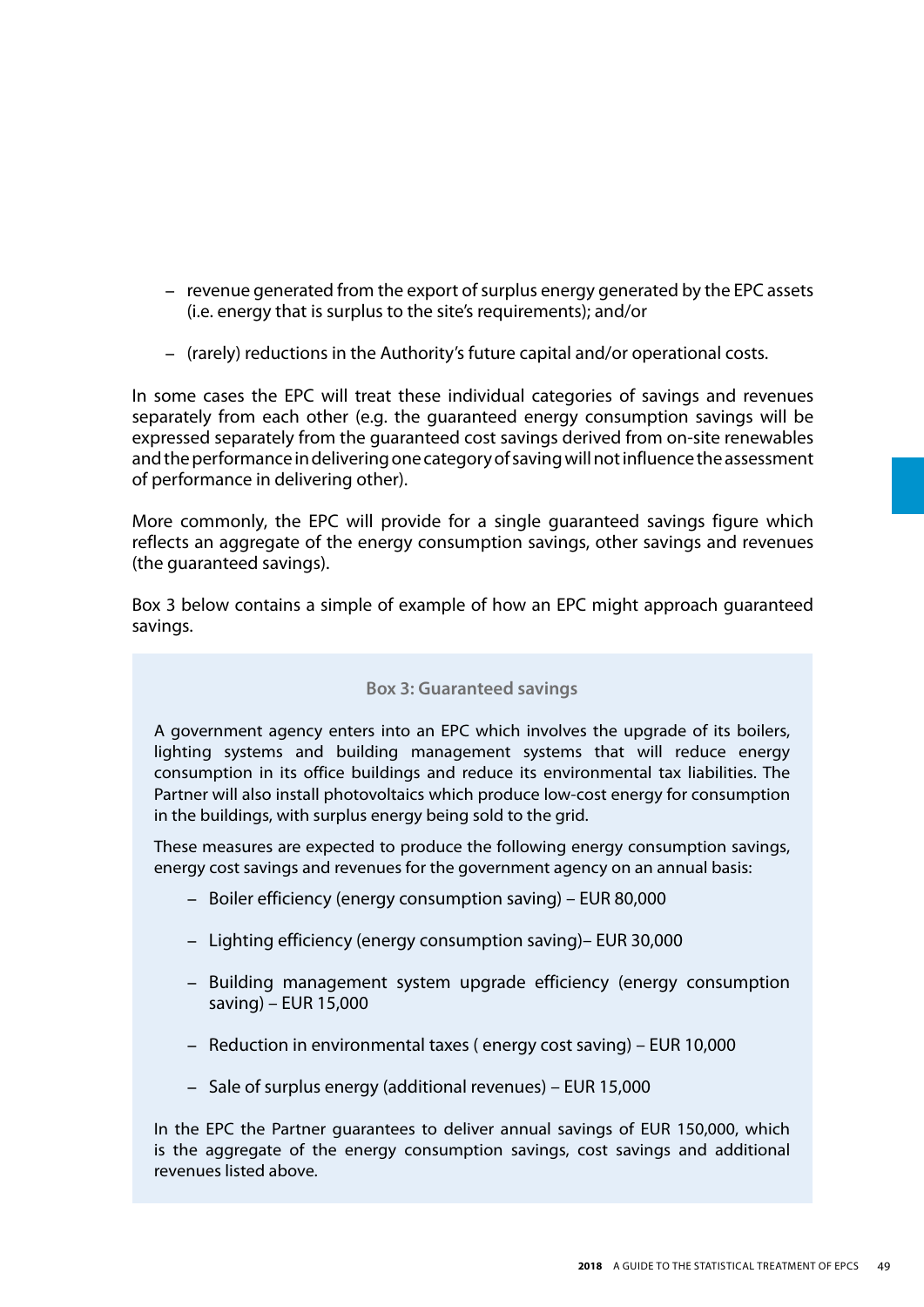- revenue generated from the export of surplus energy generated by the EPC assets (i.e. energy that is surplus to the site's requirements); and/or

- (rarely) reductions in the Authority's future capital and/or operational costs.

In some cases the EPC will treat these individual categories of savings and revenues separately from each other (e.g. the guaranteed energy consumption savings will be expressed separately from the guaranteed cost savings derived from on-site renewables and the performance in delivering one category of saving will not influence the assessment of performance in delivering other).

More commonly, the EPC will provide for a single guaranteed savings figure which reflects an aggregate of the energy consumption savings, other savings and revenues (the guaranteed savings).

Box 3 below contains a simple of example of how an EPC might approach guaranteed savings.

**Box 3: Guaranteed savings**

A government agency enters into an EPC which involves the upgrade of its boilers, lighting systems and building management systems that will reduce energy consumption in its office buildings and reduce its environmental tax liabilities. The Partner will also install photovoltaics which produce low-cost energy for consumption in the buildings, with surplus energy being sold to the grid.

These measures are expected to produce the following energy consumption savings, energy cost savings and revenues for the government agency on an annual basis:

- Boiler efficiency (energy consumption saving) – EUR 80,000

- Lighting efficiency (energy consumption saving)– EUR 30,000

- Building management system upgrade efficiency (energy consumption saving) – EUR 15,000

- Reduction in environmental taxes ( energy cost saving) – EUR 10,000

- Sale of surplus energy (additional revenues) – EUR 15,000

In the EPC the Partner guarantees to deliver annual savings of EUR 150,000, which is the aggregate of the energy consumption savings, cost savings and additional revenues listed above.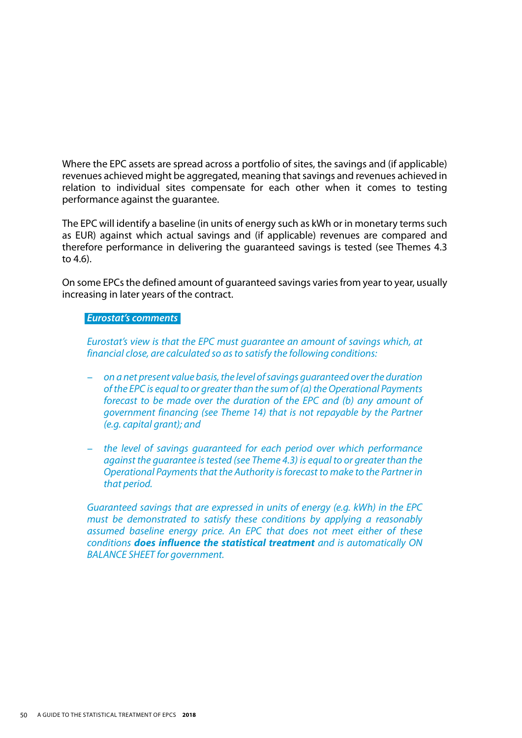Where the EPC assets are spread across a portfolio of sites, the savings and (if applicable) revenues achieved might be aggregated, meaning that savings and revenues achieved in relation to individual sites compensate for each other when it comes to testing performance against the guarantee.

The EPC will identify a baseline (in units of energy such as kWh or in monetary terms such as EUR) against which actual savings and (if applicable) revenues are compared and therefore performance in delivering the guaranteed savings is tested (see Themes 4.3 to 4.6).

On some EPCs the defined amount of guaranteed savings varies from year to year, usually increasing in later years of the contract.

***Eurostat's comments***

*Eurostat's view is that the EPC must guarantee an amount of savings which, at financial close, are calculated so as to satisfy the following conditions:*

- *on a net present value basis, the level of savings guaranteed over the duration of the EPC is equal to or greater than the sum of (a) the Operational Payments forecast to be made over the duration of the EPC and (b) any amount of government financing (see Theme 14) that is not repayable by the Partner (e.g. capital grant); and*
- *the level of savings guaranteed for each period over which performance against the guarantee is tested (see Theme 4.3) is equal to or greater than the Operational Payments that the Authority is forecast to make to the Partner in that period.*

*Guaranteed savings that are expressed in units of energy (e.g. kWh) in the EPC must be demonstrated to satisfy these conditions by applying a reasonably assumed baseline energy price. An EPC that does not meet either of these conditions* ***does influence the statistical treatment*** *and is automatically ON BALANCE SHEET for government.*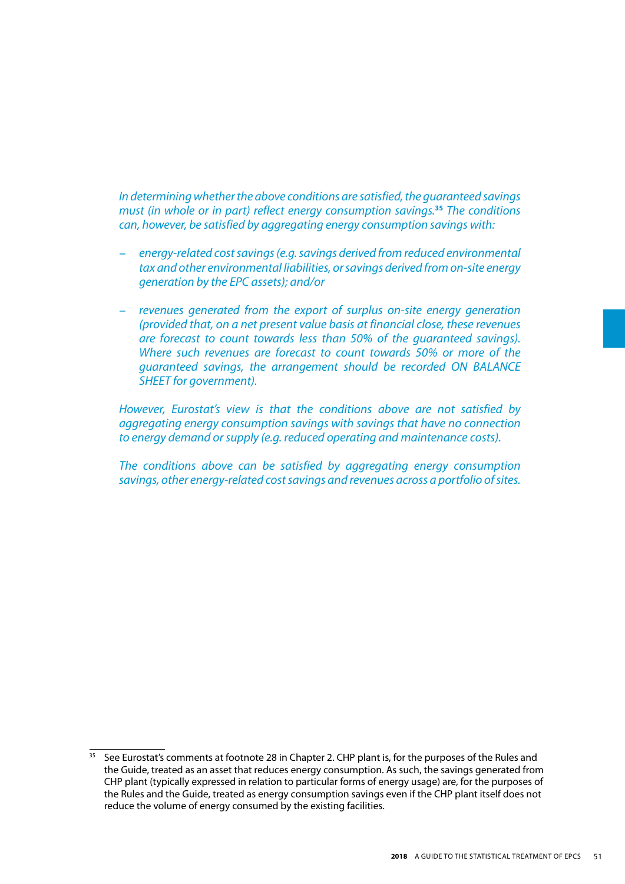*In determining whether the above conditions are satisfied, the guaranteed savings must (in whole or in part) reflect energy consumption savings.*[35] *The conditions can, however, be satisfied by aggregating energy consumption savings with:*

- *energy-related cost savings (e.g. savings derived from reduced environmental tax and other environmental liabilities, or savings derived from on-site energy generation by the EPC assets); and/or*
- *revenues generated from the export of surplus on-site energy generation (provided that, on a net present value basis at financial close, these revenues are forecast to count towards less than 50% of the guaranteed savings). Where such revenues are forecast to count towards 50% or more of the guaranteed savings, the arrangement should be recorded ON BALANCE SHEET for government).*

*However, Eurostat's view is that the conditions above are not satisfied by aggregating energy consumption savings with savings that have no connection to energy demand or supply (e.g. reduced operating and maintenance costs).*

*The conditions above can be satisfied by aggregating energy consumption savings, other energy-related cost savings and revenues across a portfolio of sites.*

[35] See Eurostat's comments at footnote 28 in Chapter 2. CHP plant is, for the purposes of the Rules and the Guide, treated as an asset that reduces energy consumption. As such, the savings generated from CHP plant (typically expressed in relation to particular forms of energy usage) are, for the purposes of the Rules and the Guide, treated as energy consumption savings even if the CHP plant itself does not reduce the volume of energy consumed by the existing facilities.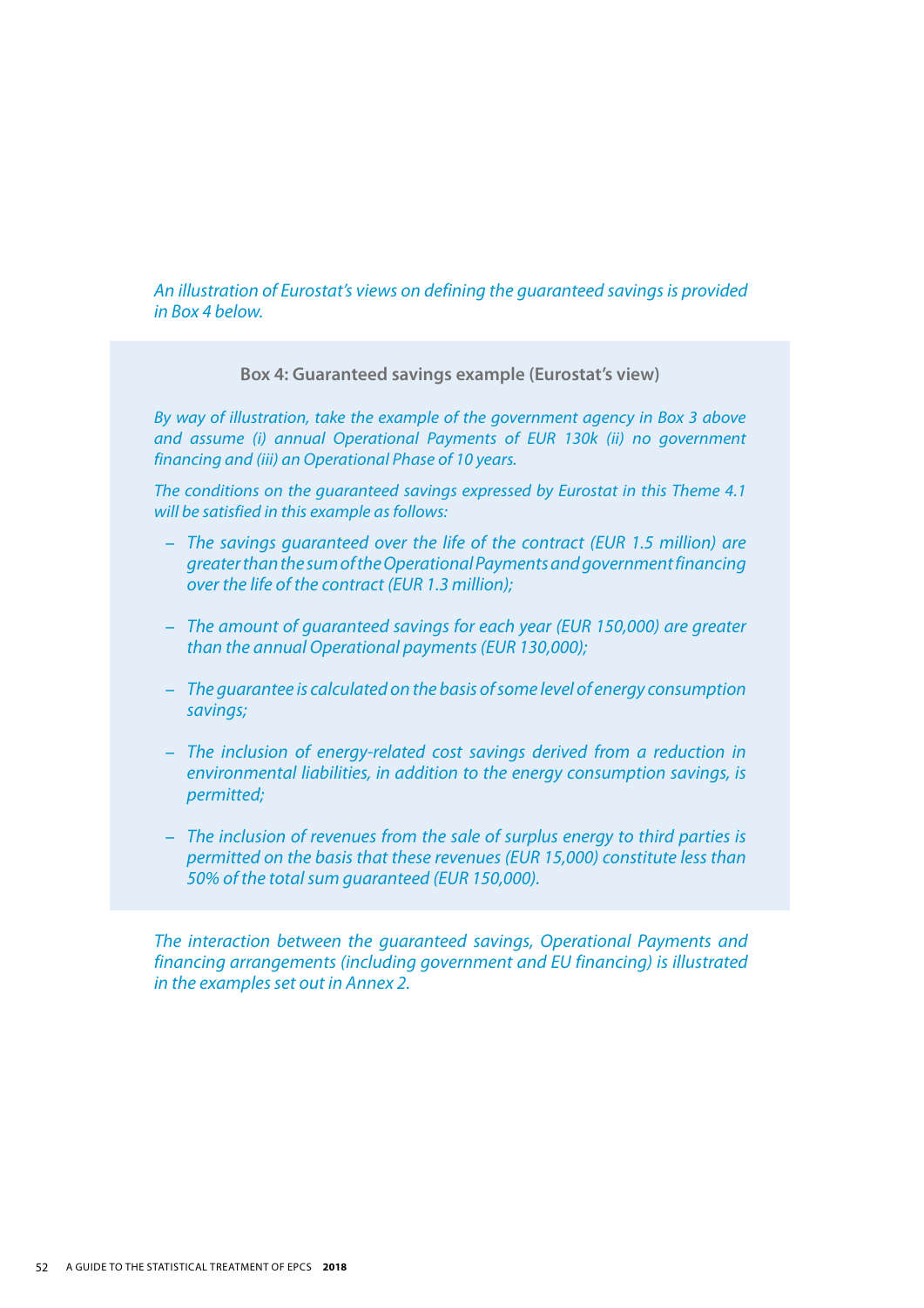*An illustration of Eurostat's views on defining the guaranteed savings is provided in Box 4 below.*

**Box 4: Guaranteed savings example (Eurostat's view)**

*By way of illustration, take the example of the government agency in Box 3 above and assume (i) annual Operational Payments of EUR 130k (ii) no government financing and (iii) an Operational Phase of 10 years.*

*The conditions on the guaranteed savings expressed by Eurostat in this Theme 4.1 will be satisfied in this example as follows:*

- *The savings guaranteed over the life of the contract (EUR 1.5 million) are greater than the sum of the Operational Payments and government financing over the life of the contract (EUR 1.3 million);*
- *The amount of guaranteed savings for each year (EUR 150,000) are greater than the annual Operational payments (EUR 130,000);*
- *The guarantee is calculated on the basis of some level of energy consumption savings;*
- *The inclusion of energy-related cost savings derived from a reduction in environmental liabilities, in addition to the energy consumption savings, is permitted;*
- *The inclusion of revenues from the sale of surplus energy to third parties is permitted on the basis that these revenues (EUR 15,000) constitute less than 50% of the total sum guaranteed (EUR 150,000).*

*The interaction between the guaranteed savings, Operational Payments and financing arrangements (including government and EU financing) is illustrated in the examples set out in Annex 2.*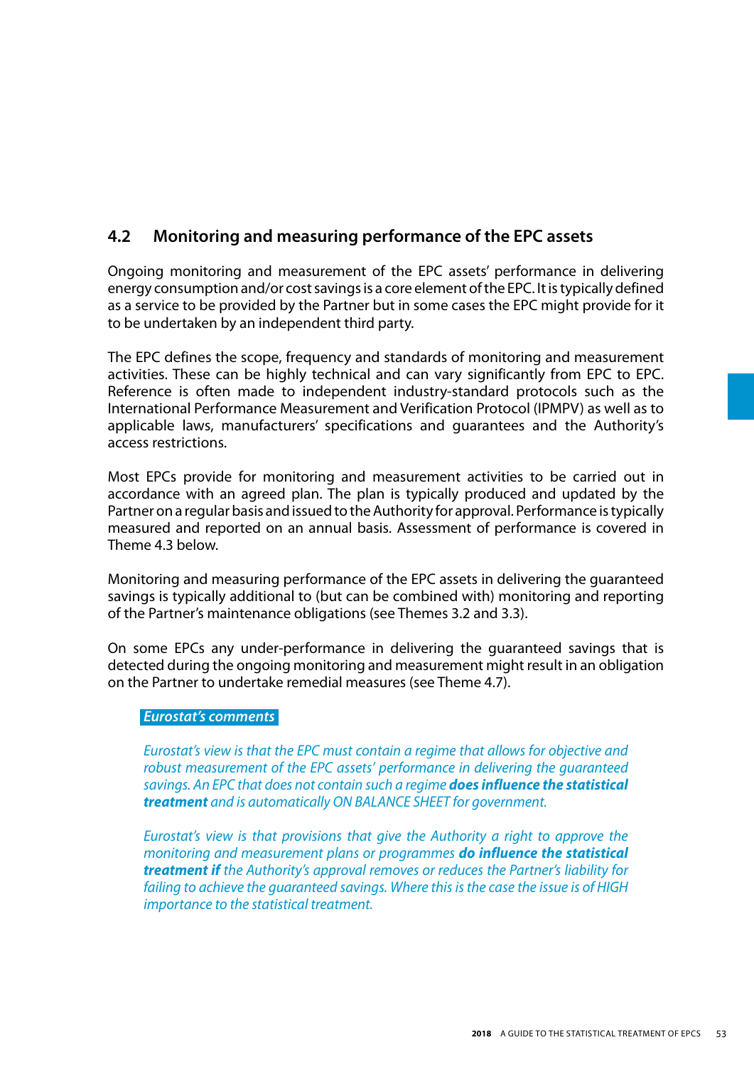## 4.2 Monitoring and measuring performance of the EPC assets

Ongoing monitoring and measurement of the EPC assets' performance in delivering energy consumption and/or cost savings is a core element of the EPC. It is typically defined as a service to be provided by the Partner but in some cases the EPC might provide for it to be undertaken by an independent third party.

The EPC defines the scope, frequency and standards of monitoring and measurement activities. These can be highly technical and can vary significantly from EPC to EPC. Reference is often made to independent industry-standard protocols such as the International Performance Measurement and Verification Protocol (IPMPV) as well as to applicable laws, manufacturers' specifications and guarantees and the Authority's access restrictions.

Most EPCs provide for monitoring and measurement activities to be carried out in accordance with an agreed plan. The plan is typically produced and updated by the Partner on a regular basis and issued to the Authority for approval. Performance is typically measured and reported on an annual basis. Assessment of performance is covered in Theme 4.3 below.

Monitoring and measuring performance of the EPC assets in delivering the guaranteed savings is typically additional to (but can be combined with) monitoring and reporting of the Partner's maintenance obligations (see Themes 3.2 and 3.3).

On some EPCs any under-performance in delivering the guaranteed savings that is detected during the ongoing monitoring and measurement might result in an obligation on the Partner to undertake remedial measures (see Theme 4.7).

***Eurostat's comments***

*Eurostat's view is that the EPC must contain a regime that allows for objective and robust measurement of the EPC assets' performance in delivering the guaranteed savings. An EPC that does not contain such a regime* ***does influence the statistical treatment*** *and is automatically ON BALANCE SHEET for government.*

*Eurostat's view is that provisions that give the Authority a right to approve the monitoring and measurement plans or programmes* ***do influence the statistical treatment if*** *the Authority's approval removes or reduces the Partner's liability for failing to achieve the guaranteed savings. Where this is the case the issue is of HIGH importance to the statistical treatment.*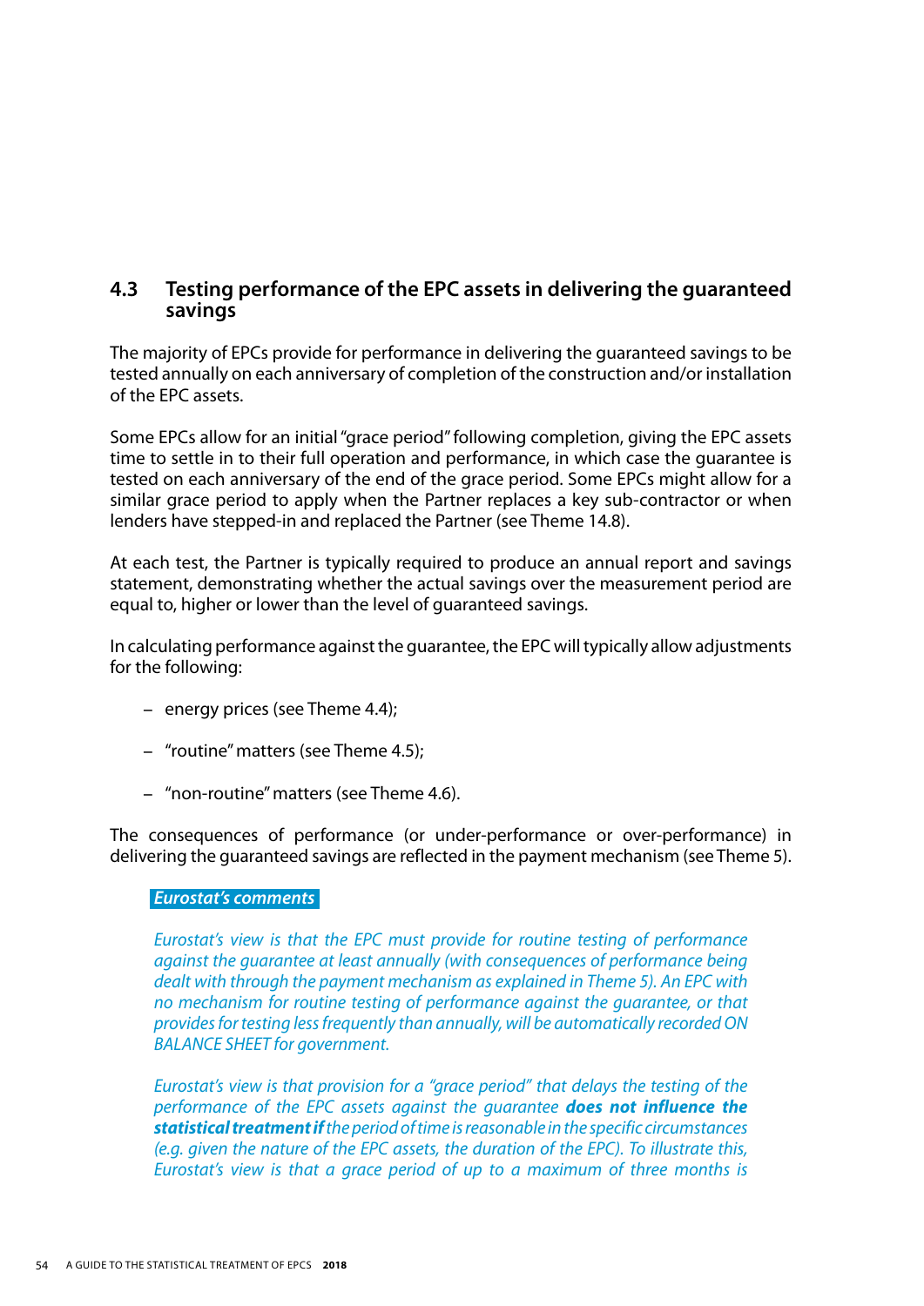## 4.3 Testing performance of the EPC assets in delivering the guaranteed savings

The majority of EPCs provide for performance in delivering the guaranteed savings to be tested annually on each anniversary of completion of the construction and/or installation of the EPC assets.

Some EPCs allow for an initial "grace period" following completion, giving the EPC assets time to settle in to their full operation and performance, in which case the guarantee is tested on each anniversary of the end of the grace period. Some EPCs might allow for a similar grace period to apply when the Partner replaces a key sub-contractor or when lenders have stepped-in and replaced the Partner (see Theme 14.8).

At each test, the Partner is typically required to produce an annual report and savings statement, demonstrating whether the actual savings over the measurement period are equal to, higher or lower than the level of guaranteed savings.

In calculating performance against the guarantee, the EPC will typically allow adjustments for the following:

- energy prices (see Theme 4.4);
- "routine" matters (see Theme 4.5);
- "non-routine" matters (see Theme 4.6).

The consequences of performance (or under-performance or over-performance) in delivering the guaranteed savings are reflected in the payment mechanism (see Theme 5).

***Eurostat's comments***

*Eurostat's view is that the EPC must provide for routine testing of performance against the guarantee at least annually (with consequences of performance being dealt with through the payment mechanism as explained in Theme 5). An EPC with no mechanism for routine testing of performance against the guarantee, or that provides for testing less frequently than annually, will be automatically recorded ON BALANCE SHEET for government.*

*Eurostat's view is that provision for a "grace period" that delays the testing of the performance of the EPC assets against the guarantee* ***does not influence the statistical treatment if*** *the period of time is reasonable in the specific circumstances (e.g. given the nature of the EPC assets, the duration of the EPC). To illustrate this, Eurostat's view is that a grace period of up to a maximum of three months is*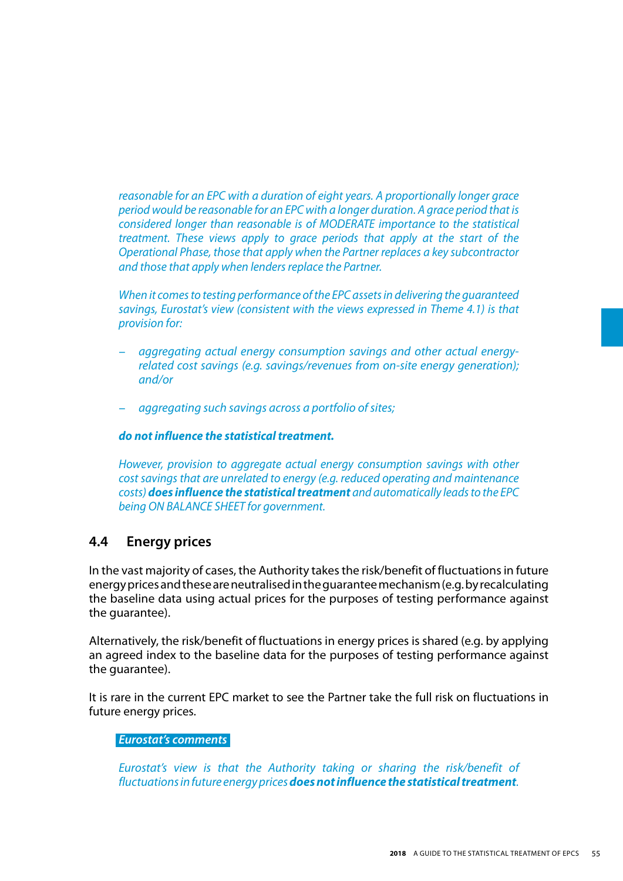*reasonable for an EPC with a duration of eight years. A proportionally longer grace period would be reasonable for an EPC with a longer duration. A grace period that is considered longer than reasonable is of MODERATE importance to the statistical treatment. These views apply to grace periods that apply at the start of the Operational Phase, those that apply when the Partner replaces a key subcontractor and those that apply when lenders replace the Partner.*

*When it comes to testing performance of the EPC assets in delivering the guaranteed savings, Eurostat's view (consistent with the views expressed in Theme 4.1) is that provision for:*

- *aggregating actual energy consumption savings and other actual energy-related cost savings (e.g. savings/revenues from on-site energy generation); and/or*
- *aggregating such savings across a portfolio of sites;*

***do not influence the statistical treatment.***

*However, provision to aggregate actual energy consumption savings with other cost savings that are unrelated to energy (e.g. reduced operating and maintenance costs)* ***does influence the statistical treatment*** *and automatically leads to the EPC being ON BALANCE SHEET for government.*

## 4.4 Energy prices

In the vast majority of cases, the Authority takes the risk/benefit of fluctuations in future energy prices and these are neutralised in the guarantee mechanism (e.g. by recalculating the baseline data using actual prices for the purposes of testing performance against the guarantee).

Alternatively, the risk/benefit of fluctuations in energy prices is shared (e.g. by applying an agreed index to the baseline data for the purposes of testing performance against the guarantee).

It is rare in the current EPC market to see the Partner take the full risk on fluctuations in future energy prices.

***Eurostat's comments***

*Eurostat's view is that the Authority taking or sharing the risk/benefit of fluctuations in future energy prices* ***does not influence the statistical treatment****.*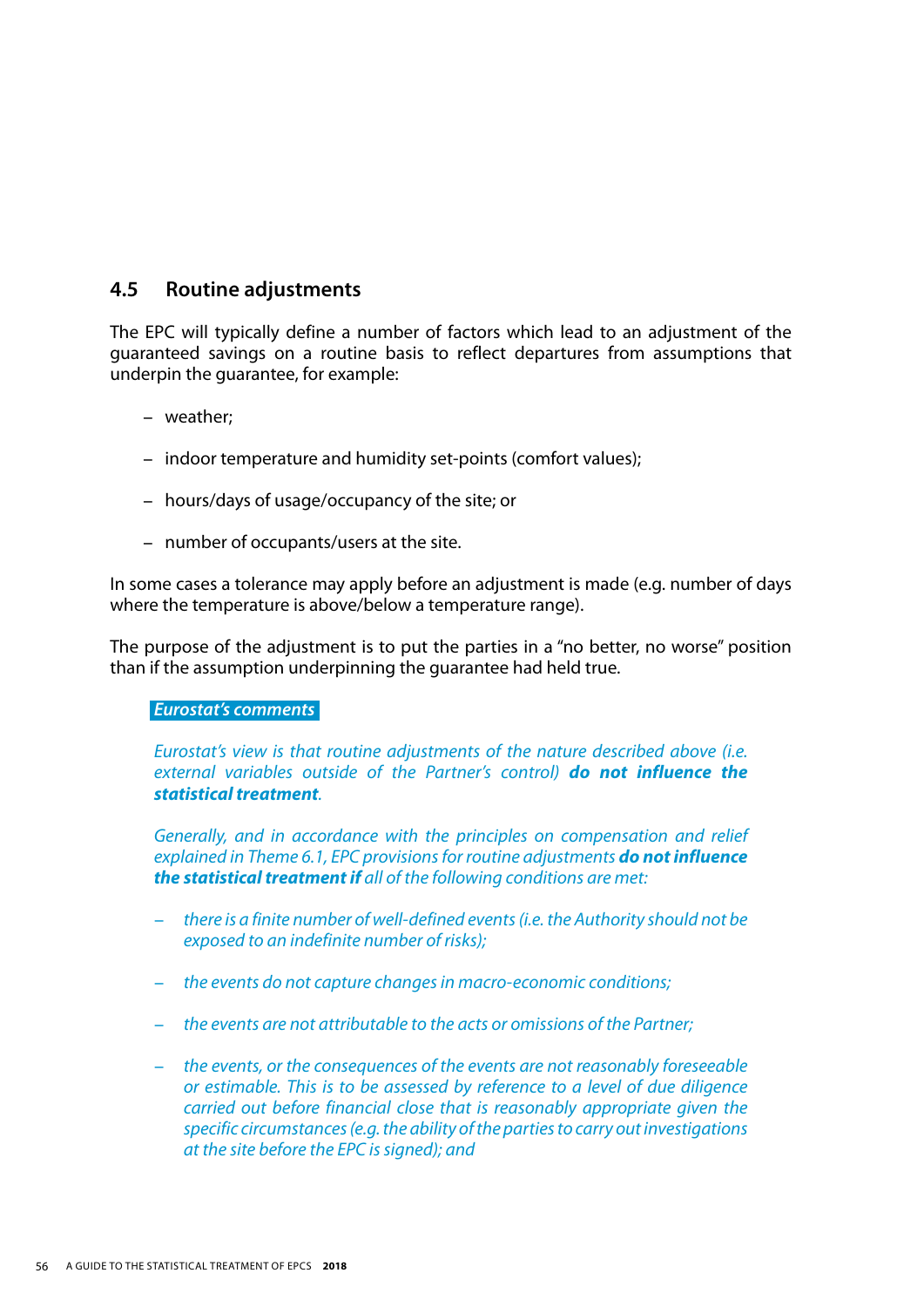## 4.5 Routine adjustments

The EPC will typically define a number of factors which lead to an adjustment of the guaranteed savings on a routine basis to reflect departures from assumptions that underpin the guarantee, for example:

- weather;
- indoor temperature and humidity set-points (comfort values);
- hours/days of usage/occupancy of the site; or
- number of occupants/users at the site.

In some cases a tolerance may apply before an adjustment is made (e.g. number of days where the temperature is above/below a temperature range).

The purpose of the adjustment is to put the parties in a "no better, no worse" position than if the assumption underpinning the guarantee had held true.

***Eurostat's comments***

*Eurostat's view is that routine adjustments of the nature described above (i.e. external variables outside of the Partner's control)* ***do not influence the statistical treatment****.*

*Generally, and in accordance with the principles on compensation and relief explained in Theme 6.1, EPC provisions for routine adjustments* ***do not influence the statistical treatment if*** *all of the following conditions are met:*

- *there is a finite number of well-defined events (i.e. the Authority should not be exposed to an indefinite number of risks);*
- *the events do not capture changes in macro-economic conditions;*
- *the events are not attributable to the acts or omissions of the Partner;*
- *the events, or the consequences of the events are not reasonably foreseeable or estimable. This is to be assessed by reference to a level of due diligence carried out before financial close that is reasonably appropriate given the specific circumstances (e.g. the ability of the parties to carry out investigations at the site before the EPC is signed); and*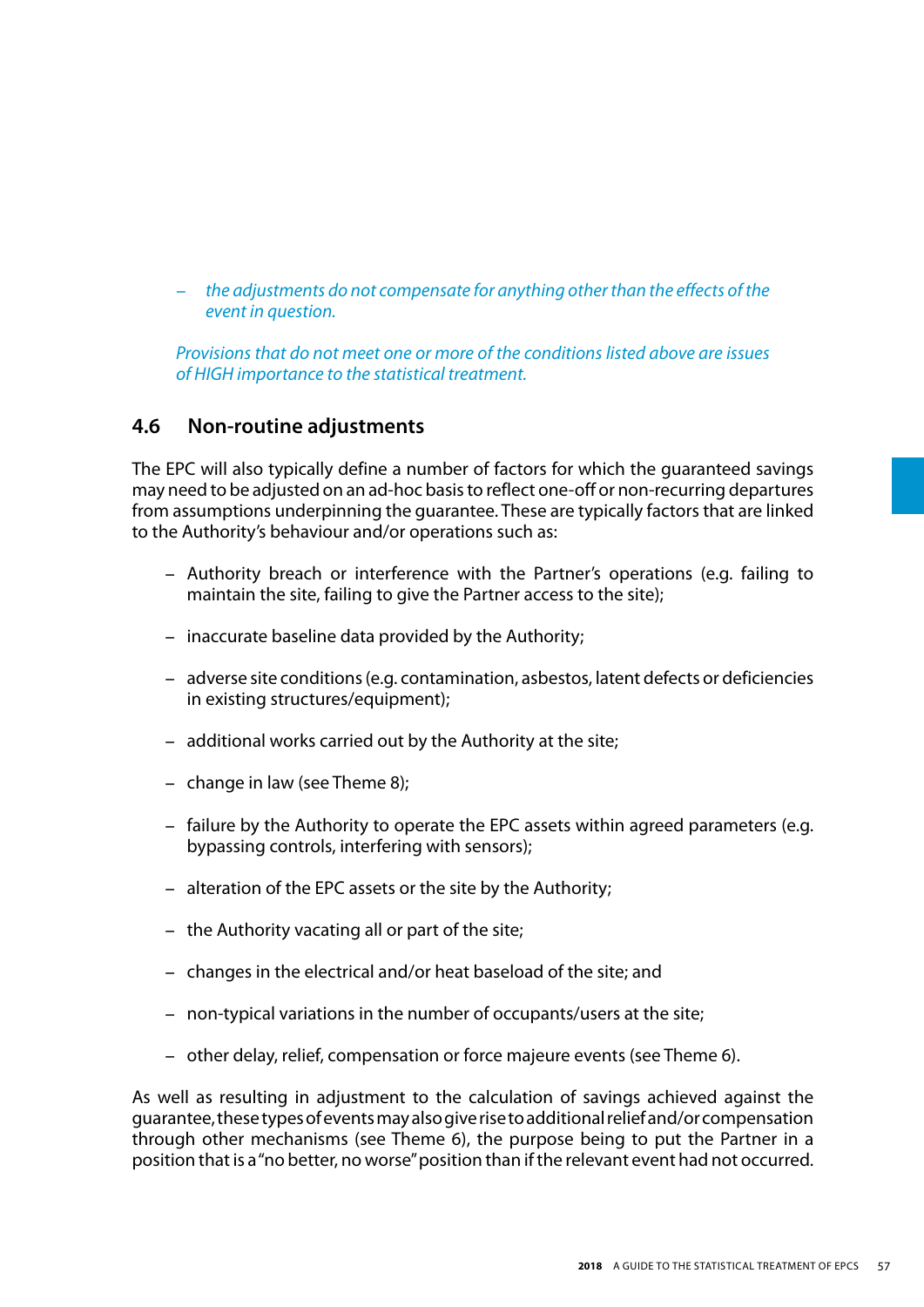– *the adjustments do not compensate for anything other than the effects of the event in question.*

*Provisions that do not meet one or more of the conditions listed above are issues of HIGH importance to the statistical treatment.*

## 4.6 Non-routine adjustments

The EPC will also typically define a number of factors for which the guaranteed savings may need to be adjusted on an ad-hoc basis to reflect one-off or non-recurring departures from assumptions underpinning the guarantee. These are typically factors that are linked to the Authority's behaviour and/or operations such as:

- Authority breach or interference with the Partner's operations (e.g. failing to maintain the site, failing to give the Partner access to the site);
- inaccurate baseline data provided by the Authority;
- adverse site conditions (e.g. contamination, asbestos, latent defects or deficiencies in existing structures/equipment);
- additional works carried out by the Authority at the site;
- change in law (see Theme 8);
- failure by the Authority to operate the EPC assets within agreed parameters (e.g. bypassing controls, interfering with sensors);
- alteration of the EPC assets or the site by the Authority;
- the Authority vacating all or part of the site;
- changes in the electrical and/or heat baseload of the site; and
- non-typical variations in the number of occupants/users at the site;
- other delay, relief, compensation or force majeure events (see Theme 6).

As well as resulting in adjustment to the calculation of savings achieved against the guarantee, these types of events may also give rise to additional relief and/or compensation through other mechanisms (see Theme 6), the purpose being to put the Partner in a position that is a "no better, no worse" position than if the relevant event had not occurred.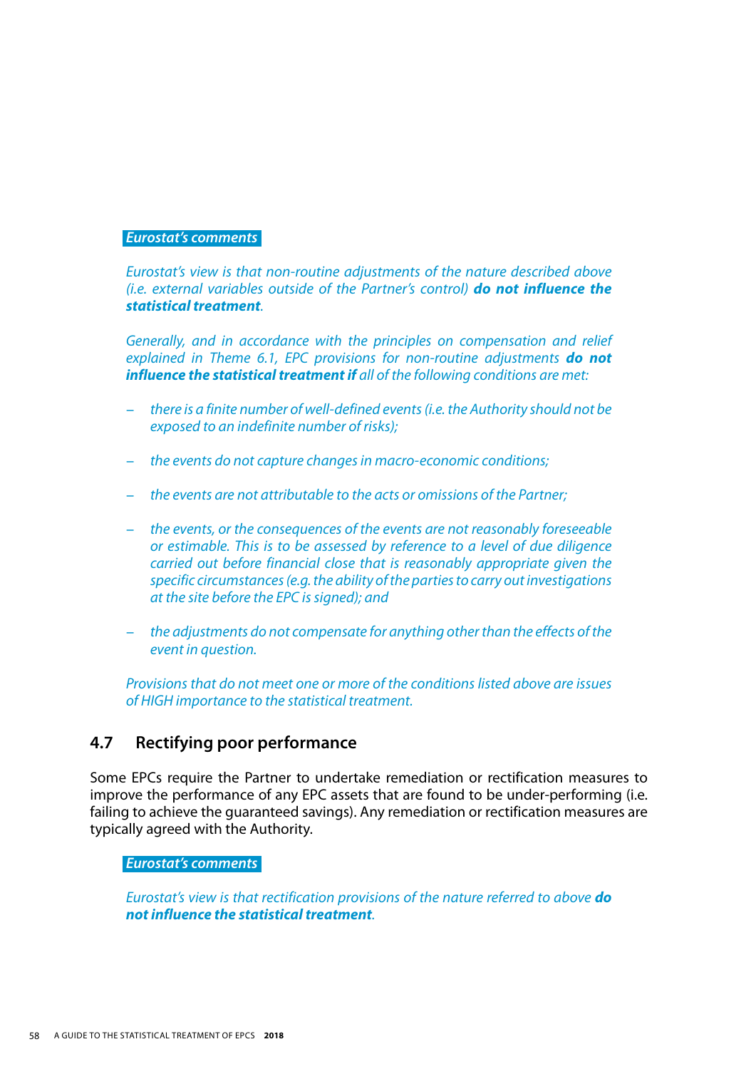***Eurostat's comments***

*Eurostat's view is that non-routine adjustments of the nature described above (i.e. external variables outside of the Partner's control)* ***do not influence the statistical treatment****.*

*Generally, and in accordance with the principles on compensation and relief explained in Theme 6.1, EPC provisions for non-routine adjustments* ***do not influence the statistical treatment if*** *all of the following conditions are met:*

- *there is a finite number of well-defined events (i.e. the Authority should not be exposed to an indefinite number of risks);*
- *the events do not capture changes in macro-economic conditions;*
- *the events are not attributable to the acts or omissions of the Partner;*
- *the events, or the consequences of the events are not reasonably foreseeable or estimable. This is to be assessed by reference to a level of due diligence carried out before financial close that is reasonably appropriate given the specific circumstances (e.g. the ability of the parties to carry out investigations at the site before the EPC is signed); and*
- *the adjustments do not compensate for anything other than the effects of the event in question.*

*Provisions that do not meet one or more of the conditions listed above are issues of HIGH importance to the statistical treatment.*

## 4.7 Rectifying poor performance

Some EPCs require the Partner to undertake remediation or rectification measures to improve the performance of any EPC assets that are found to be under-performing (i.e. failing to achieve the guaranteed savings). Any remediation or rectification measures are typically agreed with the Authority.

***Eurostat's comments***

*Eurostat's view is that rectification provisions of the nature referred to above* ***do not influence the statistical treatment****.*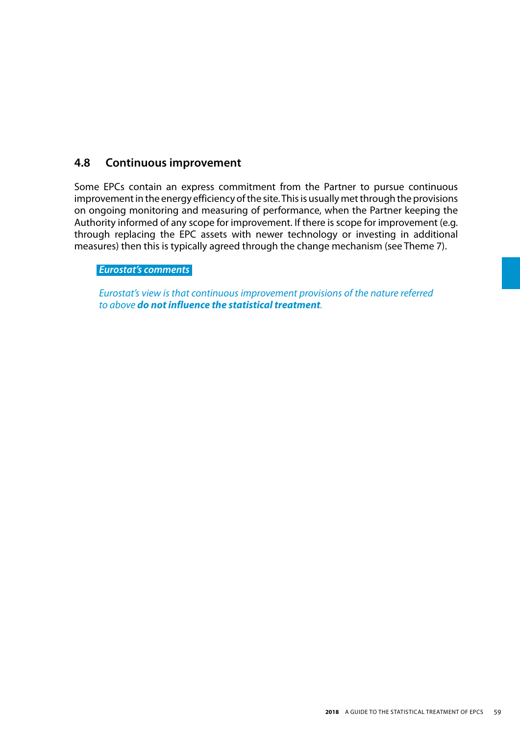## 4.8 Continuous improvement

Some EPCs contain an express commitment from the Partner to pursue continuous improvement in the energy efficiency of the site. This is usually met through the provisions on ongoing monitoring and measuring of performance, when the Partner keeping the Authority informed of any scope for improvement. If there is scope for improvement (e.g. through replacing the EPC assets with newer technology or investing in additional measures) then this is typically agreed through the change mechanism (see Theme 7).

***Eurostat's comments***

*Eurostat's view is that continuous improvement provisions of the nature referred to above **do not influence the statistical treatment**.*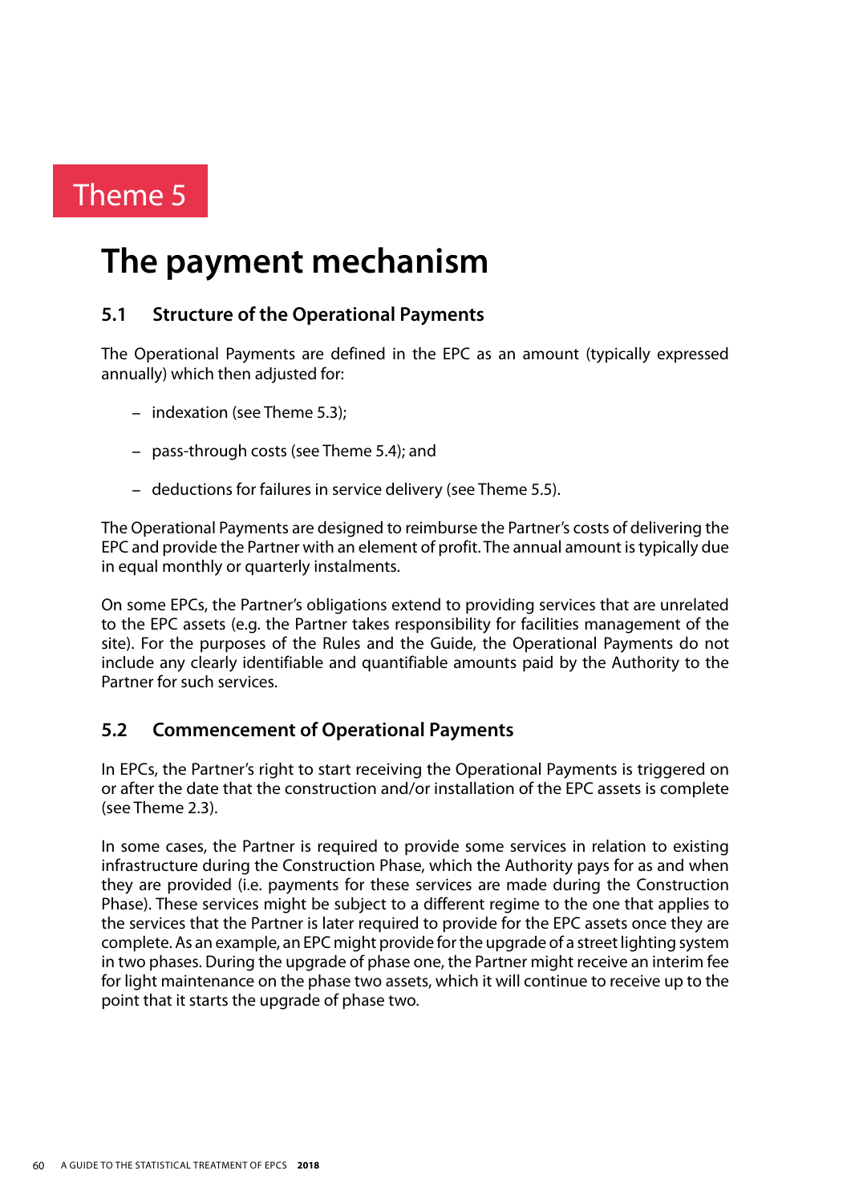Theme 5

# The payment mechanism

## 5.1 Structure of the Operational Payments

The Operational Payments are defined in the EPC as an amount (typically expressed annually) which then adjusted for:

- indexation (see Theme 5.3);
- pass-through costs (see Theme 5.4); and
- deductions for failures in service delivery (see Theme 5.5).

The Operational Payments are designed to reimburse the Partner's costs of delivering the EPC and provide the Partner with an element of profit. The annual amount is typically due in equal monthly or quarterly instalments.

On some EPCs, the Partner's obligations extend to providing services that are unrelated to the EPC assets (e.g. the Partner takes responsibility for facilities management of the site). For the purposes of the Rules and the Guide, the Operational Payments do not include any clearly identifiable and quantifiable amounts paid by the Authority to the Partner for such services.

## 5.2 Commencement of Operational Payments

In EPCs, the Partner's right to start receiving the Operational Payments is triggered on or after the date that the construction and/or installation of the EPC assets is complete (see Theme 2.3).

In some cases, the Partner is required to provide some services in relation to existing infrastructure during the Construction Phase, which the Authority pays for as and when they are provided (i.e. payments for these services are made during the Construction Phase). These services might be subject to a different regime to the one that applies to the services that the Partner is later required to provide for the EPC assets once they are complete. As an example, an EPC might provide for the upgrade of a street lighting system in two phases. During the upgrade of phase one, the Partner might receive an interim fee for light maintenance on the phase two assets, which it will continue to receive up to the point that it starts the upgrade of phase two.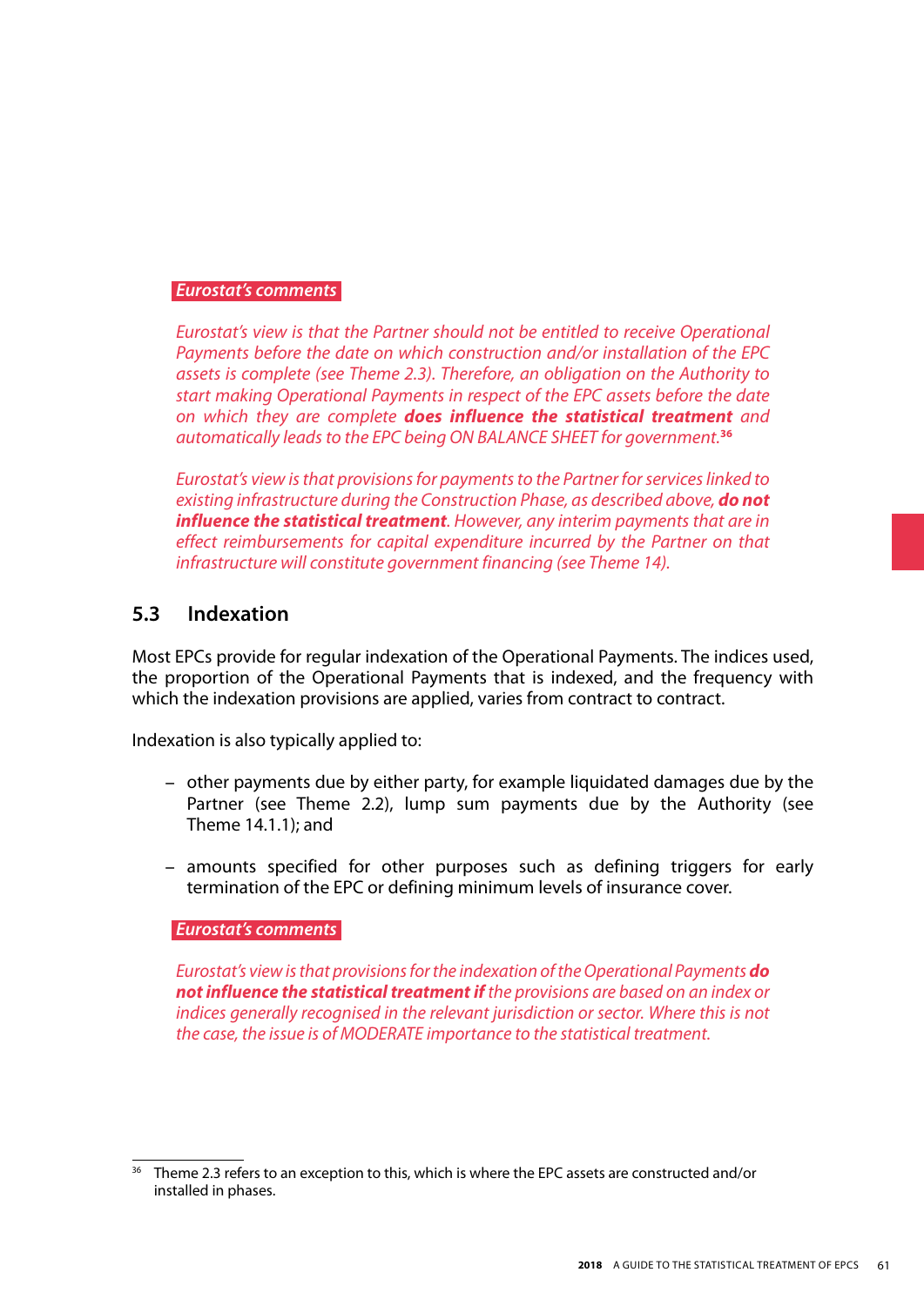*Eurostat's comments*

*Eurostat's view is that the Partner should not be entitled to receive Operational Payments before the date on which construction and/or installation of the EPC assets is complete (see Theme 2.3). Therefore, an obligation on the Authority to start making Operational Payments in respect of the EPC assets before the date on which they are complete* ***does influence the statistical treatment*** *and automatically leads to the EPC being ON BALANCE SHEET for government.*[36]

*Eurostat's view is that provisions for payments to the Partner for services linked to existing infrastructure during the Construction Phase, as described above,* ***do not influence the statistical treatment****. However, any interim payments that are in effect reimbursements for capital expenditure incurred by the Partner on that infrastructure will constitute government financing (see Theme 14).*

## 5.3 Indexation

Most EPCs provide for regular indexation of the Operational Payments. The indices used, the proportion of the Operational Payments that is indexed, and the frequency with which the indexation provisions are applied, varies from contract to contract.

Indexation is also typically applied to:

- other payments due by either party, for example liquidated damages due by the Partner (see Theme 2.2), lump sum payments due by the Authority (see Theme 14.1.1); and
- amounts specified for other purposes such as defining triggers for early termination of the EPC or defining minimum levels of insurance cover.

*Eurostat's comments*

*Eurostat's view is that provisions for the indexation of the Operational Payments* ***do not influence the statistical treatment if*** *the provisions are based on an index or indices generally recognised in the relevant jurisdiction or sector. Where this is not the case, the issue is of MODERATE importance to the statistical treatment.*

---

[36] Theme 2.3 refers to an exception to this, which is where the EPC assets are constructed and/or installed in phases.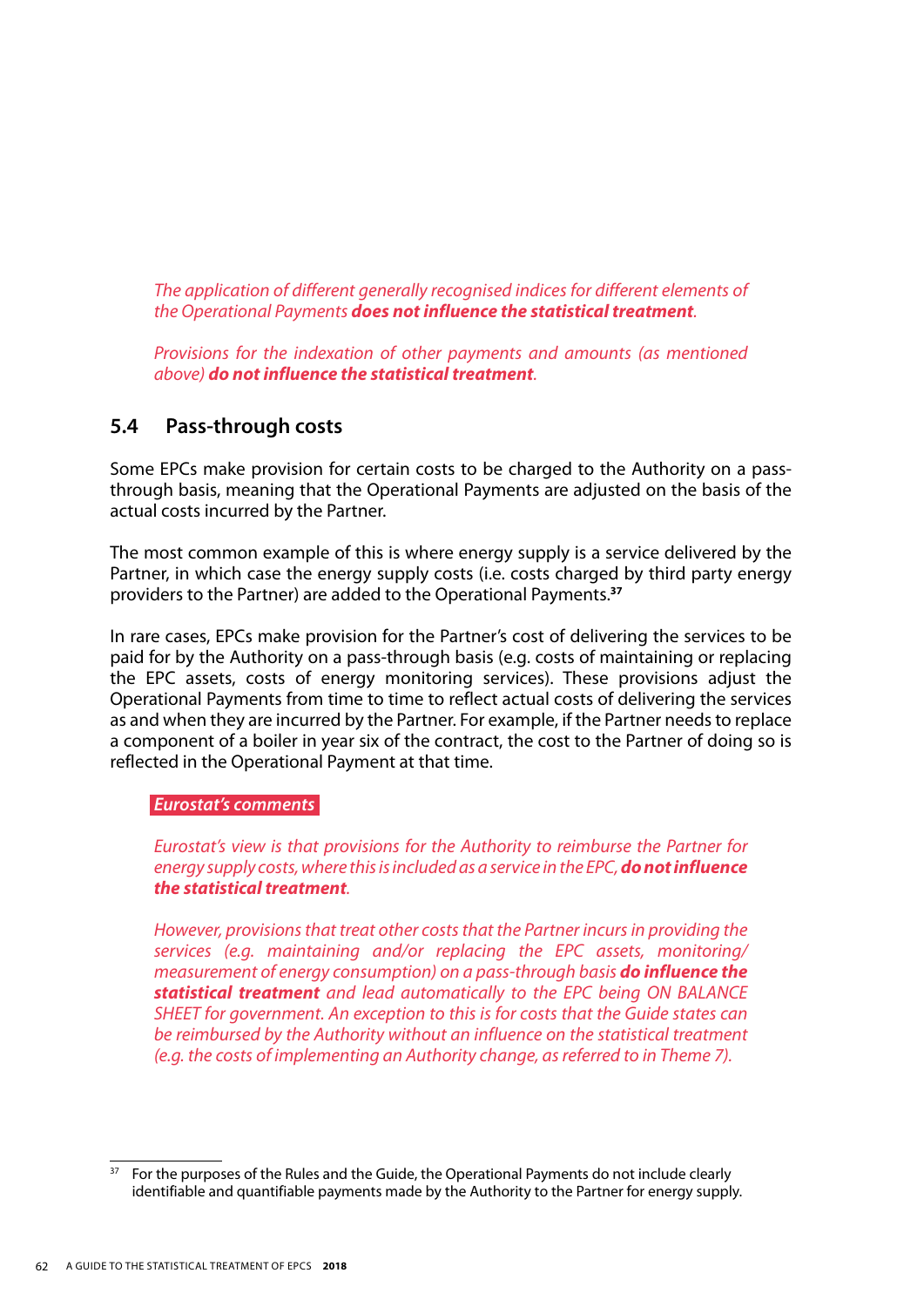*The application of different generally recognised indices for different elements of the Operational Payments* ***does not influence the statistical treatment****.*

*Provisions for the indexation of other payments and amounts (as mentioned above)* ***do not influence the statistical treatment****.*

## 5.4 Pass-through costs

Some EPCs make provision for certain costs to be charged to the Authority on a pass-through basis, meaning that the Operational Payments are adjusted on the basis of the actual costs incurred by the Partner.

The most common example of this is where energy supply is a service delivered by the Partner, in which case the energy supply costs (i.e. costs charged by third party energy providers to the Partner) are added to the Operational Payments.[37]

In rare cases, EPCs make provision for the Partner's cost of delivering the services to be paid for by the Authority on a pass-through basis (e.g. costs of maintaining or replacing the EPC assets, costs of energy monitoring services). These provisions adjust the Operational Payments from time to time to reflect actual costs of delivering the services as and when they are incurred by the Partner. For example, if the Partner needs to replace a component of a boiler in year six of the contract, the cost to the Partner of doing so is reflected in the Operational Payment at that time.

*Eurostat's comments*

*Eurostat's view is that provisions for the Authority to reimburse the Partner for energy supply costs, where this is included as a service in the EPC,* ***do not influence the statistical treatment****.*

*However, provisions that treat other costs that the Partner incurs in providing the services (e.g. maintaining and/or replacing the EPC assets, monitoring/ measurement of energy consumption) on a pass-through basis* ***do influence the statistical treatment*** *and lead automatically to the EPC being ON BALANCE SHEET for government. An exception to this is for costs that the Guide states can be reimbursed by the Authority without an influence on the statistical treatment (e.g. the costs of implementing an Authority change, as referred to in Theme 7).*

---

[37] For the purposes of the Rules and the Guide, the Operational Payments do not include clearly identifiable and quantifiable payments made by the Authority to the Partner for energy supply.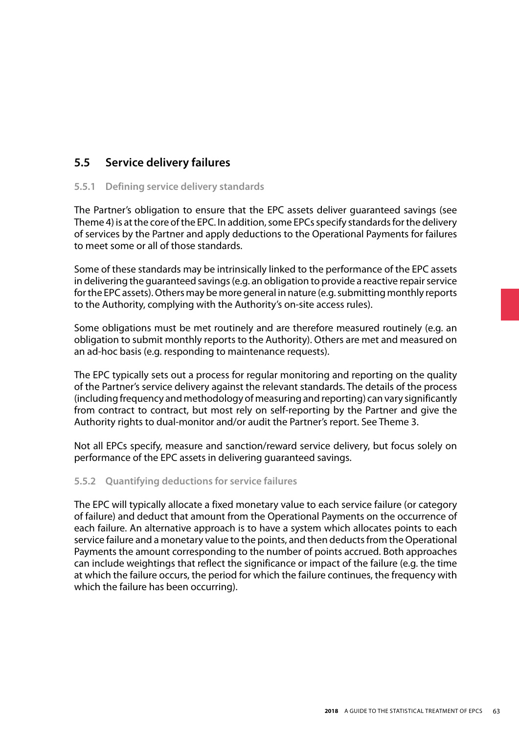## 5.5 Service delivery failures

### 5.5.1 Defining service delivery standards

The Partner's obligation to ensure that the EPC assets deliver guaranteed savings (see Theme 4) is at the core of the EPC. In addition, some EPCs specify standards for the delivery of services by the Partner and apply deductions to the Operational Payments for failures to meet some or all of those standards.

Some of these standards may be intrinsically linked to the performance of the EPC assets in delivering the guaranteed savings (e.g. an obligation to provide a reactive repair service for the EPC assets). Others may be more general in nature (e.g. submitting monthly reports to the Authority, complying with the Authority's on-site access rules).

Some obligations must be met routinely and are therefore measured routinely (e.g. an obligation to submit monthly reports to the Authority). Others are met and measured on an ad-hoc basis (e.g. responding to maintenance requests).

The EPC typically sets out a process for regular monitoring and reporting on the quality of the Partner's service delivery against the relevant standards. The details of the process (including frequency and methodology of measuring and reporting) can vary significantly from contract to contract, but most rely on self-reporting by the Partner and give the Authority rights to dual-monitor and/or audit the Partner's report. See Theme 3.

Not all EPCs specify, measure and sanction/reward service delivery, but focus solely on performance of the EPC assets in delivering guaranteed savings.

### 5.5.2 Quantifying deductions for service failures

The EPC will typically allocate a fixed monetary value to each service failure (or category of failure) and deduct that amount from the Operational Payments on the occurrence of each failure. An alternative approach is to have a system which allocates points to each service failure and a monetary value to the points, and then deducts from the Operational Payments the amount corresponding to the number of points accrued. Both approaches can include weightings that reflect the significance or impact of the failure (e.g. the time at which the failure occurs, the period for which the failure continues, the frequency with which the failure has been occurring).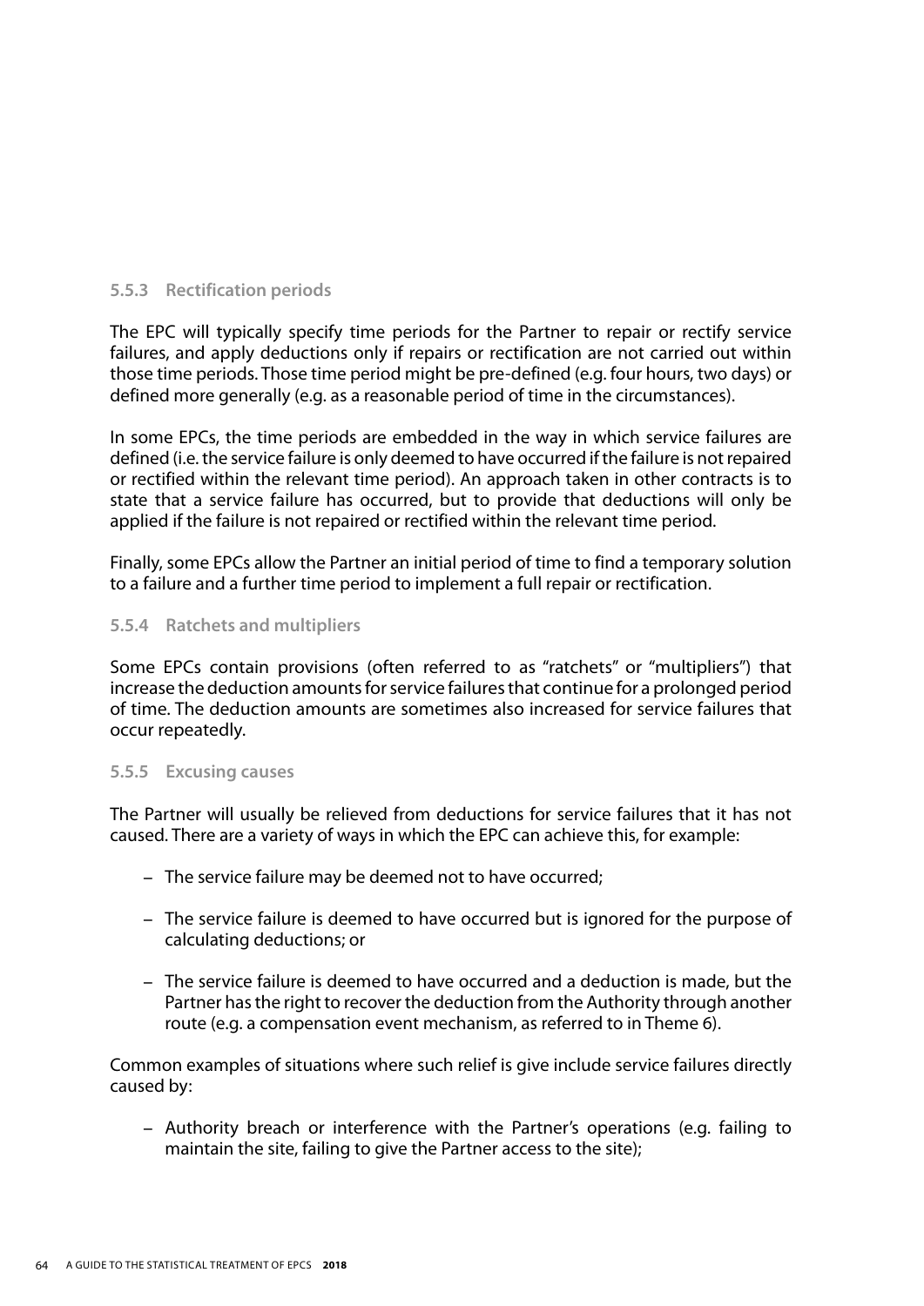### 5.5.3 Rectification periods

The EPC will typically specify time periods for the Partner to repair or rectify service failures, and apply deductions only if repairs or rectification are not carried out within those time periods. Those time period might be pre-defined (e.g. four hours, two days) or defined more generally (e.g. as a reasonable period of time in the circumstances).

In some EPCs, the time periods are embedded in the way in which service failures are defined (i.e. the service failure is only deemed to have occurred if the failure is not repaired or rectified within the relevant time period). An approach taken in other contracts is to state that a service failure has occurred, but to provide that deductions will only be applied if the failure is not repaired or rectified within the relevant time period.

Finally, some EPCs allow the Partner an initial period of time to find a temporary solution to a failure and a further time period to implement a full repair or rectification.

### 5.5.4 Ratchets and multipliers

Some EPCs contain provisions (often referred to as "ratchets" or "multipliers") that increase the deduction amounts for service failures that continue for a prolonged period of time. The deduction amounts are sometimes also increased for service failures that occur repeatedly.

### 5.5.5 Excusing causes

The Partner will usually be relieved from deductions for service failures that it has not caused. There are a variety of ways in which the EPC can achieve this, for example:

- The service failure may be deemed not to have occurred;
- The service failure is deemed to have occurred but is ignored for the purpose of calculating deductions; or
- The service failure is deemed to have occurred and a deduction is made, but the Partner has the right to recover the deduction from the Authority through another route (e.g. a compensation event mechanism, as referred to in Theme 6).

Common examples of situations where such relief is give include service failures directly caused by:

- Authority breach or interference with the Partner's operations (e.g. failing to maintain the site, failing to give the Partner access to the site);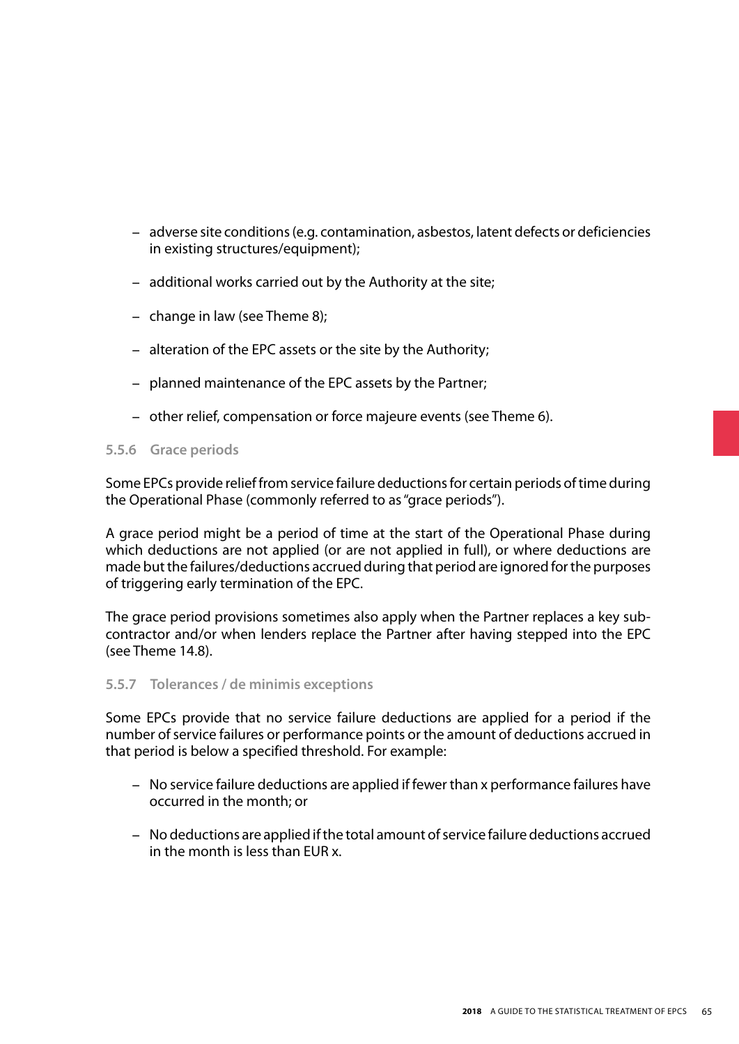- adverse site conditions (e.g. contamination, asbestos, latent defects or deficiencies in existing structures/equipment);
- additional works carried out by the Authority at the site;
- change in law (see Theme 8);
- alteration of the EPC assets or the site by the Authority;
- planned maintenance of the EPC assets by the Partner;
- other relief, compensation or force majeure events (see Theme 6).

### 5.5.6 Grace periods

Some EPCs provide relief from service failure deductions for certain periods of time during the Operational Phase (commonly referred to as "grace periods").

A grace period might be a period of time at the start of the Operational Phase during which deductions are not applied (or are not applied in full), or where deductions are made but the failures/deductions accrued during that period are ignored for the purposes of triggering early termination of the EPC.

The grace period provisions sometimes also apply when the Partner replaces a key sub-contractor and/or when lenders replace the Partner after having stepped into the EPC (see Theme 14.8).

### 5.5.7 Tolerances / de minimis exceptions

Some EPCs provide that no service failure deductions are applied for a period if the number of service failures or performance points or the amount of deductions accrued in that period is below a specified threshold. For example:

- No service failure deductions are applied if fewer than x performance failures have occurred in the month; or
- No deductions are applied if the total amount of service failure deductions accrued in the month is less than EUR x.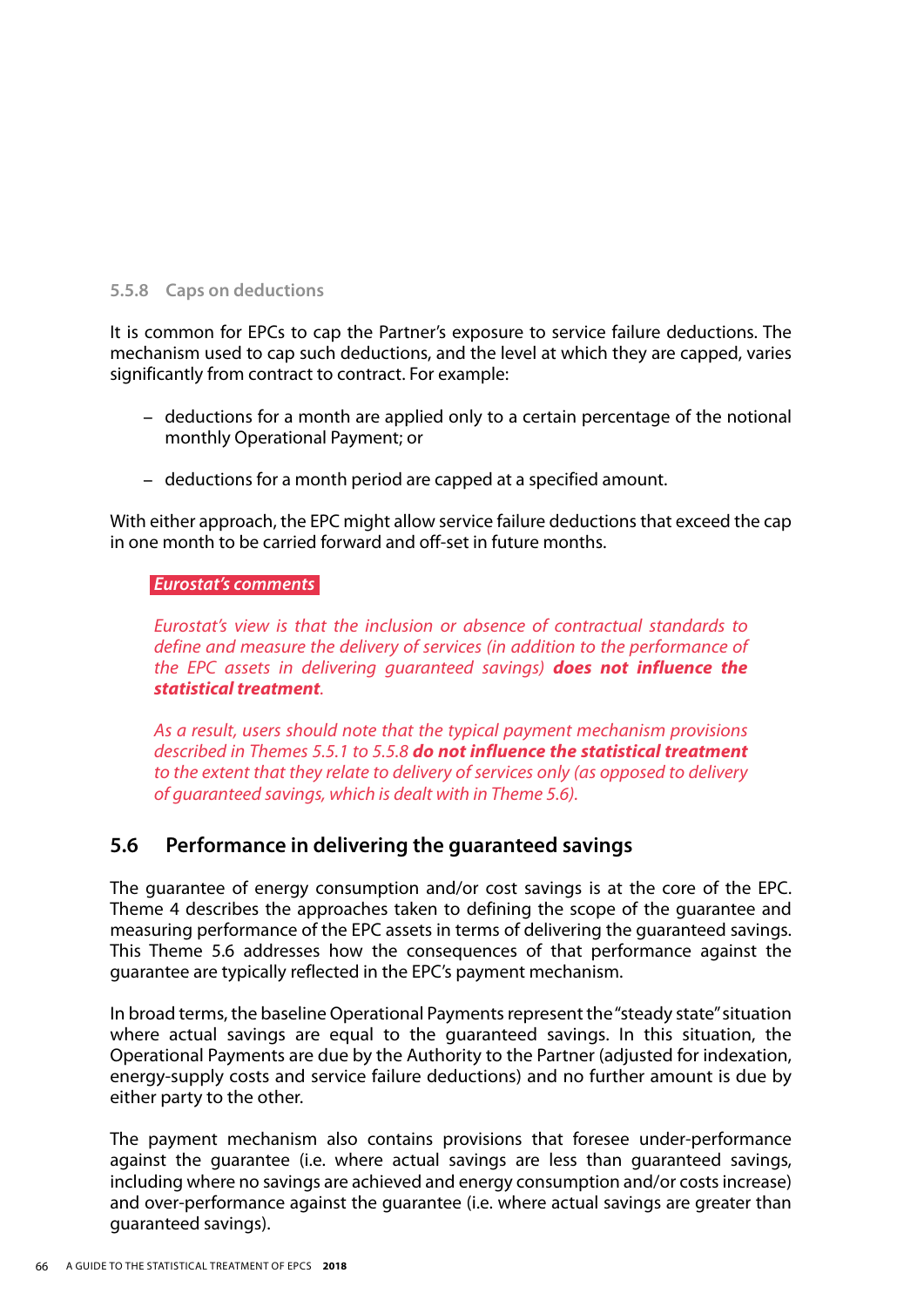#### 5.5.8 Caps on deductions

It is common for EPCs to cap the Partner's exposure to service failure deductions. The mechanism used to cap such deductions, and the level at which they are capped, varies significantly from contract to contract. For example:

- deductions for a month are applied only to a certain percentage of the notional monthly Operational Payment; or
- deductions for a month period are capped at a specified amount.

With either approach, the EPC might allow service failure deductions that exceed the cap in one month to be carried forward and off-set in future months.

*Eurostat's comments*

*Eurostat's view is that the inclusion or absence of contractual standards to define and measure the delivery of services (in addition to the performance of the EPC assets in delivering guaranteed savings)* ***does not influence the statistical treatment****.*

*As a result, users should note that the typical payment mechanism provisions described in Themes 5.5.1 to 5.5.8* ***do not influence the statistical treatment*** *to the extent that they relate to delivery of services only (as opposed to delivery of guaranteed savings, which is dealt with in Theme 5.6).*

## 5.6 Performance in delivering the guaranteed savings

The guarantee of energy consumption and/or cost savings is at the core of the EPC. Theme 4 describes the approaches taken to defining the scope of the guarantee and measuring performance of the EPC assets in terms of delivering the guaranteed savings. This Theme 5.6 addresses how the consequences of that performance against the guarantee are typically reflected in the EPC's payment mechanism.

In broad terms, the baseline Operational Payments represent the "steady state" situation where actual savings are equal to the guaranteed savings. In this situation, the Operational Payments are due by the Authority to the Partner (adjusted for indexation, energy-supply costs and service failure deductions) and no further amount is due by either party to the other.

The payment mechanism also contains provisions that foresee under-performance against the guarantee (i.e. where actual savings are less than guaranteed savings, including where no savings are achieved and energy consumption and/or costs increase) and over-performance against the guarantee (i.e. where actual savings are greater than guaranteed savings).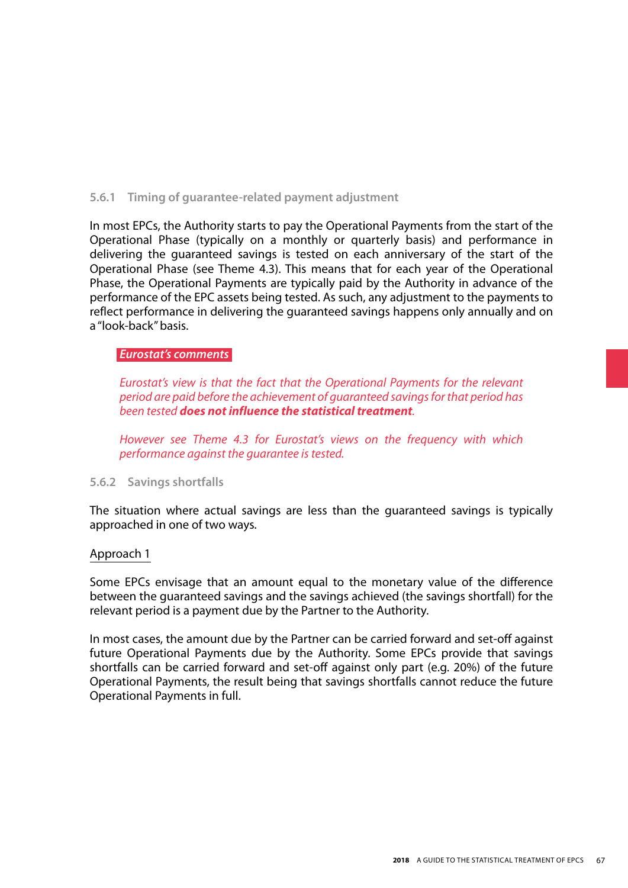### 5.6.1 Timing of guarantee-related payment adjustment

In most EPCs, the Authority starts to pay the Operational Payments from the start of the Operational Phase (typically on a monthly or quarterly basis) and performance in delivering the guaranteed savings is tested on each anniversary of the start of the Operational Phase (see Theme 4.3). This means that for each year of the Operational Phase, the Operational Payments are typically paid by the Authority in advance of the performance of the EPC assets being tested. As such, any adjustment to the payments to reflect performance in delivering the guaranteed savings happens only annually and on a "look-back" basis.

***Eurostat's comments***

*Eurostat's view is that the fact that the Operational Payments for the relevant period are paid before the achievement of guaranteed savings for that period has been tested* ***does not influence the statistical treatment****.*

*However see Theme 4.3 for Eurostat's views on the frequency with which performance against the guarantee is tested.*

### 5.6.2 Savings shortfalls

The situation where actual savings are less than the guaranteed savings is typically approached in one of two ways.

Approach 1

Some EPCs envisage that an amount equal to the monetary value of the difference between the guaranteed savings and the savings achieved (the savings shortfall) for the relevant period is a payment due by the Partner to the Authority.

In most cases, the amount due by the Partner can be carried forward and set-off against future Operational Payments due by the Authority. Some EPCs provide that savings shortfalls can be carried forward and set-off against only part (e.g. 20%) of the future Operational Payments, the result being that savings shortfalls cannot reduce the future Operational Payments in full.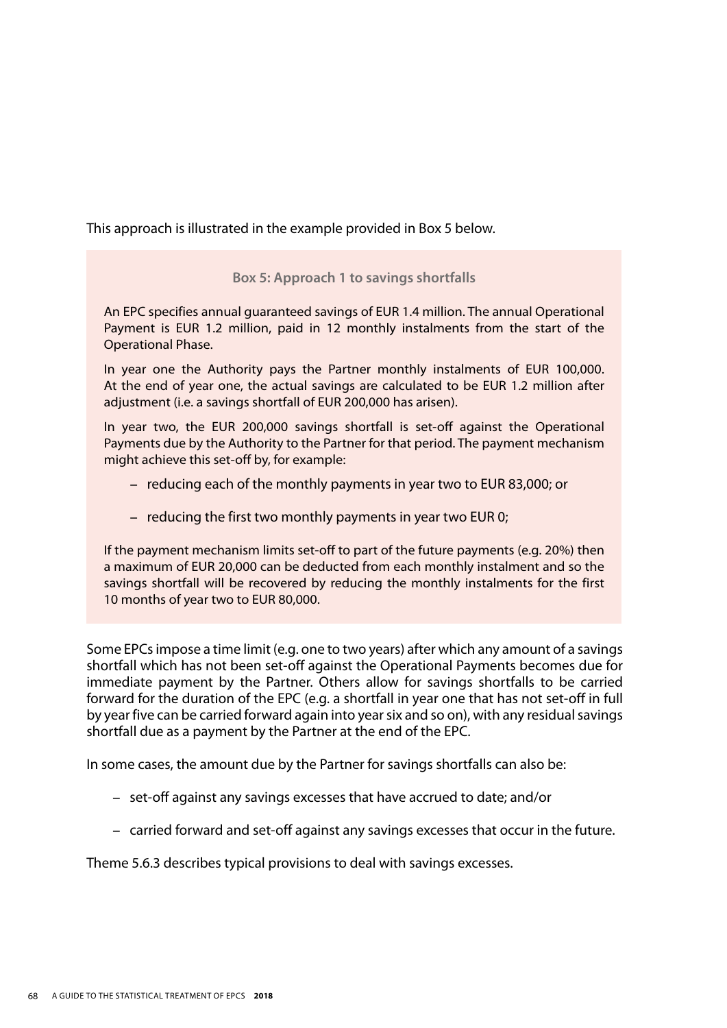This approach is illustrated in the example provided in Box 5 below.

> **Box 5: Approach 1 to savings shortfalls**
>
> An EPC specifies annual guaranteed savings of EUR 1.4 million. The annual Operational Payment is EUR 1.2 million, paid in 12 monthly instalments from the start of the Operational Phase.
>
> In year one the Authority pays the Partner monthly instalments of EUR 100,000. At the end of year one, the actual savings are calculated to be EUR 1.2 million after adjustment (i.e. a savings shortfall of EUR 200,000 has arisen).
>
> In year two, the EUR 200,000 savings shortfall is set-off against the Operational Payments due by the Authority to the Partner for that period. The payment mechanism might achieve this set-off by, for example:
>
> – reducing each of the monthly payments in year two to EUR 83,000; or
>
> – reducing the first two monthly payments in year two EUR 0;
>
> If the payment mechanism limits set-off to part of the future payments (e.g. 20%) then a maximum of EUR 20,000 can be deducted from each monthly instalment and so the savings shortfall will be recovered by reducing the monthly instalments for the first 10 months of year two to EUR 80,000.

Some EPCs impose a time limit (e.g. one to two years) after which any amount of a savings shortfall which has not been set-off against the Operational Payments becomes due for immediate payment by the Partner. Others allow for savings shortfalls to be carried forward for the duration of the EPC (e.g. a shortfall in year one that has not set-off in full by year five can be carried forward again into year six and so on), with any residual savings shortfall due as a payment by the Partner at the end of the EPC.

In some cases, the amount due by the Partner for savings shortfalls can also be:

– set-off against any savings excesses that have accrued to date; and/or

– carried forward and set-off against any savings excesses that occur in the future.

Theme 5.6.3 describes typical provisions to deal with savings excesses.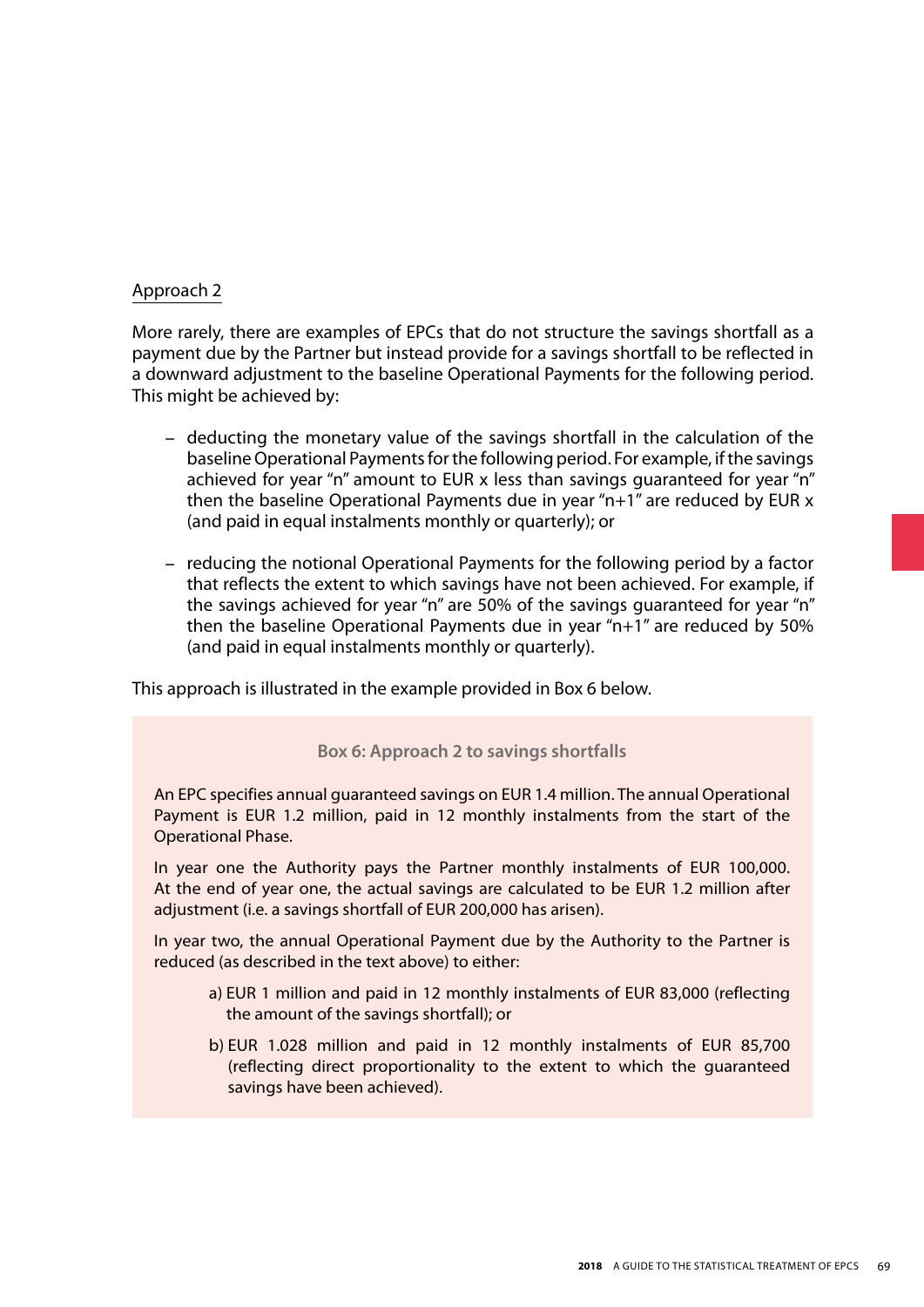Approach 2

More rarely, there are examples of EPCs that do not structure the savings shortfall as a payment due by the Partner but instead provide for a savings shortfall to be reflected in a downward adjustment to the baseline Operational Payments for the following period. This might be achieved by:

– deducting the monetary value of the savings shortfall in the calculation of the baseline Operational Payments for the following period. For example, if the savings achieved for year "n" amount to EUR x less than savings guaranteed for year "n" then the baseline Operational Payments due in year "n+1" are reduced by EUR x (and paid in equal instalments monthly or quarterly); or

– reducing the notional Operational Payments for the following period by a factor that reflects the extent to which savings have not been achieved. For example, if the savings achieved for year "n" are 50% of the savings guaranteed for year "n" then the baseline Operational Payments due in year "n+1" are reduced by 50% (and paid in equal instalments monthly or quarterly).

This approach is illustrated in the example provided in Box 6 below.

**Box 6: Approach 2 to savings shortfalls**

An EPC specifies annual guaranteed savings on EUR 1.4 million. The annual Operational Payment is EUR 1.2 million, paid in 12 monthly instalments from the start of the Operational Phase.

In year one the Authority pays the Partner monthly instalments of EUR 100,000. At the end of year one, the actual savings are calculated to be EUR 1.2 million after adjustment (i.e. a savings shortfall of EUR 200,000 has arisen).

In year two, the annual Operational Payment due by the Authority to the Partner is reduced (as described in the text above) to either:

a) EUR 1 million and paid in 12 monthly instalments of EUR 83,000 (reflecting the amount of the savings shortfall); or

b) EUR 1.028 million and paid in 12 monthly instalments of EUR 85,700 (reflecting direct proportionality to the extent to which the guaranteed savings have been achieved).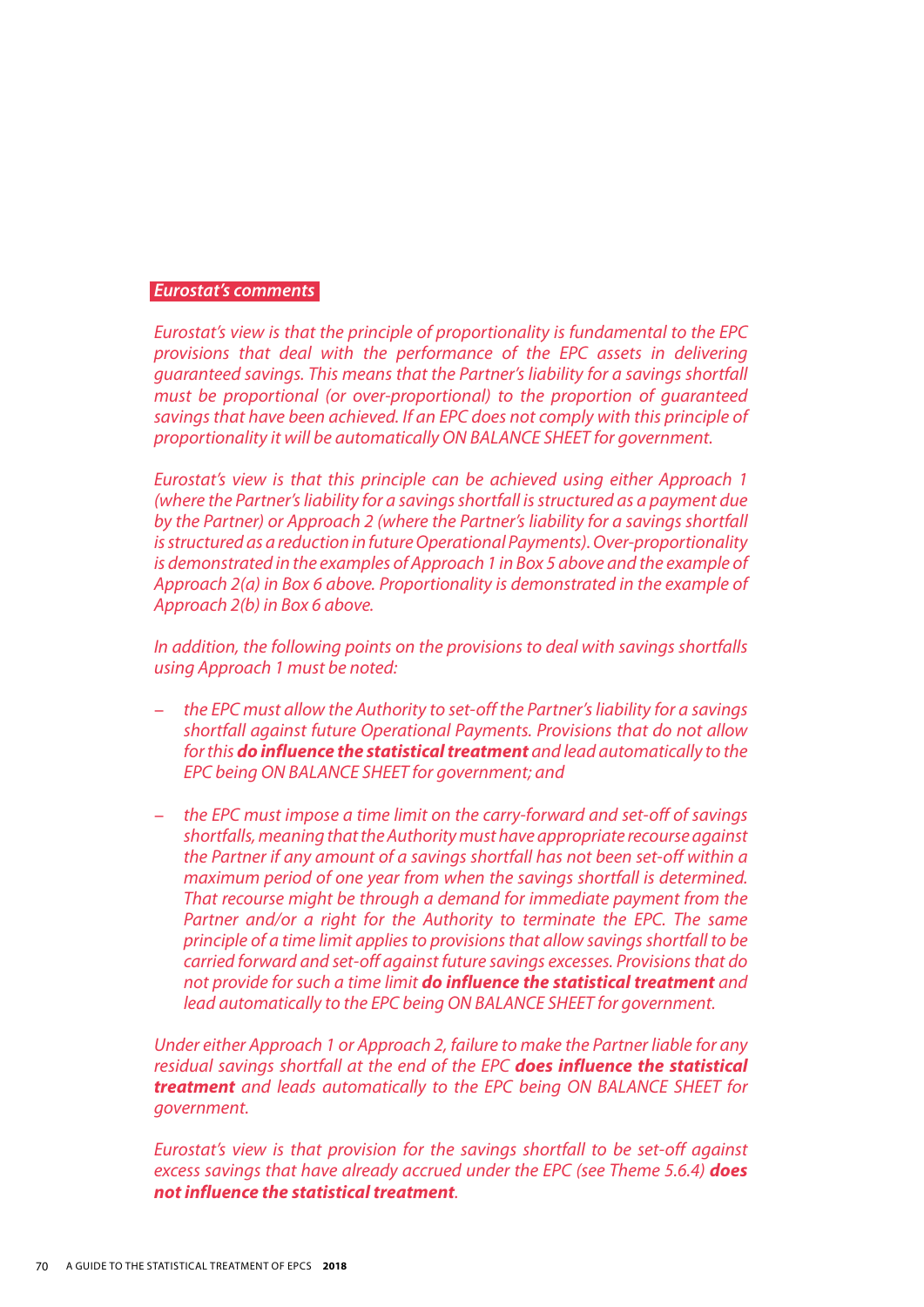*Eurostat's comments*

*Eurostat's view is that the principle of proportionality is fundamental to the EPC provisions that deal with the performance of the EPC assets in delivering guaranteed savings. This means that the Partner's liability for a savings shortfall must be proportional (or over-proportional) to the proportion of guaranteed savings that have been achieved. If an EPC does not comply with this principle of proportionality it will be automatically ON BALANCE SHEET for government.*

*Eurostat's view is that this principle can be achieved using either Approach 1 (where the Partner's liability for a savings shortfall is structured as a payment due by the Partner) or Approach 2 (where the Partner's liability for a savings shortfall is structured as a reduction in future Operational Payments). Over-proportionality is demonstrated in the examples of Approach 1 in Box 5 above and the example of Approach 2(a) in Box 6 above. Proportionality is demonstrated in the example of Approach 2(b) in Box 6 above.*

*In addition, the following points on the provisions to deal with savings shortfalls using Approach 1 must be noted:*

- *the EPC must allow the Authority to set-off the Partner's liability for a savings shortfall against future Operational Payments. Provisions that do not allow for this* ***do influence the statistical treatment*** *and lead automatically to the EPC being ON BALANCE SHEET for government; and*
- *the EPC must impose a time limit on the carry-forward and set-off of savings shortfalls, meaning that the Authority must have appropriate recourse against the Partner if any amount of a savings shortfall has not been set-off within a maximum period of one year from when the savings shortfall is determined. That recourse might be through a demand for immediate payment from the Partner and/or a right for the Authority to terminate the EPC. The same principle of a time limit applies to provisions that allow savings shortfall to be carried forward and set-off against future savings excesses. Provisions that do not provide for such a time limit* ***do influence the statistical treatment*** *and lead automatically to the EPC being ON BALANCE SHEET for government.*

*Under either Approach 1 or Approach 2, failure to make the Partner liable for any residual savings shortfall at the end of the EPC* ***does influence the statistical treatment*** *and leads automatically to the EPC being ON BALANCE SHEET for government.*

*Eurostat's view is that provision for the savings shortfall to be set-off against excess savings that have already accrued under the EPC (see Theme 5.6.4)* ***does not influence the statistical treatment****.*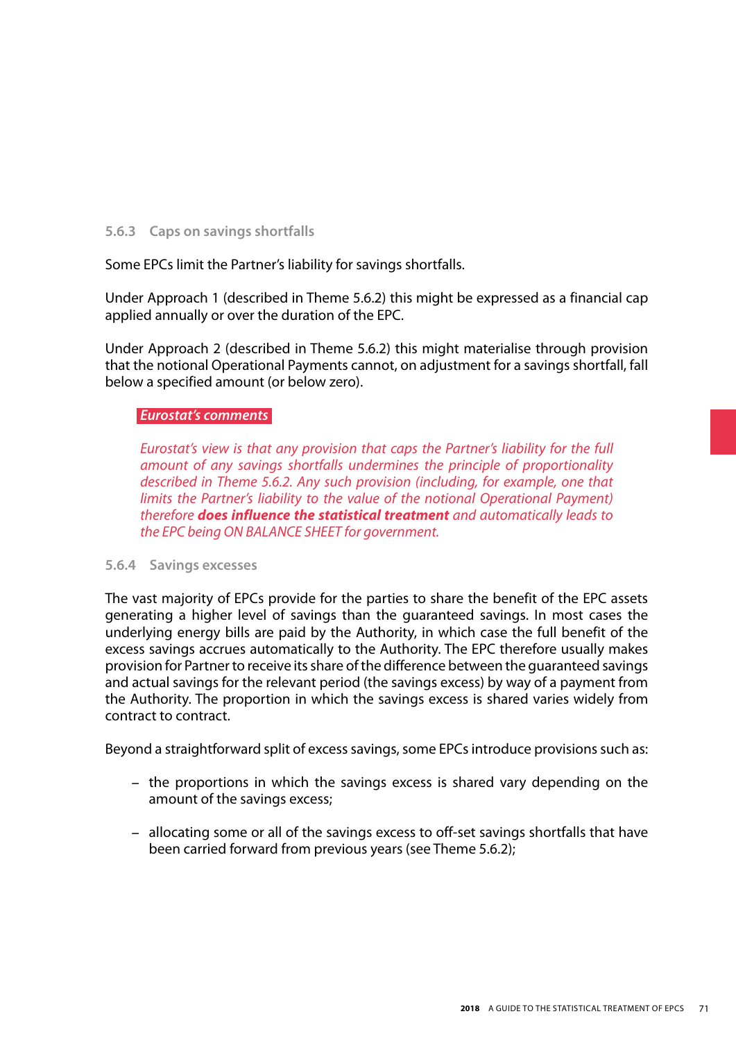### 5.6.3 Caps on savings shortfalls

Some EPCs limit the Partner's liability for savings shortfalls.

Under Approach 1 (described in Theme 5.6.2) this might be expressed as a financial cap applied annually or over the duration of the EPC.

Under Approach 2 (described in Theme 5.6.2) this might materialise through provision that the notional Operational Payments cannot, on adjustment for a savings shortfall, fall below a specified amount (or below zero).

> ***Eurostat's comments***
>
> *Eurostat's view is that any provision that caps the Partner's liability for the full amount of any savings shortfalls undermines the principle of proportionality described in Theme 5.6.2. Any such provision (including, for example, one that limits the Partner's liability to the value of the notional Operational Payment) therefore* ***does influence the statistical treatment*** *and automatically leads to the EPC being ON BALANCE SHEET for government.*

### 5.6.4 Savings excesses

The vast majority of EPCs provide for the parties to share the benefit of the EPC assets generating a higher level of savings than the guaranteed savings. In most cases the underlying energy bills are paid by the Authority, in which case the full benefit of the excess savings accrues automatically to the Authority. The EPC therefore usually makes provision for Partner to receive its share of the difference between the guaranteed savings and actual savings for the relevant period (the savings excess) by way of a payment from the Authority. The proportion in which the savings excess is shared varies widely from contract to contract.

Beyond a straightforward split of excess savings, some EPCs introduce provisions such as:

- the proportions in which the savings excess is shared vary depending on the amount of the savings excess;
- allocating some or all of the savings excess to off-set savings shortfalls that have been carried forward from previous years (see Theme 5.6.2);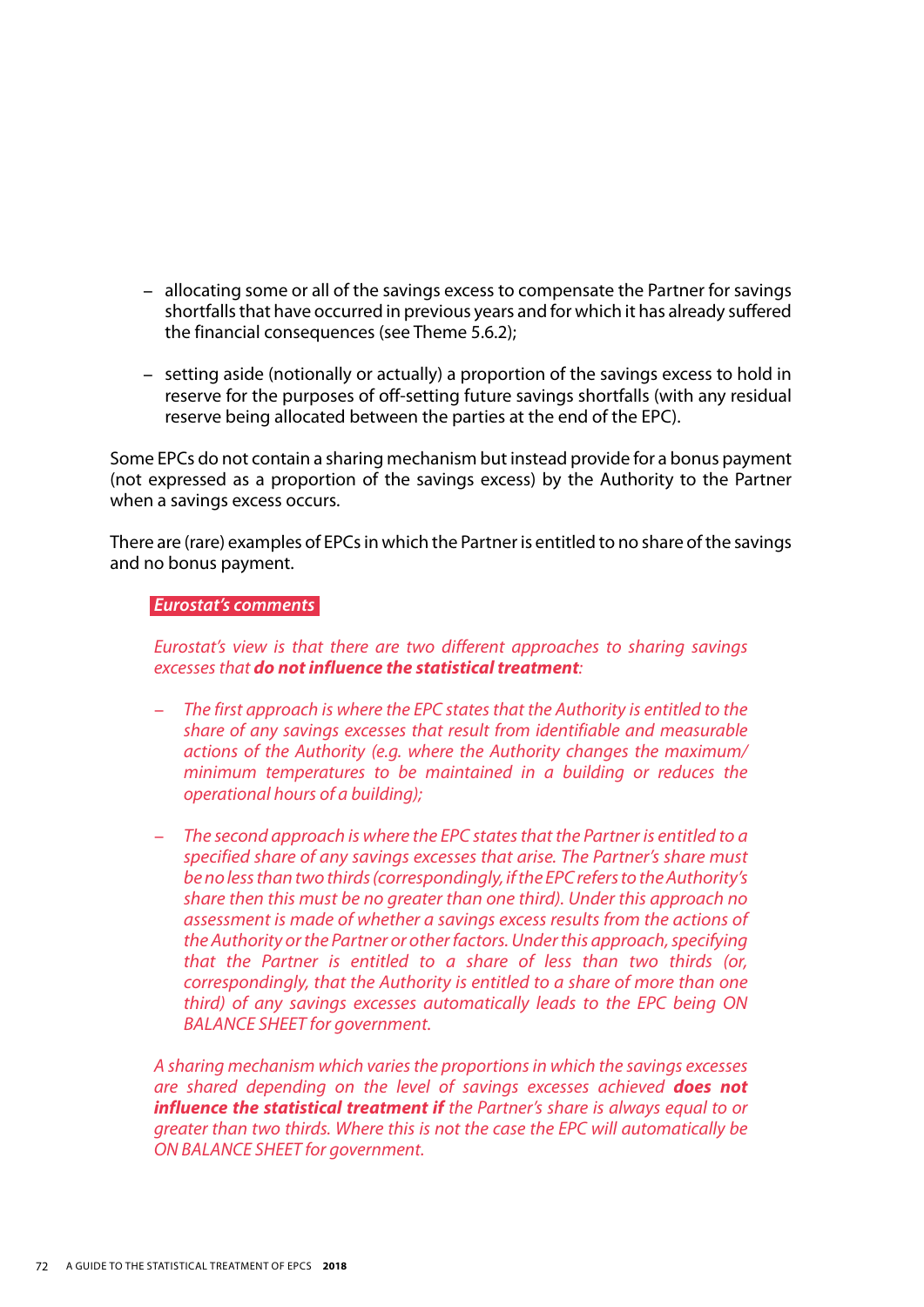- allocating some or all of the savings excess to compensate the Partner for savings shortfalls that have occurred in previous years and for which it has already suffered the financial consequences (see Theme 5.6.2);

- setting aside (notionally or actually) a proportion of the savings excess to hold in reserve for the purposes of off-setting future savings shortfalls (with any residual reserve being allocated between the parties at the end of the EPC).

Some EPCs do not contain a sharing mechanism but instead provide for a bonus payment (not expressed as a proportion of the savings excess) by the Authority to the Partner when a savings excess occurs.

There are (rare) examples of EPCs in which the Partner is entitled to no share of the savings and no bonus payment.

***Eurostat's comments***

*Eurostat's view is that there are two different approaches to sharing savings excesses that* ***do not influence the statistical treatment****:*

- *The first approach is where the EPC states that the Authority is entitled to the share of any savings excesses that result from identifiable and measurable actions of the Authority (e.g. where the Authority changes the maximum/ minimum temperatures to be maintained in a building or reduces the operational hours of a building);*

- *The second approach is where the EPC states that the Partner is entitled to a specified share of any savings excesses that arise. The Partner's share must be no less than two thirds (correspondingly, if the EPC refers to the Authority's share then this must be no greater than one third). Under this approach no assessment is made of whether a savings excess results from the actions of the Authority or the Partner or other factors. Under this approach, specifying that the Partner is entitled to a share of less than two thirds (or, correspondingly, that the Authority is entitled to a share of more than one third) of any savings excesses automatically leads to the EPC being ON BALANCE SHEET for government.*

*A sharing mechanism which varies the proportions in which the savings excesses are shared depending on the level of savings excesses achieved* ***does not influence the statistical treatment if*** *the Partner's share is always equal to or greater than two thirds. Where this is not the case the EPC will automatically be ON BALANCE SHEET for government.*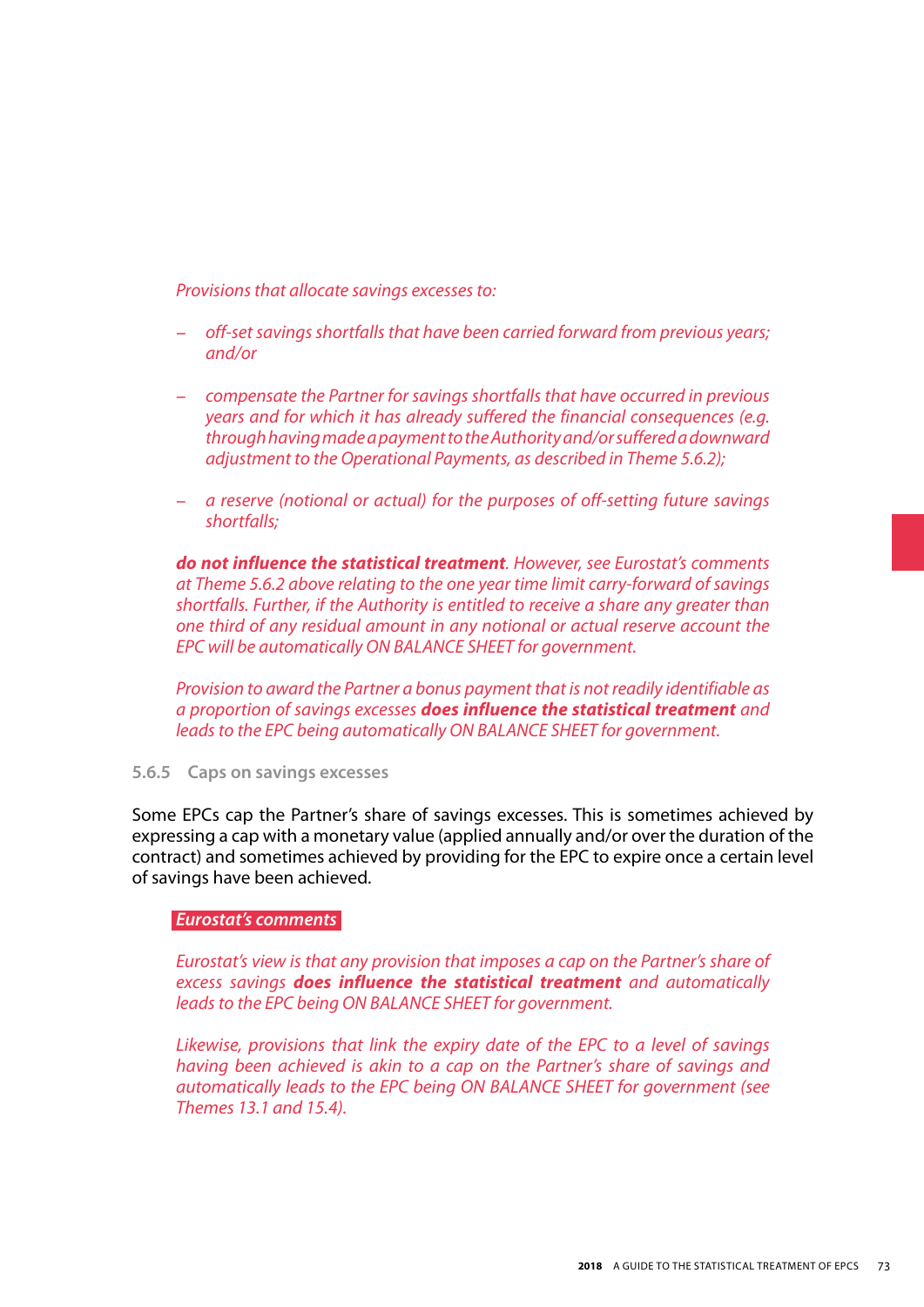*Provisions that allocate savings excesses to:*

- *off-set savings shortfalls that have been carried forward from previous years; and/or*
- *compensate the Partner for savings shortfalls that have occurred in previous years and for which it has already suffered the financial consequences (e.g. through having made a payment to the Authority and/or suffered a downward adjustment to the Operational Payments, as described in Theme 5.6.2);*
- *a reserve (notional or actual) for the purposes of off-setting future savings shortfalls;*

***do not influence the statistical treatment****. However, see Eurostat's comments at Theme 5.6.2 above relating to the one year time limit carry-forward of savings shortfalls. Further, if the Authority is entitled to receive a share any greater than one third of any residual amount in any notional or actual reserve account the EPC will be automatically ON BALANCE SHEET for government.*

*Provision to award the Partner a bonus payment that is not readily identifiable as a proportion of savings excesses* ***does influence the statistical treatment*** *and leads to the EPC being automatically ON BALANCE SHEET for government.*

### 5.6.5 Caps on savings excesses

Some EPCs cap the Partner's share of savings excesses. This is sometimes achieved by expressing a cap with a monetary value (applied annually and/or over the duration of the contract) and sometimes achieved by providing for the EPC to expire once a certain level of savings have been achieved.

***Eurostat's comments***

*Eurostat's view is that any provision that imposes a cap on the Partner's share of excess savings* ***does influence the statistical treatment*** *and automatically leads to the EPC being ON BALANCE SHEET for government.*

*Likewise, provisions that link the expiry date of the EPC to a level of savings having been achieved is akin to a cap on the Partner's share of savings and automatically leads to the EPC being ON BALANCE SHEET for government (see Themes 13.1 and 15.4).*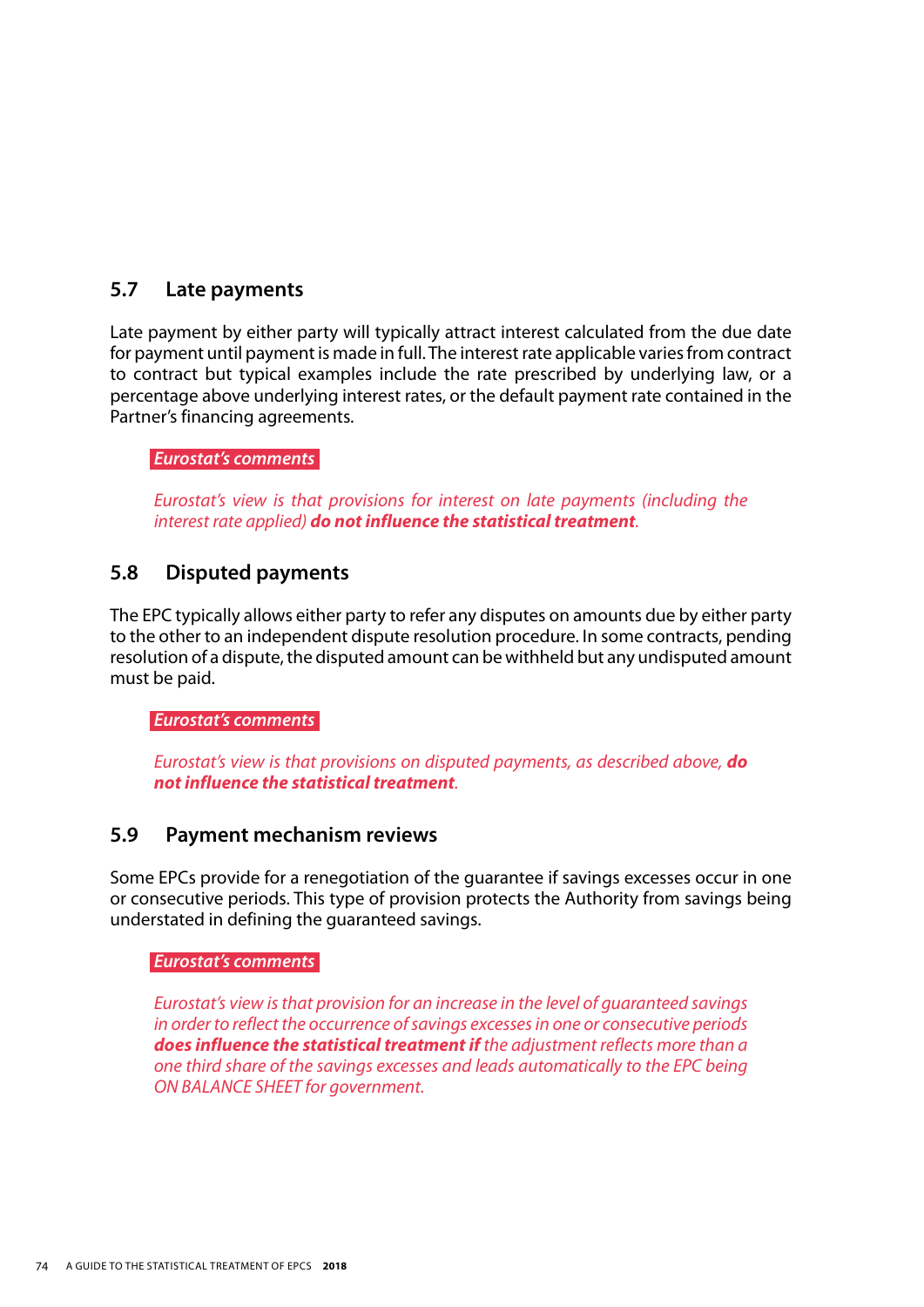## 5.7 Late payments

Late payment by either party will typically attract interest calculated from the due date for payment until payment is made in full. The interest rate applicable varies from contract to contract but typical examples include the rate prescribed by underlying law, or a percentage above underlying interest rates, or the default payment rate contained in the Partner's financing agreements.

***Eurostat's comments***

*Eurostat's view is that provisions for interest on late payments (including the interest rate applied)* ***do not influence the statistical treatment****.*

## 5.8 Disputed payments

The EPC typically allows either party to refer any disputes on amounts due by either party to the other to an independent dispute resolution procedure. In some contracts, pending resolution of a dispute, the disputed amount can be withheld but any undisputed amount must be paid.

***Eurostat's comments***

*Eurostat's view is that provisions on disputed payments, as described above,* ***do not influence the statistical treatment****.*

## 5.9 Payment mechanism reviews

Some EPCs provide for a renegotiation of the guarantee if savings excesses occur in one or consecutive periods. This type of provision protects the Authority from savings being understated in defining the guaranteed savings.

***Eurostat's comments***

*Eurostat's view is that provision for an increase in the level of guaranteed savings in order to reflect the occurrence of savings excesses in one or consecutive periods* ***does influence the statistical treatment if*** *the adjustment reflects more than a one third share of the savings excesses and leads automatically to the EPC being ON BALANCE SHEET for government.*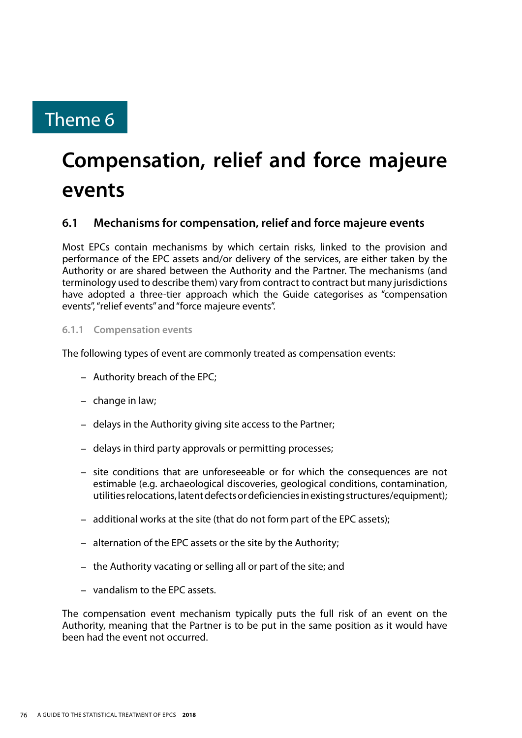# Theme 6

# Compensation, relief and force majeure events

## 6.1 Mechanisms for compensation, relief and force majeure events

Most EPCs contain mechanisms by which certain risks, linked to the provision and performance of the EPC assets and/or delivery of the services, are either taken by the Authority or are shared between the Authority and the Partner. The mechanisms (and terminology used to describe them) vary from contract to contract but many jurisdictions have adopted a three-tier approach which the Guide categorises as "compensation events", "relief events" and "force majeure events".

### 6.1.1 Compensation events

The following types of event are commonly treated as compensation events:

- Authority breach of the EPC;
- change in law;
- delays in the Authority giving site access to the Partner;
- delays in third party approvals or permitting processes;
- site conditions that are unforeseeable or for which the consequences are not estimable (e.g. archaeological discoveries, geological conditions, contamination, utilities relocations, latent defects or deficiencies in existing structures/equipment);
- additional works at the site (that do not form part of the EPC assets);
- alternation of the EPC assets or the site by the Authority;
- the Authority vacating or selling all or part of the site; and
- vandalism to the EPC assets.

The compensation event mechanism typically puts the full risk of an event on the Authority, meaning that the Partner is to be put in the same position as it would have been had the event not occurred.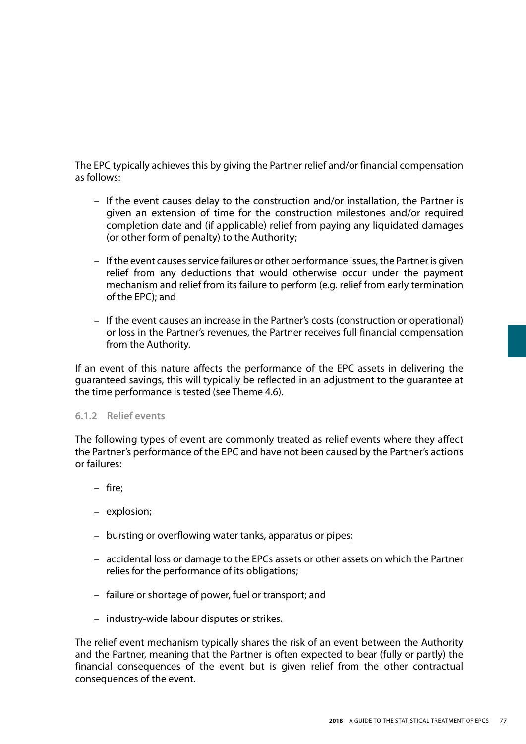The EPC typically achieves this by giving the Partner relief and/or financial compensation as follows:

- If the event causes delay to the construction and/or installation, the Partner is given an extension of time for the construction milestones and/or required completion date and (if applicable) relief from paying any liquidated damages (or other form of penalty) to the Authority;
- If the event causes service failures or other performance issues, the Partner is given relief from any deductions that would otherwise occur under the payment mechanism and relief from its failure to perform (e.g. relief from early termination of the EPC); and
- If the event causes an increase in the Partner's costs (construction or operational) or loss in the Partner's revenues, the Partner receives full financial compensation from the Authority.

If an event of this nature affects the performance of the EPC assets in delivering the guaranteed savings, this will typically be reflected in an adjustment to the guarantee at the time performance is tested (see Theme 4.6).

### 6.1.2 Relief events

The following types of event are commonly treated as relief events where they affect the Partner's performance of the EPC and have not been caused by the Partner's actions or failures:

- fire;
- explosion;
- bursting or overflowing water tanks, apparatus or pipes;
- accidental loss or damage to the EPCs assets or other assets on which the Partner relies for the performance of its obligations;
- failure or shortage of power, fuel or transport; and
- industry-wide labour disputes or strikes.

The relief event mechanism typically shares the risk of an event between the Authority and the Partner, meaning that the Partner is often expected to bear (fully or partly) the financial consequences of the event but is given relief from the other contractual consequences of the event.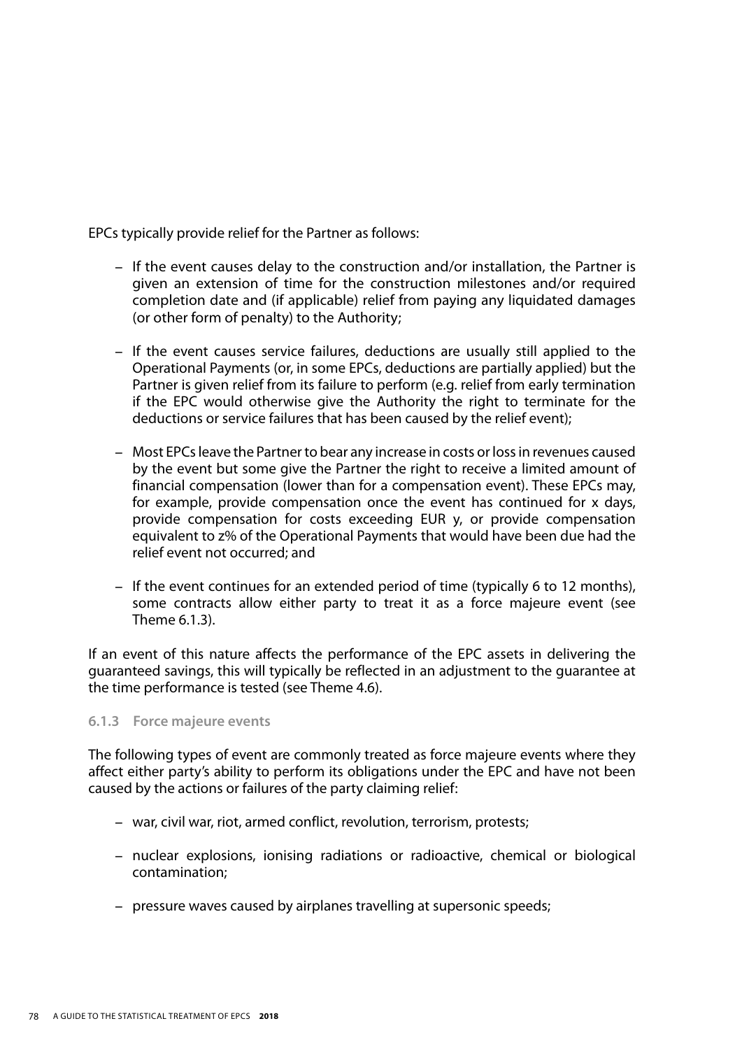EPCs typically provide relief for the Partner as follows:

- If the event causes delay to the construction and/or installation, the Partner is given an extension of time for the construction milestones and/or required completion date and (if applicable) relief from paying any liquidated damages (or other form of penalty) to the Authority;

- If the event causes service failures, deductions are usually still applied to the Operational Payments (or, in some EPCs, deductions are partially applied) but the Partner is given relief from its failure to perform (e.g. relief from early termination if the EPC would otherwise give the Authority the right to terminate for the deductions or service failures that has been caused by the relief event);

- Most EPCs leave the Partner to bear any increase in costs or loss in revenues caused by the event but some give the Partner the right to receive a limited amount of financial compensation (lower than for a compensation event). These EPCs may, for example, provide compensation once the event has continued for x days, provide compensation for costs exceeding EUR y, or provide compensation equivalent to z% of the Operational Payments that would have been due had the relief event not occurred; and

- If the event continues for an extended period of time (typically 6 to 12 months), some contracts allow either party to treat it as a force majeure event (see Theme 6.1.3).

If an event of this nature affects the performance of the EPC assets in delivering the guaranteed savings, this will typically be reflected in an adjustment to the guarantee at the time performance is tested (see Theme 4.6).

### 6.1.3 Force majeure events

The following types of event are commonly treated as force majeure events where they affect either party's ability to perform its obligations under the EPC and have not been caused by the actions or failures of the party claiming relief:

- war, civil war, riot, armed conflict, revolution, terrorism, protests;

- nuclear explosions, ionising radiations or radioactive, chemical or biological contamination;

- pressure waves caused by airplanes travelling at supersonic speeds;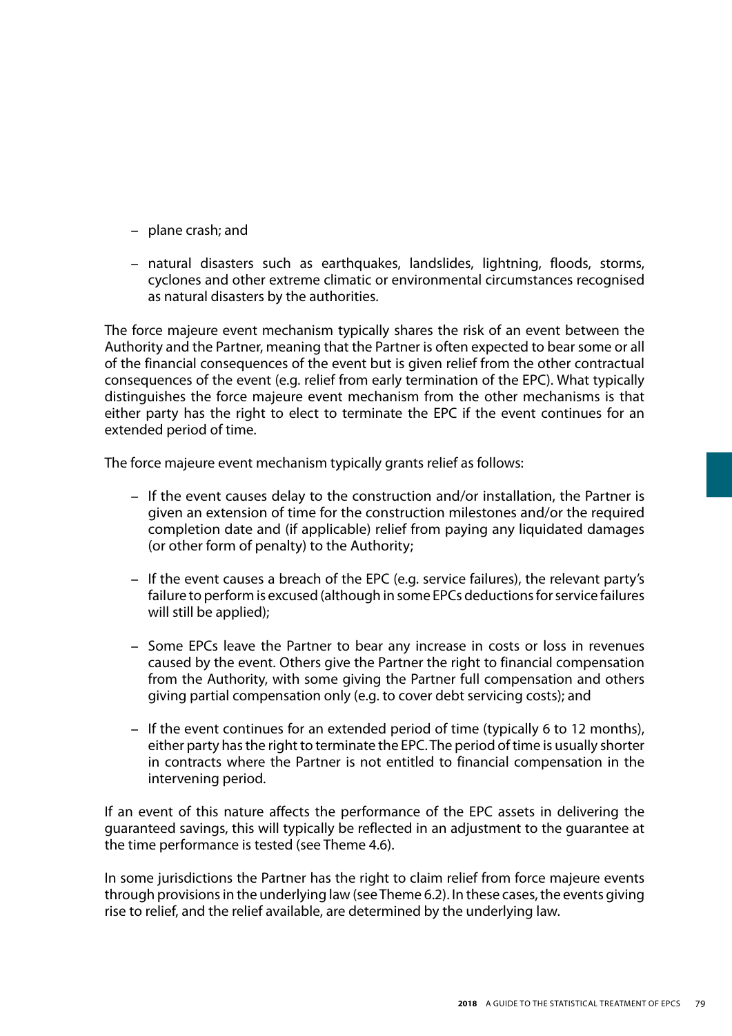– plane crash; and

– natural disasters such as earthquakes, landslides, lightning, floods, storms, cyclones and other extreme climatic or environmental circumstances recognised as natural disasters by the authorities.

The force majeure event mechanism typically shares the risk of an event between the Authority and the Partner, meaning that the Partner is often expected to bear some or all of the financial consequences of the event but is given relief from the other contractual consequences of the event (e.g. relief from early termination of the EPC). What typically distinguishes the force majeure event mechanism from the other mechanisms is that either party has the right to elect to terminate the EPC if the event continues for an extended period of time.

The force majeure event mechanism typically grants relief as follows:

– If the event causes delay to the construction and/or installation, the Partner is given an extension of time for the construction milestones and/or the required completion date and (if applicable) relief from paying any liquidated damages (or other form of penalty) to the Authority;

– If the event causes a breach of the EPC (e.g. service failures), the relevant party's failure to perform is excused (although in some EPCs deductions for service failures will still be applied);

– Some EPCs leave the Partner to bear any increase in costs or loss in revenues caused by the event. Others give the Partner the right to financial compensation from the Authority, with some giving the Partner full compensation and others giving partial compensation only (e.g. to cover debt servicing costs); and

– If the event continues for an extended period of time (typically 6 to 12 months), either party has the right to terminate the EPC. The period of time is usually shorter in contracts where the Partner is not entitled to financial compensation in the intervening period.

If an event of this nature affects the performance of the EPC assets in delivering the guaranteed savings, this will typically be reflected in an adjustment to the guarantee at the time performance is tested (see Theme 4.6).

In some jurisdictions the Partner has the right to claim relief from force majeure events through provisions in the underlying law (see Theme 6.2). In these cases, the events giving rise to relief, and the relief available, are determined by the underlying law.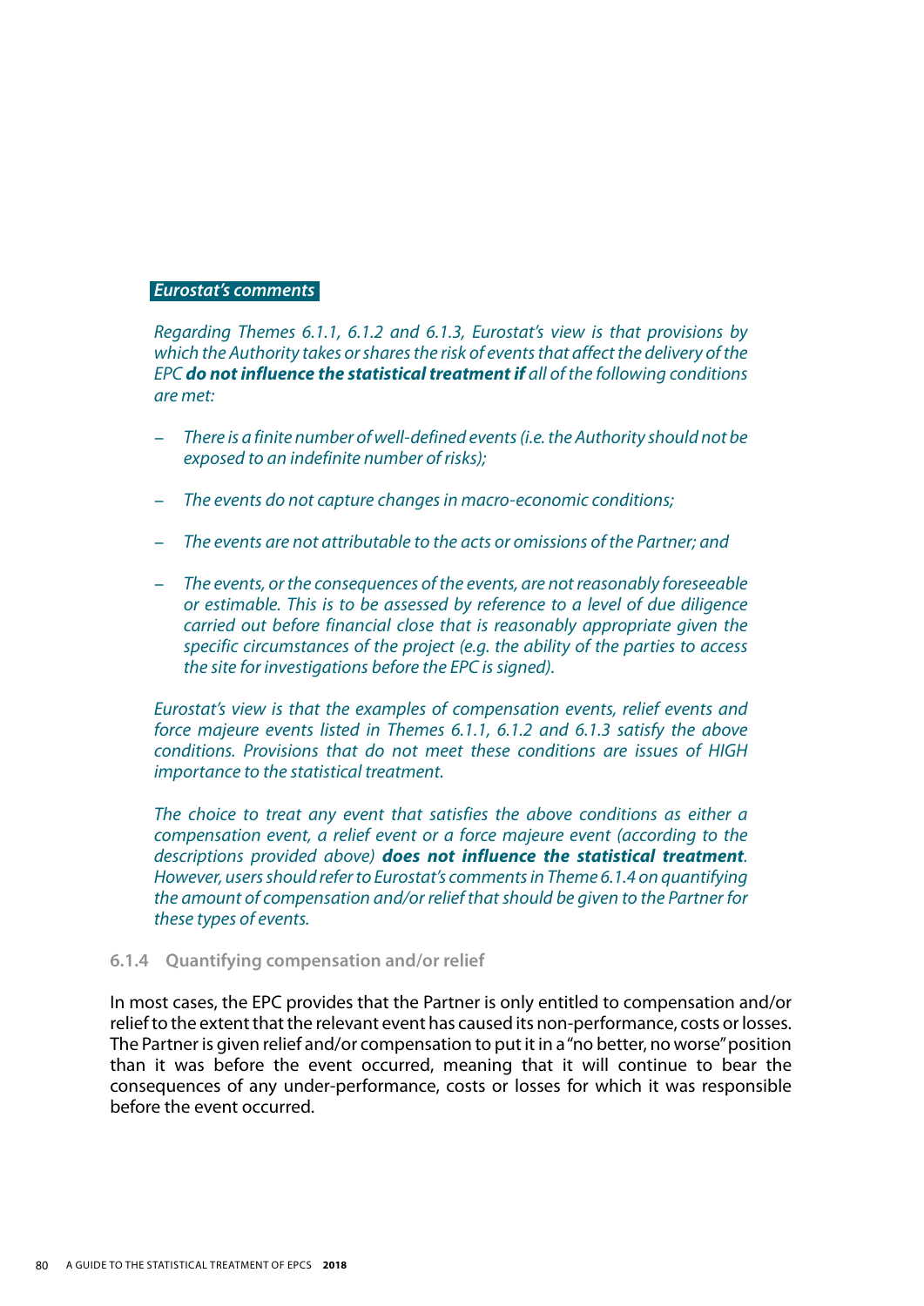*Eurostat's comments*

*Regarding Themes 6.1.1, 6.1.2 and 6.1.3, Eurostat's view is that provisions by which the Authority takes or shares the risk of events that affect the delivery of the EPC* ***do not influence the statistical treatment if*** *all of the following conditions are met:*

- *There is a finite number of well-defined events (i.e. the Authority should not be exposed to an indefinite number of risks);*
- *The events do not capture changes in macro-economic conditions;*
- *The events are not attributable to the acts or omissions of the Partner; and*
- *The events, or the consequences of the events, are not reasonably foreseeable or estimable. This is to be assessed by reference to a level of due diligence carried out before financial close that is reasonably appropriate given the specific circumstances of the project (e.g. the ability of the parties to access the site for investigations before the EPC is signed).*

*Eurostat's view is that the examples of compensation events, relief events and force majeure events listed in Themes 6.1.1, 6.1.2 and 6.1.3 satisfy the above conditions. Provisions that do not meet these conditions are issues of HIGH importance to the statistical treatment.*

*The choice to treat any event that satisfies the above conditions as either a compensation event, a relief event or a force majeure event (according to the descriptions provided above)* ***does not influence the statistical treatment****. However, users should refer to Eurostat's comments in Theme 6.1.4 on quantifying the amount of compensation and/or relief that should be given to the Partner for these types of events.*

### 6.1.4 Quantifying compensation and/or relief

In most cases, the EPC provides that the Partner is only entitled to compensation and/or relief to the extent that the relevant event has caused its non-performance, costs or losses. The Partner is given relief and/or compensation to put it in a "no better, no worse" position than it was before the event occurred, meaning that it will continue to bear the consequences of any under-performance, costs or losses for which it was responsible before the event occurred.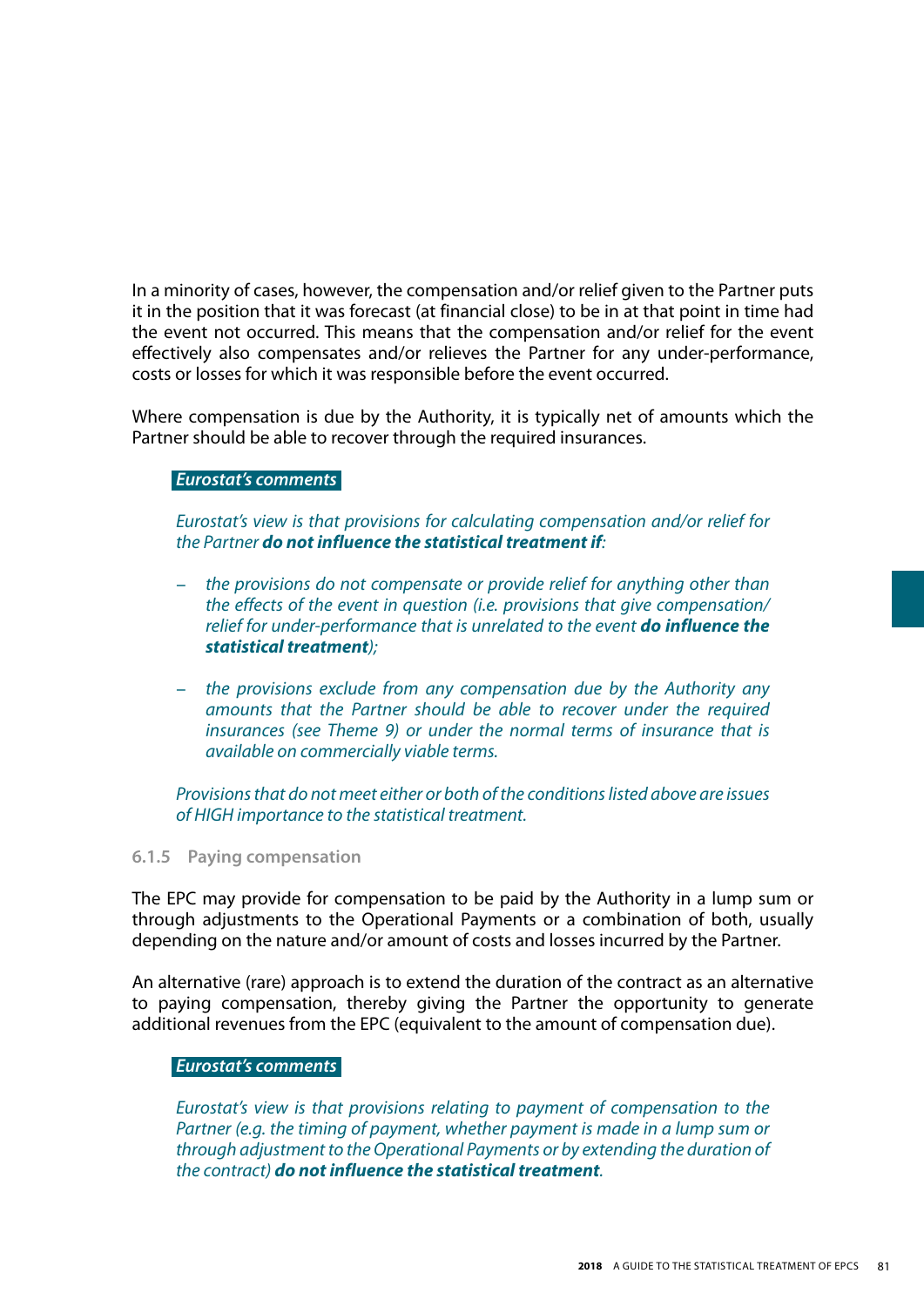In a minority of cases, however, the compensation and/or relief given to the Partner puts it in the position that it was forecast (at financial close) to be in at that point in time had the event not occurred. This means that the compensation and/or relief for the event effectively also compensates and/or relieves the Partner for any under-performance, costs or losses for which it was responsible before the event occurred.

Where compensation is due by the Authority, it is typically net of amounts which the Partner should be able to recover through the required insurances.

***Eurostat's comments***

*Eurostat's view is that provisions for calculating compensation and/or relief for the Partner* ***do not influence the statistical treatment if****:*

- *the provisions do not compensate or provide relief for anything other than the effects of the event in question (i.e. provisions that give compensation/relief for under-performance that is unrelated to the event* ***do influence the statistical treatment****);*
- *the provisions exclude from any compensation due by the Authority any amounts that the Partner should be able to recover under the required insurances (see Theme 9) or under the normal terms of insurance that is available on commercially viable terms.*

*Provisions that do not meet either or both of the conditions listed above are issues of HIGH importance to the statistical treatment.*

### 6.1.5 Paying compensation

The EPC may provide for compensation to be paid by the Authority in a lump sum or through adjustments to the Operational Payments or a combination of both, usually depending on the nature and/or amount of costs and losses incurred by the Partner.

An alternative (rare) approach is to extend the duration of the contract as an alternative to paying compensation, thereby giving the Partner the opportunity to generate additional revenues from the EPC (equivalent to the amount of compensation due).

***Eurostat's comments***

*Eurostat's view is that provisions relating to payment of compensation to the Partner (e.g. the timing of payment, whether payment is made in a lump sum or through adjustment to the Operational Payments or by extending the duration of the contract)* ***do not influence the statistical treatment****.*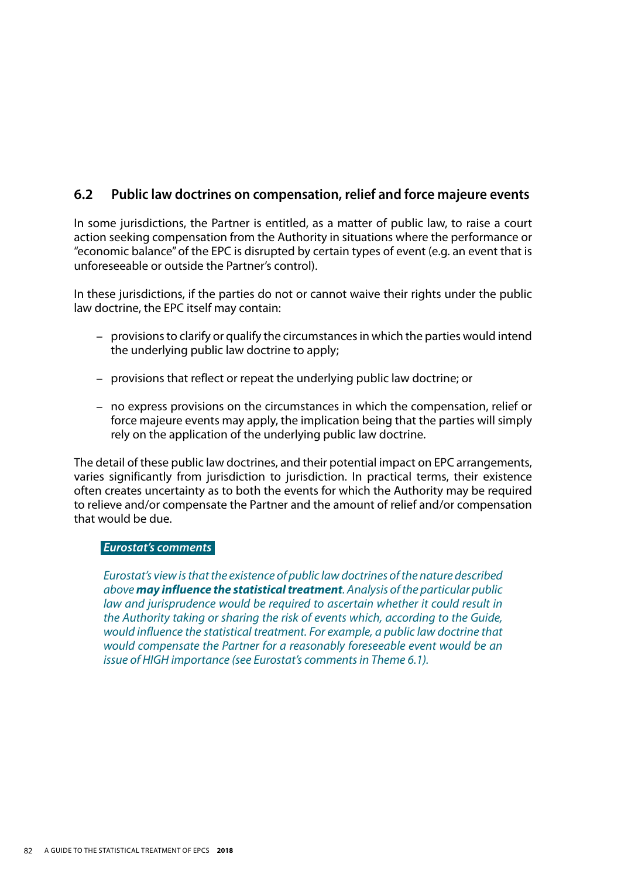## 6.2 Public law doctrines on compensation, relief and force majeure events

In some jurisdictions, the Partner is entitled, as a matter of public law, to raise a court action seeking compensation from the Authority in situations where the performance or "economic balance" of the EPC is disrupted by certain types of event (e.g. an event that is unforeseeable or outside the Partner's control).

In these jurisdictions, if the parties do not or cannot waive their rights under the public law doctrine, the EPC itself may contain:

- provisions to clarify or qualify the circumstances in which the parties would intend the underlying public law doctrine to apply;
- provisions that reflect or repeat the underlying public law doctrine; or
- no express provisions on the circumstances in which the compensation, relief or force majeure events may apply, the implication being that the parties will simply rely on the application of the underlying public law doctrine.

The detail of these public law doctrines, and their potential impact on EPC arrangements, varies significantly from jurisdiction to jurisdiction. In practical terms, their existence often creates uncertainty as to both the events for which the Authority may be required to relieve and/or compensate the Partner and the amount of relief and/or compensation that would be due.

***Eurostat's comments***

*Eurostat's view is that the existence of public law doctrines of the nature described above* ***may influence the statistical treatment****. Analysis of the particular public law and jurisprudence would be required to ascertain whether it could result in the Authority taking or sharing the risk of events which, according to the Guide, would influence the statistical treatment. For example, a public law doctrine that would compensate the Partner for a reasonably foreseeable event would be an issue of HIGH importance (see Eurostat's comments in Theme 6.1).*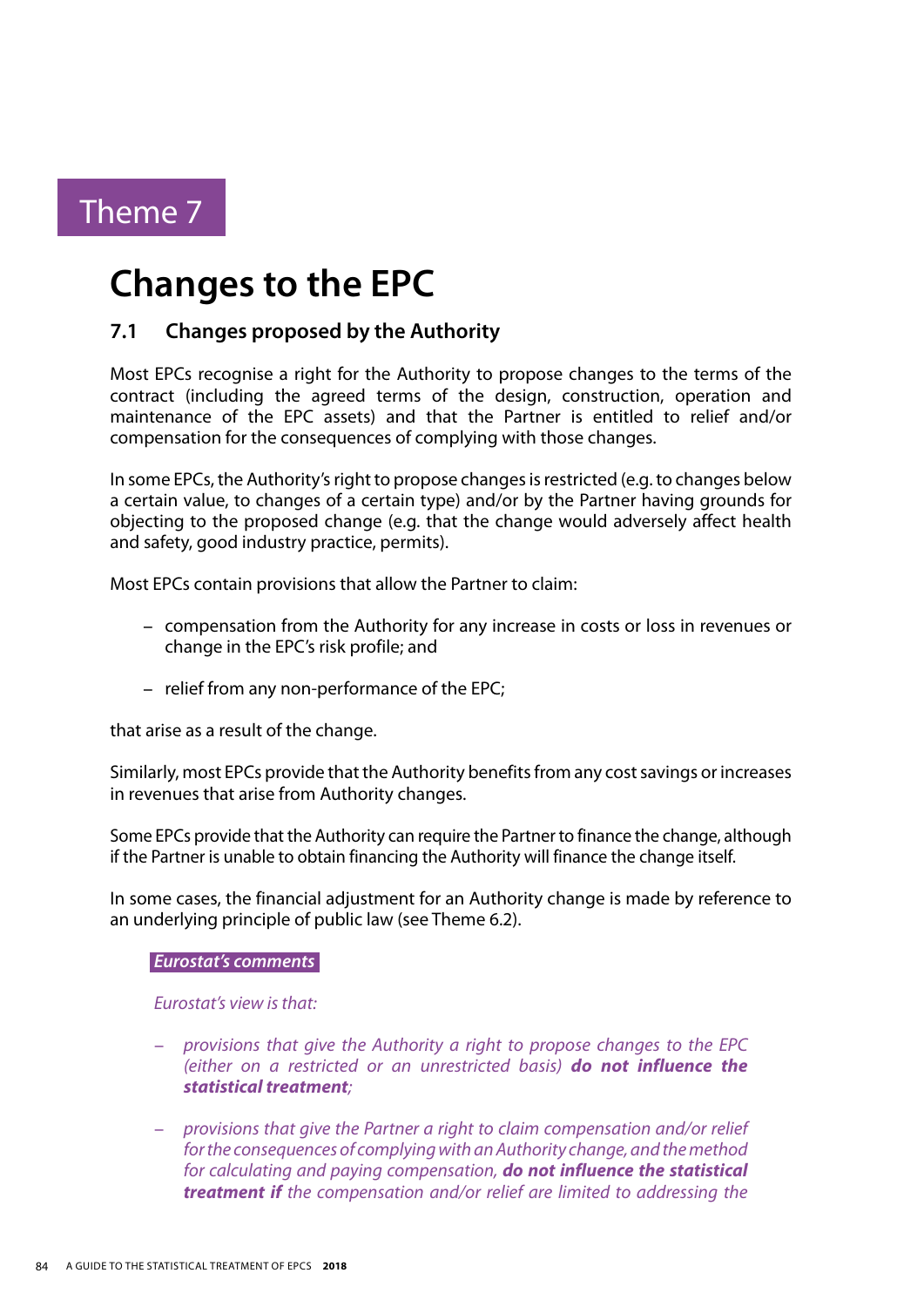# Theme 7

# Changes to the EPC

## 7.1 Changes proposed by the Authority

Most EPCs recognise a right for the Authority to propose changes to the terms of the contract (including the agreed terms of the design, construction, operation and maintenance of the EPC assets) and that the Partner is entitled to relief and/or compensation for the consequences of complying with those changes.

In some EPCs, the Authority's right to propose changes is restricted (e.g. to changes below a certain value, to changes of a certain type) and/or by the Partner having grounds for objecting to the proposed change (e.g. that the change would adversely affect health and safety, good industry practice, permits).

Most EPCs contain provisions that allow the Partner to claim:

- compensation from the Authority for any increase in costs or loss in revenues or change in the EPC's risk profile; and
- relief from any non-performance of the EPC;

that arise as a result of the change.

Similarly, most EPCs provide that the Authority benefits from any cost savings or increases in revenues that arise from Authority changes.

Some EPCs provide that the Authority can require the Partner to finance the change, although if the Partner is unable to obtain financing the Authority will finance the change itself.

In some cases, the financial adjustment for an Authority change is made by reference to an underlying principle of public law (see Theme 6.2).

***Eurostat's comments***

*Eurostat's view is that:*

- *provisions that give the Authority a right to propose changes to the EPC (either on a restricted or an unrestricted basis)* ***do not influence the statistical treatment****;*
- *provisions that give the Partner a right to claim compensation and/or relief for the consequences of complying with an Authority change, and the method for calculating and paying compensation,* ***do not influence the statistical treatment if*** *the compensation and/or relief are limited to addressing the*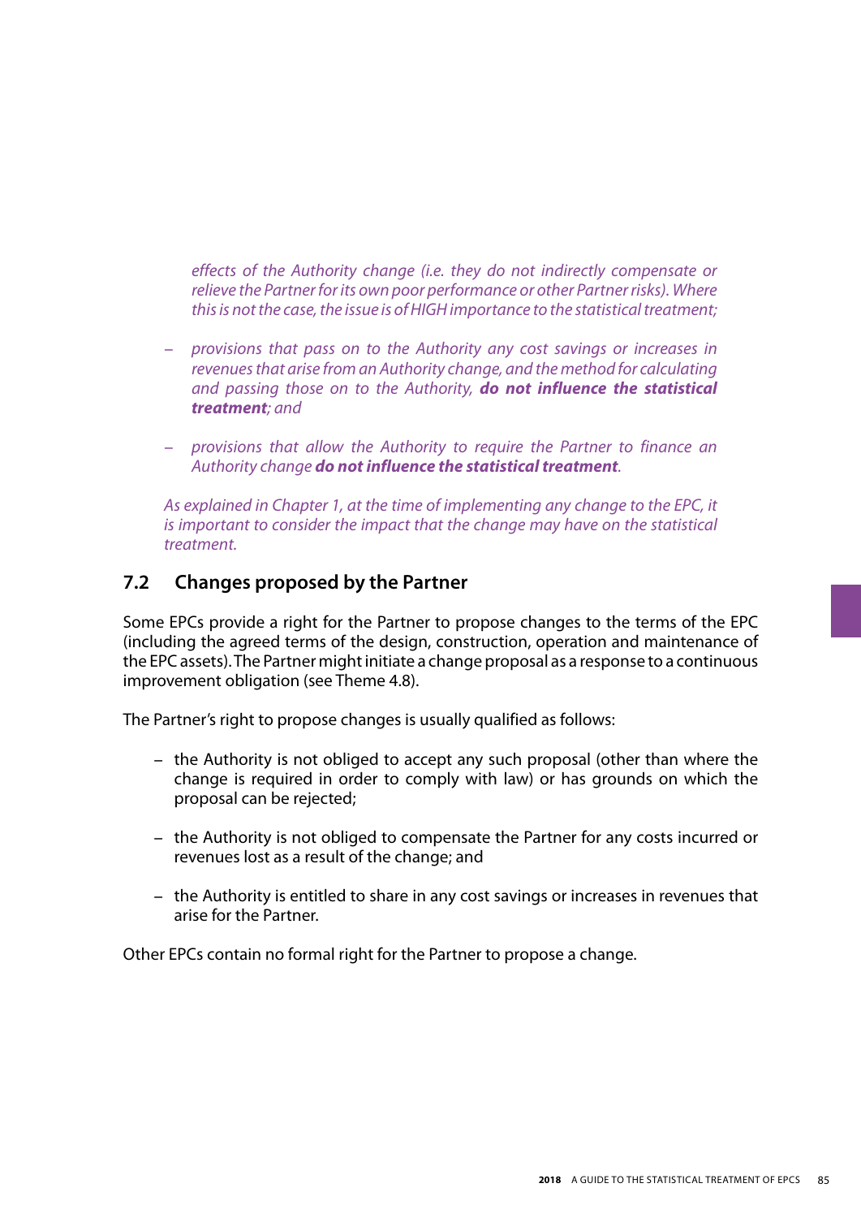*effects of the Authority change (i.e. they do not indirectly compensate or relieve the Partner for its own poor performance or other Partner risks). Where this is not the case, the issue is of HIGH importance to the statistical treatment;*

- *provisions that pass on to the Authority any cost savings or increases in revenues that arise from an Authority change, and the method for calculating and passing those on to the Authority,* ***do not influence the statistical treatment****; and*

- *provisions that allow the Authority to require the Partner to finance an Authority change* ***do not influence the statistical treatment****.*

*As explained in Chapter 1, at the time of implementing any change to the EPC, it is important to consider the impact that the change may have on the statistical treatment.*

## 7.2 Changes proposed by the Partner

Some EPCs provide a right for the Partner to propose changes to the terms of the EPC (including the agreed terms of the design, construction, operation and maintenance of the EPC assets). The Partner might initiate a change proposal as a response to a continuous improvement obligation (see Theme 4.8).

The Partner's right to propose changes is usually qualified as follows:

- the Authority is not obliged to accept any such proposal (other than where the change is required in order to comply with law) or has grounds on which the proposal can be rejected;
- the Authority is not obliged to compensate the Partner for any costs incurred or revenues lost as a result of the change; and
- the Authority is entitled to share in any cost savings or increases in revenues that arise for the Partner.

Other EPCs contain no formal right for the Partner to propose a change.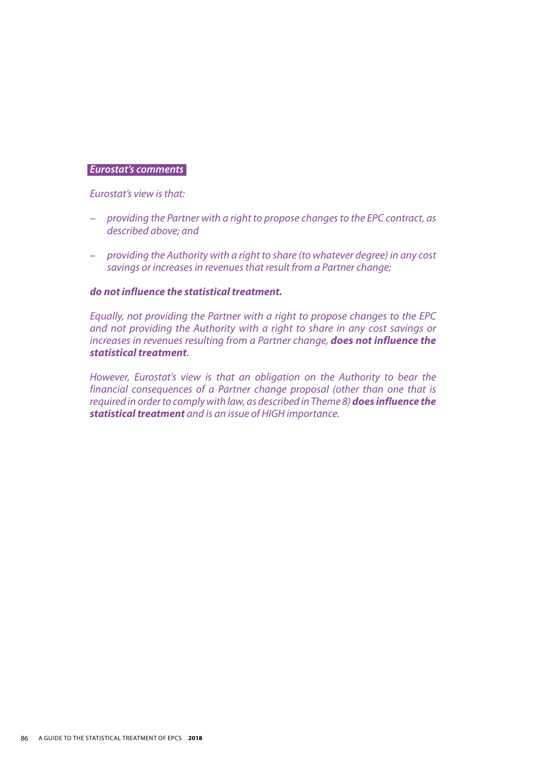*Eurostat's comments*

*Eurostat's view is that:*

- *providing the Partner with a right to propose changes to the EPC contract, as described above; and*
- *providing the Authority with a right to share (to whatever degree) in any cost savings or increases in revenues that result from a Partner change;*

***do not influence the statistical treatment.***

*Equally, not providing the Partner with a right to propose changes to the EPC and not providing the Authority with a right to share in any cost savings or increases in revenues resulting from a Partner change,* ***does not influence the statistical treatment****.*

*However, Eurostat's view is that an obligation on the Authority to bear the financial consequences of a Partner change proposal (other than one that is required in order to comply with law, as described in Theme 8)* ***does influence the statistical treatment*** *and is an issue of HIGH importance.*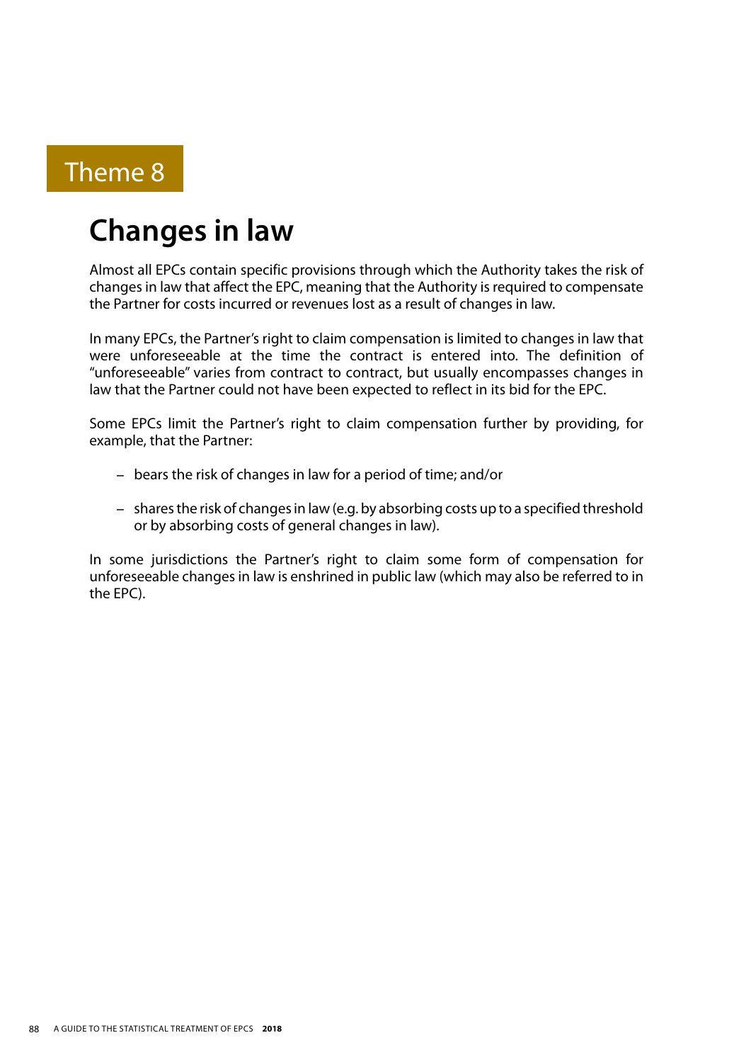Theme 8

# Changes in law

Almost all EPCs contain specific provisions through which the Authority takes the risk of changes in law that affect the EPC, meaning that the Authority is required to compensate the Partner for costs incurred or revenues lost as a result of changes in law.

In many EPCs, the Partner's right to claim compensation is limited to changes in law that were unforeseeable at the time the contract is entered into. The definition of "unforeseeable" varies from contract to contract, but usually encompasses changes in law that the Partner could not have been expected to reflect in its bid for the EPC.

Some EPCs limit the Partner's right to claim compensation further by providing, for example, that the Partner:

- bears the risk of changes in law for a period of time; and/or
- shares the risk of changes in law (e.g. by absorbing costs up to a specified threshold or by absorbing costs of general changes in law).

In some jurisdictions the Partner's right to claim some form of compensation for unforeseeable changes in law is enshrined in public law (which may also be referred to in the EPC).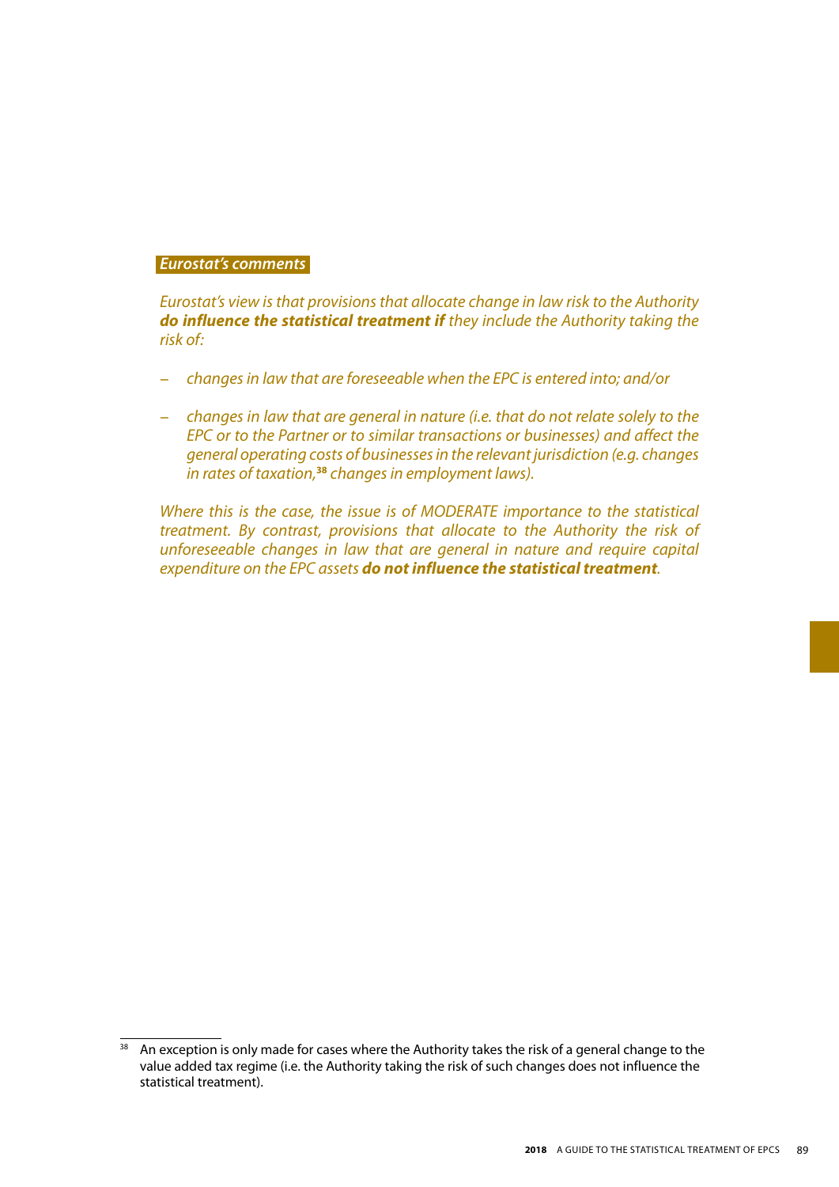***Eurostat's comments***

*Eurostat's view is that provisions that allocate change in law risk to the Authority* ***do influence the statistical treatment if*** *they include the Authority taking the risk of:*

– *changes in law that are foreseeable when the EPC is entered into; and/or*

– *changes in law that are general in nature (i.e. that do not relate solely to the EPC or to the Partner or to similar transactions or businesses) and affect the general operating costs of businesses in the relevant jurisdiction (e.g. changes in rates of taxation,*[38] *changes in employment laws).*

*Where this is the case, the issue is of MODERATE importance to the statistical treatment. By contrast, provisions that allocate to the Authority the risk of unforeseeable changes in law that are general in nature and require capital expenditure on the EPC assets* ***do not influence the statistical treatment****.*

---

[38] An exception is only made for cases where the Authority takes the risk of a general change to the value added tax regime (i.e. the Authority taking the risk of such changes does not influence the statistical treatment).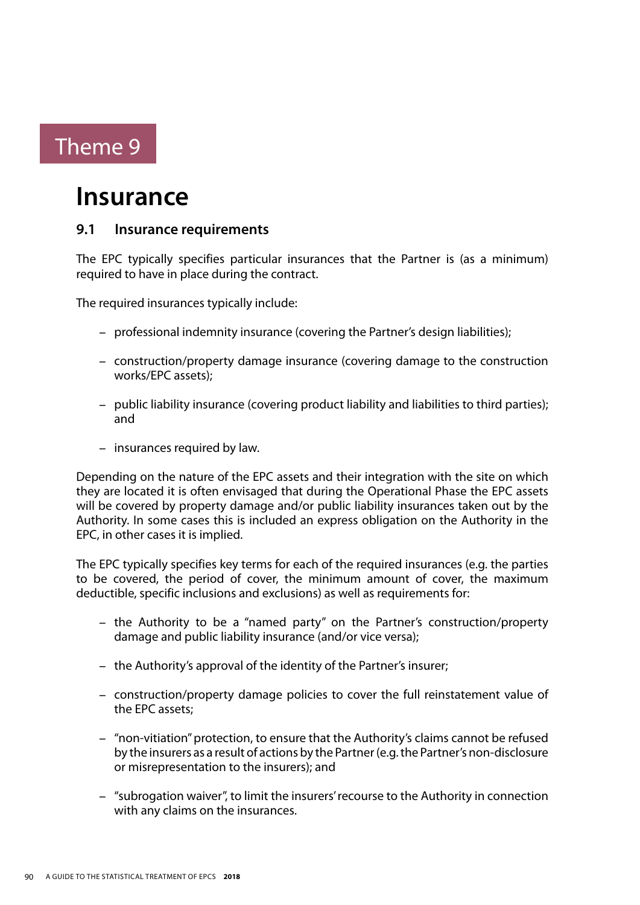Theme 9

# Insurance

## 9.1 Insurance requirements

The EPC typically specifies particular insurances that the Partner is (as a minimum) required to have in place during the contract.

The required insurances typically include:

- professional indemnity insurance (covering the Partner's design liabilities);
- construction/property damage insurance (covering damage to the construction works/EPC assets);
- public liability insurance (covering product liability and liabilities to third parties); and
- insurances required by law.

Depending on the nature of the EPC assets and their integration with the site on which they are located it is often envisaged that during the Operational Phase the EPC assets will be covered by property damage and/or public liability insurances taken out by the Authority. In some cases this is included an express obligation on the Authority in the EPC, in other cases it is implied.

The EPC typically specifies key terms for each of the required insurances (e.g. the parties to be covered, the period of cover, the minimum amount of cover, the maximum deductible, specific inclusions and exclusions) as well as requirements for:

- the Authority to be a "named party" on the Partner's construction/property damage and public liability insurance (and/or vice versa);
- the Authority's approval of the identity of the Partner's insurer;
- construction/property damage policies to cover the full reinstatement value of the EPC assets;
- "non-vitiation" protection, to ensure that the Authority's claims cannot be refused by the insurers as a result of actions by the Partner (e.g. the Partner's non-disclosure or misrepresentation to the insurers); and
- "subrogation waiver", to limit the insurers' recourse to the Authority in connection with any claims on the insurances.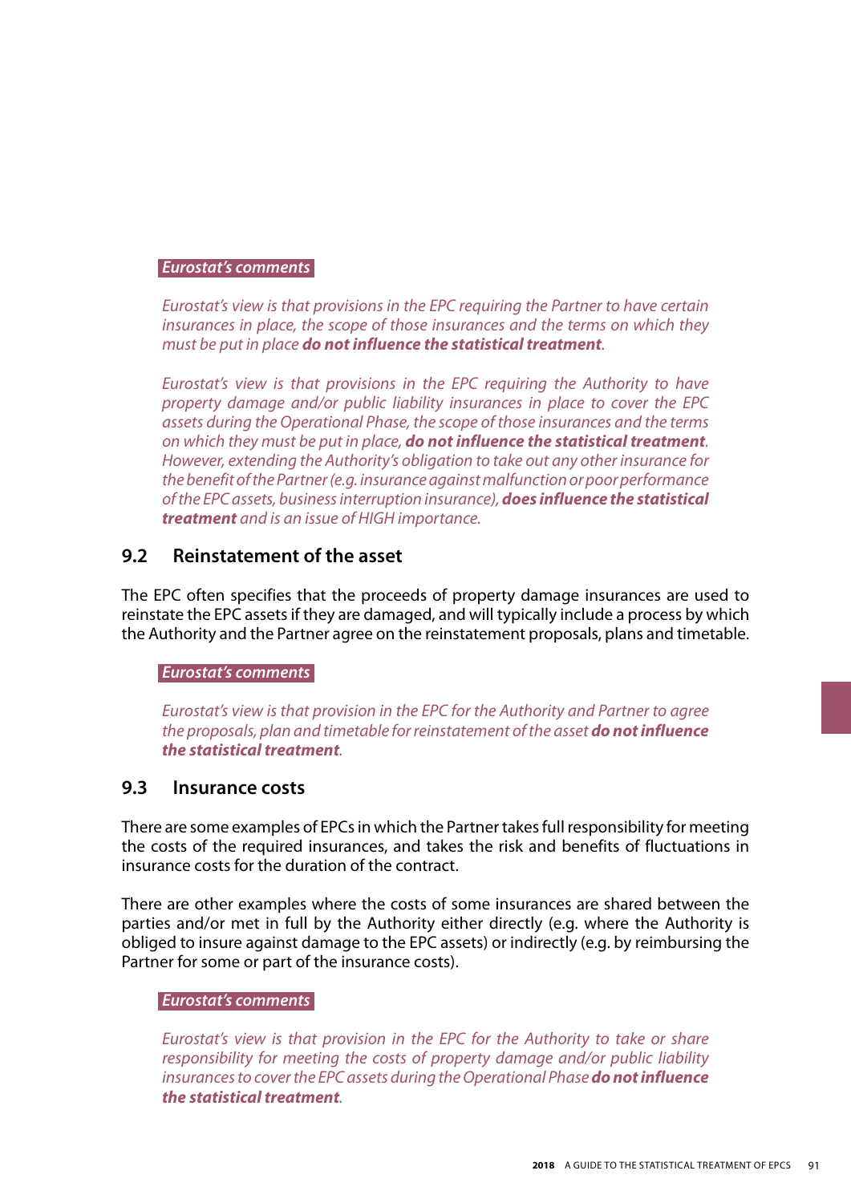**Eurostat's comments**

*Eurostat's view is that provisions in the EPC requiring the Partner to have certain insurances in place, the scope of those insurances and the terms on which they must be put in place* ***do not influence the statistical treatment****.*

*Eurostat's view is that provisions in the EPC requiring the Authority to have property damage and/or public liability insurances in place to cover the EPC assets during the Operational Phase, the scope of those insurances and the terms on which they must be put in place,* ***do not influence the statistical treatment****. However, extending the Authority's obligation to take out any other insurance for the benefit of the Partner (e.g. insurance against malfunction or poor performance of the EPC assets, business interruption insurance),* ***does influence the statistical treatment*** *and is an issue of HIGH importance.*

## 9.2 Reinstatement of the asset

The EPC often specifies that the proceeds of property damage insurances are used to reinstate the EPC assets if they are damaged, and will typically include a process by which the Authority and the Partner agree on the reinstatement proposals, plans and timetable.

**Eurostat's comments**

*Eurostat's view is that provision in the EPC for the Authority and Partner to agree the proposals, plan and timetable for reinstatement of the asset* ***do not influence the statistical treatment****.*

## 9.3 Insurance costs

There are some examples of EPCs in which the Partner takes full responsibility for meeting the costs of the required insurances, and takes the risk and benefits of fluctuations in insurance costs for the duration of the contract.

There are other examples where the costs of some insurances are shared between the parties and/or met in full by the Authority either directly (e.g. where the Authority is obliged to insure against damage to the EPC assets) or indirectly (e.g. by reimbursing the Partner for some or part of the insurance costs).

**Eurostat's comments**

*Eurostat's view is that provision in the EPC for the Authority to take or share responsibility for meeting the costs of property damage and/or public liability insurances to cover the EPC assets during the Operational Phase* ***do not influence the statistical treatment****.*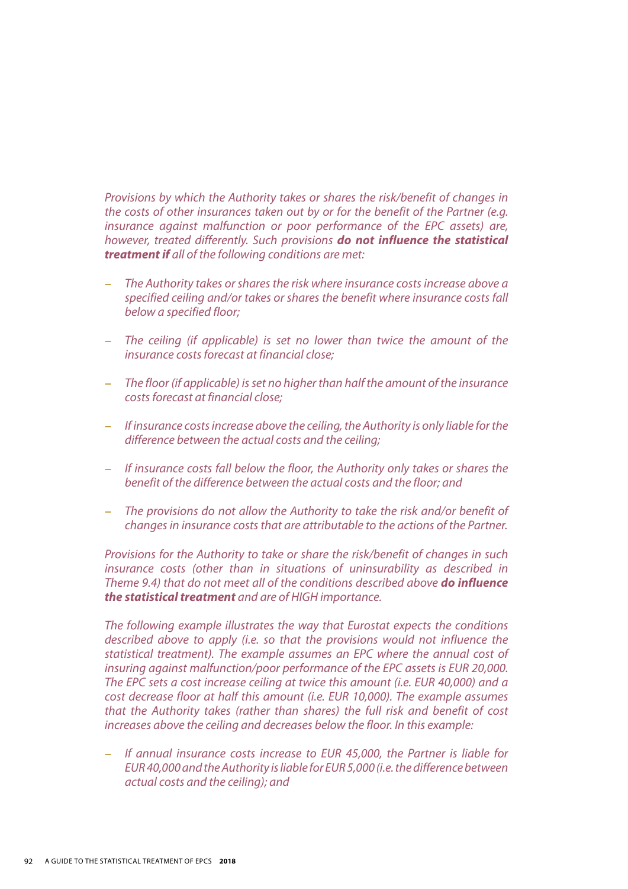*Provisions by which the Authority takes or shares the risk/benefit of changes in the costs of other insurances taken out by or for the benefit of the Partner (e.g. insurance against malfunction or poor performance of the EPC assets) are, however, treated differently. Such provisions* ***do not influence the statistical treatment if*** *all of the following conditions are met:*

- *The Authority takes or shares the risk where insurance costs increase above a specified ceiling and/or takes or shares the benefit where insurance costs fall below a specified floor;*
- *The ceiling (if applicable) is set no lower than twice the amount of the insurance costs forecast at financial close;*
- *The floor (if applicable) is set no higher than half the amount of the insurance costs forecast at financial close;*
- *If insurance costs increase above the ceiling, the Authority is only liable for the difference between the actual costs and the ceiling;*
- *If insurance costs fall below the floor, the Authority only takes or shares the benefit of the difference between the actual costs and the floor; and*
- *The provisions do not allow the Authority to take the risk and/or benefit of changes in insurance costs that are attributable to the actions of the Partner.*

*Provisions for the Authority to take or share the risk/benefit of changes in such insurance costs (other than in situations of uninsurability as described in Theme 9.4) that do not meet all of the conditions described above* ***do influence the statistical treatment*** *and are of HIGH importance.*

*The following example illustrates the way that Eurostat expects the conditions described above to apply (i.e. so that the provisions would not influence the statistical treatment). The example assumes an EPC where the annual cost of insuring against malfunction/poor performance of the EPC assets is EUR 20,000. The EPC sets a cost increase ceiling at twice this amount (i.e. EUR 40,000) and a cost decrease floor at half this amount (i.e. EUR 10,000). The example assumes that the Authority takes (rather than shares) the full risk and benefit of cost increases above the ceiling and decreases below the floor. In this example:*

- *If annual insurance costs increase to EUR 45,000, the Partner is liable for EUR 40,000 and the Authority is liable for EUR 5,000 (i.e. the difference between actual costs and the ceiling); and*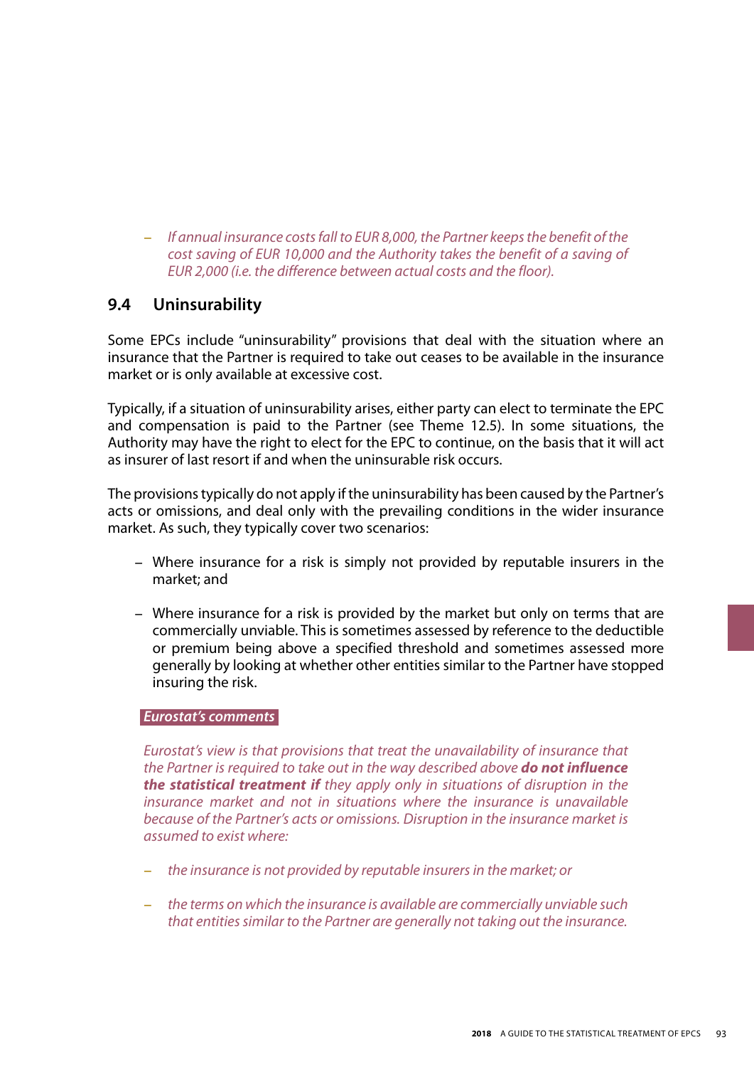– *If annual insurance costs fall to EUR 8,000, the Partner keeps the benefit of the cost saving of EUR 10,000 and the Authority takes the benefit of a saving of EUR 2,000 (i.e. the difference between actual costs and the floor).*

## 9.4 Uninsurability

Some EPCs include "uninsurability" provisions that deal with the situation where an insurance that the Partner is required to take out ceases to be available in the insurance market or is only available at excessive cost.

Typically, if a situation of uninsurability arises, either party can elect to terminate the EPC and compensation is paid to the Partner (see Theme 12.5). In some situations, the Authority may have the right to elect for the EPC to continue, on the basis that it will act as insurer of last resort if and when the uninsurable risk occurs.

The provisions typically do not apply if the uninsurability has been caused by the Partner's acts or omissions, and deal only with the prevailing conditions in the wider insurance market. As such, they typically cover two scenarios:

– Where insurance for a risk is simply not provided by reputable insurers in the market; and

– Where insurance for a risk is provided by the market but only on terms that are commercially unviable. This is sometimes assessed by reference to the deductible or premium being above a specified threshold and sometimes assessed more generally by looking at whether other entities similar to the Partner have stopped insuring the risk.

***Eurostat's comments***

*Eurostat's view is that provisions that treat the unavailability of insurance that the Partner is required to take out in the way described above* ***do not influence the statistical treatment if*** *they apply only in situations of disruption in the insurance market and not in situations where the insurance is unavailable because of the Partner's acts or omissions. Disruption in the insurance market is assumed to exist where:*

– *the insurance is not provided by reputable insurers in the market; or*

– *the terms on which the insurance is available are commercially unviable such that entities similar to the Partner are generally not taking out the insurance.*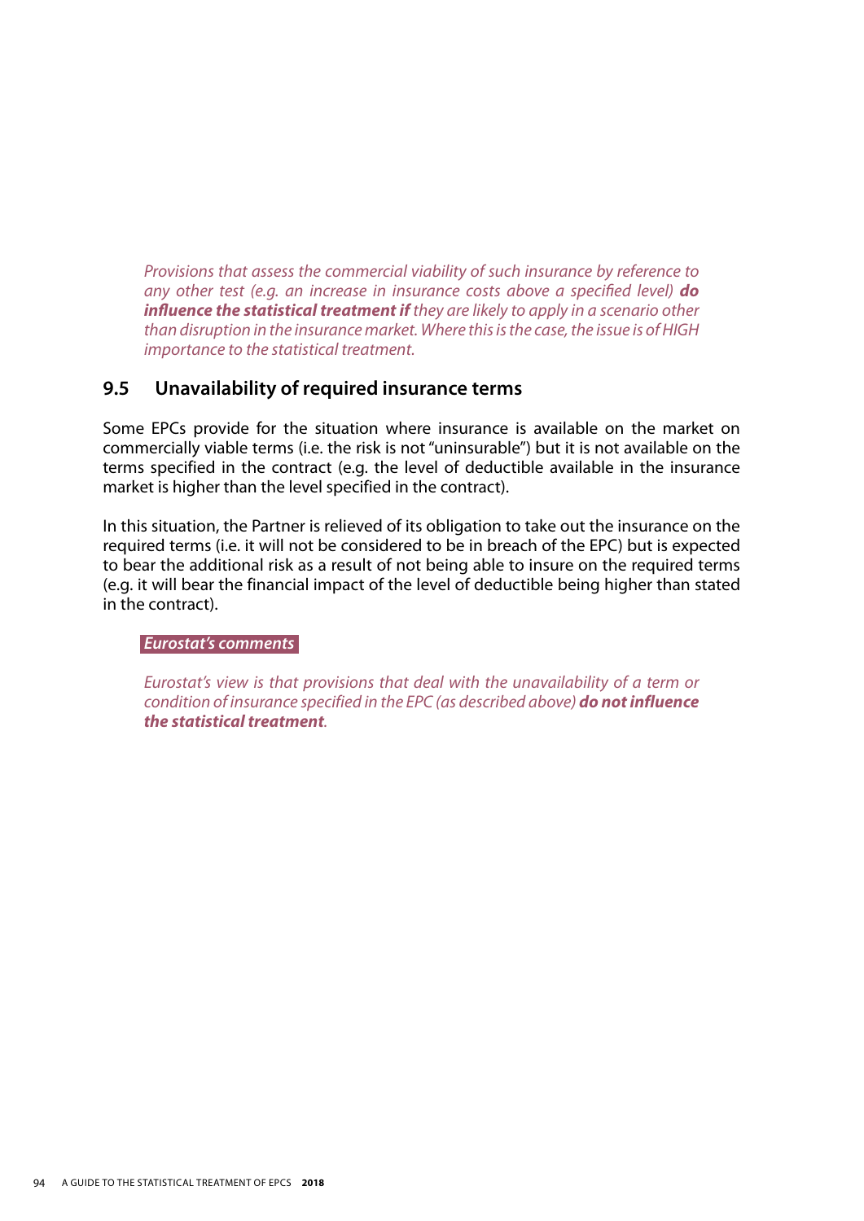*Provisions that assess the commercial viability of such insurance by reference to any other test (e.g. an increase in insurance costs above a specified level)* ***do influence the statistical treatment if*** *they are likely to apply in a scenario other than disruption in the insurance market. Where this is the case, the issue is of HIGH importance to the statistical treatment.*

## 9.5 Unavailability of required insurance terms

Some EPCs provide for the situation where insurance is available on the market on commercially viable terms (i.e. the risk is not "uninsurable") but it is not available on the terms specified in the contract (e.g. the level of deductible available in the insurance market is higher than the level specified in the contract).

In this situation, the Partner is relieved of its obligation to take out the insurance on the required terms (i.e. it will not be considered to be in breach of the EPC) but is expected to bear the additional risk as a result of not being able to insure on the required terms (e.g. it will bear the financial impact of the level of deductible being higher than stated in the contract).

***Eurostat's comments***

*Eurostat's view is that provisions that deal with the unavailability of a term or condition of insurance specified in the EPC (as described above)* ***do not influence the statistical treatment****.*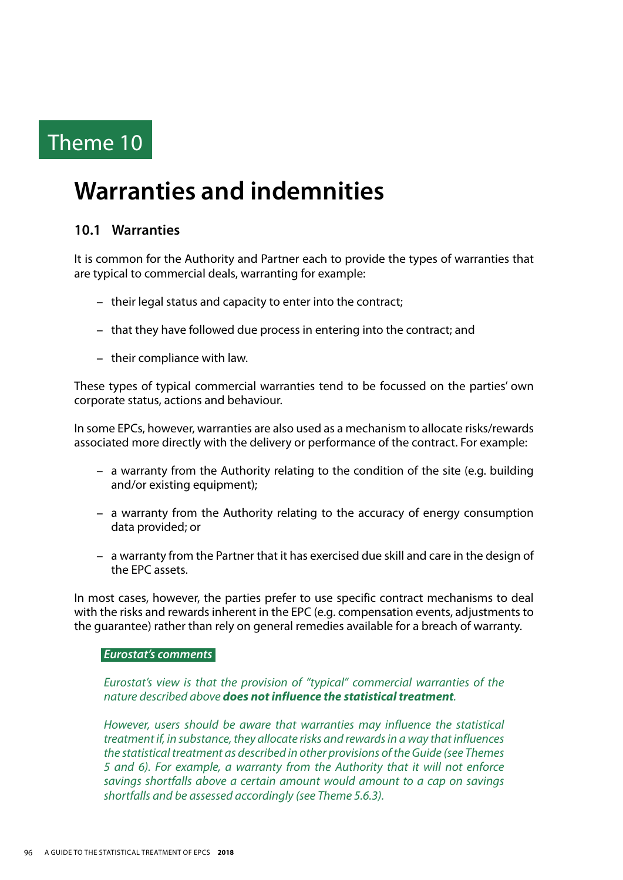# Theme 10

# Warranties and indemnities

## 10.1 Warranties

It is common for the Authority and Partner each to provide the types of warranties that are typical to commercial deals, warranting for example:

- their legal status and capacity to enter into the contract;
- that they have followed due process in entering into the contract; and
- their compliance with law.

These types of typical commercial warranties tend to be focussed on the parties' own corporate status, actions and behaviour.

In some EPCs, however, warranties are also used as a mechanism to allocate risks/rewards associated more directly with the delivery or performance of the contract. For example:

- a warranty from the Authority relating to the condition of the site (e.g. building and/or existing equipment);
- a warranty from the Authority relating to the accuracy of energy consumption data provided; or
- a warranty from the Partner that it has exercised due skill and care in the design of the EPC assets.

In most cases, however, the parties prefer to use specific contract mechanisms to deal with the risks and rewards inherent in the EPC (e.g. compensation events, adjustments to the guarantee) rather than rely on general remedies available for a breach of warranty.

***Eurostat's comments***

*Eurostat's view is that the provision of "typical" commercial warranties of the nature described above* ***does not influence the statistical treatment****.*

*However, users should be aware that warranties may influence the statistical treatment if, in substance, they allocate risks and rewards in a way that influences the statistical treatment as described in other provisions of the Guide (see Themes 5 and 6). For example, a warranty from the Authority that it will not enforce savings shortfalls above a certain amount would amount to a cap on savings shortfalls and be assessed accordingly (see Theme 5.6.3).*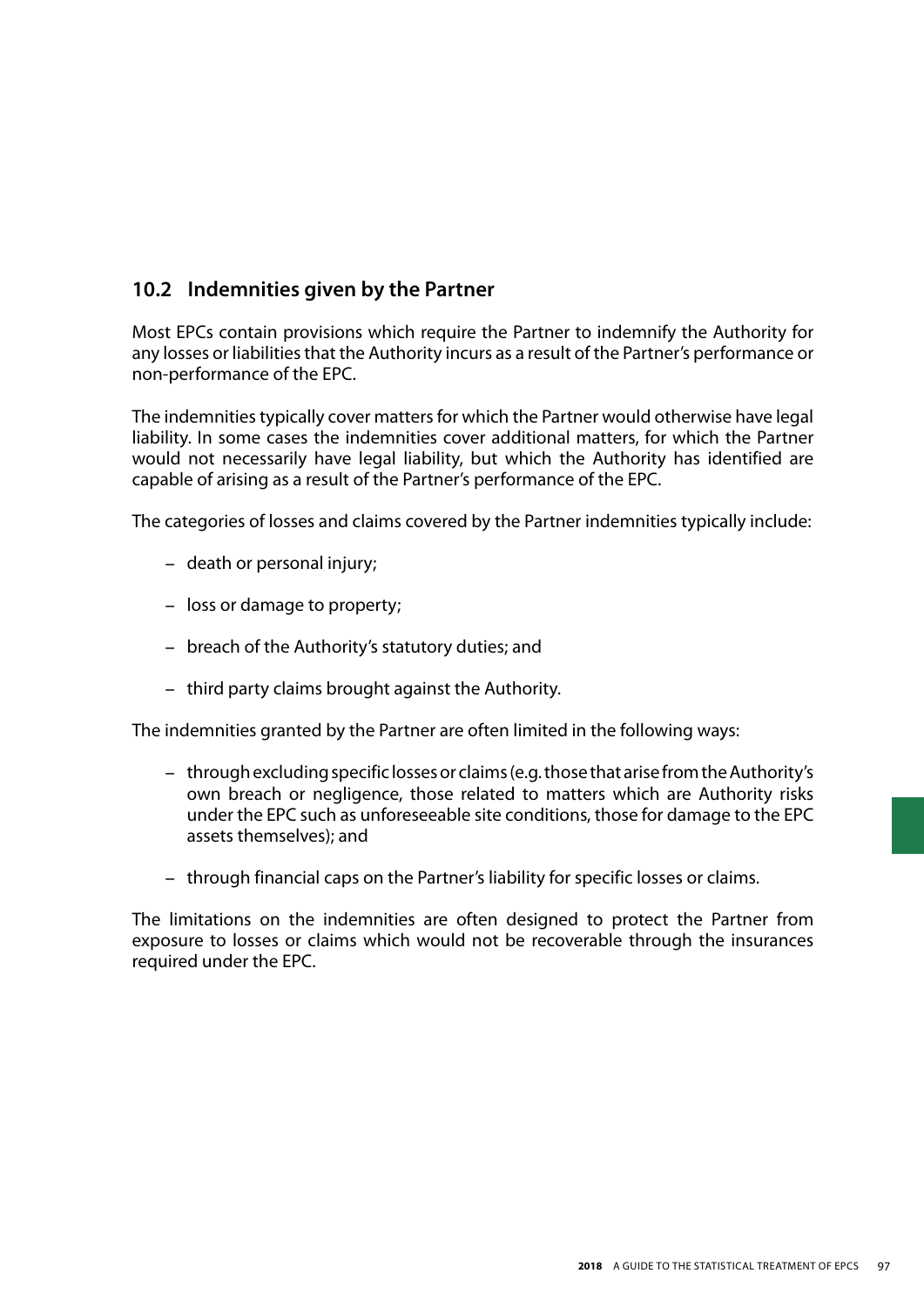## 10.2 Indemnities given by the Partner

Most EPCs contain provisions which require the Partner to indemnify the Authority for any losses or liabilities that the Authority incurs as a result of the Partner's performance or non-performance of the EPC.

The indemnities typically cover matters for which the Partner would otherwise have legal liability. In some cases the indemnities cover additional matters, for which the Partner would not necessarily have legal liability, but which the Authority has identified are capable of arising as a result of the Partner's performance of the EPC.

The categories of losses and claims covered by the Partner indemnities typically include:

- death or personal injury;
- loss or damage to property;
- breach of the Authority's statutory duties; and
- third party claims brought against the Authority.

The indemnities granted by the Partner are often limited in the following ways:

- through excluding specific losses or claims (e.g. those that arise from the Authority's own breach or negligence, those related to matters which are Authority risks under the EPC such as unforeseeable site conditions, those for damage to the EPC assets themselves); and
- through financial caps on the Partner's liability for specific losses or claims.

The limitations on the indemnities are often designed to protect the Partner from exposure to losses or claims which would not be recoverable through the insurances required under the EPC.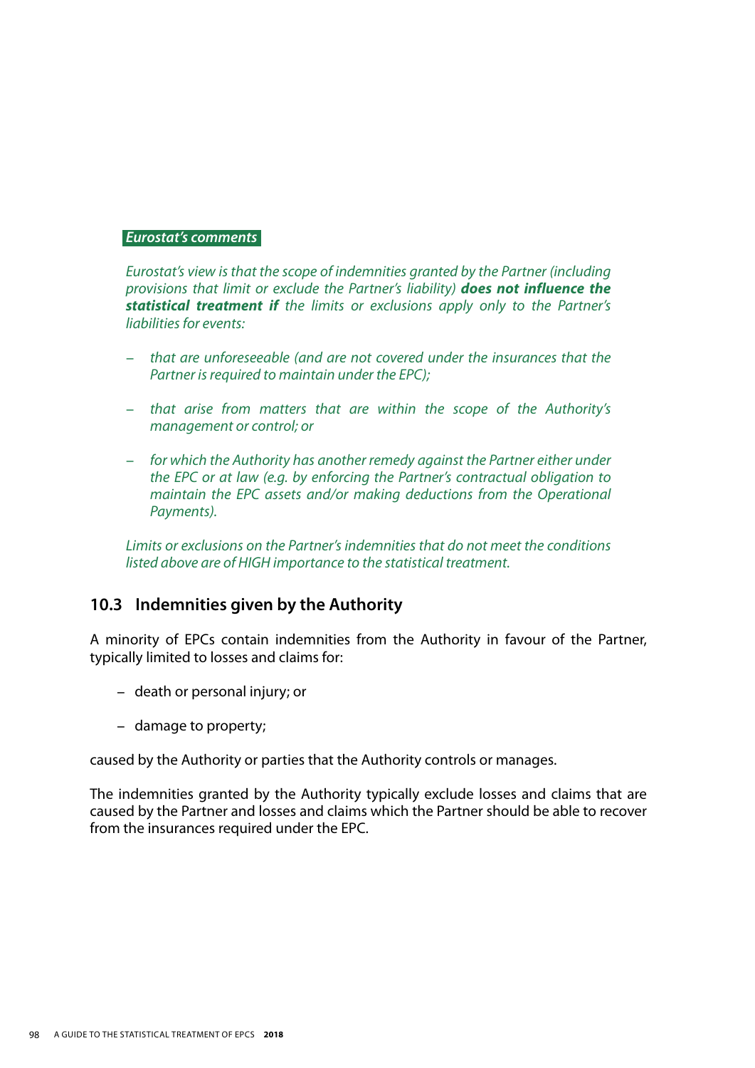*Eurostat's comments*

*Eurostat's view is that the scope of indemnities granted by the Partner (including provisions that limit or exclude the Partner's liability)* ***does not influence the statistical treatment if*** *the limits or exclusions apply only to the Partner's liabilities for events:*

- *that are unforeseeable (and are not covered under the insurances that the Partner is required to maintain under the EPC);*
- *that arise from matters that are within the scope of the Authority's management or control; or*
- *for which the Authority has another remedy against the Partner either under the EPC or at law (e.g. by enforcing the Partner's contractual obligation to maintain the EPC assets and/or making deductions from the Operational Payments).*

*Limits or exclusions on the Partner's indemnities that do not meet the conditions listed above are of HIGH importance to the statistical treatment.*

## 10.3 Indemnities given by the Authority

A minority of EPCs contain indemnities from the Authority in favour of the Partner, typically limited to losses and claims for:

- death or personal injury; or
- damage to property;

caused by the Authority or parties that the Authority controls or manages.

The indemnities granted by the Authority typically exclude losses and claims that are caused by the Partner and losses and claims which the Partner should be able to recover from the insurances required under the EPC.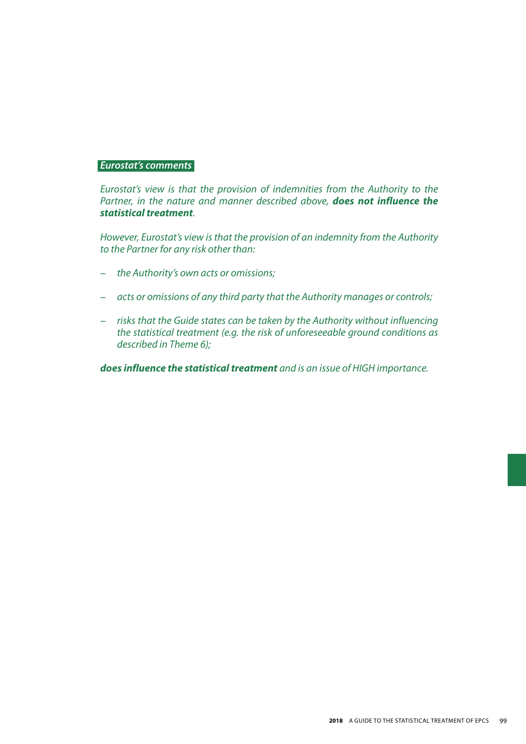*Eurostat's comments*

*Eurostat's view is that the provision of indemnities from the Authority to the Partner, in the nature and manner described above, **does not influence the statistical treatment**.*

*However, Eurostat's view is that the provision of an indemnity from the Authority to the Partner for any risk other than:*

- *the Authority's own acts or omissions;*
- *acts or omissions of any third party that the Authority manages or controls;*
- *risks that the Guide states can be taken by the Authority without influencing the statistical treatment (e.g. the risk of unforeseeable ground conditions as described in Theme 6);*

***does influence the statistical treatment** and is an issue of HIGH importance.*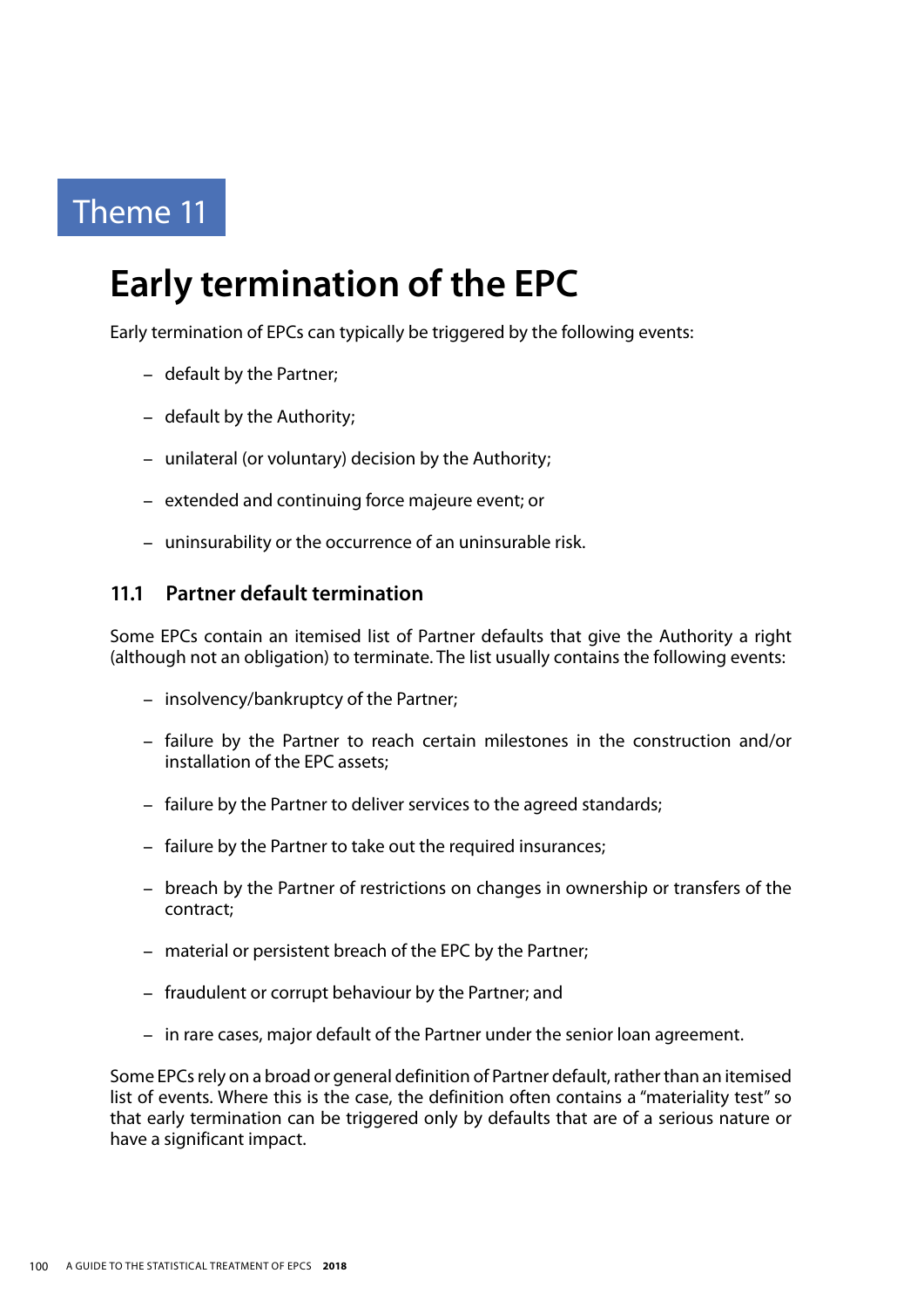Theme 11

# Early termination of the EPC

Early termination of EPCs can typically be triggered by the following events:

- default by the Partner;
- default by the Authority;
- unilateral (or voluntary) decision by the Authority;
- extended and continuing force majeure event; or
- uninsurability or the occurrence of an uninsurable risk.

## 11.1 Partner default termination

Some EPCs contain an itemised list of Partner defaults that give the Authority a right (although not an obligation) to terminate. The list usually contains the following events:

- insolvency/bankruptcy of the Partner;
- failure by the Partner to reach certain milestones in the construction and/or installation of the EPC assets;
- failure by the Partner to deliver services to the agreed standards;
- failure by the Partner to take out the required insurances;
- breach by the Partner of restrictions on changes in ownership or transfers of the contract;
- material or persistent breach of the EPC by the Partner;
- fraudulent or corrupt behaviour by the Partner; and
- in rare cases, major default of the Partner under the senior loan agreement.

Some EPCs rely on a broad or general definition of Partner default, rather than an itemised list of events. Where this is the case, the definition often contains a "materiality test" so that early termination can be triggered only by defaults that are of a serious nature or have a significant impact.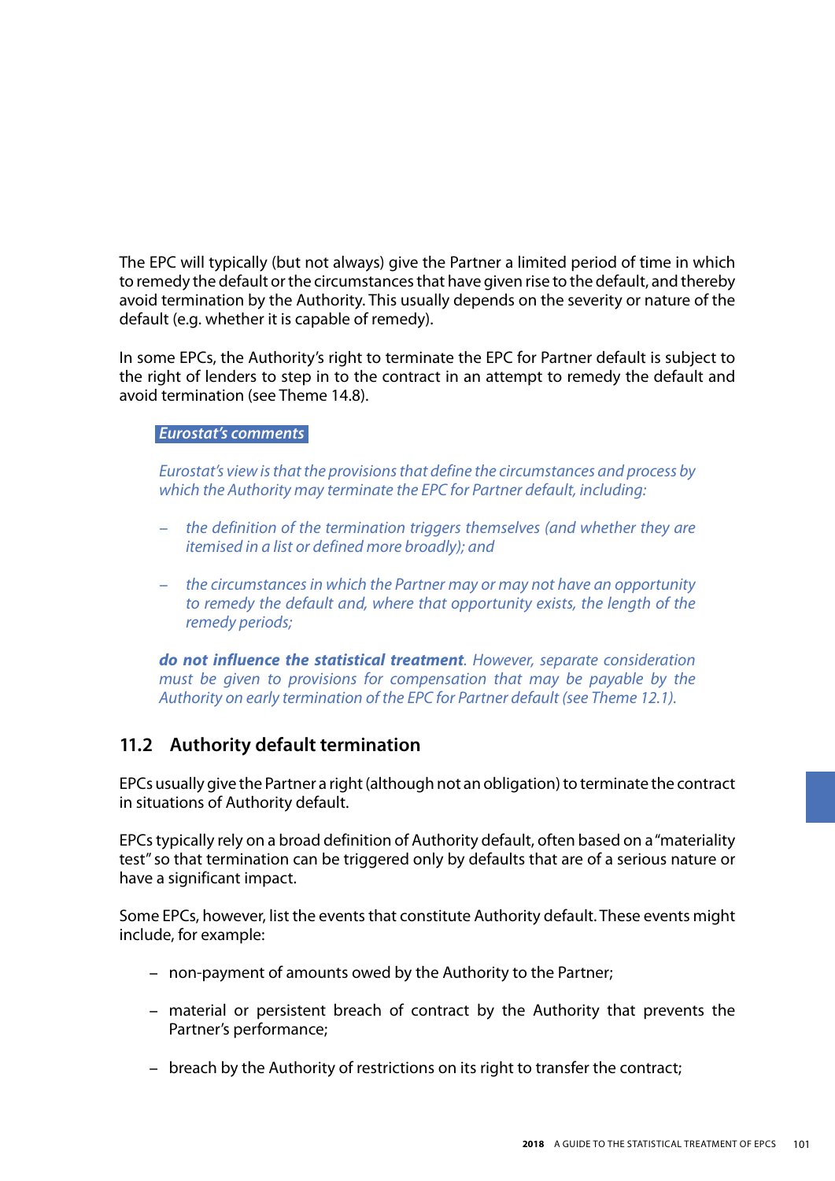The EPC will typically (but not always) give the Partner a limited period of time in which to remedy the default or the circumstances that have given rise to the default, and thereby avoid termination by the Authority. This usually depends on the severity or nature of the default (e.g. whether it is capable of remedy).

In some EPCs, the Authority's right to terminate the EPC for Partner default is subject to the right of lenders to step in to the contract in an attempt to remedy the default and avoid termination (see Theme 14.8).

***Eurostat's comments***

*Eurostat's view is that the provisions that define the circumstances and process by which the Authority may terminate the EPC for Partner default, including:*

- *the definition of the termination triggers themselves (and whether they are itemised in a list or defined more broadly); and*
- *the circumstances in which the Partner may or may not have an opportunity to remedy the default and, where that opportunity exists, the length of the remedy periods;*

***do not influence the statistical treatment****. However, separate consideration must be given to provisions for compensation that may be payable by the Authority on early termination of the EPC for Partner default (see Theme 12.1).*

## 11.2 Authority default termination

EPCs usually give the Partner a right (although not an obligation) to terminate the contract in situations of Authority default.

EPCs typically rely on a broad definition of Authority default, often based on a "materiality test" so that termination can be triggered only by defaults that are of a serious nature or have a significant impact.

Some EPCs, however, list the events that constitute Authority default. These events might include, for example:

- non-payment of amounts owed by the Authority to the Partner;
- material or persistent breach of contract by the Authority that prevents the Partner's performance;
- breach by the Authority of restrictions on its right to transfer the contract;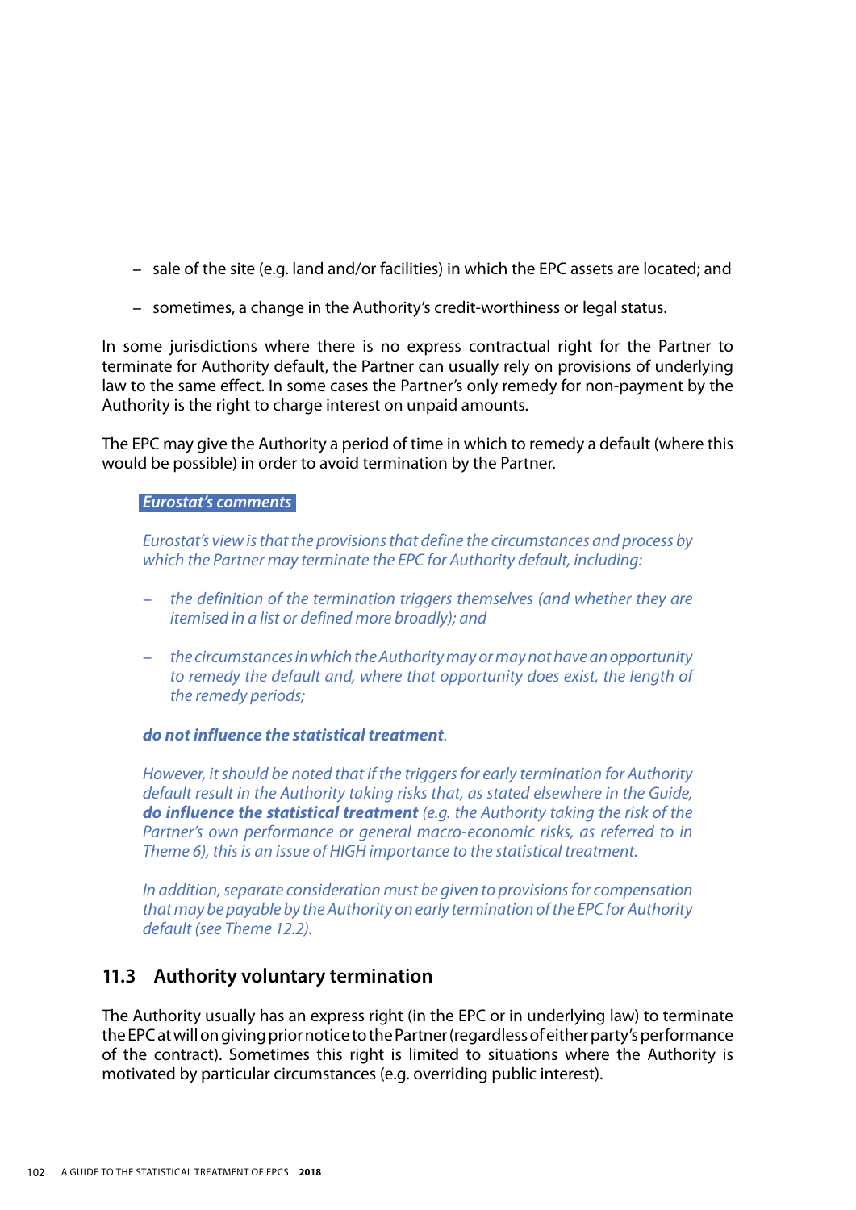- sale of the site (e.g. land and/or facilities) in which the EPC assets are located; and
- sometimes, a change in the Authority's credit-worthiness or legal status.

In some jurisdictions where there is no express contractual right for the Partner to terminate for Authority default, the Partner can usually rely on provisions of underlying law to the same effect. In some cases the Partner's only remedy for non-payment by the Authority is the right to charge interest on unpaid amounts.

The EPC may give the Authority a period of time in which to remedy a default (where this would be possible) in order to avoid termination by the Partner.

***Eurostat's comments***

*Eurostat's view is that the provisions that define the circumstances and process by which the Partner may terminate the EPC for Authority default, including:*

- *the definition of the termination triggers themselves (and whether they are itemised in a list or defined more broadly); and*
- *the circumstances in which the Authority may or may not have an opportunity to remedy the default and, where that opportunity does exist, the length of the remedy periods;*

***do not influence the statistical treatment****.*

*However, it should be noted that if the triggers for early termination for Authority default result in the Authority taking risks that, as stated elsewhere in the Guide,* ***do influence the statistical treatment*** *(e.g. the Authority taking the risk of the Partner's own performance or general macro-economic risks, as referred to in Theme 6), this is an issue of HIGH importance to the statistical treatment.*

*In addition, separate consideration must be given to provisions for compensation that may be payable by the Authority on early termination of the EPC for Authority default (see Theme 12.2).*

## 11.3 Authority voluntary termination

The Authority usually has an express right (in the EPC or in underlying law) to terminate the EPC at will on giving prior notice to the Partner (regardless of either party's performance of the contract). Sometimes this right is limited to situations where the Authority is motivated by particular circumstances (e.g. overriding public interest).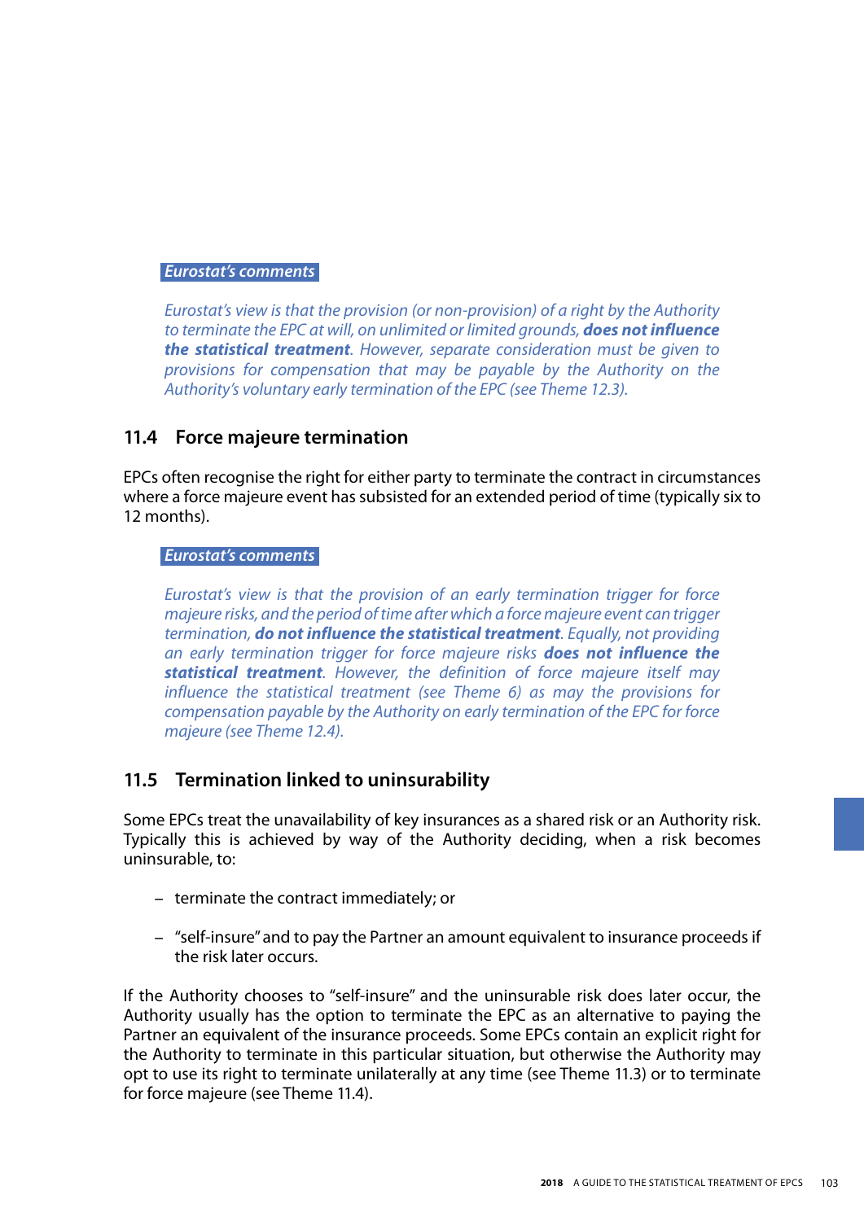*Eurostat's comments*

*Eurostat's view is that the provision (or non-provision) of a right by the Authority to terminate the EPC at will, on unlimited or limited grounds,* ***does not influence the statistical treatment****. However, separate consideration must be given to provisions for compensation that may be payable by the Authority on the Authority's voluntary early termination of the EPC (see Theme 12.3).*

## 11.4 Force majeure termination

EPCs often recognise the right for either party to terminate the contract in circumstances where a force majeure event has subsisted for an extended period of time (typically six to 12 months).

*Eurostat's comments*

*Eurostat's view is that the provision of an early termination trigger for force majeure risks, and the period of time after which a force majeure event can trigger termination,* ***do not influence the statistical treatment****. Equally, not providing an early termination trigger for force majeure risks* ***does not influence the statistical treatment****. However, the definition of force majeure itself may influence the statistical treatment (see Theme 6) as may the provisions for compensation payable by the Authority on early termination of the EPC for force majeure (see Theme 12.4).*

## 11.5 Termination linked to uninsurability

Some EPCs treat the unavailability of key insurances as a shared risk or an Authority risk. Typically this is achieved by way of the Authority deciding, when a risk becomes uninsurable, to:

- terminate the contract immediately; or
- "self-insure" and to pay the Partner an amount equivalent to insurance proceeds if the risk later occurs.

If the Authority chooses to "self-insure" and the uninsurable risk does later occur, the Authority usually has the option to terminate the EPC as an alternative to paying the Partner an equivalent of the insurance proceeds. Some EPCs contain an explicit right for the Authority to terminate in this particular situation, but otherwise the Authority may opt to use its right to terminate unilaterally at any time (see Theme 11.3) or to terminate for force majeure (see Theme 11.4).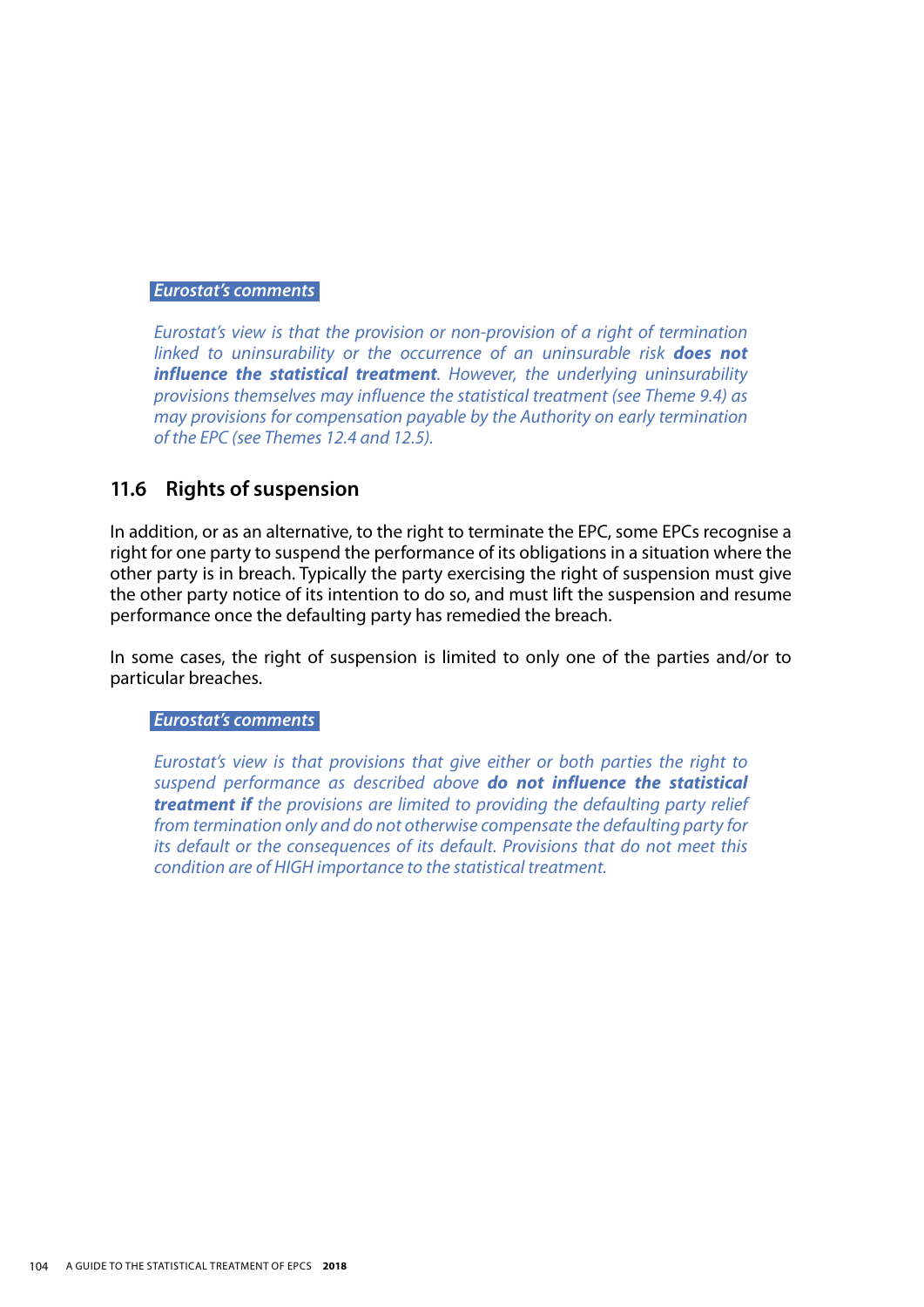***Eurostat's comments***

*Eurostat's view is that the provision or non-provision of a right of termination linked to uninsurability or the occurrence of an uninsurable risk **does not influence the statistical treatment**. However, the underlying uninsurability provisions themselves may influence the statistical treatment (see Theme 9.4) as may provisions for compensation payable by the Authority on early termination of the EPC (see Themes 12.4 and 12.5).*

## 11.6 Rights of suspension

In addition, or as an alternative, to the right to terminate the EPC, some EPCs recognise a right for one party to suspend the performance of its obligations in a situation where the other party is in breach. Typically the party exercising the right of suspension must give the other party notice of its intention to do so, and must lift the suspension and resume performance once the defaulting party has remedied the breach.

In some cases, the right of suspension is limited to only one of the parties and/or to particular breaches.

***Eurostat's comments***

*Eurostat's view is that provisions that give either or both parties the right to suspend performance as described above **do not influence the statistical treatment if** the provisions are limited to providing the defaulting party relief from termination only and do not otherwise compensate the defaulting party for its default or the consequences of its default. Provisions that do not meet this condition are of HIGH importance to the statistical treatment.*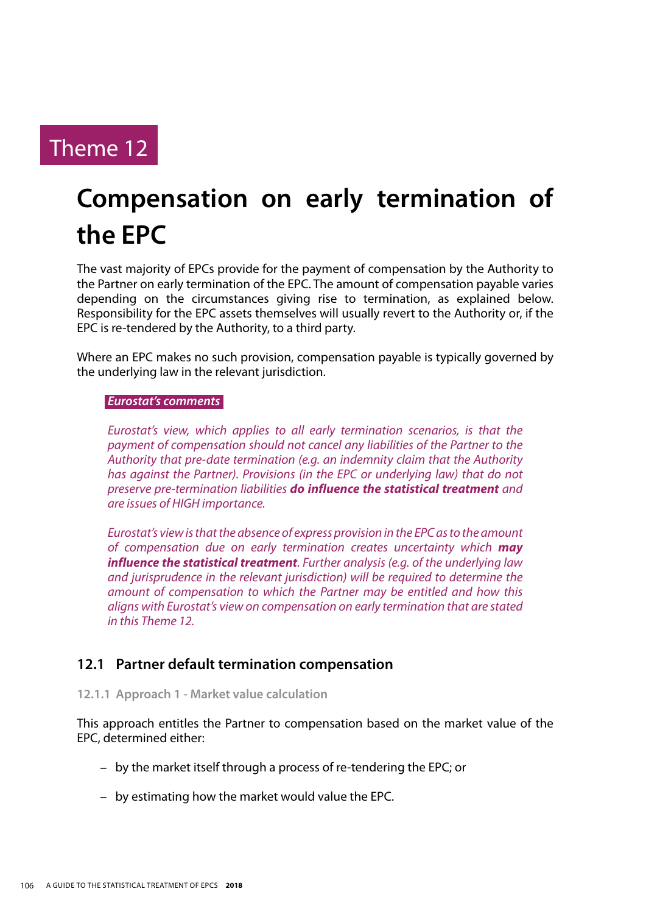# Theme 12

## Compensation on early termination of the EPC

The vast majority of EPCs provide for the payment of compensation by the Authority to the Partner on early termination of the EPC. The amount of compensation payable varies depending on the circumstances giving rise to termination, as explained below. Responsibility for the EPC assets themselves will usually revert to the Authority or, if the EPC is re-tendered by the Authority, to a third party.

Where an EPC makes no such provision, compensation payable is typically governed by the underlying law in the relevant jurisdiction.

***Eurostat's comments***

*Eurostat's view, which applies to all early termination scenarios, is that the payment of compensation should not cancel any liabilities of the Partner to the Authority that pre-date termination (e.g. an indemnity claim that the Authority has against the Partner). Provisions (in the EPC or underlying law) that do not preserve pre-termination liabilities* ***do influence the statistical treatment*** *and are issues of HIGH importance.*

*Eurostat's view is that the absence of express provision in the EPC as to the amount of compensation due on early termination creates uncertainty which* ***may influence the statistical treatment****. Further analysis (e.g. of the underlying law and jurisprudence in the relevant jurisdiction) will be required to determine the amount of compensation to which the Partner may be entitled and how this aligns with Eurostat's view on compensation on early termination that are stated in this Theme 12.*

### 12.1 Partner default termination compensation

#### 12.1.1 Approach 1 - Market value calculation

This approach entitles the Partner to compensation based on the market value of the EPC, determined either:

- by the market itself through a process of re-tendering the EPC; or
- by estimating how the market would value the EPC.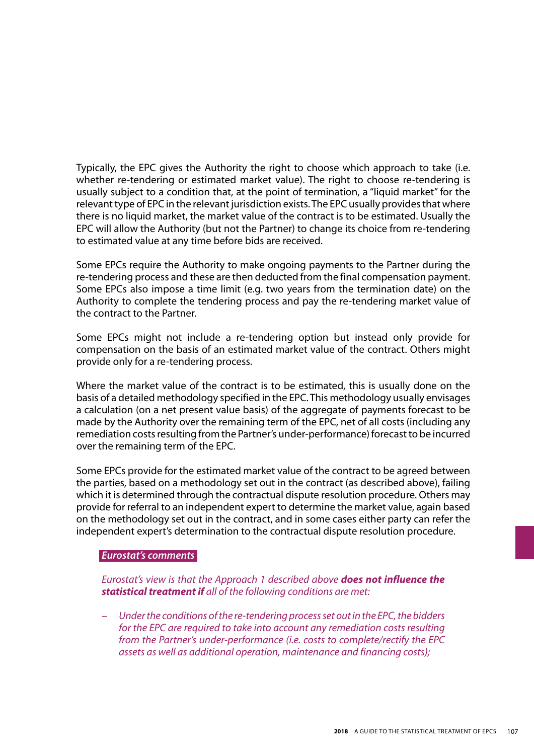Typically, the EPC gives the Authority the right to choose which approach to take (i.e. whether re-tendering or estimated market value). The right to choose re-tendering is usually subject to a condition that, at the point of termination, a "liquid market" for the relevant type of EPC in the relevant jurisdiction exists. The EPC usually provides that where there is no liquid market, the market value of the contract is to be estimated. Usually the EPC will allow the Authority (but not the Partner) to change its choice from re-tendering to estimated value at any time before bids are received.

Some EPCs require the Authority to make ongoing payments to the Partner during the re-tendering process and these are then deducted from the final compensation payment. Some EPCs also impose a time limit (e.g. two years from the termination date) on the Authority to complete the tendering process and pay the re-tendering market value of the contract to the Partner.

Some EPCs might not include a re-tendering option but instead only provide for compensation on the basis of an estimated market value of the contract. Others might provide only for a re-tendering process.

Where the market value of the contract is to be estimated, this is usually done on the basis of a detailed methodology specified in the EPC. This methodology usually envisages a calculation (on a net present value basis) of the aggregate of payments forecast to be made by the Authority over the remaining term of the EPC, net of all costs (including any remediation costs resulting from the Partner's under-performance) forecast to be incurred over the remaining term of the EPC.

Some EPCs provide for the estimated market value of the contract to be agreed between the parties, based on a methodology set out in the contract (as described above), failing which it is determined through the contractual dispute resolution procedure. Others may provide for referral to an independent expert to determine the market value, again based on the methodology set out in the contract, and in some cases either party can refer the independent expert's determination to the contractual dispute resolution procedure.

***Eurostat's comments***

*Eurostat's view is that the Approach 1 described above* ***does not influence the statistical treatment if*** *all of the following conditions are met:*

- *Under the conditions of the re-tendering process set out in the EPC, the bidders for the EPC are required to take into account any remediation costs resulting from the Partner's under-performance (i.e. costs to complete/rectify the EPC assets as well as additional operation, maintenance and financing costs);*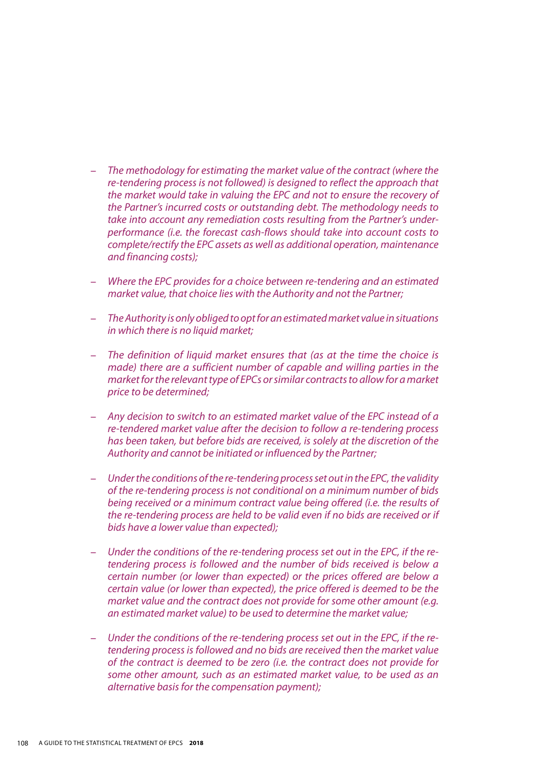- *The methodology for estimating the market value of the contract (where the re-tendering process is not followed) is designed to reflect the approach that the market would take in valuing the EPC and not to ensure the recovery of the Partner's incurred costs or outstanding debt. The methodology needs to take into account any remediation costs resulting from the Partner's under-performance (i.e. the forecast cash-flows should take into account costs to complete/rectify the EPC assets as well as additional operation, maintenance and financing costs);*

- *Where the EPC provides for a choice between re-tendering and an estimated market value, that choice lies with the Authority and not the Partner;*

- *The Authority is only obliged to opt for an estimated market value in situations in which there is no liquid market;*

- *The definition of liquid market ensures that (as at the time the choice is made) there are a sufficient number of capable and willing parties in the market for the relevant type of EPCs or similar contracts to allow for a market price to be determined;*

- *Any decision to switch to an estimated market value of the EPC instead of a re-tendered market value after the decision to follow a re-tendering process has been taken, but before bids are received, is solely at the discretion of the Authority and cannot be initiated or influenced by the Partner;*

- *Under the conditions of the re-tendering process set out in the EPC, the validity of the re-tendering process is not conditional on a minimum number of bids being received or a minimum contract value being offered (i.e. the results of the re-tendering process are held to be valid even if no bids are received or if bids have a lower value than expected);*

- *Under the conditions of the re-tendering process set out in the EPC, if the re-tendering process is followed and the number of bids received is below a certain number (or lower than expected) or the prices offered are below a certain value (or lower than expected), the price offered is deemed to be the market value and the contract does not provide for some other amount (e.g. an estimated market value) to be used to determine the market value;*

- *Under the conditions of the re-tendering process set out in the EPC, if the re-tendering process is followed and no bids are received then the market value of the contract is deemed to be zero (i.e. the contract does not provide for some other amount, such as an estimated market value, to be used as an alternative basis for the compensation payment);*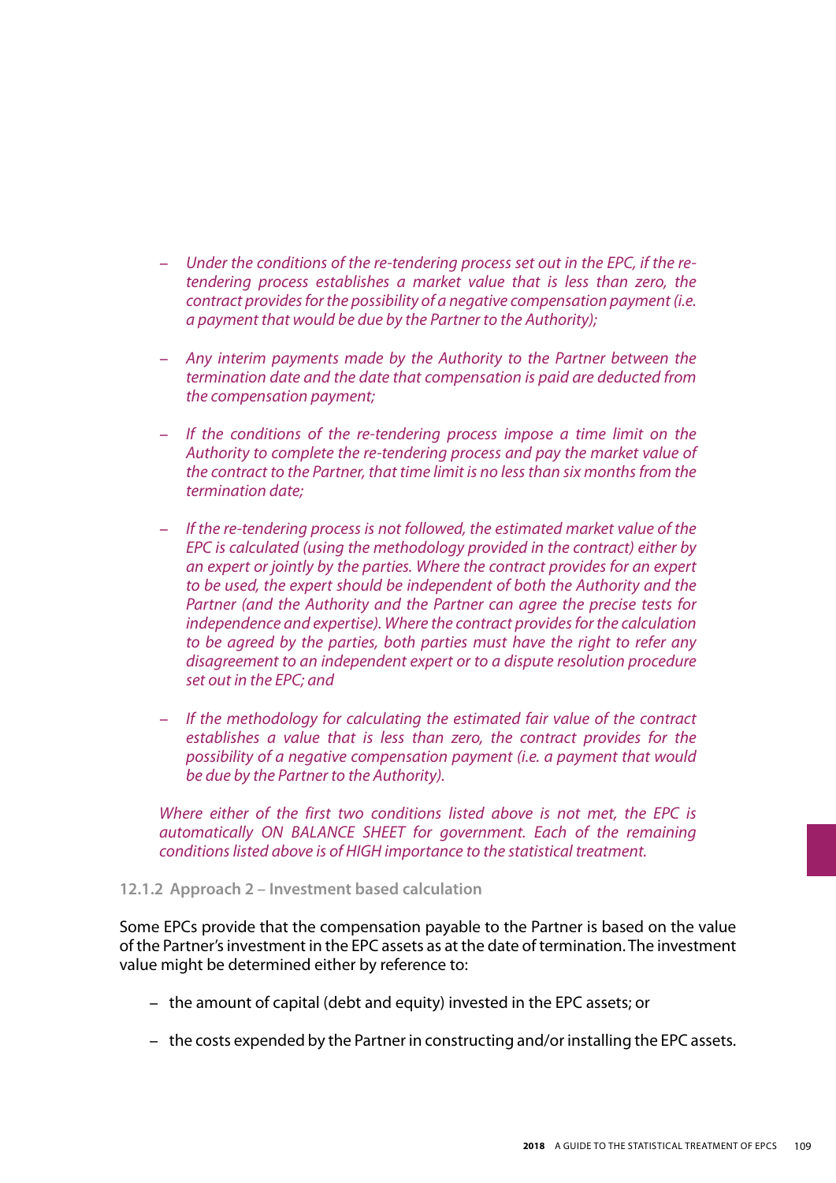- *Under the conditions of the re-tendering process set out in the EPC, if the re-tendering process establishes a market value that is less than zero, the contract provides for the possibility of a negative compensation payment (i.e. a payment that would be due by the Partner to the Authority);*

- *Any interim payments made by the Authority to the Partner between the termination date and the date that compensation is paid are deducted from the compensation payment;*

- *If the conditions of the re-tendering process impose a time limit on the Authority to complete the re-tendering process and pay the market value of the contract to the Partner, that time limit is no less than six months from the termination date;*

- *If the re-tendering process is not followed, the estimated market value of the EPC is calculated (using the methodology provided in the contract) either by an expert or jointly by the parties. Where the contract provides for an expert to be used, the expert should be independent of both the Authority and the Partner (and the Authority and the Partner can agree the precise tests for independence and expertise). Where the contract provides for the calculation to be agreed by the parties, both parties must have the right to refer any disagreement to an independent expert or to a dispute resolution procedure set out in the EPC; and*

- *If the methodology for calculating the estimated fair value of the contract establishes a value that is less than zero, the contract provides for the possibility of a negative compensation payment (i.e. a payment that would be due by the Partner to the Authority).*

*Where either of the first two conditions listed above is not met, the EPC is automatically ON BALANCE SHEET for government. Each of the remaining conditions listed above is of HIGH importance to the statistical treatment.*

### 12.1.2 Approach 2 – Investment based calculation

Some EPCs provide that the compensation payable to the Partner is based on the value of the Partner's investment in the EPC assets as at the date of termination. The investment value might be determined either by reference to:

- the amount of capital (debt and equity) invested in the EPC assets; or
- the costs expended by the Partner in constructing and/or installing the EPC assets.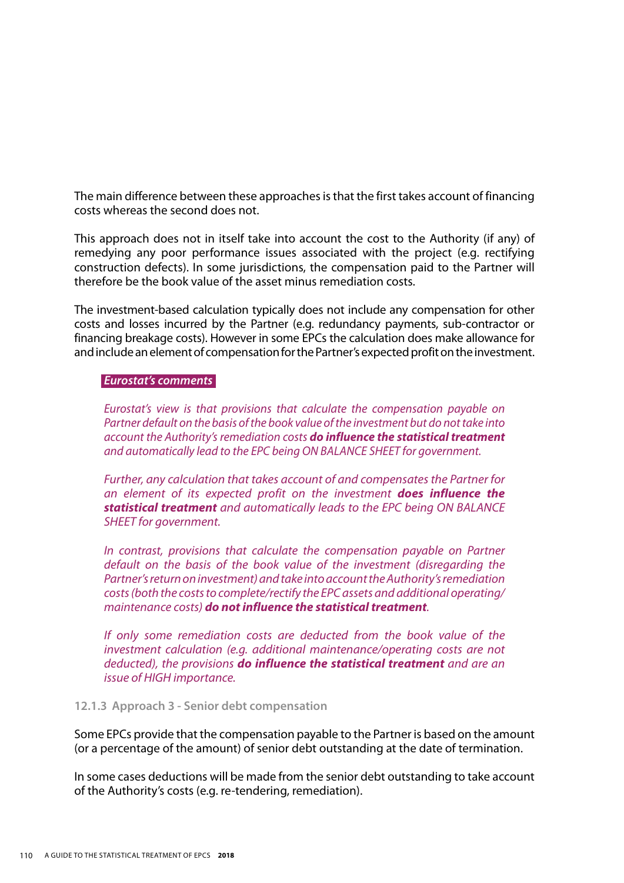The main difference between these approaches is that the first takes account of financing costs whereas the second does not.

This approach does not in itself take into account the cost to the Authority (if any) of remedying any poor performance issues associated with the project (e.g. rectifying construction defects). In some jurisdictions, the compensation paid to the Partner will therefore be the book value of the asset minus remediation costs.

The investment-based calculation typically does not include any compensation for other costs and losses incurred by the Partner (e.g. redundancy payments, sub-contractor or financing breakage costs). However in some EPCs the calculation does make allowance for and include an element of compensation for the Partner's expected profit on the investment.

> ***Eurostat's comments***
>
> *Eurostat's view is that provisions that calculate the compensation payable on Partner default on the basis of the book value of the investment but do not take into account the Authority's remediation costs* ***do influence the statistical treatment*** *and automatically lead to the EPC being ON BALANCE SHEET for government.*
>
> *Further, any calculation that takes account of and compensates the Partner for an element of its expected profit on the investment* ***does influence the statistical treatment*** *and automatically leads to the EPC being ON BALANCE SHEET for government.*
>
> *In contrast, provisions that calculate the compensation payable on Partner default on the basis of the book value of the investment (disregarding the Partner's return on investment) and take into account the Authority's remediation costs (both the costs to complete/rectify the EPC assets and additional operating/maintenance costs)* ***do not influence the statistical treatment****.*
>
> *If only some remediation costs are deducted from the book value of the investment calculation (e.g. additional maintenance/operating costs are not deducted), the provisions* ***do influence the statistical treatment*** *and are an issue of HIGH importance.*

#### 12.1.3 Approach 3 - Senior debt compensation

Some EPCs provide that the compensation payable to the Partner is based on the amount (or a percentage of the amount) of senior debt outstanding at the date of termination.

In some cases deductions will be made from the senior debt outstanding to take account of the Authority's costs (e.g. re-tendering, remediation).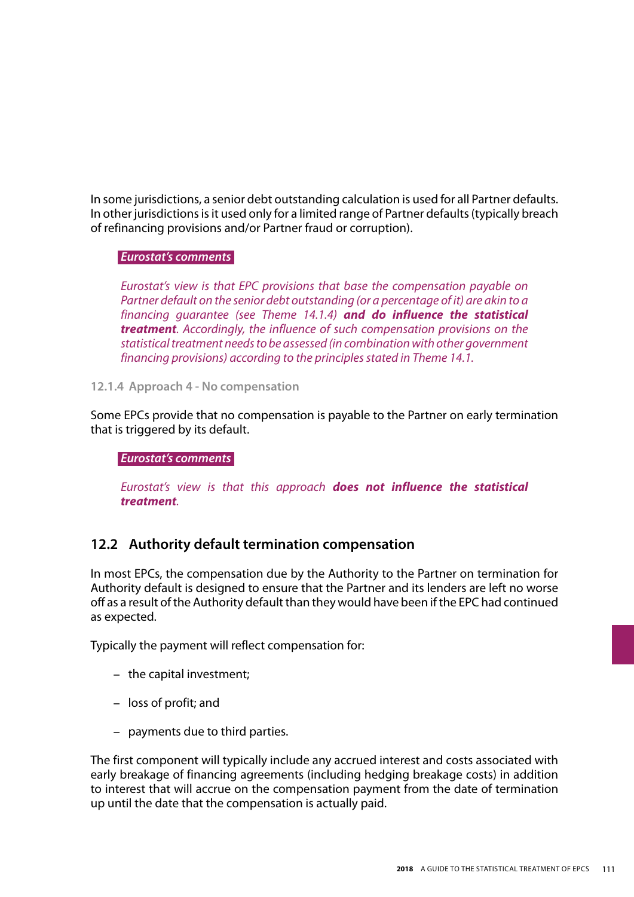In some jurisdictions, a senior debt outstanding calculation is used for all Partner defaults. In other jurisdictions is it used only for a limited range of Partner defaults (typically breach of refinancing provisions and/or Partner fraud or corruption).

***Eurostat's comments***

*Eurostat's view is that EPC provisions that base the compensation payable on Partner default on the senior debt outstanding (or a percentage of it) are akin to a financing guarantee (see Theme 14.1.4)* ***and do influence the statistical treatment****. Accordingly, the influence of such compensation provisions on the statistical treatment needs to be assessed (in combination with other government financing provisions) according to the principles stated in Theme 14.1.*

#### 12.1.4 Approach 4 - No compensation

Some EPCs provide that no compensation is payable to the Partner on early termination that is triggered by its default.

***Eurostat's comments***

*Eurostat's view is that this approach* ***does not influence the statistical treatment****.*

### 12.2 Authority default termination compensation

In most EPCs, the compensation due by the Authority to the Partner on termination for Authority default is designed to ensure that the Partner and its lenders are left no worse off as a result of the Authority default than they would have been if the EPC had continued as expected.

Typically the payment will reflect compensation for:

- the capital investment;
- loss of profit; and
- payments due to third parties.

The first component will typically include any accrued interest and costs associated with early breakage of financing agreements (including hedging breakage costs) in addition to interest that will accrue on the compensation payment from the date of termination up until the date that the compensation is actually paid.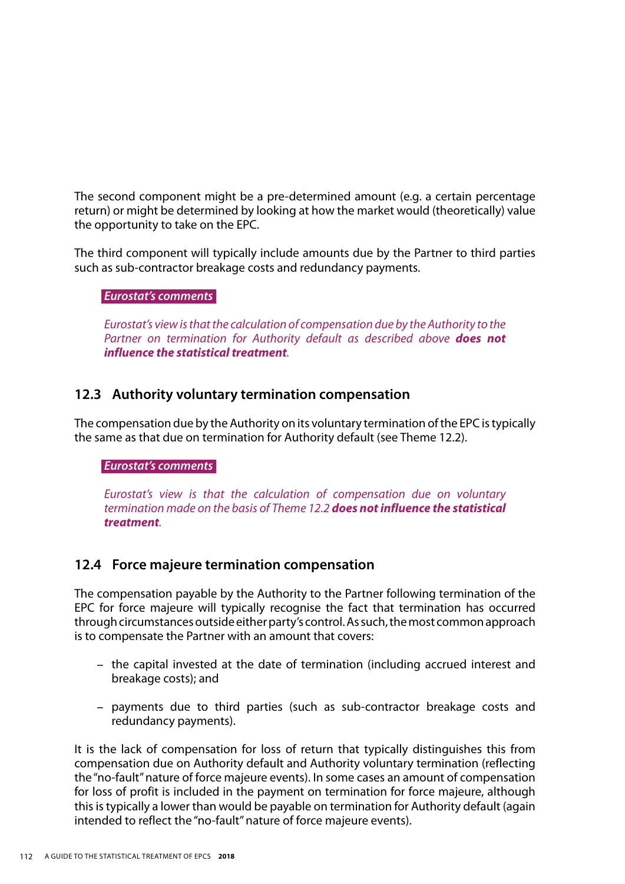The second component might be a pre-determined amount (e.g. a certain percentage return) or might be determined by looking at how the market would (theoretically) value the opportunity to take on the EPC.

The third component will typically include amounts due by the Partner to third parties such as sub-contractor breakage costs and redundancy payments.

***Eurostat's comments***

*Eurostat's view is that the calculation of compensation due by the Authority to the Partner on termination for Authority default as described above **does not influence the statistical treatment**.*

## 12.3 Authority voluntary termination compensation

The compensation due by the Authority on its voluntary termination of the EPC is typically the same as that due on termination for Authority default (see Theme 12.2).

***Eurostat's comments***

*Eurostat's view is that the calculation of compensation due on voluntary termination made on the basis of Theme 12.2 **does not influence the statistical treatment**.*

## 12.4 Force majeure termination compensation

The compensation payable by the Authority to the Partner following termination of the EPC for force majeure will typically recognise the fact that termination has occurred through circumstances outside either party's control. As such, the most common approach is to compensate the Partner with an amount that covers:

- the capital invested at the date of termination (including accrued interest and breakage costs); and
- payments due to third parties (such as sub-contractor breakage costs and redundancy payments).

It is the lack of compensation for loss of return that typically distinguishes this from compensation due on Authority default and Authority voluntary termination (reflecting the "no-fault" nature of force majeure events). In some cases an amount of compensation for loss of profit is included in the payment on termination for force majeure, although this is typically a lower than would be payable on termination for Authority default (again intended to reflect the "no-fault" nature of force majeure events).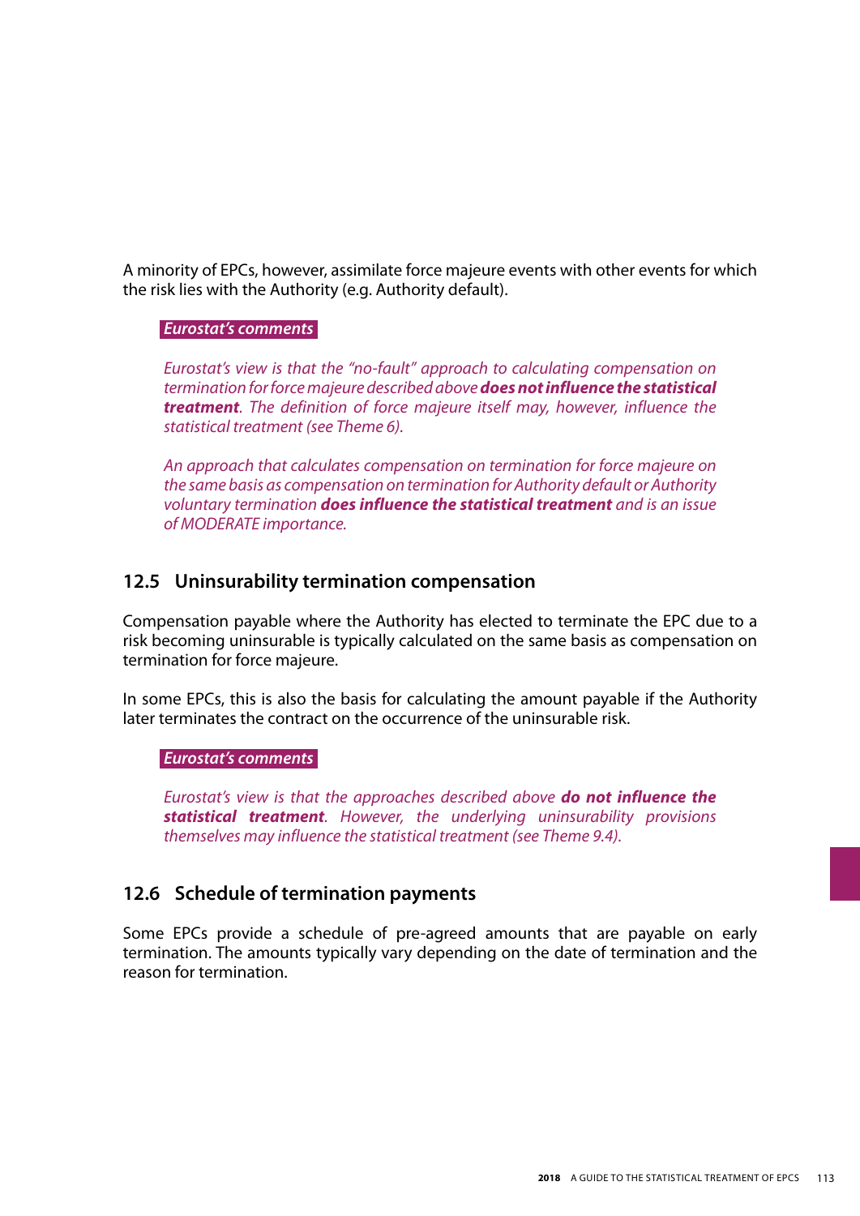A minority of EPCs, however, assimilate force majeure events with other events for which the risk lies with the Authority (e.g. Authority default).

***Eurostat's comments***

*Eurostat's view is that the "no-fault" approach to calculating compensation on termination for force majeure described above* ***does not influence the statistical treatment****. The definition of force majeure itself may, however, influence the statistical treatment (see Theme 6).*

*An approach that calculates compensation on termination for force majeure on the same basis as compensation on termination for Authority default or Authority voluntary termination* ***does influence the statistical treatment*** *and is an issue of MODERATE importance.*

## 12.5 Uninsurability termination compensation

Compensation payable where the Authority has elected to terminate the EPC due to a risk becoming uninsurable is typically calculated on the same basis as compensation on termination for force majeure.

In some EPCs, this is also the basis for calculating the amount payable if the Authority later terminates the contract on the occurrence of the uninsurable risk.

***Eurostat's comments***

*Eurostat's view is that the approaches described above* ***do not influence the statistical treatment****. However, the underlying uninsurability provisions themselves may influence the statistical treatment (see Theme 9.4).*

## 12.6 Schedule of termination payments

Some EPCs provide a schedule of pre-agreed amounts that are payable on early termination. The amounts typically vary depending on the date of termination and the reason for termination.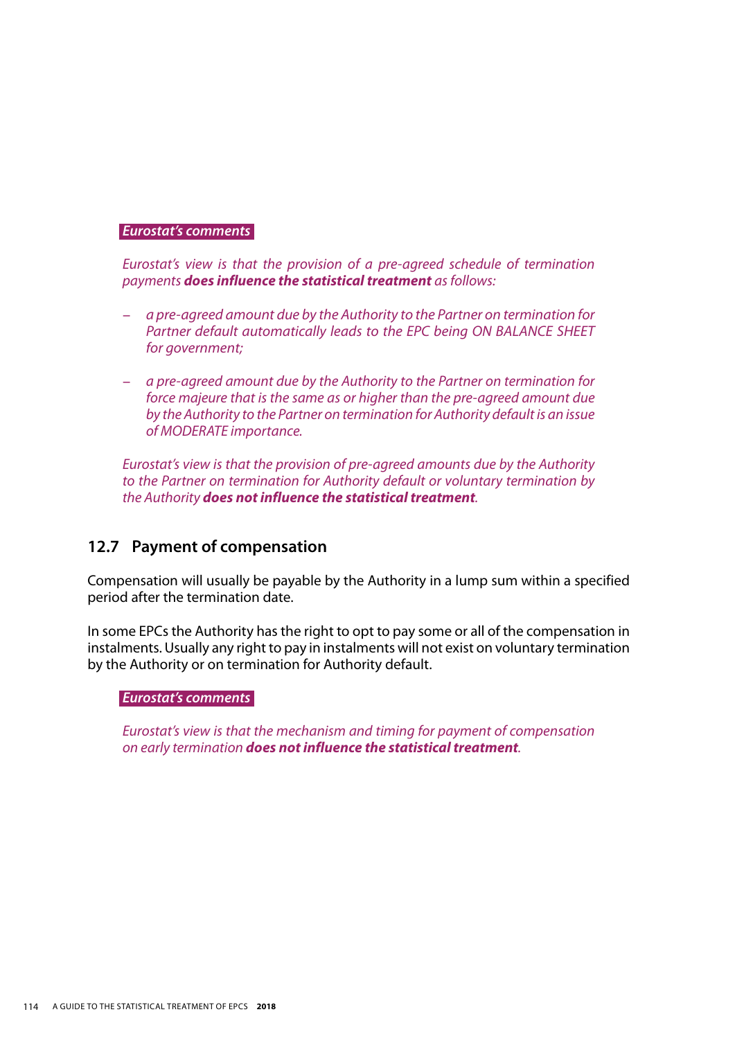***Eurostat's comments***

*Eurostat's view is that the provision of a pre-agreed schedule of termination payments* ***does influence the statistical treatment*** *as follows:*

- *a pre-agreed amount due by the Authority to the Partner on termination for Partner default automatically leads to the EPC being ON BALANCE SHEET for government;*
- *a pre-agreed amount due by the Authority to the Partner on termination for force majeure that is the same as or higher than the pre-agreed amount due by the Authority to the Partner on termination for Authority default is an issue of MODERATE importance.*

*Eurostat's view is that the provision of pre-agreed amounts due by the Authority to the Partner on termination for Authority default or voluntary termination by the Authority* ***does not influence the statistical treatment****.*

## 12.7 Payment of compensation

Compensation will usually be payable by the Authority in a lump sum within a specified period after the termination date.

In some EPCs the Authority has the right to opt to pay some or all of the compensation in instalments. Usually any right to pay in instalments will not exist on voluntary termination by the Authority or on termination for Authority default.

***Eurostat's comments***

*Eurostat's view is that the mechanism and timing for payment of compensation on early termination* ***does not influence the statistical treatment****.*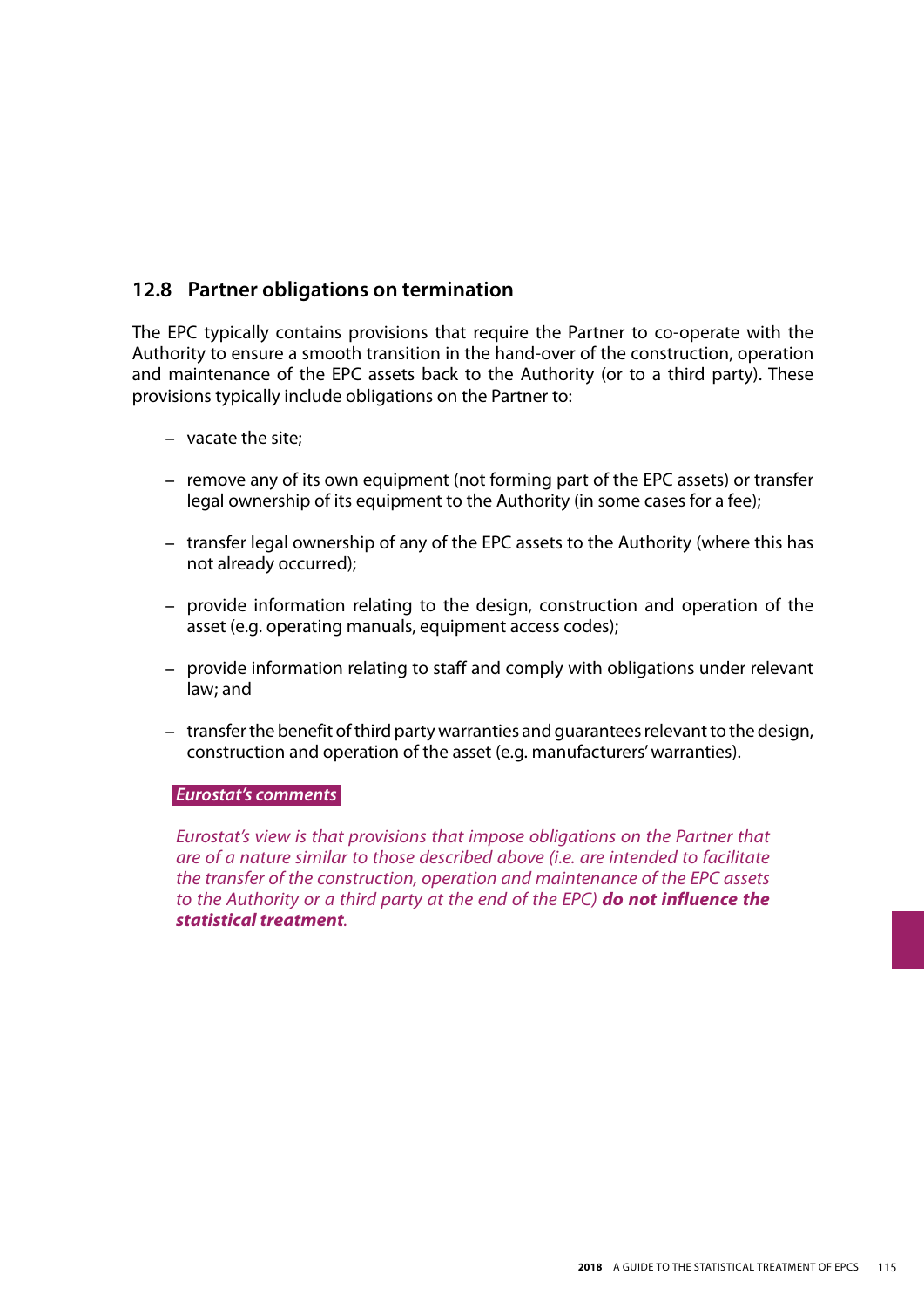## 12.8 Partner obligations on termination

The EPC typically contains provisions that require the Partner to co-operate with the Authority to ensure a smooth transition in the hand-over of the construction, operation and maintenance of the EPC assets back to the Authority (or to a third party). These provisions typically include obligations on the Partner to:

- vacate the site;
- remove any of its own equipment (not forming part of the EPC assets) or transfer legal ownership of its equipment to the Authority (in some cases for a fee);
- transfer legal ownership of any of the EPC assets to the Authority (where this has not already occurred);
- provide information relating to the design, construction and operation of the asset (e.g. operating manuals, equipment access codes);
- provide information relating to staff and comply with obligations under relevant law; and
- transfer the benefit of third party warranties and guarantees relevant to the design, construction and operation of the asset (e.g. manufacturers' warranties).

***Eurostat's comments***

*Eurostat's view is that provisions that impose obligations on the Partner that are of a nature similar to those described above (i.e. are intended to facilitate the transfer of the construction, operation and maintenance of the EPC assets to the Authority or a third party at the end of the EPC)* ***do not influence the statistical treatment****.*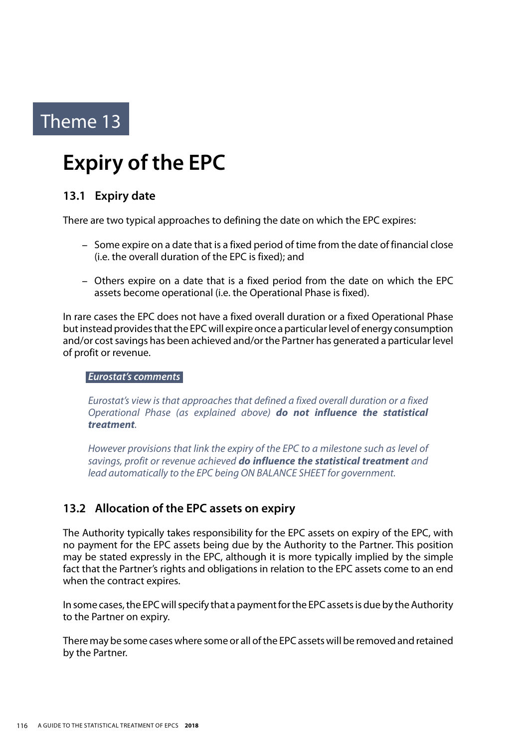Theme 13

# Expiry of the EPC

## 13.1 Expiry date

There are two typical approaches to defining the date on which the EPC expires:

- Some expire on a date that is a fixed period of time from the date of financial close (i.e. the overall duration of the EPC is fixed); and
- Others expire on a date that is a fixed period from the date on which the EPC assets become operational (i.e. the Operational Phase is fixed).

In rare cases the EPC does not have a fixed overall duration or a fixed Operational Phase but instead provides that the EPC will expire once a particular level of energy consumption and/or cost savings has been achieved and/or the Partner has generated a particular level of profit or revenue.

***Eurostat's comments***

*Eurostat's view is that approaches that defined a fixed overall duration or a fixed Operational Phase (as explained above)* ***do not influence the statistical treatment****.*

*However provisions that link the expiry of the EPC to a milestone such as level of savings, profit or revenue achieved* ***do influence the statistical treatment*** *and lead automatically to the EPC being ON BALANCE SHEET for government.*

## 13.2 Allocation of the EPC assets on expiry

The Authority typically takes responsibility for the EPC assets on expiry of the EPC, with no payment for the EPC assets being due by the Authority to the Partner. This position may be stated expressly in the EPC, although it is more typically implied by the simple fact that the Partner's rights and obligations in relation to the EPC assets come to an end when the contract expires.

In some cases, the EPC will specify that a payment for the EPC assets is due by the Authority to the Partner on expiry.

There may be some cases where some or all of the EPC assets will be removed and retained by the Partner.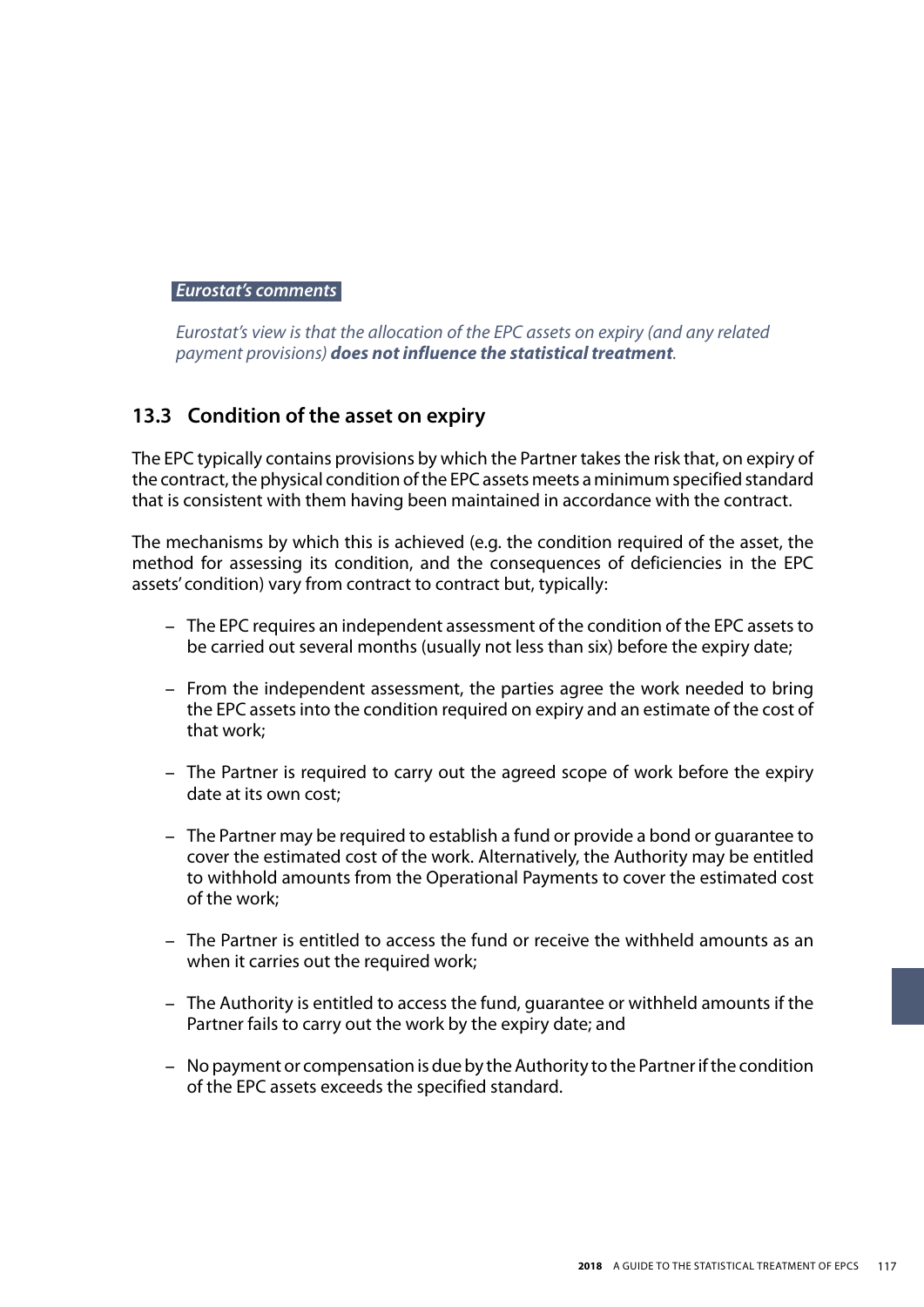*Eurostat's comments*

*Eurostat's view is that the allocation of the EPC assets on expiry (and any related payment provisions)* ***does not influence the statistical treatment****.*

## 13.3 Condition of the asset on expiry

The EPC typically contains provisions by which the Partner takes the risk that, on expiry of the contract, the physical condition of the EPC assets meets a minimum specified standard that is consistent with them having been maintained in accordance with the contract.

The mechanisms by which this is achieved (e.g. the condition required of the asset, the method for assessing its condition, and the consequences of deficiencies in the EPC assets' condition) vary from contract to contract but, typically:

- The EPC requires an independent assessment of the condition of the EPC assets to be carried out several months (usually not less than six) before the expiry date;
- From the independent assessment, the parties agree the work needed to bring the EPC assets into the condition required on expiry and an estimate of the cost of that work;
- The Partner is required to carry out the agreed scope of work before the expiry date at its own cost;
- The Partner may be required to establish a fund or provide a bond or guarantee to cover the estimated cost of the work. Alternatively, the Authority may be entitled to withhold amounts from the Operational Payments to cover the estimated cost of the work;
- The Partner is entitled to access the fund or receive the withheld amounts as an when it carries out the required work;
- The Authority is entitled to access the fund, guarantee or withheld amounts if the Partner fails to carry out the work by the expiry date; and
- No payment or compensation is due by the Authority to the Partner if the condition of the EPC assets exceeds the specified standard.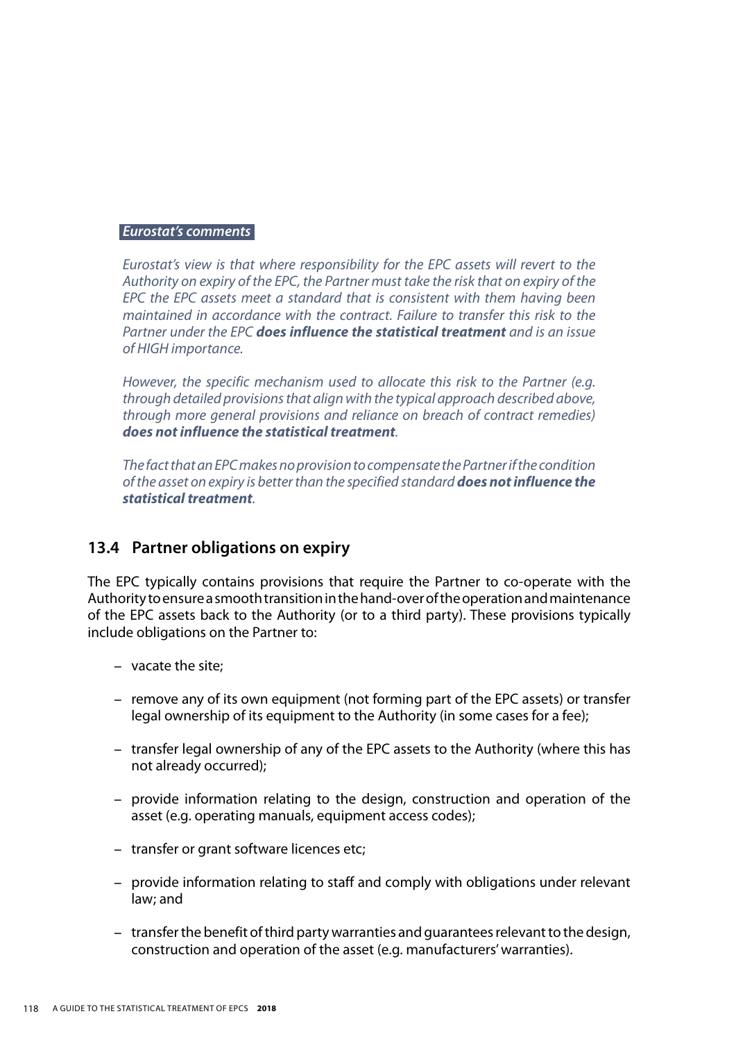*Eurostat's comments*

*Eurostat's view is that where responsibility for the EPC assets will revert to the Authority on expiry of the EPC, the Partner must take the risk that on expiry of the EPC the EPC assets meet a standard that is consistent with them having been maintained in accordance with the contract. Failure to transfer this risk to the Partner under the EPC* ***does influence the statistical treatment*** *and is an issue of HIGH importance.*

*However, the specific mechanism used to allocate this risk to the Partner (e.g. through detailed provisions that align with the typical approach described above, through more general provisions and reliance on breach of contract remedies)* ***does not influence the statistical treatment****.*

*The fact that an EPC makes no provision to compensate the Partner if the condition of the asset on expiry is better than the specified standard* ***does not influence the statistical treatment****.*

## 13.4 Partner obligations on expiry

The EPC typically contains provisions that require the Partner to co-operate with the Authority to ensure a smooth transition in the hand-over of the operation and maintenance of the EPC assets back to the Authority (or to a third party). These provisions typically include obligations on the Partner to:

- vacate the site;
- remove any of its own equipment (not forming part of the EPC assets) or transfer legal ownership of its equipment to the Authority (in some cases for a fee);
- transfer legal ownership of any of the EPC assets to the Authority (where this has not already occurred);
- provide information relating to the design, construction and operation of the asset (e.g. operating manuals, equipment access codes);
- transfer or grant software licences etc;
- provide information relating to staff and comply with obligations under relevant law; and
- transfer the benefit of third party warranties and guarantees relevant to the design, construction and operation of the asset (e.g. manufacturers' warranties).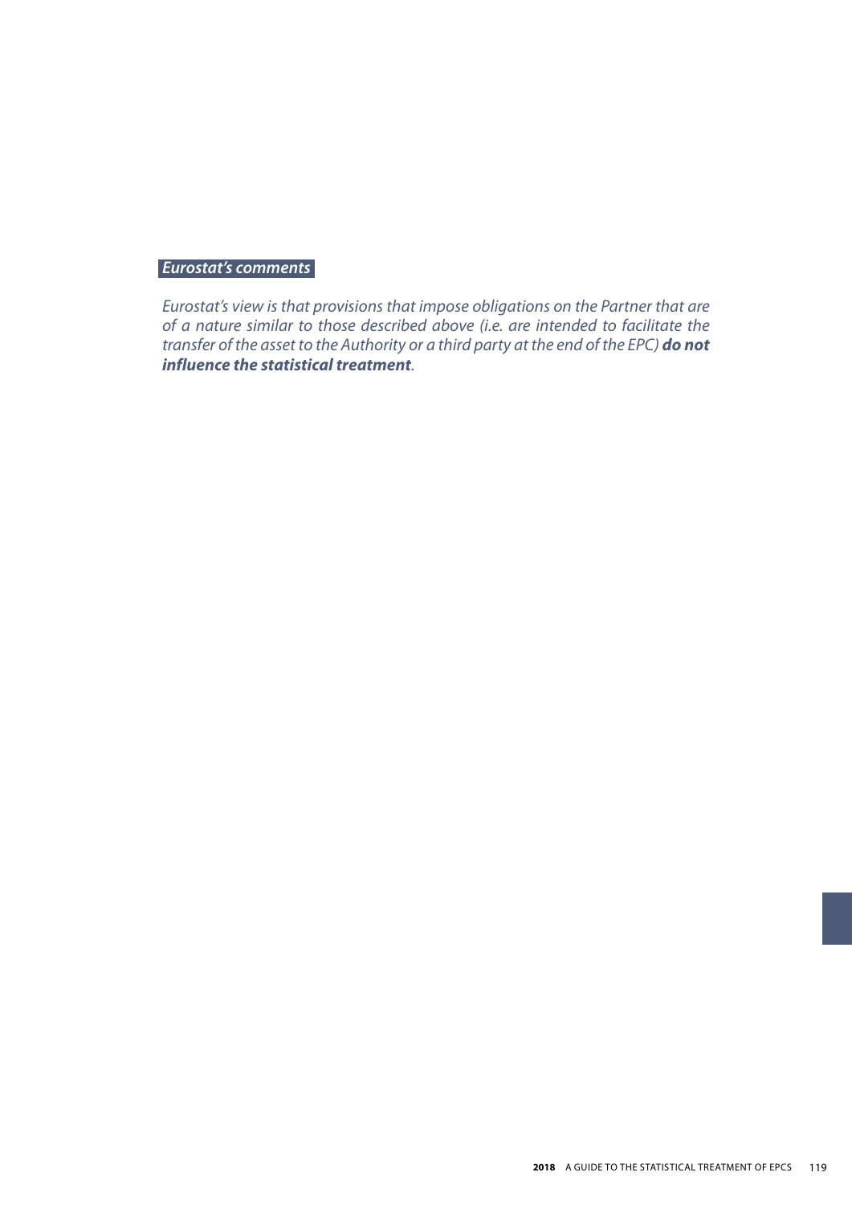***Eurostat's comments***

*Eurostat's view is that provisions that impose obligations on the Partner that are of a nature similar to those described above (i.e. are intended to facilitate the transfer of the asset to the Authority or a third party at the end of the EPC)* ***do not influence the statistical treatment****.*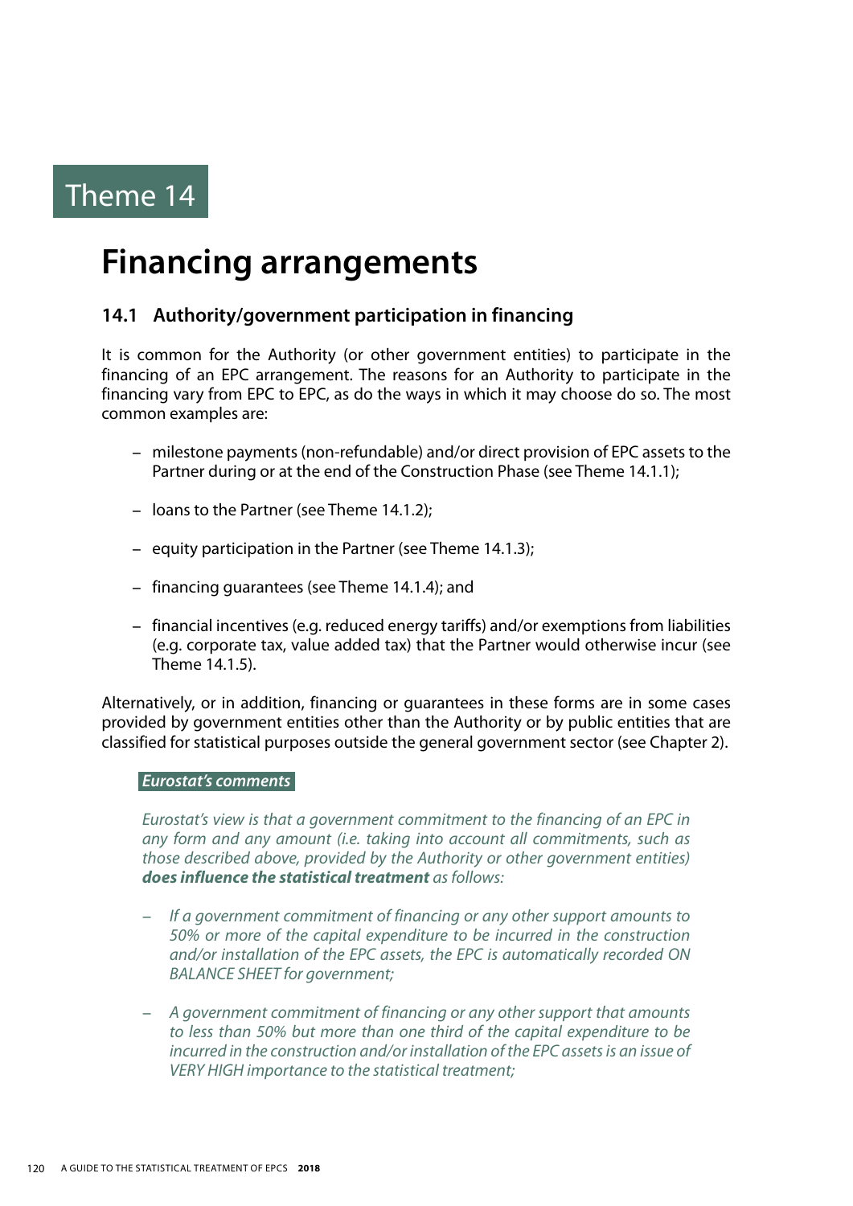Theme 14

# Financing arrangements

## 14.1 Authority/government participation in financing

It is common for the Authority (or other government entities) to participate in the financing of an EPC arrangement. The reasons for an Authority to participate in the financing vary from EPC to EPC, as do the ways in which it may choose do so. The most common examples are:

- milestone payments (non-refundable) and/or direct provision of EPC assets to the Partner during or at the end of the Construction Phase (see Theme 14.1.1);
- loans to the Partner (see Theme 14.1.2);
- equity participation in the Partner (see Theme 14.1.3);
- financing guarantees (see Theme 14.1.4); and
- financial incentives (e.g. reduced energy tariffs) and/or exemptions from liabilities (e.g. corporate tax, value added tax) that the Partner would otherwise incur (see Theme 14.1.5).

Alternatively, or in addition, financing or guarantees in these forms are in some cases provided by government entities other than the Authority or by public entities that are classified for statistical purposes outside the general government sector (see Chapter 2).

***Eurostat's comments***

*Eurostat's view is that a government commitment to the financing of an EPC in any form and any amount (i.e. taking into account all commitments, such as those described above, provided by the Authority or other government entities)* ***does influence the statistical treatment*** *as follows:*

- *If a government commitment of financing or any other support amounts to 50% or more of the capital expenditure to be incurred in the construction and/or installation of the EPC assets, the EPC is automatically recorded ON BALANCE SHEET for government;*
- *A government commitment of financing or any other support that amounts to less than 50% but more than one third of the capital expenditure to be incurred in the construction and/or installation of the EPC assets is an issue of VERY HIGH importance to the statistical treatment;*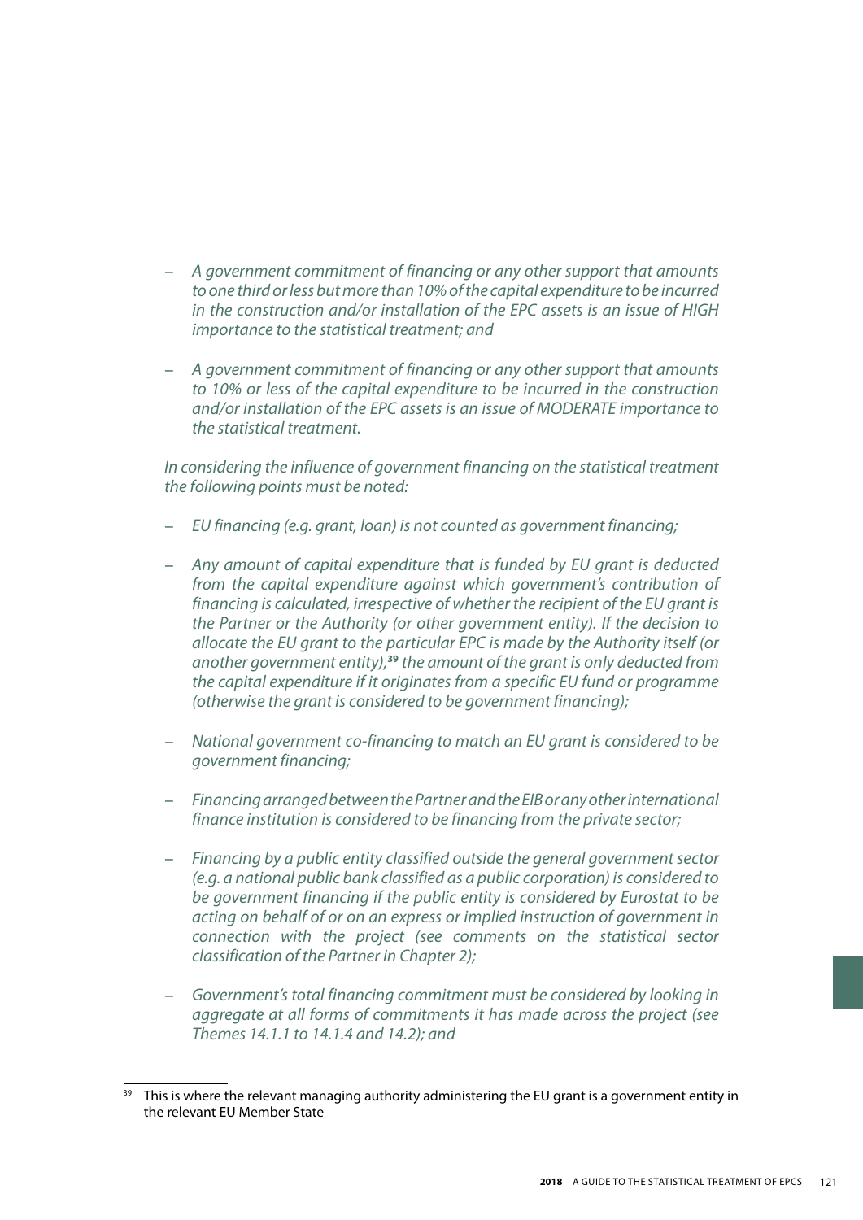- *A government commitment of financing or any other support that amounts to one third or less but more than 10% of the capital expenditure to be incurred in the construction and/or installation of the EPC assets is an issue of HIGH importance to the statistical treatment; and*

- *A government commitment of financing or any other support that amounts to 10% or less of the capital expenditure to be incurred in the construction and/or installation of the EPC assets is an issue of MODERATE importance to the statistical treatment.*

*In considering the influence of government financing on the statistical treatment the following points must be noted:*

- *EU financing (e.g. grant, loan) is not counted as government financing;*

- *Any amount of capital expenditure that is funded by EU grant is deducted from the capital expenditure against which government's contribution of financing is calculated, irrespective of whether the recipient of the EU grant is the Partner or the Authority (or other government entity). If the decision to allocate the EU grant to the particular EPC is made by the Authority itself (or another government entity),*[39] *the amount of the grant is only deducted from the capital expenditure if it originates from a specific EU fund or programme (otherwise the grant is considered to be government financing);*

- *National government co-financing to match an EU grant is considered to be government financing;*

- *Financing arranged between the Partner and the EIB or any other international finance institution is considered to be financing from the private sector;*

- *Financing by a public entity classified outside the general government sector (e.g. a national public bank classified as a public corporation) is considered to be government financing if the public entity is considered by Eurostat to be acting on behalf of or on an express or implied instruction of government in connection with the project (see comments on the statistical sector classification of the Partner in Chapter 2);*

- *Government's total financing commitment must be considered by looking in aggregate at all forms of commitments it has made across the project (see Themes 14.1.1 to 14.1.4 and 14.2); and*

---

[39] This is where the relevant managing authority administering the EU grant is a government entity in the relevant EU Member State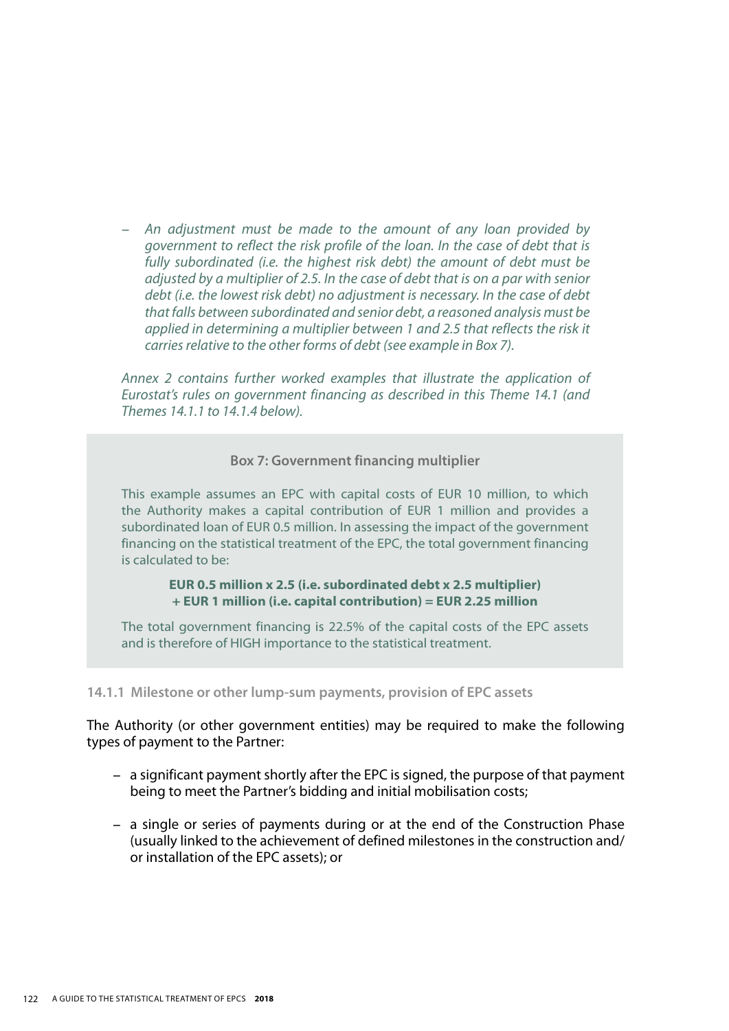- *An adjustment must be made to the amount of any loan provided by government to reflect the risk profile of the loan. In the case of debt that is fully subordinated (i.e. the highest risk debt) the amount of debt must be adjusted by a multiplier of 2.5. In the case of debt that is on a par with senior debt (i.e. the lowest risk debt) no adjustment is necessary. In the case of debt that falls between subordinated and senior debt, a reasoned analysis must be applied in determining a multiplier between 1 and 2.5 that reflects the risk it carries relative to the other forms of debt (see example in Box 7).*

*Annex 2 contains further worked examples that illustrate the application of Eurostat's rules on government financing as described in this Theme 14.1 (and Themes 14.1.1 to 14.1.4 below).*

**Box 7: Government financing multiplier**

This example assumes an EPC with capital costs of EUR 10 million, to which the Authority makes a capital contribution of EUR 1 million and provides a subordinated loan of EUR 0.5 million. In assessing the impact of the government financing on the statistical treatment of the EPC, the total government financing is calculated to be:

**EUR 0.5 million x 2.5 (i.e. subordinated debt x 2.5 multiplier) + EUR 1 million (i.e. capital contribution) = EUR 2.25 million**

The total government financing is 22.5% of the capital costs of the EPC assets and is therefore of HIGH importance to the statistical treatment.

### 14.1.1 Milestone or other lump-sum payments, provision of EPC assets

The Authority (or other government entities) may be required to make the following types of payment to the Partner:

- a significant payment shortly after the EPC is signed, the purpose of that payment being to meet the Partner's bidding and initial mobilisation costs;
- a single or series of payments during or at the end of the Construction Phase (usually linked to the achievement of defined milestones in the construction and/or installation of the EPC assets); or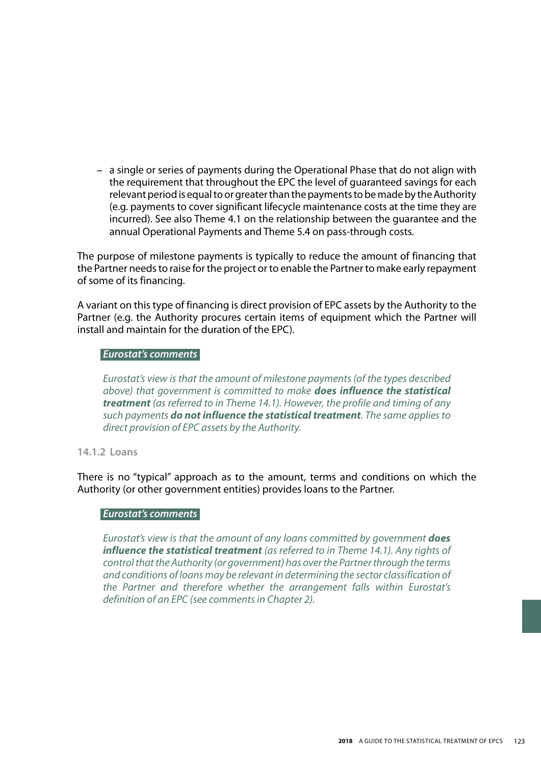– a single or series of payments during the Operational Phase that do not align with the requirement that throughout the EPC the level of guaranteed savings for each relevant period is equal to or greater than the payments to be made by the Authority (e.g. payments to cover significant lifecycle maintenance costs at the time they are incurred). See also Theme 4.1 on the relationship between the guarantee and the annual Operational Payments and Theme 5.4 on pass-through costs.

The purpose of milestone payments is typically to reduce the amount of financing that the Partner needs to raise for the project or to enable the Partner to make early repayment of some of its financing.

A variant on this type of financing is direct provision of EPC assets by the Authority to the Partner (e.g. the Authority procures certain items of equipment which the Partner will install and maintain for the duration of the EPC).

***Eurostat's comments***

*Eurostat's view is that the amount of milestone payments (of the types described above) that government is committed to make* ***does influence the statistical treatment*** *(as referred to in Theme 14.1). However, the profile and timing of any such payments* ***do not influence the statistical treatment****. The same applies to direct provision of EPC assets by the Authority.*

### 14.1.2 Loans

There is no "typical" approach as to the amount, terms and conditions on which the Authority (or other government entities) provides loans to the Partner.

***Eurostat's comments***

*Eurostat's view is that the amount of any loans committed by government* ***does influence the statistical treatment*** *(as referred to in Theme 14.1). Any rights of control that the Authority (or government) has over the Partner through the terms and conditions of loans may be relevant in determining the sector classification of the Partner and therefore whether the arrangement falls within Eurostat's definition of an EPC (see comments in Chapter 2).*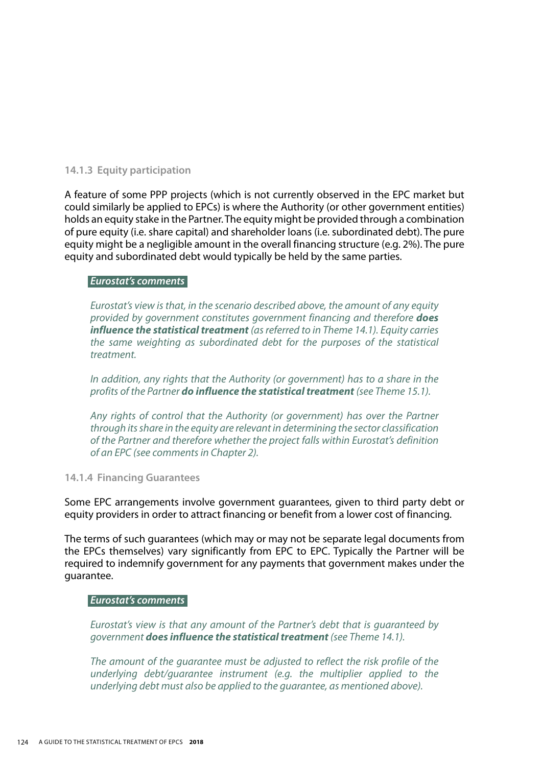#### 14.1.3 Equity participation

A feature of some PPP projects (which is not currently observed in the EPC market but could similarly be applied to EPCs) is where the Authority (or other government entities) holds an equity stake in the Partner. The equity might be provided through a combination of pure equity (i.e. share capital) and shareholder loans (i.e. subordinated debt). The pure equity might be a negligible amount in the overall financing structure (e.g. 2%). The pure equity and subordinated debt would typically be held by the same parties.

***Eurostat's comments***

*Eurostat's view is that, in the scenario described above, the amount of any equity provided by government constitutes government financing and therefore* ***does influence the statistical treatment*** *(as referred to in Theme 14.1). Equity carries the same weighting as subordinated debt for the purposes of the statistical treatment.*

*In addition, any rights that the Authority (or government) has to a share in the profits of the Partner* ***do influence the statistical treatment*** *(see Theme 15.1).*

*Any rights of control that the Authority (or government) has over the Partner through its share in the equity are relevant in determining the sector classification of the Partner and therefore whether the project falls within Eurostat's definition of an EPC (see comments in Chapter 2).*

#### 14.1.4 Financing Guarantees

Some EPC arrangements involve government guarantees, given to third party debt or equity providers in order to attract financing or benefit from a lower cost of financing.

The terms of such guarantees (which may or may not be separate legal documents from the EPCs themselves) vary significantly from EPC to EPC. Typically the Partner will be required to indemnify government for any payments that government makes under the guarantee.

***Eurostat's comments***

*Eurostat's view is that any amount of the Partner's debt that is guaranteed by government* ***does influence the statistical treatment*** *(see Theme 14.1).*

*The amount of the guarantee must be adjusted to reflect the risk profile of the underlying debt/guarantee instrument (e.g. the multiplier applied to the underlying debt must also be applied to the guarantee, as mentioned above).*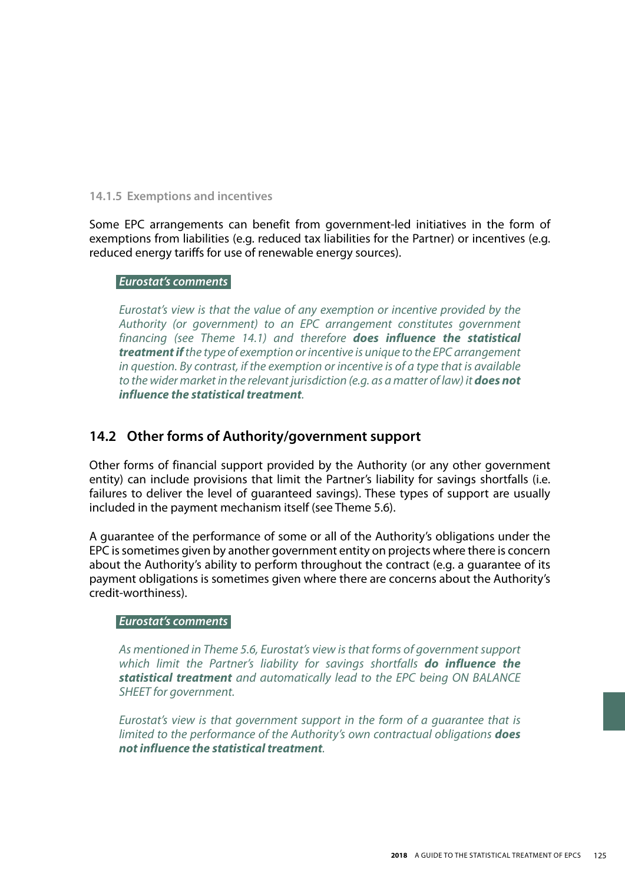#### 14.1.5 Exemptions and incentives

Some EPC arrangements can benefit from government-led initiatives in the form of exemptions from liabilities (e.g. reduced tax liabilities for the Partner) or incentives (e.g. reduced energy tariffs for use of renewable energy sources).

***Eurostat's comments***

*Eurostat's view is that the value of any exemption or incentive provided by the Authority (or government) to an EPC arrangement constitutes government financing (see Theme 14.1) and therefore* ***does influence the statistical treatment if*** *the type of exemption or incentive is unique to the EPC arrangement in question. By contrast, if the exemption or incentive is of a type that is available to the wider market in the relevant jurisdiction (e.g. as a matter of law) it* ***does not influence the statistical treatment****.*

## 14.2 Other forms of Authority/government support

Other forms of financial support provided by the Authority (or any other government entity) can include provisions that limit the Partner's liability for savings shortfalls (i.e. failures to deliver the level of guaranteed savings). These types of support are usually included in the payment mechanism itself (see Theme 5.6).

A guarantee of the performance of some or all of the Authority's obligations under the EPC is sometimes given by another government entity on projects where there is concern about the Authority's ability to perform throughout the contract (e.g. a guarantee of its payment obligations is sometimes given where there are concerns about the Authority's credit-worthiness).

***Eurostat's comments***

*As mentioned in Theme 5.6, Eurostat's view is that forms of government support which limit the Partner's liability for savings shortfalls* ***do influence the statistical treatment*** *and automatically lead to the EPC being ON BALANCE SHEET for government.*

*Eurostat's view is that government support in the form of a guarantee that is limited to the performance of the Authority's own contractual obligations* ***does not influence the statistical treatment****.*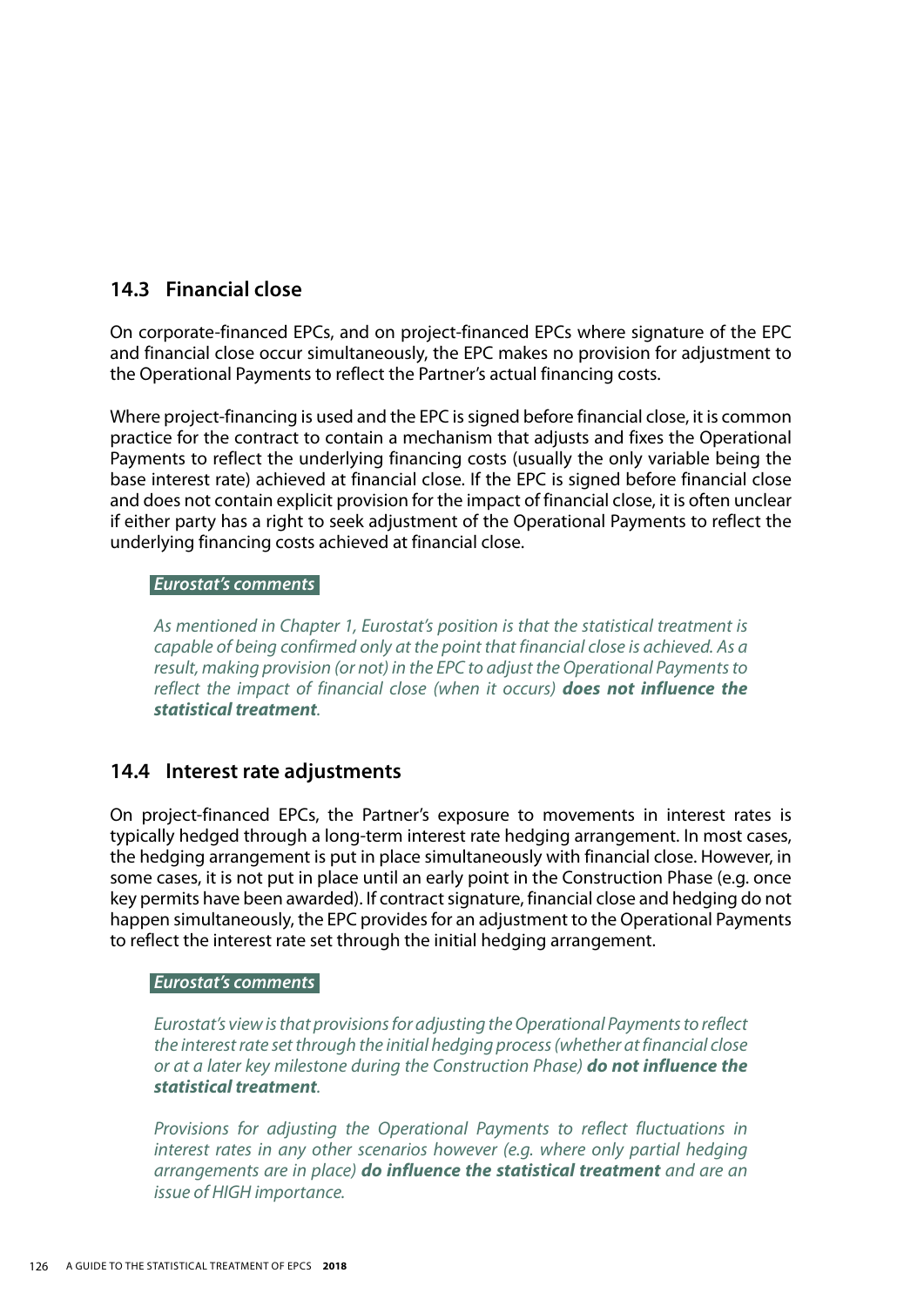## 14.3 Financial close

On corporate-financed EPCs, and on project-financed EPCs where signature of the EPC and financial close occur simultaneously, the EPC makes no provision for adjustment to the Operational Payments to reflect the Partner's actual financing costs.

Where project-financing is used and the EPC is signed before financial close, it is common practice for the contract to contain a mechanism that adjusts and fixes the Operational Payments to reflect the underlying financing costs (usually the only variable being the base interest rate) achieved at financial close. If the EPC is signed before financial close and does not contain explicit provision for the impact of financial close, it is often unclear if either party has a right to seek adjustment of the Operational Payments to reflect the underlying financing costs achieved at financial close.

***Eurostat's comments***

*As mentioned in Chapter 1, Eurostat's position is that the statistical treatment is capable of being confirmed only at the point that financial close is achieved. As a result, making provision (or not) in the EPC to adjust the Operational Payments to reflect the impact of financial close (when it occurs)* ***does not influence the statistical treatment****.*

## 14.4 Interest rate adjustments

On project-financed EPCs, the Partner's exposure to movements in interest rates is typically hedged through a long-term interest rate hedging arrangement. In most cases, the hedging arrangement is put in place simultaneously with financial close. However, in some cases, it is not put in place until an early point in the Construction Phase (e.g. once key permits have been awarded). If contract signature, financial close and hedging do not happen simultaneously, the EPC provides for an adjustment to the Operational Payments to reflect the interest rate set through the initial hedging arrangement.

***Eurostat's comments***

*Eurostat's view is that provisions for adjusting the Operational Payments to reflect the interest rate set through the initial hedging process (whether at financial close or at a later key milestone during the Construction Phase)* ***do not influence the statistical treatment****.*

*Provisions for adjusting the Operational Payments to reflect fluctuations in interest rates in any other scenarios however (e.g. where only partial hedging arrangements are in place)* ***do influence the statistical treatment*** *and are an issue of HIGH importance.*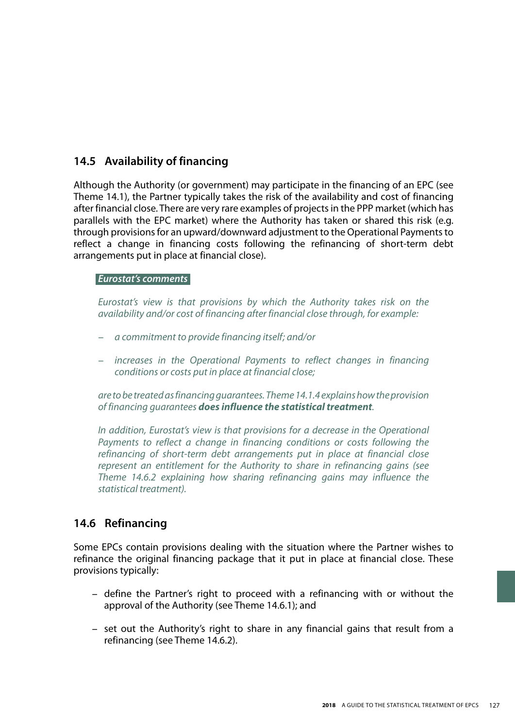## 14.5 Availability of financing

Although the Authority (or government) may participate in the financing of an EPC (see Theme 14.1), the Partner typically takes the risk of the availability and cost of financing after financial close. There are very rare examples of projects in the PPP market (which has parallels with the EPC market) where the Authority has taken or shared this risk (e.g. through provisions for an upward/downward adjustment to the Operational Payments to reflect a change in financing costs following the refinancing of short-term debt arrangements put in place at financial close).

***Eurostat's comments***

*Eurostat's view is that provisions by which the Authority takes risk on the availability and/or cost of financing after financial close through, for example:*

- *a commitment to provide financing itself; and/or*
- *increases in the Operational Payments to reflect changes in financing conditions or costs put in place at financial close;*

*are to be treated as financing guarantees. Theme 14.1.4 explains how the provision of financing guarantees* ***does influence the statistical treatment****.*

*In addition, Eurostat's view is that provisions for a decrease in the Operational Payments to reflect a change in financing conditions or costs following the refinancing of short-term debt arrangements put in place at financial close represent an entitlement for the Authority to share in refinancing gains (see Theme 14.6.2 explaining how sharing refinancing gains may influence the statistical treatment).*

## 14.6 Refinancing

Some EPCs contain provisions dealing with the situation where the Partner wishes to refinance the original financing package that it put in place at financial close. These provisions typically:

- define the Partner's right to proceed with a refinancing with or without the approval of the Authority (see Theme 14.6.1); and
- set out the Authority's right to share in any financial gains that result from a refinancing (see Theme 14.6.2).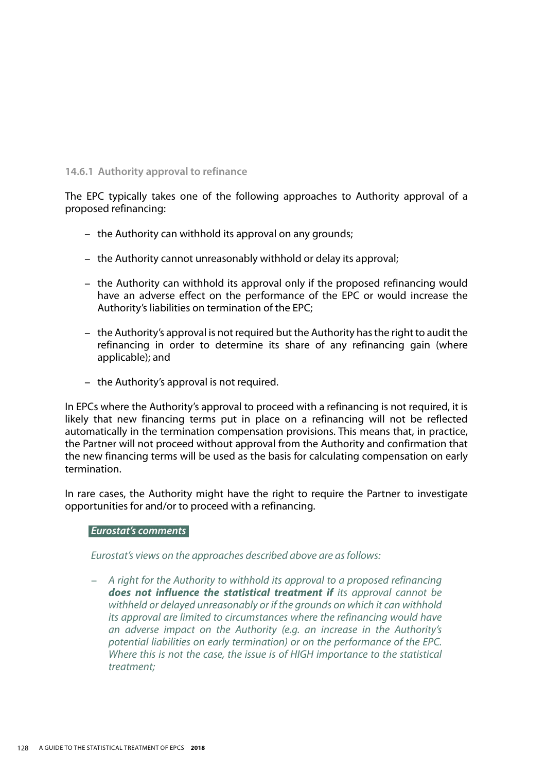### 14.6.1 Authority approval to refinance

The EPC typically takes one of the following approaches to Authority approval of a proposed refinancing:

- the Authority can withhold its approval on any grounds;
- the Authority cannot unreasonably withhold or delay its approval;
- the Authority can withhold its approval only if the proposed refinancing would have an adverse effect on the performance of the EPC or would increase the Authority's liabilities on termination of the EPC;
- the Authority's approval is not required but the Authority has the right to audit the refinancing in order to determine its share of any refinancing gain (where applicable); and
- the Authority's approval is not required.

In EPCs where the Authority's approval to proceed with a refinancing is not required, it is likely that new financing terms put in place on a refinancing will not be reflected automatically in the termination compensation provisions. This means that, in practice, the Partner will not proceed without approval from the Authority and confirmation that the new financing terms will be used as the basis for calculating compensation on early termination.

In rare cases, the Authority might have the right to require the Partner to investigate opportunities for and/or to proceed with a refinancing.

***Eurostat's comments***

*Eurostat's views on the approaches described above are as follows:*

- *A right for the Authority to withhold its approval to a proposed refinancing **does not influence the statistical treatment if** its approval cannot be withheld or delayed unreasonably or if the grounds on which it can withhold its approval are limited to circumstances where the refinancing would have an adverse impact on the Authority (e.g. an increase in the Authority's potential liabilities on early termination) or on the performance of the EPC. Where this is not the case, the issue is of HIGH importance to the statistical treatment;*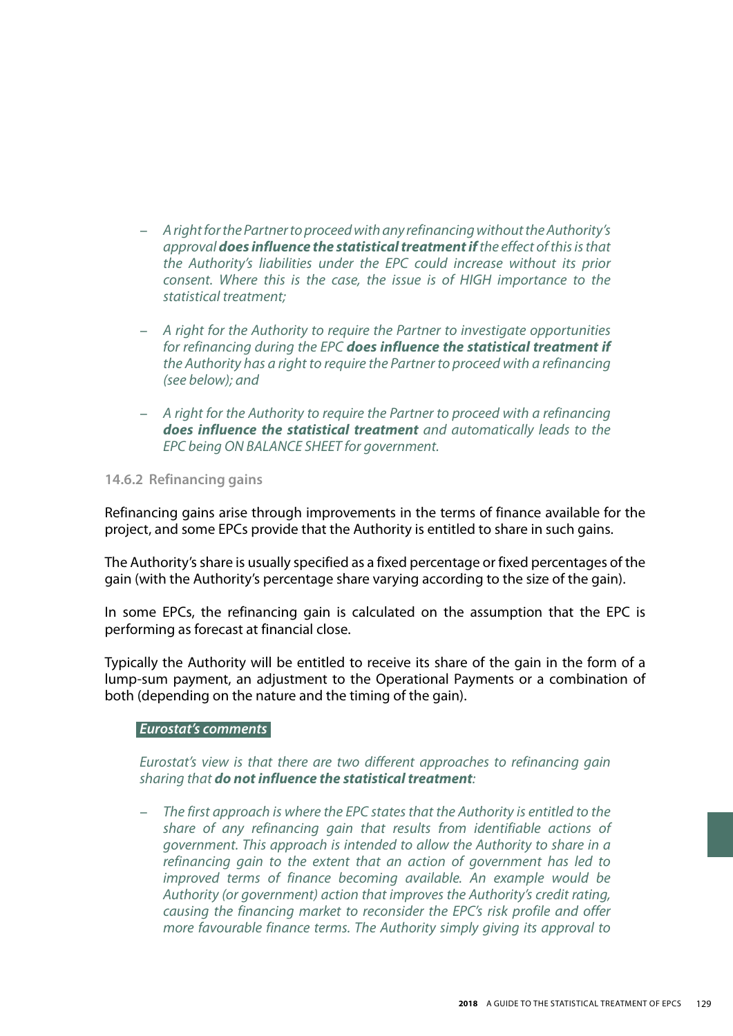- *A right for the Partner to proceed with any refinancing without the Authority's approval **does influence the statistical treatment if** the effect of this is that the Authority's liabilities under the EPC could increase without its prior consent. Where this is the case, the issue is of HIGH importance to the statistical treatment;*

- *A right for the Authority to require the Partner to investigate opportunities for refinancing during the EPC **does influence the statistical treatment if** the Authority has a right to require the Partner to proceed with a refinancing (see below); and*

- *A right for the Authority to require the Partner to proceed with a refinancing **does influence the statistical treatment** and automatically leads to the EPC being ON BALANCE SHEET for government.*

#### 14.6.2 Refinancing gains

Refinancing gains arise through improvements in the terms of finance available for the project, and some EPCs provide that the Authority is entitled to share in such gains.

The Authority's share is usually specified as a fixed percentage or fixed percentages of the gain (with the Authority's percentage share varying according to the size of the gain).

In some EPCs, the refinancing gain is calculated on the assumption that the EPC is performing as forecast at financial close.

Typically the Authority will be entitled to receive its share of the gain in the form of a lump-sum payment, an adjustment to the Operational Payments or a combination of both (depending on the nature and the timing of the gain).

***Eurostat's comments***

*Eurostat's view is that there are two different approaches to refinancing gain sharing that **do not influence the statistical treatment**:*

- *The first approach is where the EPC states that the Authority is entitled to the share of any refinancing gain that results from identifiable actions of government. This approach is intended to allow the Authority to share in a refinancing gain to the extent that an action of government has led to improved terms of finance becoming available. An example would be Authority (or government) action that improves the Authority's credit rating, causing the financing market to reconsider the EPC's risk profile and offer more favourable finance terms. The Authority simply giving its approval to*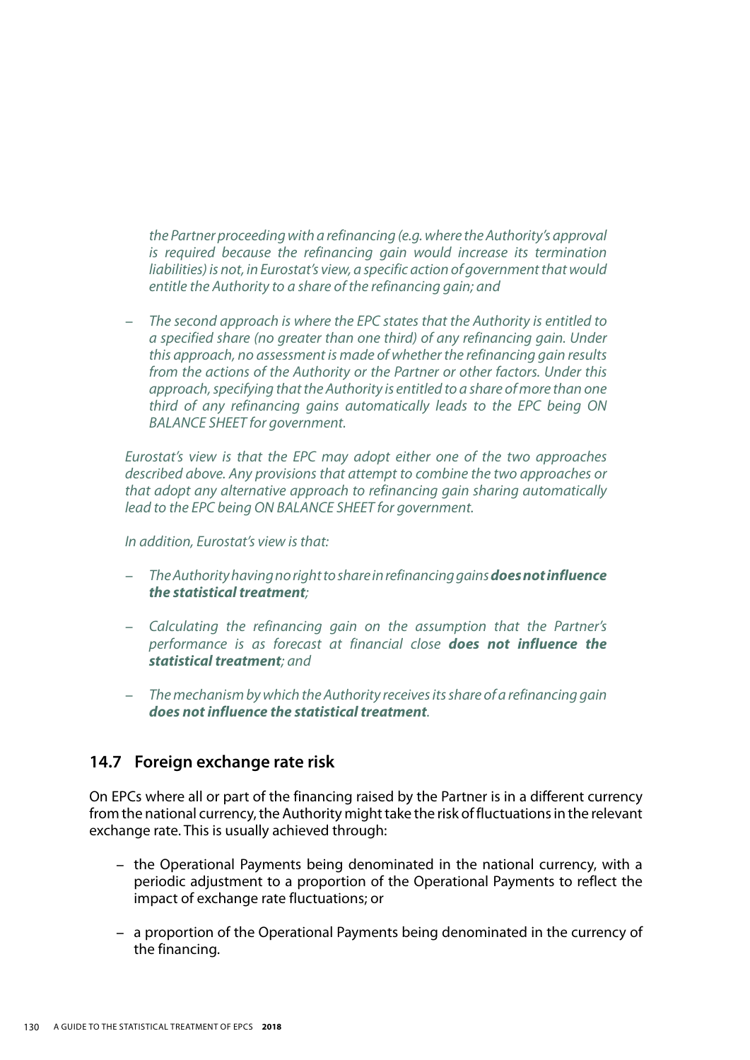*the Partner proceeding with a refinancing (e.g. where the Authority's approval is required because the refinancing gain would increase its termination liabilities) is not, in Eurostat's view, a specific action of government that would entitle the Authority to a share of the refinancing gain; and*

- *The second approach is where the EPC states that the Authority is entitled to a specified share (no greater than one third) of any refinancing gain. Under this approach, no assessment is made of whether the refinancing gain results from the actions of the Authority or the Partner or other factors. Under this approach, specifying that the Authority is entitled to a share of more than one third of any refinancing gains automatically leads to the EPC being ON BALANCE SHEET for government.*

*Eurostat's view is that the EPC may adopt either one of the two approaches described above. Any provisions that attempt to combine the two approaches or that adopt any alternative approach to refinancing gain sharing automatically lead to the EPC being ON BALANCE SHEET for government.*

*In addition, Eurostat's view is that:*

- *The Authority having no right to share in refinancing gains **does not influence the statistical treatment**;*
- *Calculating the refinancing gain on the assumption that the Partner's performance is as forecast at financial close **does not influence the statistical treatment**; and*
- *The mechanism by which the Authority receives its share of a refinancing gain **does not influence the statistical treatment**.*

## 14.7 Foreign exchange rate risk

On EPCs where all or part of the financing raised by the Partner is in a different currency from the national currency, the Authority might take the risk of fluctuations in the relevant exchange rate. This is usually achieved through:

- the Operational Payments being denominated in the national currency, with a periodic adjustment to a proportion of the Operational Payments to reflect the impact of exchange rate fluctuations; or
- a proportion of the Operational Payments being denominated in the currency of the financing.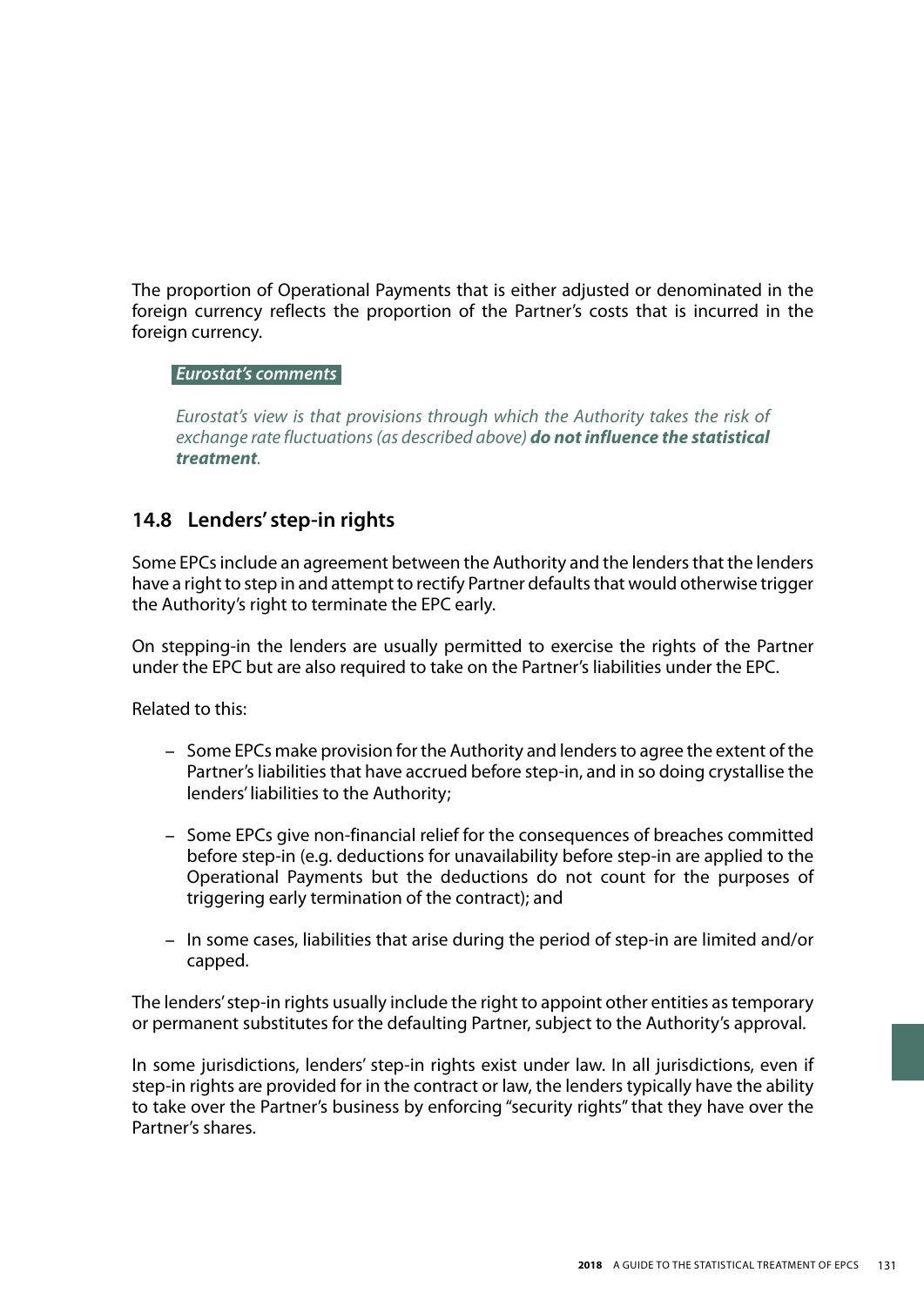The proportion of Operational Payments that is either adjusted or denominated in the foreign currency reflects the proportion of the Partner's costs that is incurred in the foreign currency.

***Eurostat's comments***

*Eurostat's view is that provisions through which the Authority takes the risk of exchange rate fluctuations (as described above)* ***do not influence the statistical treatment****.*

## 14.8 Lenders' step-in rights

Some EPCs include an agreement between the Authority and the lenders that the lenders have a right to step in and attempt to rectify Partner defaults that would otherwise trigger the Authority's right to terminate the EPC early.

On stepping-in the lenders are usually permitted to exercise the rights of the Partner under the EPC but are also required to take on the Partner's liabilities under the EPC.

Related to this:

- Some EPCs make provision for the Authority and lenders to agree the extent of the Partner's liabilities that have accrued before step-in, and in so doing crystallise the lenders' liabilities to the Authority;
- Some EPCs give non-financial relief for the consequences of breaches committed before step-in (e.g. deductions for unavailability before step-in are applied to the Operational Payments but the deductions do not count for the purposes of triggering early termination of the contract); and
- In some cases, liabilities that arise during the period of step-in are limited and/or capped.

The lenders' step-in rights usually include the right to appoint other entities as temporary or permanent substitutes for the defaulting Partner, subject to the Authority's approval.

In some jurisdictions, lenders' step-in rights exist under law. In all jurisdictions, even if step-in rights are provided for in the contract or law, the lenders typically have the ability to take over the Partner's business by enforcing "security rights" that they have over the Partner's shares.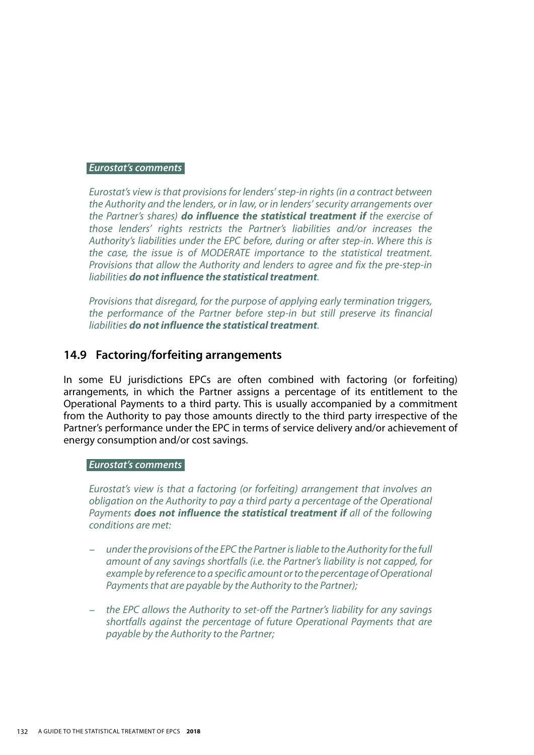***Eurostat's comments***

*Eurostat's view is that provisions for lenders' step-in rights (in a contract between the Authority and the lenders, or in law, or in lenders' security arrangements over the Partner's shares)* ***do influence the statistical treatment if*** *the exercise of those lenders' rights restricts the Partner's liabilities and/or increases the Authority's liabilities under the EPC before, during or after step-in. Where this is the case, the issue is of MODERATE importance to the statistical treatment. Provisions that allow the Authority and lenders to agree and fix the pre-step-in liabilities* ***do not influence the statistical treatment****.*

*Provisions that disregard, for the purpose of applying early termination triggers, the performance of the Partner before step-in but still preserve its financial liabilities* ***do not influence the statistical treatment****.*

## 14.9 Factoring/forfeiting arrangements

In some EU jurisdictions EPCs are often combined with factoring (or forfeiting) arrangements, in which the Partner assigns a percentage of its entitlement to the Operational Payments to a third party. This is usually accompanied by a commitment from the Authority to pay those amounts directly to the third party irrespective of the Partner's performance under the EPC in terms of service delivery and/or achievement of energy consumption and/or cost savings.

***Eurostat's comments***

*Eurostat's view is that a factoring (or forfeiting) arrangement that involves an obligation on the Authority to pay a third party a percentage of the Operational Payments* ***does not influence the statistical treatment if*** *all of the following conditions are met:*

- *under the provisions of the EPC the Partner is liable to the Authority for the full amount of any savings shortfalls (i.e. the Partner's liability is not capped, for example by reference to a specific amount or to the percentage of Operational Payments that are payable by the Authority to the Partner);*
- *the EPC allows the Authority to set-off the Partner's liability for any savings shortfalls against the percentage of future Operational Payments that are payable by the Authority to the Partner;*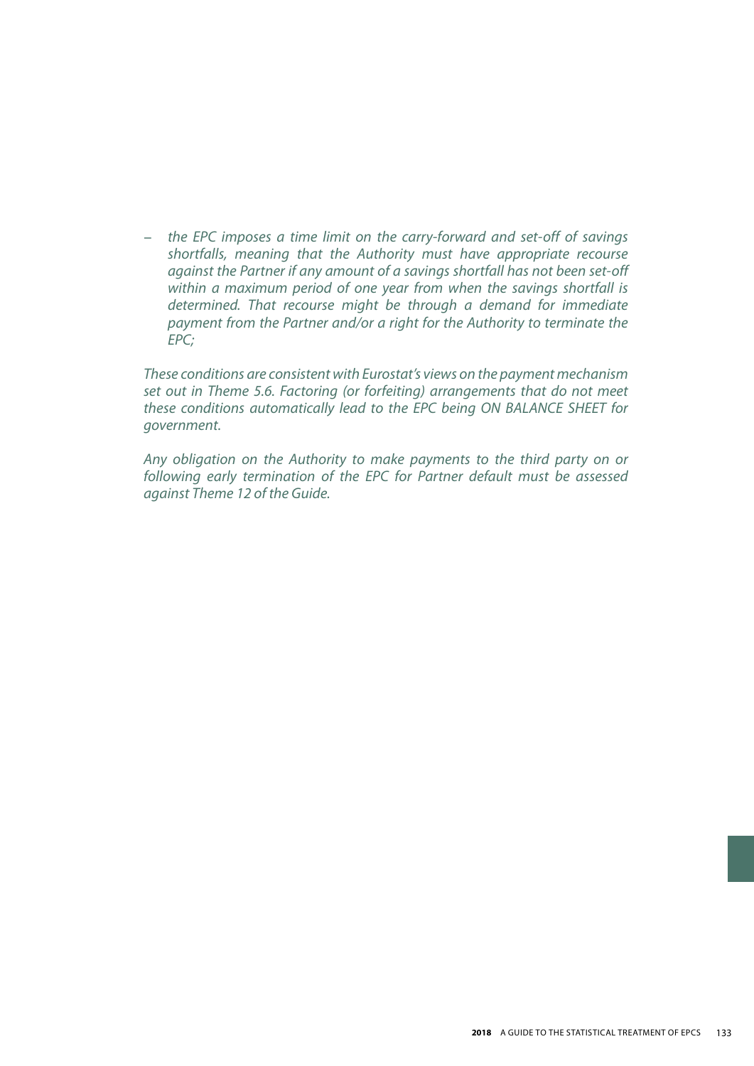- *the EPC imposes a time limit on the carry-forward and set-off of savings shortfalls, meaning that the Authority must have appropriate recourse against the Partner if any amount of a savings shortfall has not been set-off within a maximum period of one year from when the savings shortfall is determined. That recourse might be through a demand for immediate payment from the Partner and/or a right for the Authority to terminate the EPC;*

*These conditions are consistent with Eurostat's views on the payment mechanism set out in Theme 5.6. Factoring (or forfeiting) arrangements that do not meet these conditions automatically lead to the EPC being ON BALANCE SHEET for government.*

*Any obligation on the Authority to make payments to the third party on or following early termination of the EPC for Partner default must be assessed against Theme 12 of the Guide.*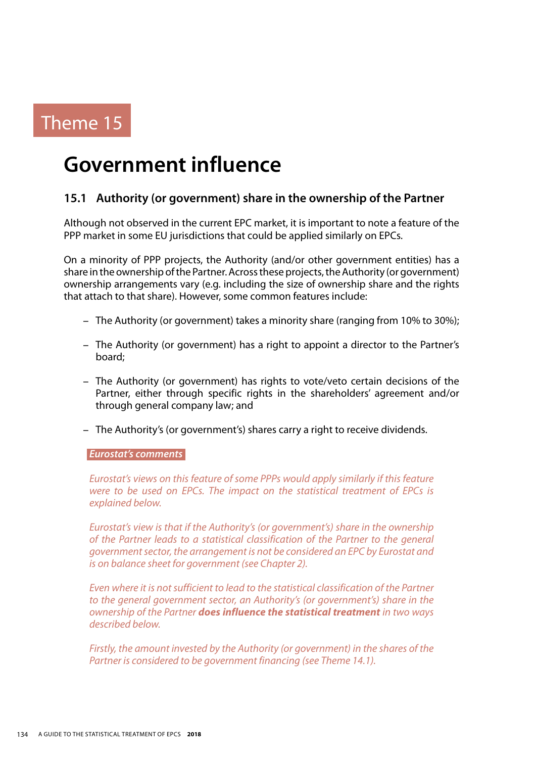Theme 15

# Government influence

## 15.1 Authority (or government) share in the ownership of the Partner

Although not observed in the current EPC market, it is important to note a feature of the PPP market in some EU jurisdictions that could be applied similarly on EPCs.

On a minority of PPP projects, the Authority (and/or other government entities) has a share in the ownership of the Partner. Across these projects, the Authority (or government) ownership arrangements vary (e.g. including the size of ownership share and the rights that attach to that share). However, some common features include:

- The Authority (or government) takes a minority share (ranging from 10% to 30%);
- The Authority (or government) has a right to appoint a director to the Partner's board;
- The Authority (or government) has rights to vote/veto certain decisions of the Partner, either through specific rights in the shareholders' agreement and/or through general company law; and
- The Authority's (or government's) shares carry a right to receive dividends.

***Eurostat's comments***

*Eurostat's views on this feature of some PPPs would apply similarly if this feature were to be used on EPCs. The impact on the statistical treatment of EPCs is explained below.*

*Eurostat's view is that if the Authority's (or government's) share in the ownership of the Partner leads to a statistical classification of the Partner to the general government sector, the arrangement is not be considered an EPC by Eurostat and is on balance sheet for government (see Chapter 2).*

*Even where it is not sufficient to lead to the statistical classification of the Partner to the general government sector, an Authority's (or government's) share in the ownership of the Partner* ***does influence the statistical treatment*** *in two ways described below.*

*Firstly, the amount invested by the Authority (or government) in the shares of the Partner is considered to be government financing (see Theme 14.1).*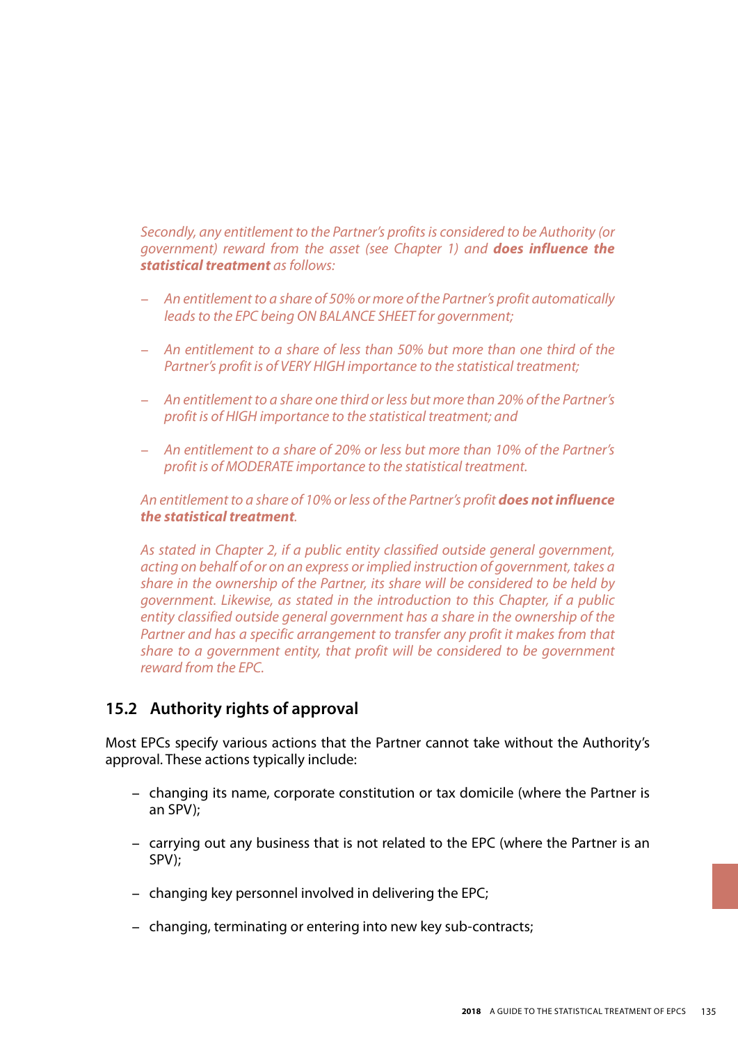*Secondly, any entitlement to the Partner's profits is considered to be Authority (or government) reward from the asset (see Chapter 1) and **does influence the statistical treatment** as follows:*

- *An entitlement to a share of 50% or more of the Partner's profit automatically leads to the EPC being ON BALANCE SHEET for government;*
- *An entitlement to a share of less than 50% but more than one third of the Partner's profit is of VERY HIGH importance to the statistical treatment;*
- *An entitlement to a share one third or less but more than 20% of the Partner's profit is of HIGH importance to the statistical treatment; and*
- *An entitlement to a share of 20% or less but more than 10% of the Partner's profit is of MODERATE importance to the statistical treatment.*

*An entitlement to a share of 10% or less of the Partner's profit **does not influence the statistical treatment**.*

*As stated in Chapter 2, if a public entity classified outside general government, acting on behalf of or on an express or implied instruction of government, takes a share in the ownership of the Partner, its share will be considered to be held by government. Likewise, as stated in the introduction to this Chapter, if a public entity classified outside general government has a share in the ownership of the Partner and has a specific arrangement to transfer any profit it makes from that share to a government entity, that profit will be considered to be government reward from the EPC.*

## 15.2 Authority rights of approval

Most EPCs specify various actions that the Partner cannot take without the Authority's approval. These actions typically include:

- changing its name, corporate constitution or tax domicile (where the Partner is an SPV);
- carrying out any business that is not related to the EPC (where the Partner is an SPV);
- changing key personnel involved in delivering the EPC;
- changing, terminating or entering into new key sub-contracts;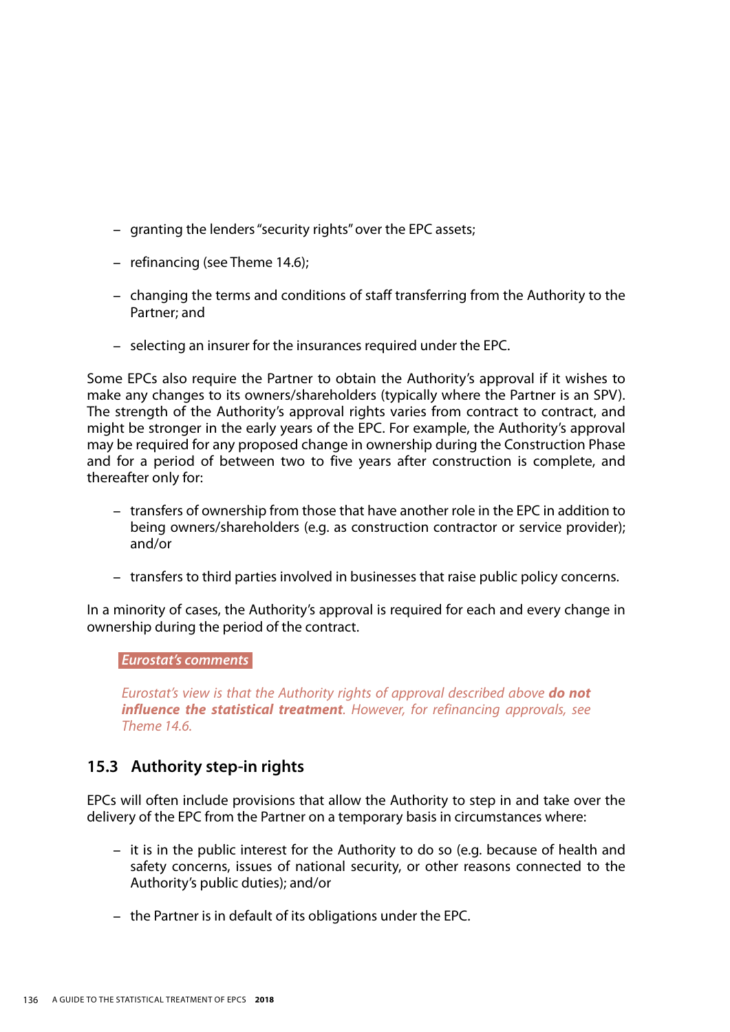- granting the lenders "security rights" over the EPC assets;
- refinancing (see Theme 14.6);
- changing the terms and conditions of staff transferring from the Authority to the Partner; and
- selecting an insurer for the insurances required under the EPC.

Some EPCs also require the Partner to obtain the Authority's approval if it wishes to make any changes to its owners/shareholders (typically where the Partner is an SPV). The strength of the Authority's approval rights varies from contract to contract, and might be stronger in the early years of the EPC. For example, the Authority's approval may be required for any proposed change in ownership during the Construction Phase and for a period of between two to five years after construction is complete, and thereafter only for:

- transfers of ownership from those that have another role in the EPC in addition to being owners/shareholders (e.g. as construction contractor or service provider); and/or
- transfers to third parties involved in businesses that raise public policy concerns.

In a minority of cases, the Authority's approval is required for each and every change in ownership during the period of the contract.

***Eurostat's comments***

*Eurostat's view is that the Authority rights of approval described above **do not influence the statistical treatment**. However, for refinancing approvals, see Theme 14.6.*

## 15.3 Authority step-in rights

EPCs will often include provisions that allow the Authority to step in and take over the delivery of the EPC from the Partner on a temporary basis in circumstances where:

- it is in the public interest for the Authority to do so (e.g. because of health and safety concerns, issues of national security, or other reasons connected to the Authority's public duties); and/or
- the Partner is in default of its obligations under the EPC.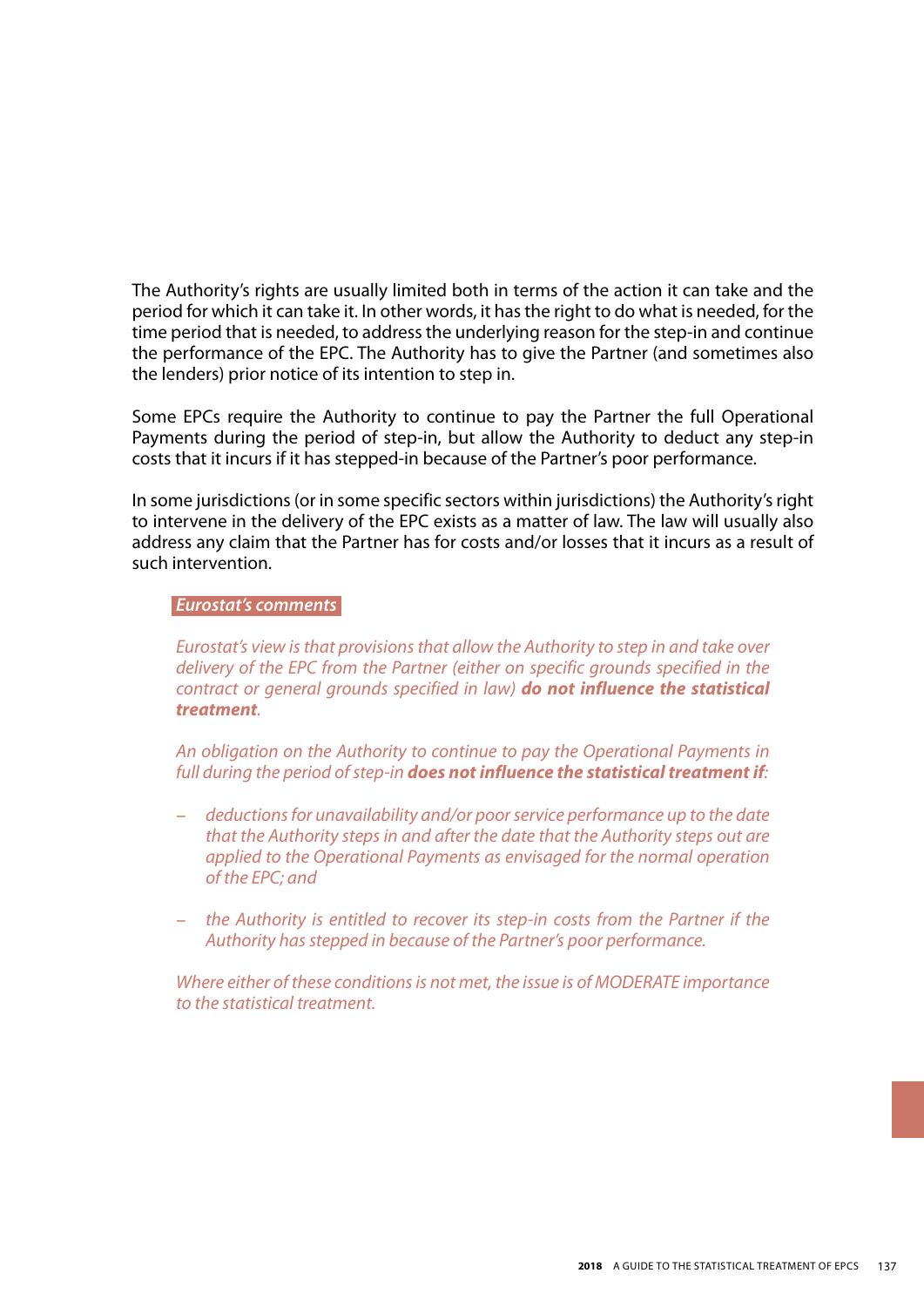The Authority's rights are usually limited both in terms of the action it can take and the period for which it can take it. In other words, it has the right to do what is needed, for the time period that is needed, to address the underlying reason for the step-in and continue the performance of the EPC. The Authority has to give the Partner (and sometimes also the lenders) prior notice of its intention to step in.

Some EPCs require the Authority to continue to pay the Partner the full Operational Payments during the period of step-in, but allow the Authority to deduct any step-in costs that it incurs if it has stepped-in because of the Partner's poor performance.

In some jurisdictions (or in some specific sectors within jurisdictions) the Authority's right to intervene in the delivery of the EPC exists as a matter of law. The law will usually also address any claim that the Partner has for costs and/or losses that it incurs as a result of such intervention.

***Eurostat's comments***

*Eurostat's view is that provisions that allow the Authority to step in and take over delivery of the EPC from the Partner (either on specific grounds specified in the contract or general grounds specified in law)* ***do not influence the statistical treatment****.*

*An obligation on the Authority to continue to pay the Operational Payments in full during the period of step-in* ***does not influence the statistical treatment if****:*

- *deductions for unavailability and/or poor service performance up to the date that the Authority steps in and after the date that the Authority steps out are applied to the Operational Payments as envisaged for the normal operation of the EPC; and*
- *the Authority is entitled to recover its step-in costs from the Partner if the Authority has stepped in because of the Partner's poor performance.*

*Where either of these conditions is not met, the issue is of MODERATE importance to the statistical treatment.*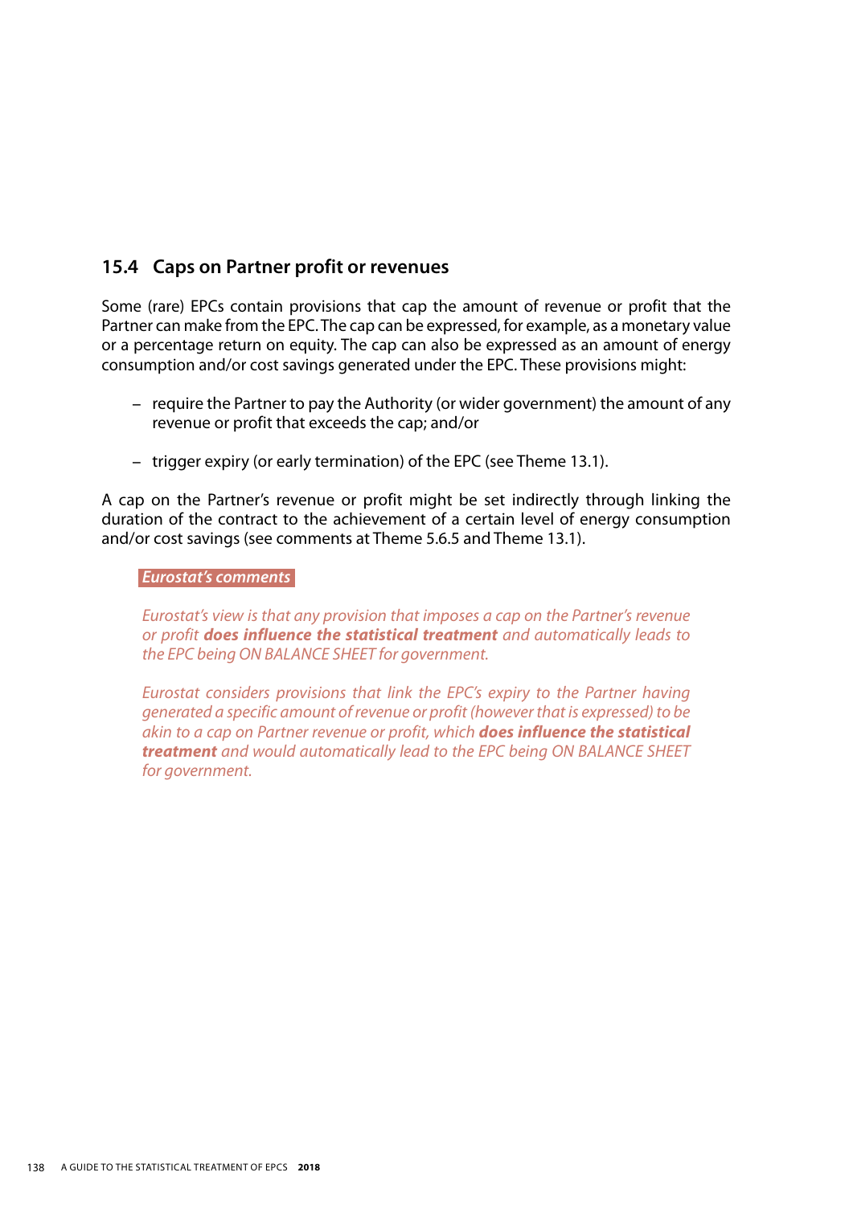## 15.4 Caps on Partner profit or revenues

Some (rare) EPCs contain provisions that cap the amount of revenue or profit that the Partner can make from the EPC. The cap can be expressed, for example, as a monetary value or a percentage return on equity. The cap can also be expressed as an amount of energy consumption and/or cost savings generated under the EPC. These provisions might:

- require the Partner to pay the Authority (or wider government) the amount of any revenue or profit that exceeds the cap; and/or
- trigger expiry (or early termination) of the EPC (see Theme 13.1).

A cap on the Partner's revenue or profit might be set indirectly through linking the duration of the contract to the achievement of a certain level of energy consumption and/or cost savings (see comments at Theme 5.6.5 and Theme 13.1).

***Eurostat's comments***

*Eurostat's view is that any provision that imposes a cap on the Partner's revenue or profit* ***does influence the statistical treatment*** *and automatically leads to the EPC being ON BALANCE SHEET for government.*

*Eurostat considers provisions that link the EPC's expiry to the Partner having generated a specific amount of revenue or profit (however that is expressed) to be akin to a cap on Partner revenue or profit, which* ***does influence the statistical treatment*** *and would automatically lead to the EPC being ON BALANCE SHEET for government.*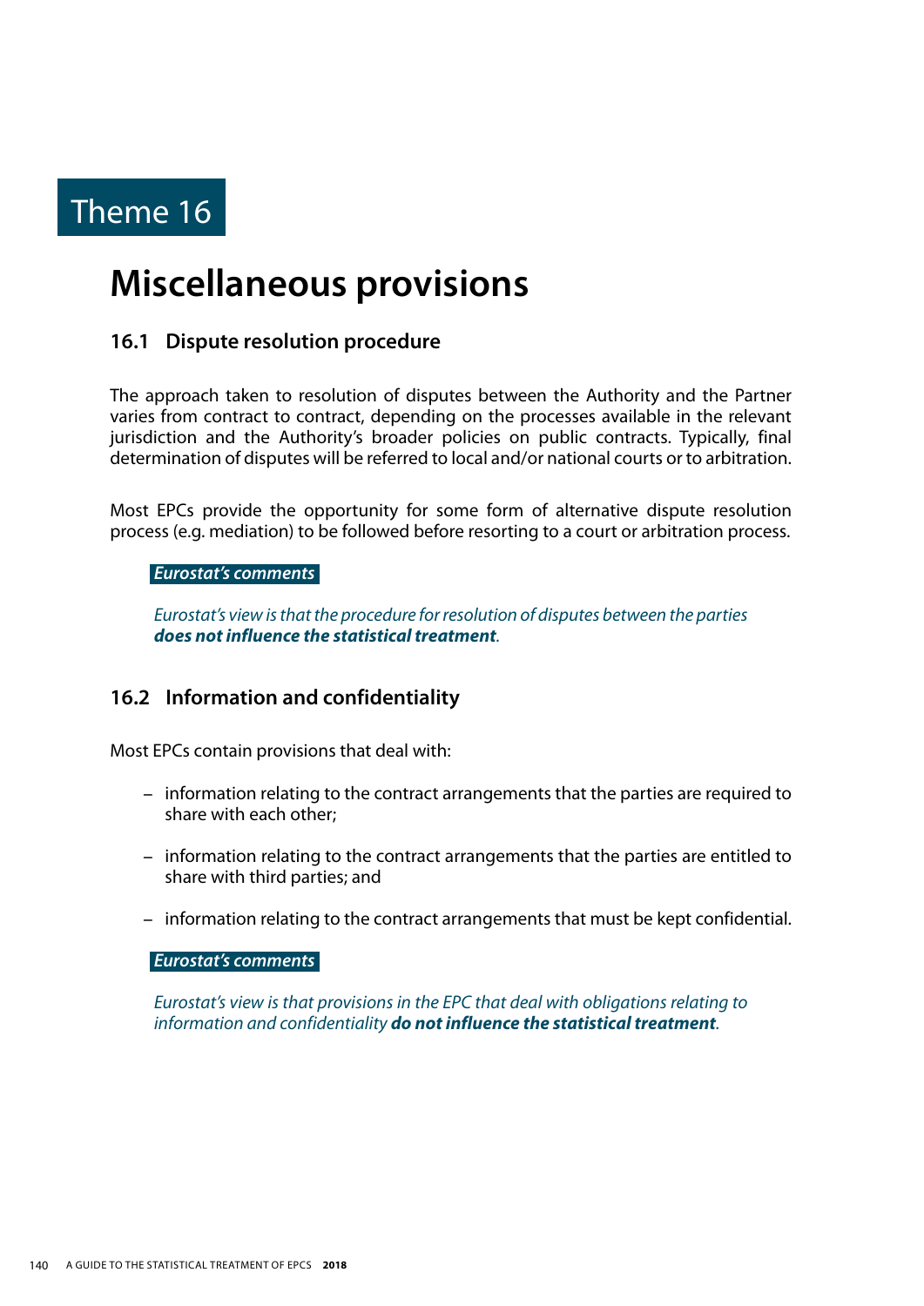# Theme 16

# Miscellaneous provisions

## 16.1 Dispute resolution procedure

The approach taken to resolution of disputes between the Authority and the Partner varies from contract to contract, depending on the processes available in the relevant jurisdiction and the Authority's broader policies on public contracts. Typically, final determination of disputes will be referred to local and/or national courts or to arbitration.

Most EPCs provide the opportunity for some form of alternative dispute resolution process (e.g. mediation) to be followed before resorting to a court or arbitration process.

***Eurostat's comments***

*Eurostat's view is that the procedure for resolution of disputes between the parties* ***does not influence the statistical treatment****.*

## 16.2 Information and confidentiality

Most EPCs contain provisions that deal with:

- information relating to the contract arrangements that the parties are required to share with each other;
- information relating to the contract arrangements that the parties are entitled to share with third parties; and
- information relating to the contract arrangements that must be kept confidential.

***Eurostat's comments***

*Eurostat's view is that provisions in the EPC that deal with obligations relating to information and confidentiality* ***do not influence the statistical treatment****.*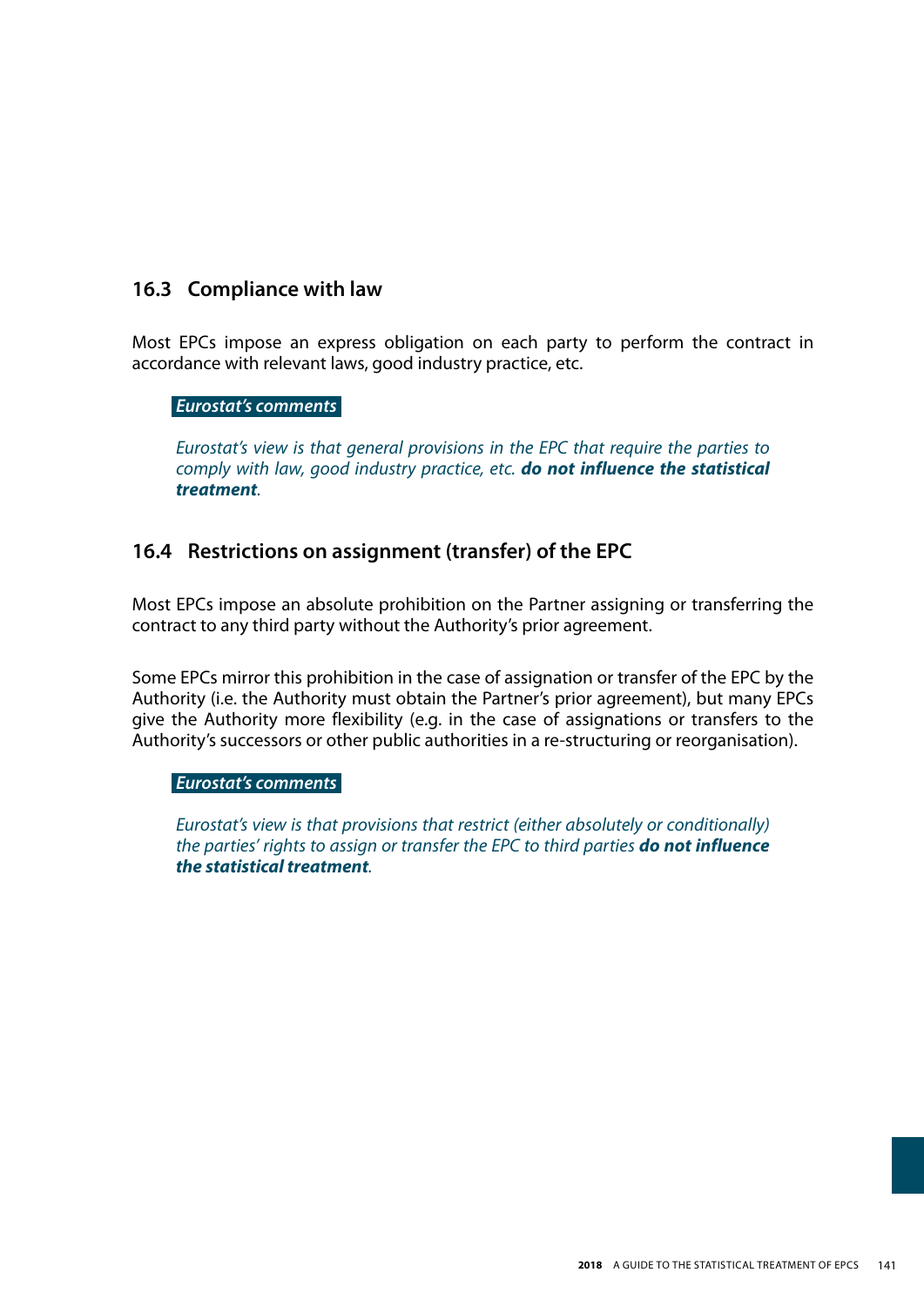## 16.3 Compliance with law

Most EPCs impose an express obligation on each party to perform the contract in accordance with relevant laws, good industry practice, etc.

***Eurostat's comments***

*Eurostat's view is that general provisions in the EPC that require the parties to comply with law, good industry practice, etc.* ***do not influence the statistical treatment****.*

## 16.4 Restrictions on assignment (transfer) of the EPC

Most EPCs impose an absolute prohibition on the Partner assigning or transferring the contract to any third party without the Authority's prior agreement.

Some EPCs mirror this prohibition in the case of assignation or transfer of the EPC by the Authority (i.e. the Authority must obtain the Partner's prior agreement), but many EPCs give the Authority more flexibility (e.g. in the case of assignations or transfers to the Authority's successors or other public authorities in a re-structuring or reorganisation).

***Eurostat's comments***

*Eurostat's view is that provisions that restrict (either absolutely or conditionally) the parties' rights to assign or transfer the EPC to third parties* ***do not influence the statistical treatment****.*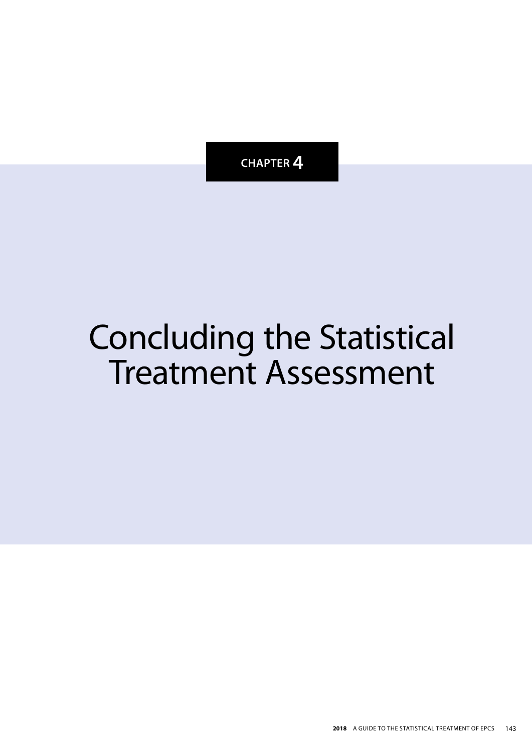CHAPTER 4

# Concluding the Statistical Treatment Assessment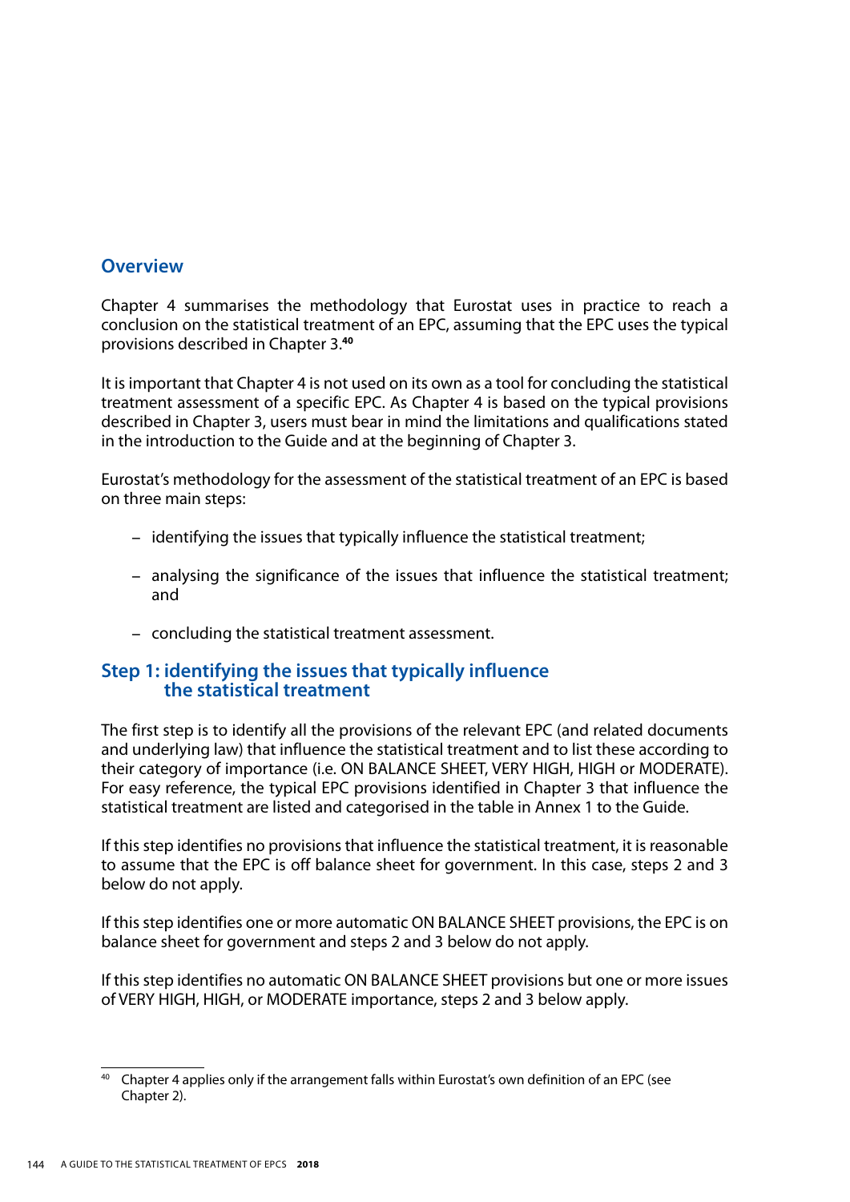## Overview

Chapter 4 summarises the methodology that Eurostat uses in practice to reach a conclusion on the statistical treatment of an EPC, assuming that the EPC uses the typical provisions described in Chapter 3.[40]

It is important that Chapter 4 is not used on its own as a tool for concluding the statistical treatment assessment of a specific EPC. As Chapter 4 is based on the typical provisions described in Chapter 3, users must bear in mind the limitations and qualifications stated in the introduction to the Guide and at the beginning of Chapter 3.

Eurostat's methodology for the assessment of the statistical treatment of an EPC is based on three main steps:

- identifying the issues that typically influence the statistical treatment;
- analysing the significance of the issues that influence the statistical treatment; and
- concluding the statistical treatment assessment.

## Step 1: identifying the issues that typically influence the statistical treatment

The first step is to identify all the provisions of the relevant EPC (and related documents and underlying law) that influence the statistical treatment and to list these according to their category of importance (i.e. ON BALANCE SHEET, VERY HIGH, HIGH or MODERATE). For easy reference, the typical EPC provisions identified in Chapter 3 that influence the statistical treatment are listed and categorised in the table in Annex 1 to the Guide.

If this step identifies no provisions that influence the statistical treatment, it is reasonable to assume that the EPC is off balance sheet for government. In this case, steps 2 and 3 below do not apply.

If this step identifies one or more automatic ON BALANCE SHEET provisions, the EPC is on balance sheet for government and steps 2 and 3 below do not apply.

If this step identifies no automatic ON BALANCE SHEET provisions but one or more issues of VERY HIGH, HIGH, or MODERATE importance, steps 2 and 3 below apply.

[40] Chapter 4 applies only if the arrangement falls within Eurostat's own definition of an EPC (see Chapter 2).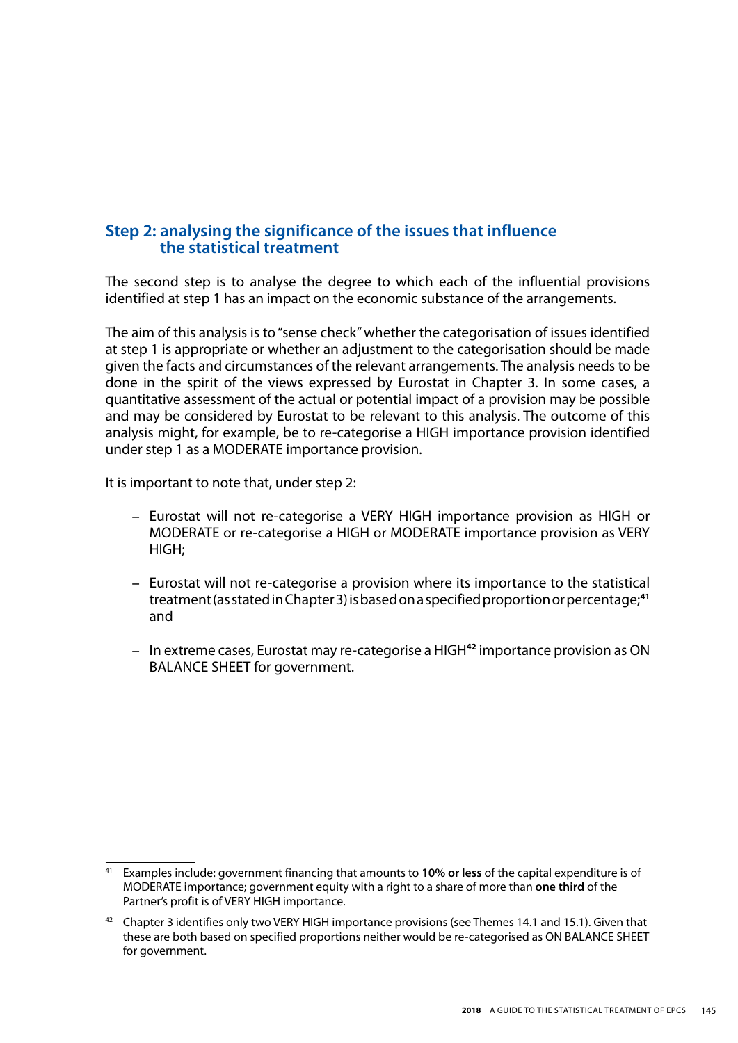## Step 2: analysing the significance of the issues that influence the statistical treatment

The second step is to analyse the degree to which each of the influential provisions identified at step 1 has an impact on the economic substance of the arrangements.

The aim of this analysis is to "sense check" whether the categorisation of issues identified at step 1 is appropriate or whether an adjustment to the categorisation should be made given the facts and circumstances of the relevant arrangements. The analysis needs to be done in the spirit of the views expressed by Eurostat in Chapter 3. In some cases, a quantitative assessment of the actual or potential impact of a provision may be possible and may be considered by Eurostat to be relevant to this analysis. The outcome of this analysis might, for example, be to re-categorise a HIGH importance provision identified under step 1 as a MODERATE importance provision.

It is important to note that, under step 2:

- Eurostat will not re-categorise a VERY HIGH importance provision as HIGH or MODERATE or re-categorise a HIGH or MODERATE importance provision as VERY HIGH;
- Eurostat will not re-categorise a provision where its importance to the statistical treatment (as stated in Chapter 3) is based on a specified proportion or percentage;[41] and
- In extreme cases, Eurostat may re-categorise a HIGH[42] importance provision as ON BALANCE SHEET for government.

---

[41] Examples include: government financing that amounts to **10% or less** of the capital expenditure is of MODERATE importance; government equity with a right to a share of more than **one third** of the Partner's profit is of VERY HIGH importance.

[42] Chapter 3 identifies only two VERY HIGH importance provisions (see Themes 14.1 and 15.1). Given that these are both based on specified proportions neither would be re-categorised as ON BALANCE SHEET for government.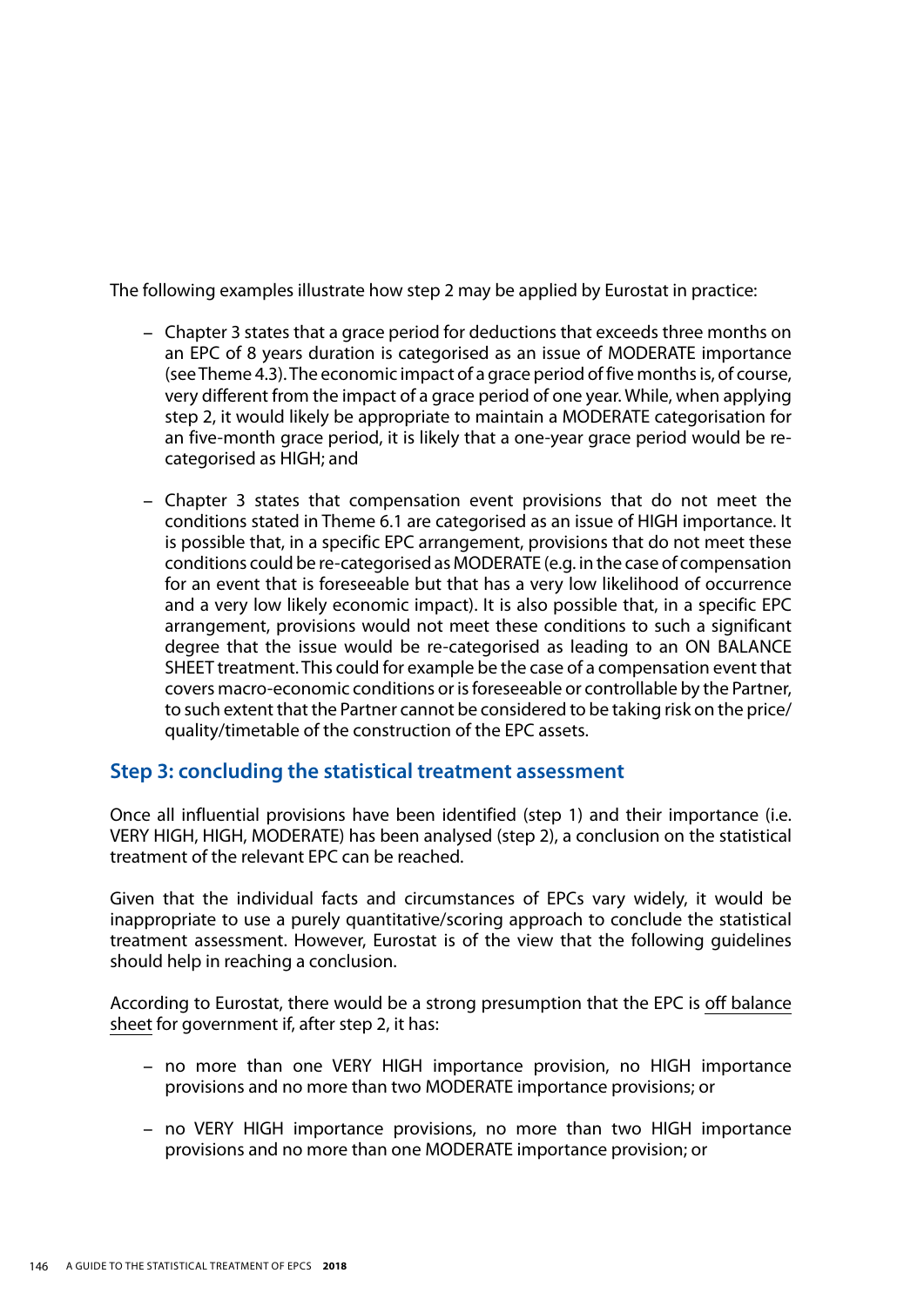The following examples illustrate how step 2 may be applied by Eurostat in practice:

- Chapter 3 states that a grace period for deductions that exceeds three months on an EPC of 8 years duration is categorised as an issue of MODERATE importance (see Theme 4.3). The economic impact of a grace period of five months is, of course, very different from the impact of a grace period of one year. While, when applying step 2, it would likely be appropriate to maintain a MODERATE categorisation for an five-month grace period, it is likely that a one-year grace period would be re-categorised as HIGH; and
- Chapter 3 states that compensation event provisions that do not meet the conditions stated in Theme 6.1 are categorised as an issue of HIGH importance. It is possible that, in a specific EPC arrangement, provisions that do not meet these conditions could be re-categorised as MODERATE (e.g. in the case of compensation for an event that is foreseeable but that has a very low likelihood of occurrence and a very low likely economic impact). It is also possible that, in a specific EPC arrangement, provisions would not meet these conditions to such a significant degree that the issue would be re-categorised as leading to an ON BALANCE SHEET treatment. This could for example be the case of a compensation event that covers macro-economic conditions or is foreseeable or controllable by the Partner, to such extent that the Partner cannot be considered to be taking risk on the price/quality/timetable of the construction of the EPC assets.

## Step 3: concluding the statistical treatment assessment

Once all influential provisions have been identified (step 1) and their importance (i.e. VERY HIGH, HIGH, MODERATE) has been analysed (step 2), a conclusion on the statistical treatment of the relevant EPC can be reached.

Given that the individual facts and circumstances of EPCs vary widely, it would be inappropriate to use a purely quantitative/scoring approach to conclude the statistical treatment assessment. However, Eurostat is of the view that the following guidelines should help in reaching a conclusion.

According to Eurostat, there would be a strong presumption that the EPC is off balance sheet for government if, after step 2, it has:

- no more than one VERY HIGH importance provision, no HIGH importance provisions and no more than two MODERATE importance provisions; or
- no VERY HIGH importance provisions, no more than two HIGH importance provisions and no more than one MODERATE importance provision; or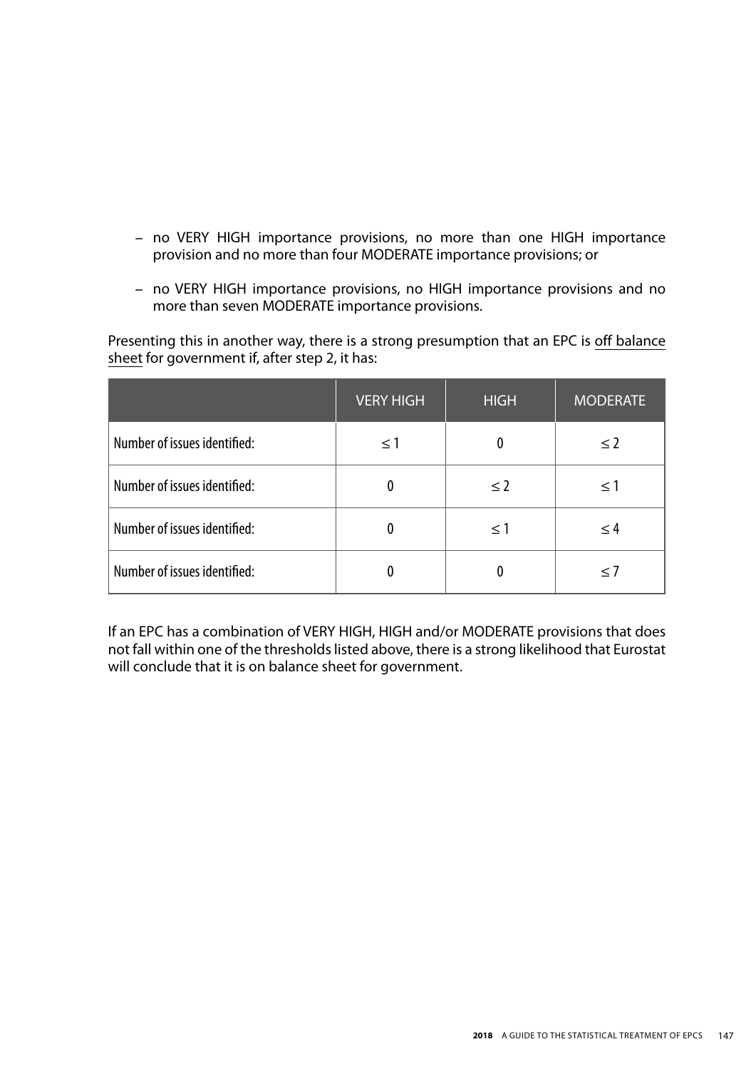– no VERY HIGH importance provisions, no more than one HIGH importance provision and no more than four MODERATE importance provisions; or

– no VERY HIGH importance provisions, no HIGH importance provisions and no more than seven MODERATE importance provisions.

Presenting this in another way, there is a strong presumption that an EPC is off balance sheet for government if, after step 2, it has:

| | VERY HIGH | HIGH | MODERATE |
|---|---|---|---|
| Number of issues identified: | ≤ 1 | 0 | ≤ 2 |
| Number of issues identified: | 0 | ≤ 2 | ≤ 1 |
| Number of issues identified: | 0 | ≤ 1 | ≤ 4 |
| Number of issues identified: | 0 | 0 | ≤ 7 |

If an EPC has a combination of VERY HIGH, HIGH and/or MODERATE provisions that does not fall within one of the thresholds listed above, there is a strong likelihood that Eurostat will conclude that it is on balance sheet for government.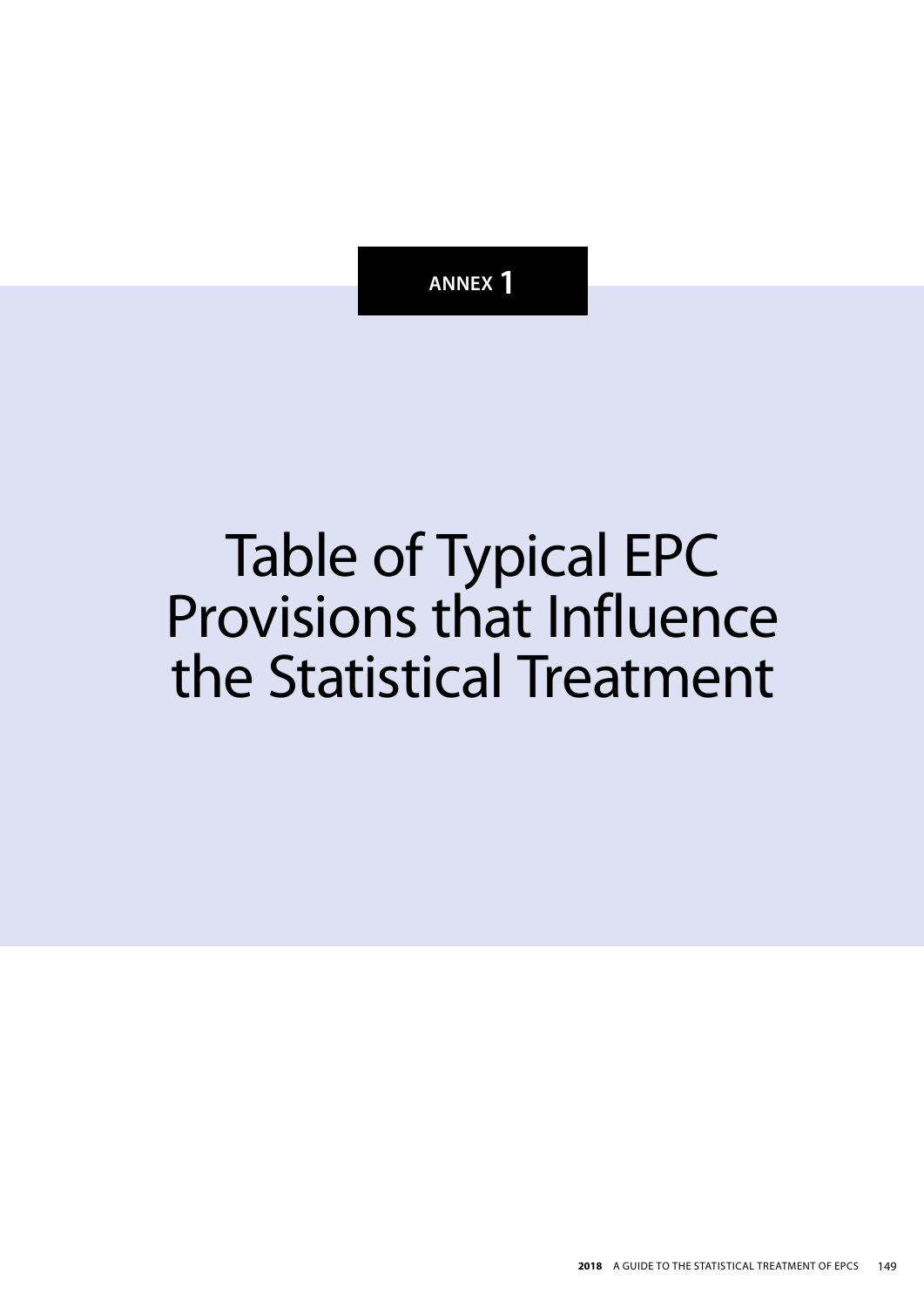ANNEX 1

# Table of Typical EPC Provisions that Influence the Statistical Treatment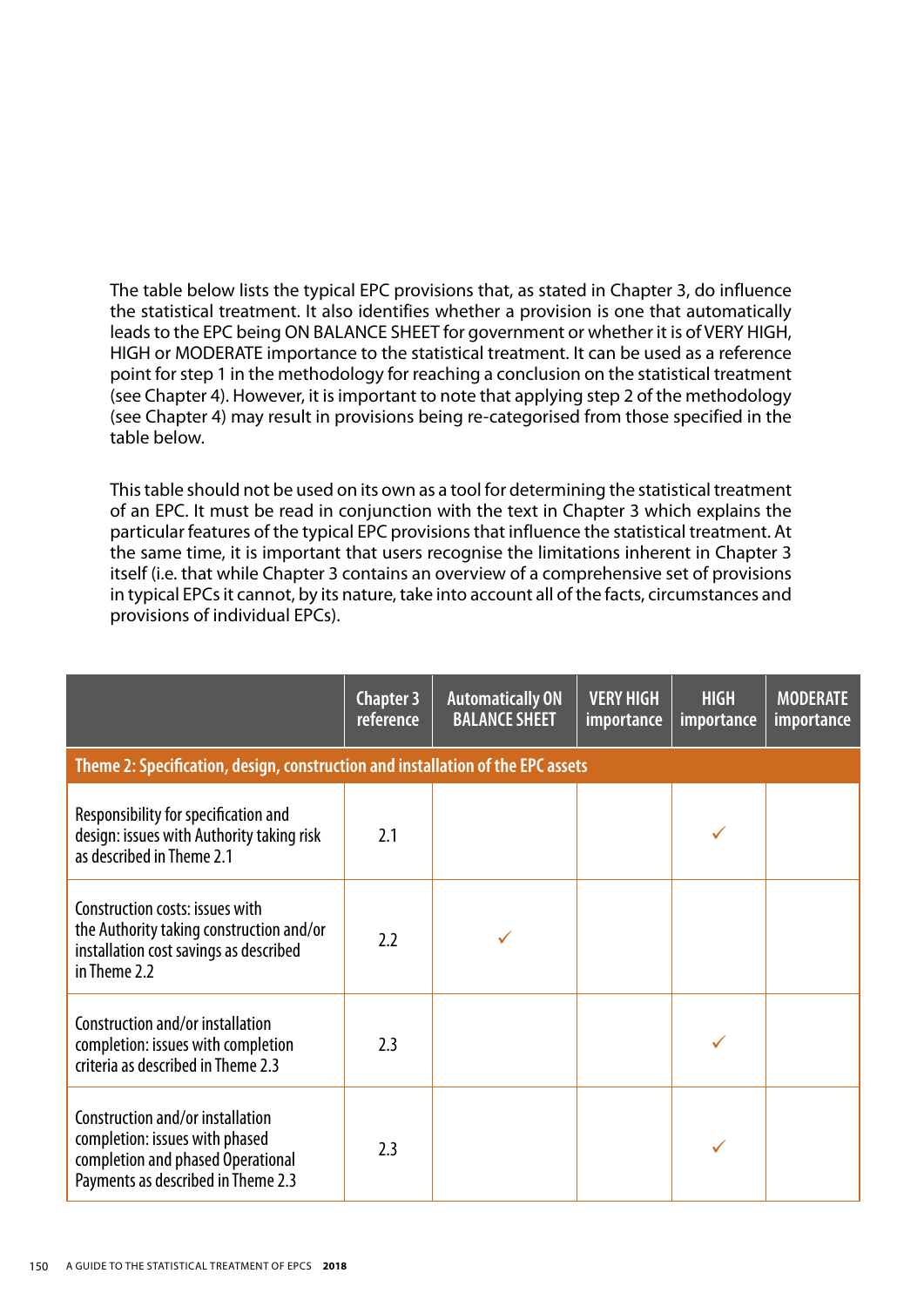The table below lists the typical EPC provisions that, as stated in Chapter 3, do influence the statistical treatment. It also identifies whether a provision is one that automatically leads to the EPC being ON BALANCE SHEET for government or whether it is of VERY HIGH, HIGH or MODERATE importance to the statistical treatment. It can be used as a reference point for step 1 in the methodology for reaching a conclusion on the statistical treatment (see Chapter 4). However, it is important to note that applying step 2 of the methodology (see Chapter 4) may result in provisions being re-categorised from those specified in the table below.

This table should not be used on its own as a tool for determining the statistical treatment of an EPC. It must be read in conjunction with the text in Chapter 3 which explains the particular features of the typical EPC provisions that influence the statistical treatment. At the same time, it is important that users recognise the limitations inherent in Chapter 3 itself (i.e. that while Chapter 3 contains an overview of a comprehensive set of provisions in typical EPCs it cannot, by its nature, take into account all of the facts, circumstances and provisions of individual EPCs).

| | Chapter 3 reference | Automatically ON BALANCE SHEET | VERY HIGH importance | HIGH importance | MODERATE importance |
|---|---|---|---|---|---|
| **Theme 2: Specification, design, construction and installation of the EPC assets** | | | | | |
| Responsibility for specification and design: issues with Authority taking risk as described in Theme 2.1 | 2.1 | | | ✓ | |
| Construction costs: issues with the Authority taking construction and/or installation cost savings as described in Theme 2.2 | 2.2 | ✓ | | | |
| Construction and/or installation completion: issues with completion criteria as described in Theme 2.3 | 2.3 | | | ✓ | |
| Construction and/or installation completion: issues with phased completion and phased Operational Payments as described in Theme 2.3 | 2.3 | | | ✓ | |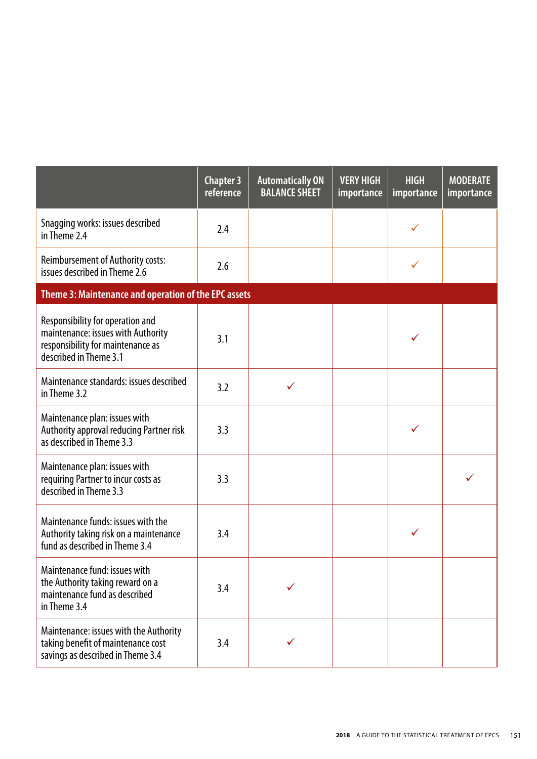| | Chapter 3 reference | Automatically ON BALANCE SHEET | VERY HIGH importance | HIGH importance | MODERATE importance |
|---|---|---|---|---|---|
| Snagging works: issues described in Theme 2.4 | 2.4 | | | ✓ | |
| Reimbursement of Authority costs: issues described in Theme 2.6 | 2.6 | | | ✓ | |
| **Theme 3: Maintenance and operation of the EPC assets** | | | | | |
| Responsibility for operation and maintenance: issues with Authority responsibility for maintenance as described in Theme 3.1 | 3.1 | | | ✓ | |
| Maintenance standards: issues described in Theme 3.2 | 3.2 | ✓ | | | |
| Maintenance plan: issues with Authority approval reducing Partner risk as described in Theme 3.3 | 3.3 | | | ✓ | |
| Maintenance plan: issues with requiring Partner to incur costs as described in Theme 3.3 | 3.3 | | | | ✓ |
| Maintenance funds: issues with the Authority taking risk on a maintenance fund as described in Theme 3.4 | 3.4 | | | ✓ | |
| Maintenance fund: issues with the Authority taking reward on a maintenance fund as described in Theme 3.4 | 3.4 | ✓ | | | |
| Maintenance: issues with the Authority taking benefit of maintenance cost savings as described in Theme 3.4 | 3.4 | ✓ | | | |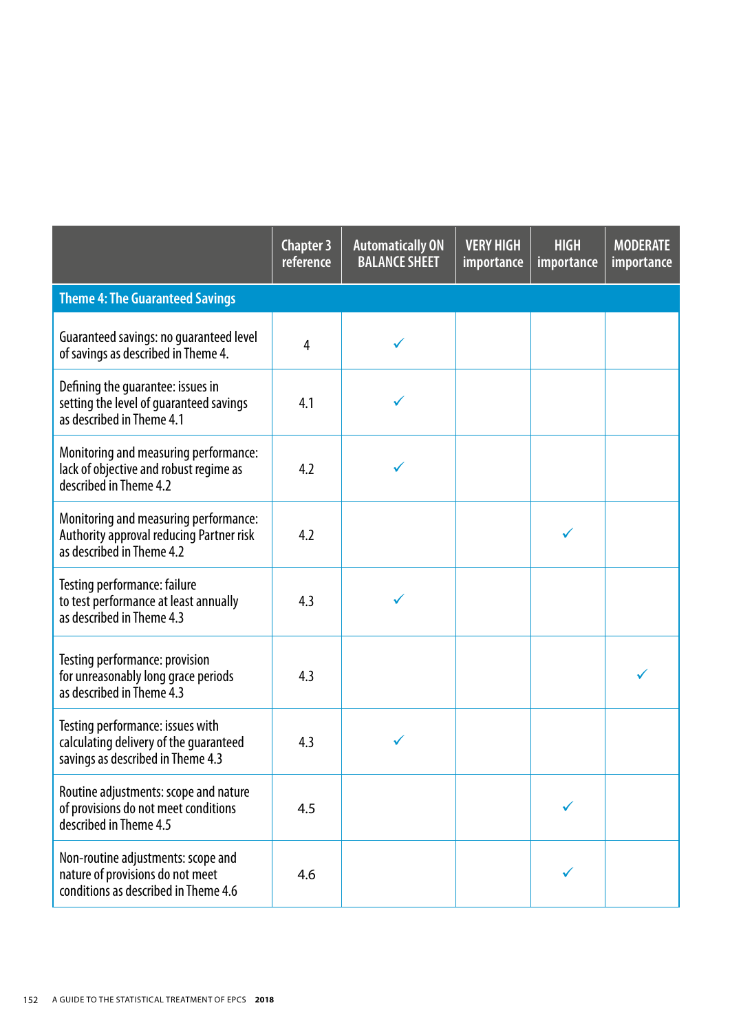| | Chapter 3 reference | Automatically ON BALANCE SHEET | VERY HIGH importance | HIGH importance | MODERATE importance |
|---|---|---|---|---|---|
| **Theme 4: The Guaranteed Savings** | | | | | |
| Guaranteed savings: no guaranteed level of savings as described in Theme 4. | 4 | ✓ | | | |
| Defining the guarantee: issues in setting the level of guaranteed savings as described in Theme 4.1 | 4.1 | ✓ | | | |
| Monitoring and measuring performance: lack of objective and robust regime as described in Theme 4.2 | 4.2 | ✓ | | | |
| Monitoring and measuring performance: Authority approval reducing Partner risk as described in Theme 4.2 | 4.2 | | | ✓ | |
| Testing performance: failure to test performance at least annually as described in Theme 4.3 | 4.3 | ✓ | | | |
| Testing performance: provision for unreasonably long grace periods as described in Theme 4.3 | 4.3 | | | | ✓ |
| Testing performance: issues with calculating delivery of the guaranteed savings as described in Theme 4.3 | 4.3 | ✓ | | | |
| Routine adjustments: scope and nature of provisions do not meet conditions described in Theme 4.5 | 4.5 | | | ✓ | |
| Non-routine adjustments: scope and nature of provisions do not meet conditions as described in Theme 4.6 | 4.6 | | | ✓ | |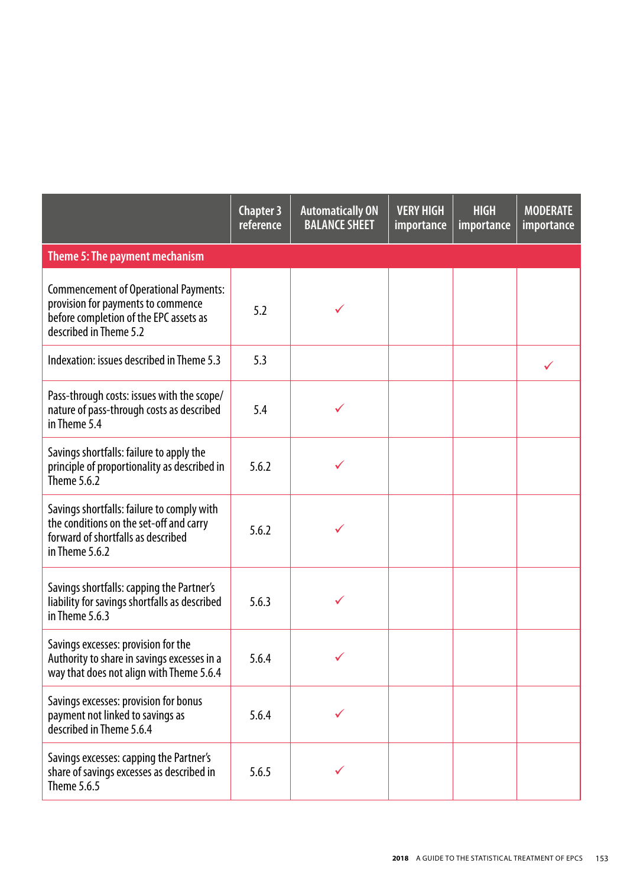| | Chapter 3 reference | Automatically ON BALANCE SHEET | VERY HIGH importance | HIGH importance | MODERATE importance |
|---|---|---|---|---|---|
| **Theme 5: The payment mechanism** | | | | | |
| Commencement of Operational Payments: provision for payments to commence before completion of the EPC assets as described in Theme 5.2 | 5.2 | ✓ | | | |
| Indexation: issues described in Theme 5.3 | 5.3 | | | | ✓ |
| Pass-through costs: issues with the scope/nature of pass-through costs as described in Theme 5.4 | 5.4 | ✓ | | | |
| Savings shortfalls: failure to apply the principle of proportionality as described in Theme 5.6.2 | 5.6.2 | ✓ | | | |
| Savings shortfalls: failure to comply with the conditions on the set-off and carry forward of shortfalls as described in Theme 5.6.2 | 5.6.2 | ✓ | | | |
| Savings shortfalls: capping the Partner's liability for savings shortfalls as described in Theme 5.6.3 | 5.6.3 | ✓ | | | |
| Savings excesses: provision for the Authority to share in savings excesses in a way that does not align with Theme 5.6.4 | 5.6.4 | ✓ | | | |
| Savings excesses: provision for bonus payment not linked to savings as described in Theme 5.6.4 | 5.6.4 | ✓ | | | |
| Savings excesses: capping the Partner's share of savings excesses as described in Theme 5.6.5 | 5.6.5 | ✓ | | | |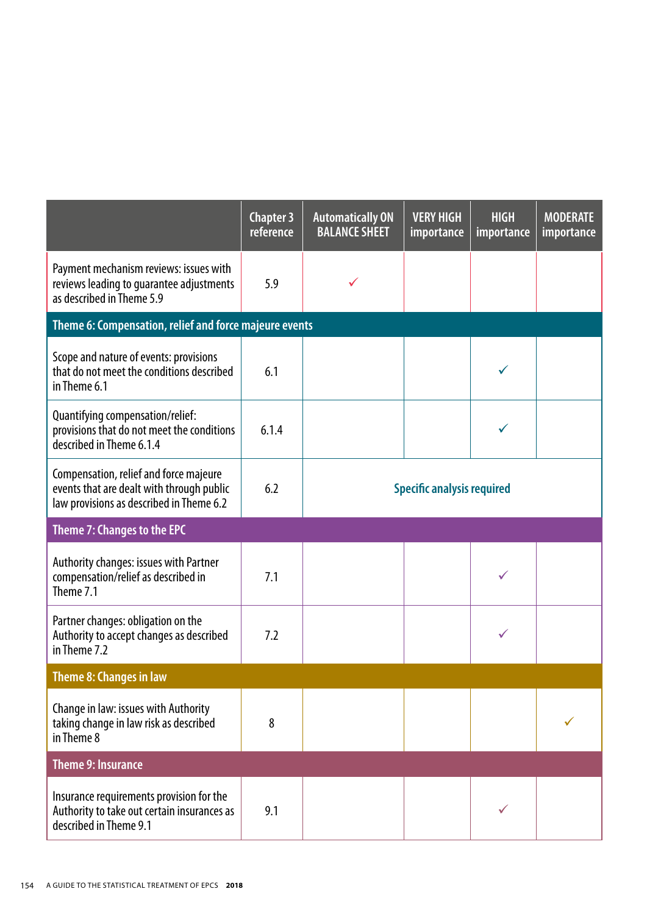| | Chapter 3 reference | Automatically ON BALANCE SHEET | VERY HIGH importance | HIGH importance | MODERATE importance |
|---|---|---|---|---|---|
| Payment mechanism reviews: issues with reviews leading to guarantee adjustments as described in Theme 5.9 | 5.9 | ✓ | | | |
| **Theme 6: Compensation, relief and force majeure events** | | | | | |
| Scope and nature of events: provisions that do not meet the conditions described in Theme 6.1 | 6.1 | | | ✓ | |
| Quantifying compensation/relief: provisions that do not meet the conditions described in Theme 6.1.4 | 6.1.4 | | | ✓ | |
| Compensation, relief and force majeure events that are dealt with through public law provisions as described in Theme 6.2 | 6.2 | Specific analysis required | | | |
| **Theme 7: Changes to the EPC** | | | | | |
| Authority changes: issues with Partner compensation/relief as described in Theme 7.1 | 7.1 | | | ✓ | |
| Partner changes: obligation on the Authority to accept changes as described in Theme 7.2 | 7.2 | | | ✓ | |
| **Theme 8: Changes in law** | | | | | |
| Change in law: issues with Authority taking change in law risk as described in Theme 8 | 8 | | | | ✓ |
| **Theme 9: Insurance** | | | | | |
| Insurance requirements provision for the Authority to take out certain insurances as described in Theme 9.1 | 9.1 | | | ✓ | |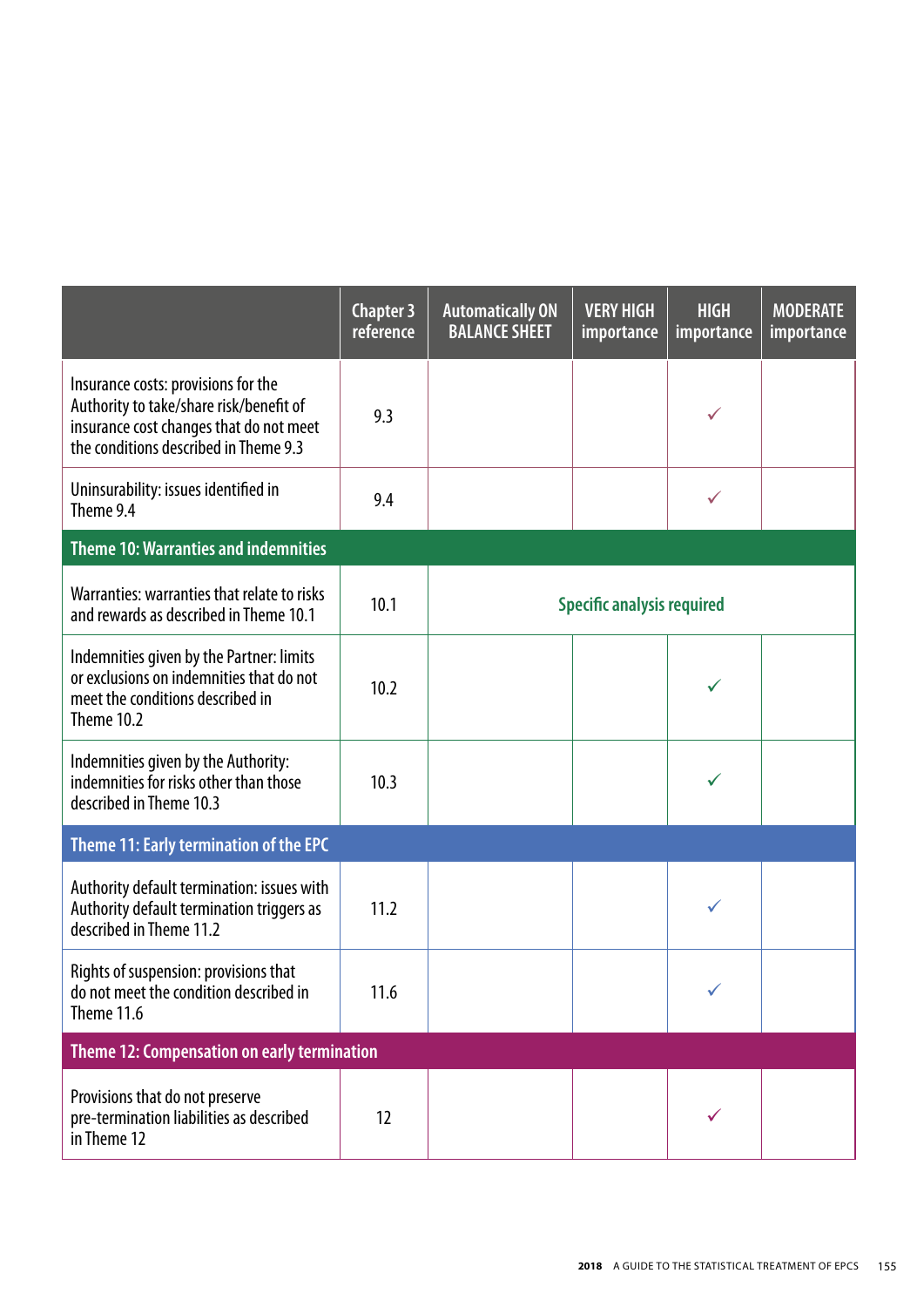| | Chapter 3 reference | Automatically ON BALANCE SHEET | VERY HIGH importance | HIGH importance | MODERATE importance |
|---|---|---|---|---|---|
| Insurance costs: provisions for the Authority to take/share risk/benefit of insurance cost changes that do not meet the conditions described in Theme 9.3 | 9.3 | | | ✓ | |
| Uninsurability: issues identified in Theme 9.4 | 9.4 | | | ✓ | |
| **Theme 10: Warranties and indemnities** | | | | | |
| Warranties: warranties that relate to risks and rewards as described in Theme 10.1 | 10.1 | Specific analysis required | | | |
| Indemnities given by the Partner: limits or exclusions on indemnities that do not meet the conditions described in Theme 10.2 | 10.2 | | | ✓ | |
| Indemnities given by the Authority: indemnities for risks other than those described in Theme 10.3 | 10.3 | | | ✓ | |
| **Theme 11: Early termination of the EPC** | | | | | |
| Authority default termination: issues with Authority default termination triggers as described in Theme 11.2 | 11.2 | | | ✓ | |
| Rights of suspension: provisions that do not meet the condition described in Theme 11.6 | 11.6 | | | ✓ | |
| **Theme 12: Compensation on early termination** | | | | | |
| Provisions that do not preserve pre-termination liabilities as described in Theme 12 | 12 | | | ✓ | |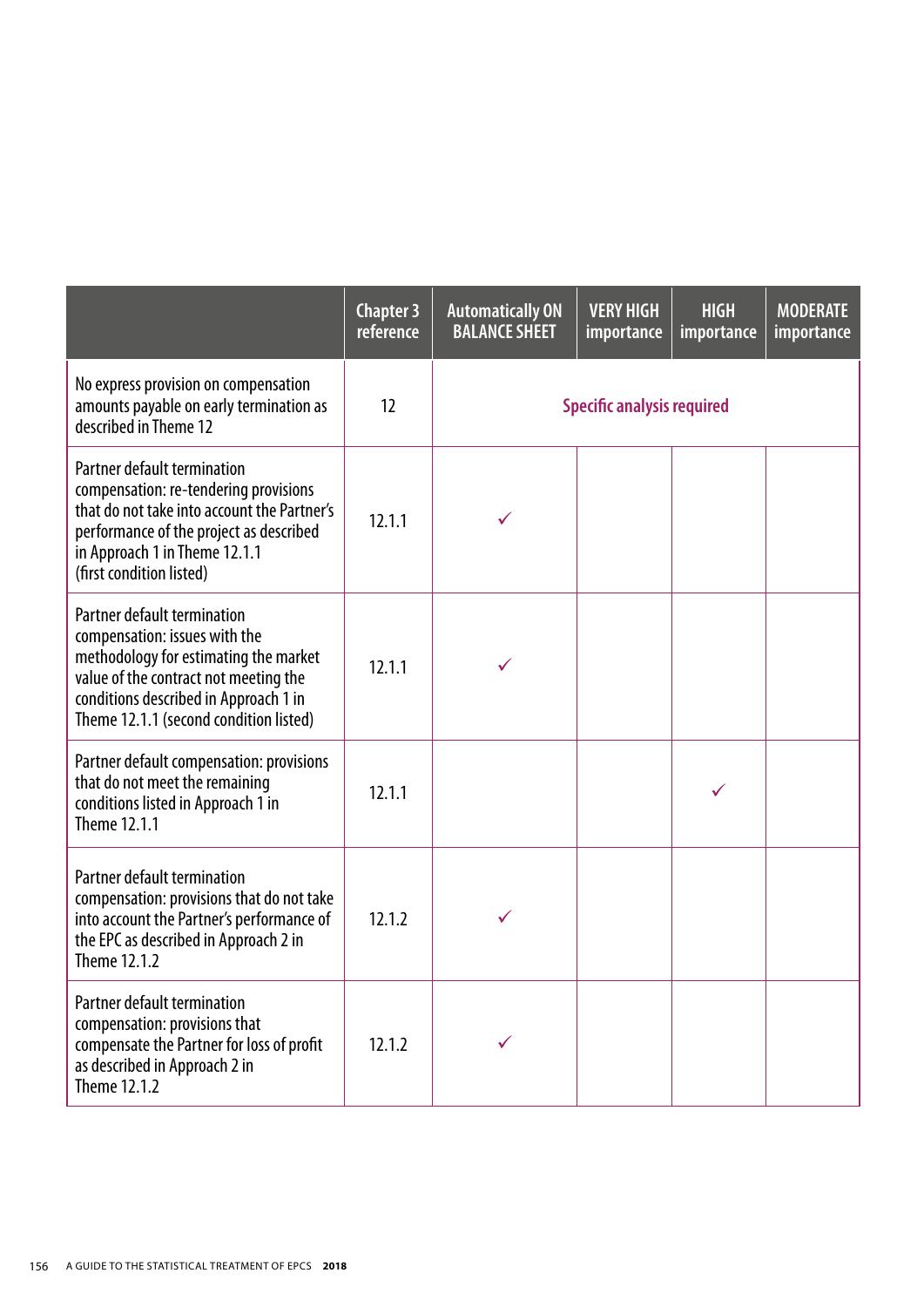| | Chapter 3 reference | Automatically ON BALANCE SHEET | VERY HIGH importance | HIGH importance | MODERATE importance |
|---|---|---|---|---|---|
| No express provision on compensation amounts payable on early termination as described in Theme 12 | 12 | **Specific analysis required** | | | |
| Partner default termination compensation: re-tendering provisions that do not take into account the Partner's performance of the project as described in Approach 1 in Theme 12.1.1 (first condition listed) | 12.1.1 | ✓ | | | |
| Partner default termination compensation: issues with the methodology for estimating the market value of the contract not meeting the conditions described in Approach 1 in Theme 12.1.1 (second condition listed) | 12.1.1 | ✓ | | | |
| Partner default compensation: provisions that do not meet the remaining conditions listed in Approach 1 in Theme 12.1.1 | 12.1.1 | | | ✓ | |
| Partner default termination compensation: provisions that do not take into account the Partner's performance of the EPC as described in Approach 2 in Theme 12.1.2 | 12.1.2 | ✓ | | | |
| Partner default termination compensation: provisions that compensate the Partner for loss of profit as described in Approach 2 in Theme 12.1.2 | 12.1.2 | ✓ | | | |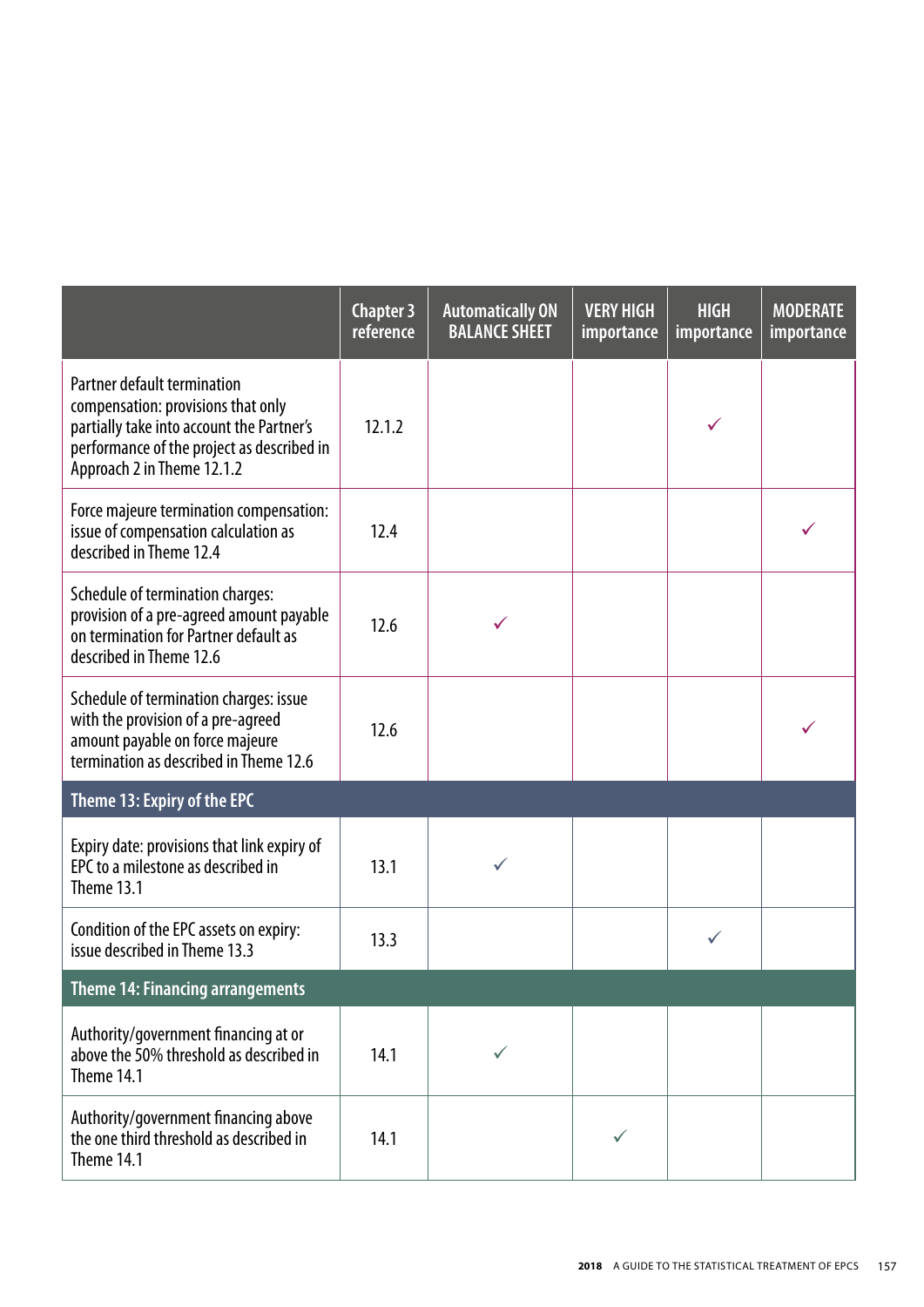| | Chapter 3 reference | Automatically ON BALANCE SHEET | VERY HIGH importance | HIGH importance | MODERATE importance |
|---|---|---|---|---|---|
| Partner default termination compensation: provisions that only partially take into account the Partner's performance of the project as described in Approach 2 in Theme 12.1.2 | 12.1.2 | | | ✓ | |
| Force majeure termination compensation: issue of compensation calculation as described in Theme 12.4 | 12.4 | | | | ✓ |
| Schedule of termination charges: provision of a pre-agreed amount payable on termination for Partner default as described in Theme 12.6 | 12.6 | ✓ | | | |
| Schedule of termination charges: issue with the provision of a pre-agreed amount payable on force majeure termination as described in Theme 12.6 | 12.6 | | | | ✓ |
| **Theme 13: Expiry of the EPC** | | | | | |
| Expiry date: provisions that link expiry of EPC to a milestone as described in Theme 13.1 | 13.1 | ✓ | | | |
| Condition of the EPC assets on expiry: issue described in Theme 13.3 | 13.3 | | | ✓ | |
| **Theme 14: Financing arrangements** | | | | | |
| Authority/government financing at or above the 50% threshold as described in Theme 14.1 | 14.1 | ✓ | | | |
| Authority/government financing above the one third threshold as described in Theme 14.1 | 14.1 | | ✓ | | |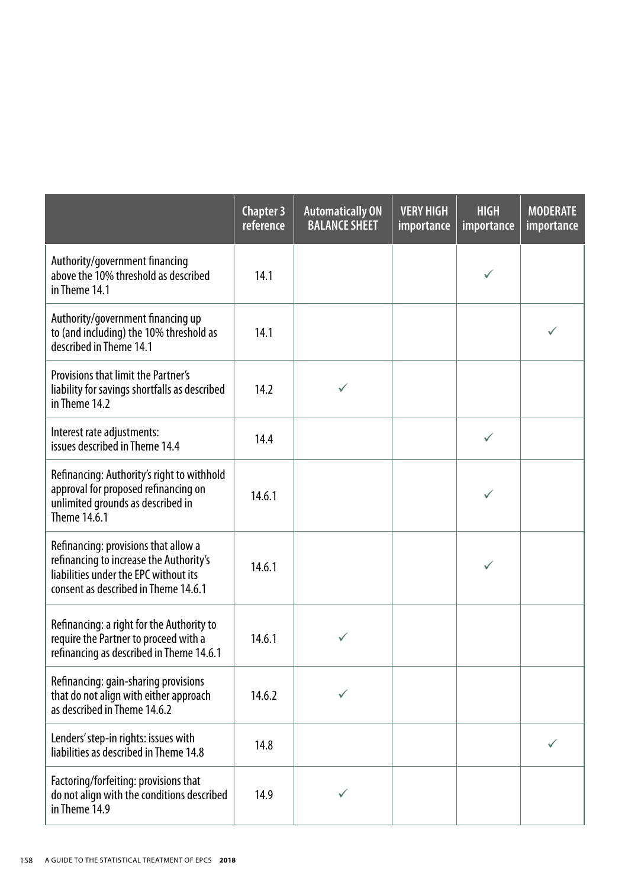| | Chapter 3 reference | Automatically ON BALANCE SHEET | VERY HIGH importance | HIGH importance | MODERATE importance |
|---|---|---|---|---|---|
| Authority/government financing above the 10% threshold as described in Theme 14.1 | 14.1 | | | ✓ | |
| Authority/government financing up to (and including) the 10% threshold as described in Theme 14.1 | 14.1 | | | | ✓ |
| Provisions that limit the Partner's liability for savings shortfalls as described in Theme 14.2 | 14.2 | ✓ | | | |
| Interest rate adjustments: issues described in Theme 14.4 | 14.4 | | | ✓ | |
| Refinancing: Authority's right to withhold approval for proposed refinancing on unlimited grounds as described in Theme 14.6.1 | 14.6.1 | | | ✓ | |
| Refinancing: provisions that allow a refinancing to increase the Authority's liabilities under the EPC without its consent as described in Theme 14.6.1 | 14.6.1 | | | ✓ | |
| Refinancing: a right for the Authority to require the Partner to proceed with a refinancing as described in Theme 14.6.1 | 14.6.1 | ✓ | | | |
| Refinancing: gain-sharing provisions that do not align with either approach as described in Theme 14.6.2 | 14.6.2 | ✓ | | | |
| Lenders' step-in rights: issues with liabilities as described in Theme 14.8 | 14.8 | | | | ✓ |
| Factoring/forfeiting: provisions that do not align with the conditions described in Theme 14.9 | 14.9 | ✓ | | | |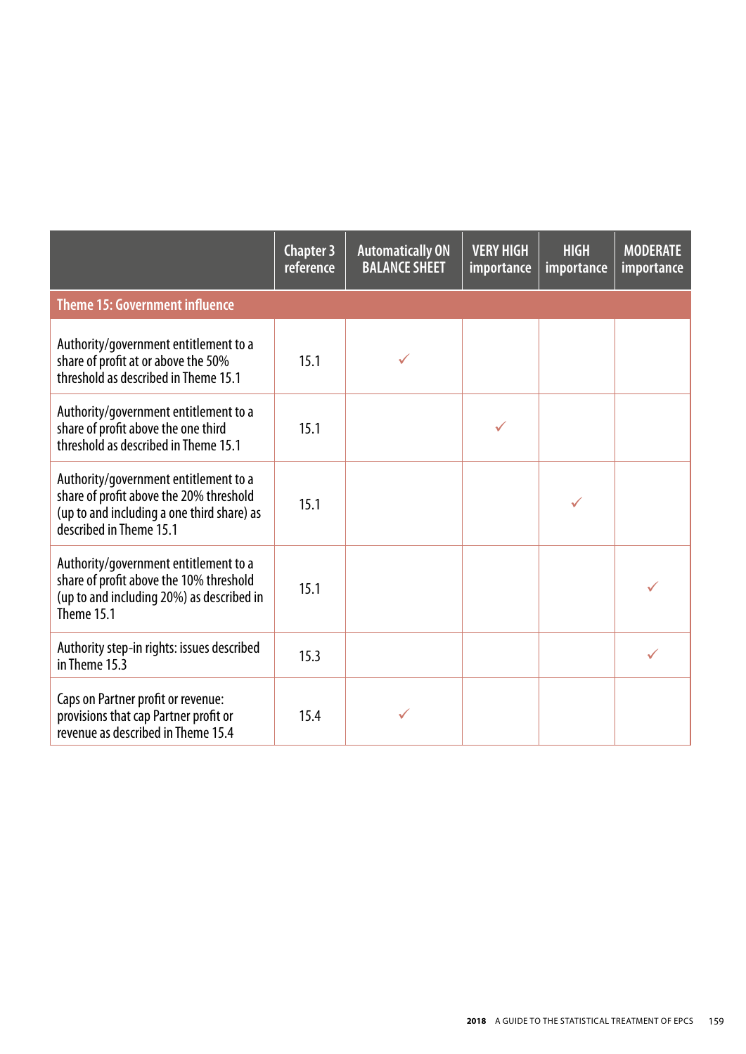| | Chapter 3 reference | Automatically ON BALANCE SHEET | VERY HIGH importance | HIGH importance | MODERATE importance |
|---|---|---|---|---|---|
| **Theme 15: Government influence** | | | | | |
| Authority/government entitlement to a share of profit at or above the 50% threshold as described in Theme 15.1 | 15.1 | ✓ | | | |
| Authority/government entitlement to a share of profit above the one third threshold as described in Theme 15.1 | 15.1 | | ✓ | | |
| Authority/government entitlement to a share of profit above the 20% threshold (up to and including a one third share) as described in Theme 15.1 | 15.1 | | | ✓ | |
| Authority/government entitlement to a share of profit above the 10% threshold (up to and including 20%) as described in Theme 15.1 | 15.1 | | | | ✓ |
| Authority step-in rights: issues described in Theme 15.3 | 15.3 | | | | ✓ |
| Caps on Partner profit or revenue: provisions that cap Partner profit or revenue as described in Theme 15.4 | 15.4 | ✓ | | | |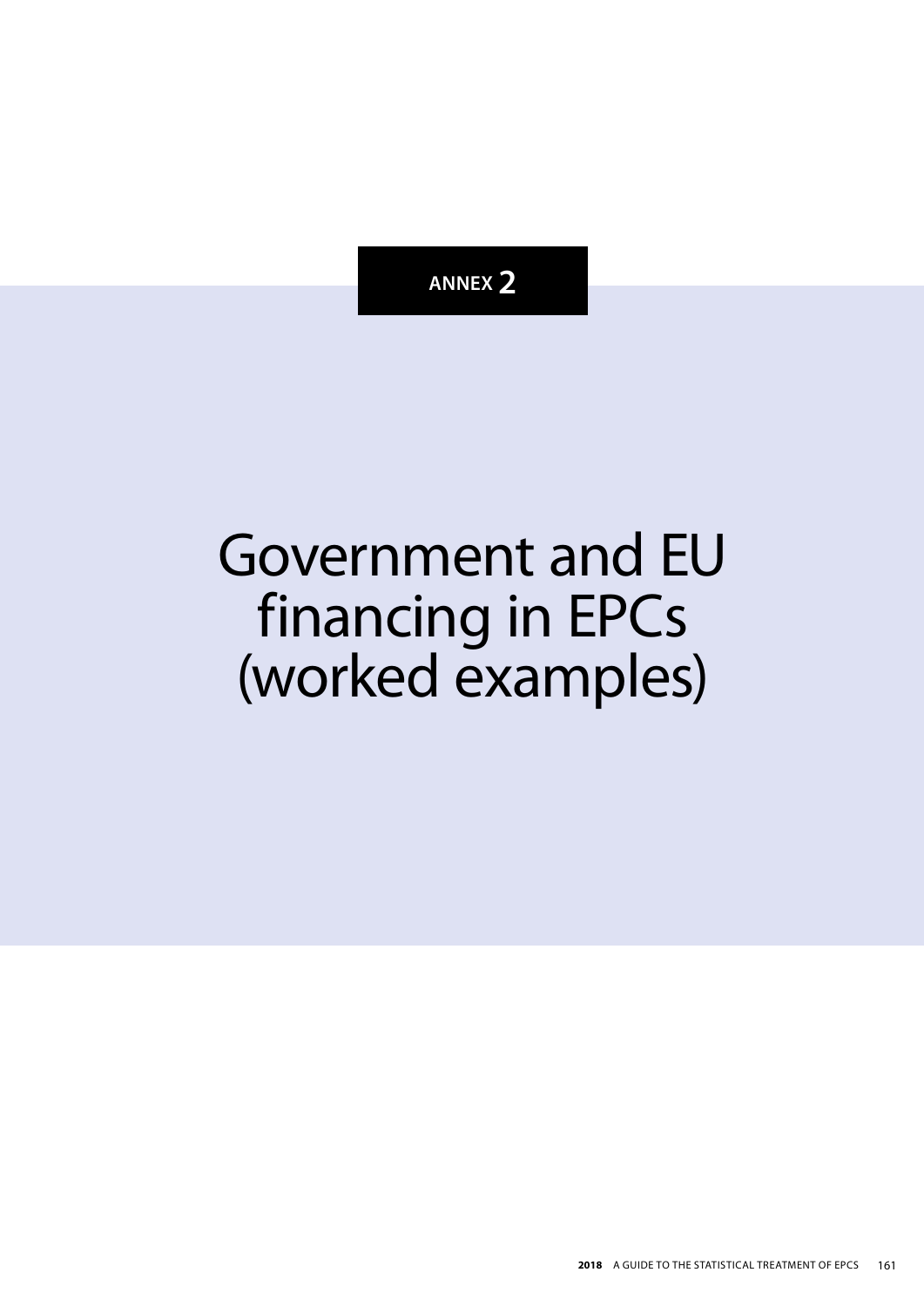ANNEX 2

# Government and EU financing in EPCs (worked examples)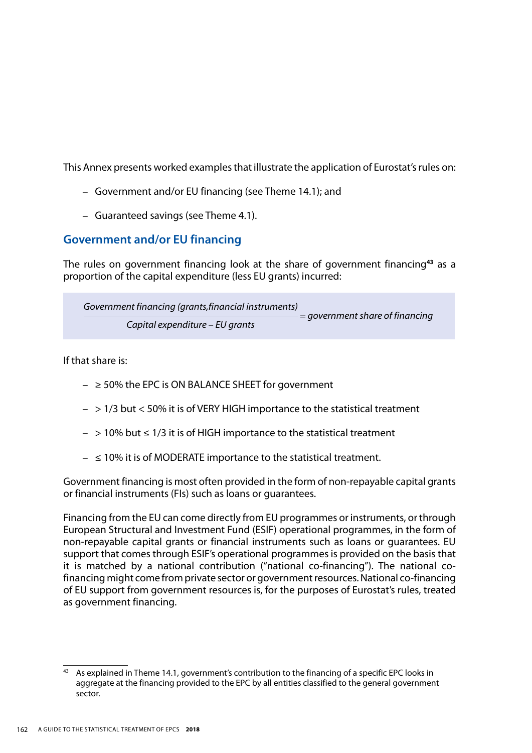This Annex presents worked examples that illustrate the application of Eurostat's rules on:

– Government and/or EU financing (see Theme 14.1); and

– Guaranteed savings (see Theme 4.1).

## Government and/or EU financing

The rules on government financing look at the share of government financing[43] as a proportion of the capital expenditure (less EU grants) incurred:

$$\frac{\textit{Government financing (grants, financial instruments)}}{\textit{Capital expenditure} - \textit{EU grants}} = \textit{government share of financing}$$

If that share is:

– ≥ 50% the EPC is ON BALANCE SHEET for government

– > 1/3 but < 50% it is of VERY HIGH importance to the statistical treatment

– > 10% but ≤ 1/3 it is of HIGH importance to the statistical treatment

– ≤ 10% it is of MODERATE importance to the statistical treatment.

Government financing is most often provided in the form of non-repayable capital grants or financial instruments (FIs) such as loans or guarantees.

Financing from the EU can come directly from EU programmes or instruments, or through European Structural and Investment Fund (ESIF) operational programmes, in the form of non-repayable capital grants or financial instruments such as loans or guarantees. EU support that comes through ESIF's operational programmes is provided on the basis that it is matched by a national contribution ("national co-financing"). The national co-financing might come from private sector or government resources. National co-financing of EU support from government resources is, for the purposes of Eurostat's rules, treated as government financing.

[43] As explained in Theme 14.1, government's contribution to the financing of a specific EPC looks in aggregate at the financing provided to the EPC by all entities classified to the general government sector.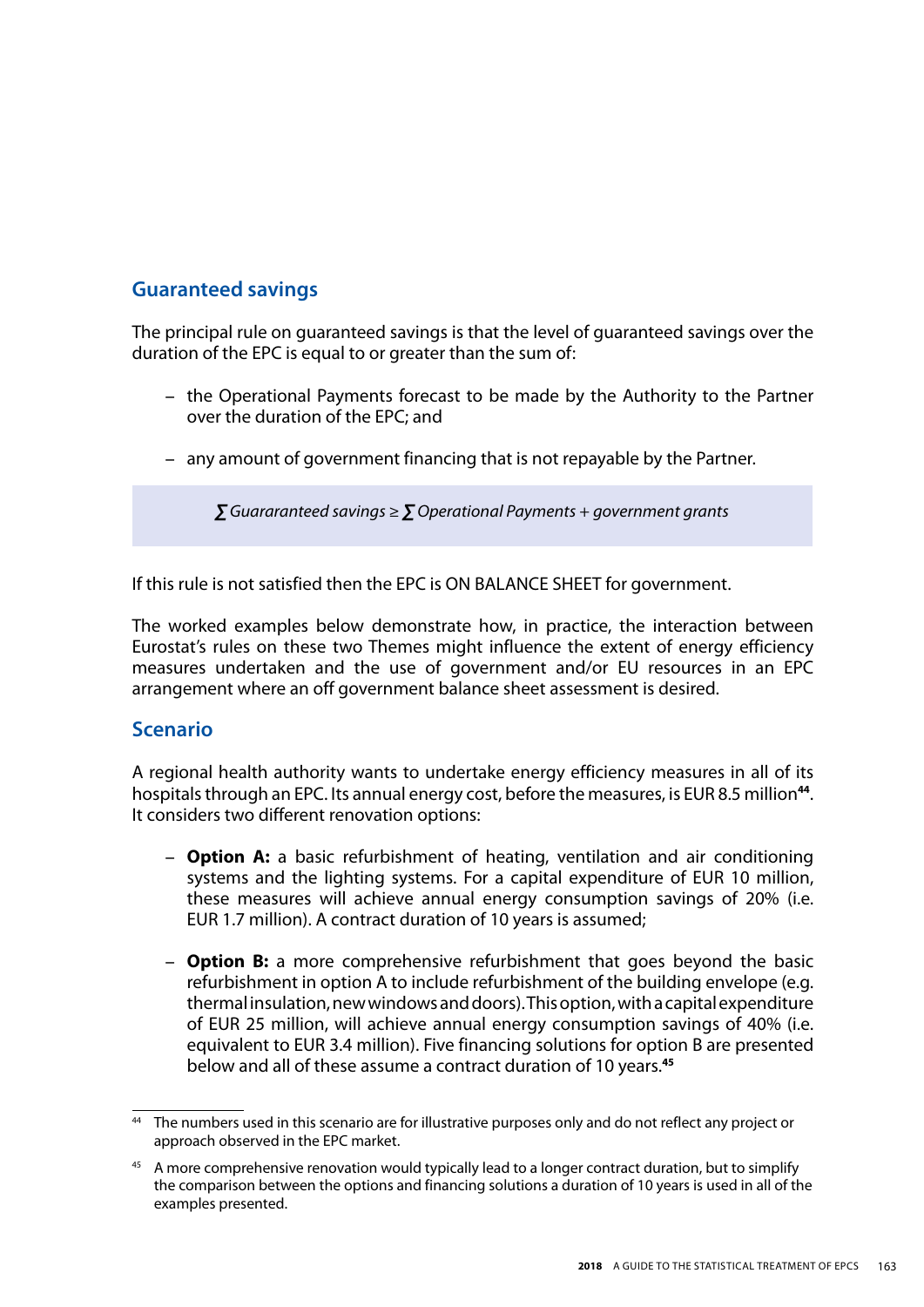## Guaranteed savings

The principal rule on guaranteed savings is that the level of guaranteed savings over the duration of the EPC is equal to or greater than the sum of:

- the Operational Payments forecast to be made by the Authority to the Partner over the duration of the EPC; and
- any amount of government financing that is not repayable by the Partner.

$$\sum \textit{Guararanteed savings} \geq \sum \textit{Operational Payments} + \textit{government grants}$$

If this rule is not satisfied then the EPC is ON BALANCE SHEET for government.

The worked examples below demonstrate how, in practice, the interaction between Eurostat's rules on these two Themes might influence the extent of energy efficiency measures undertaken and the use of government and/or EU resources in an EPC arrangement where an off government balance sheet assessment is desired.

## Scenario

A regional health authority wants to undertake energy efficiency measures in all of its hospitals through an EPC. Its annual energy cost, before the measures, is EUR 8.5 million[44]. It considers two different renovation options:

- **Option A:** a basic refurbishment of heating, ventilation and air conditioning systems and the lighting systems. For a capital expenditure of EUR 10 million, these measures will achieve annual energy consumption savings of 20% (i.e. EUR 1.7 million). A contract duration of 10 years is assumed;
- **Option B:** a more comprehensive refurbishment that goes beyond the basic refurbishment in option A to include refurbishment of the building envelope (e.g. thermal insulation, new windows and doors). This option, with a capital expenditure of EUR 25 million, will achieve annual energy consumption savings of 40% (i.e. equivalent to EUR 3.4 million). Five financing solutions for option B are presented below and all of these assume a contract duration of 10 years.[45]

---

[44] The numbers used in this scenario are for illustrative purposes only and do not reflect any project or approach observed in the EPC market.

[45] A more comprehensive renovation would typically lead to a longer contract duration, but to simplify the comparison between the options and financing solutions a duration of 10 years is used in all of the examples presented.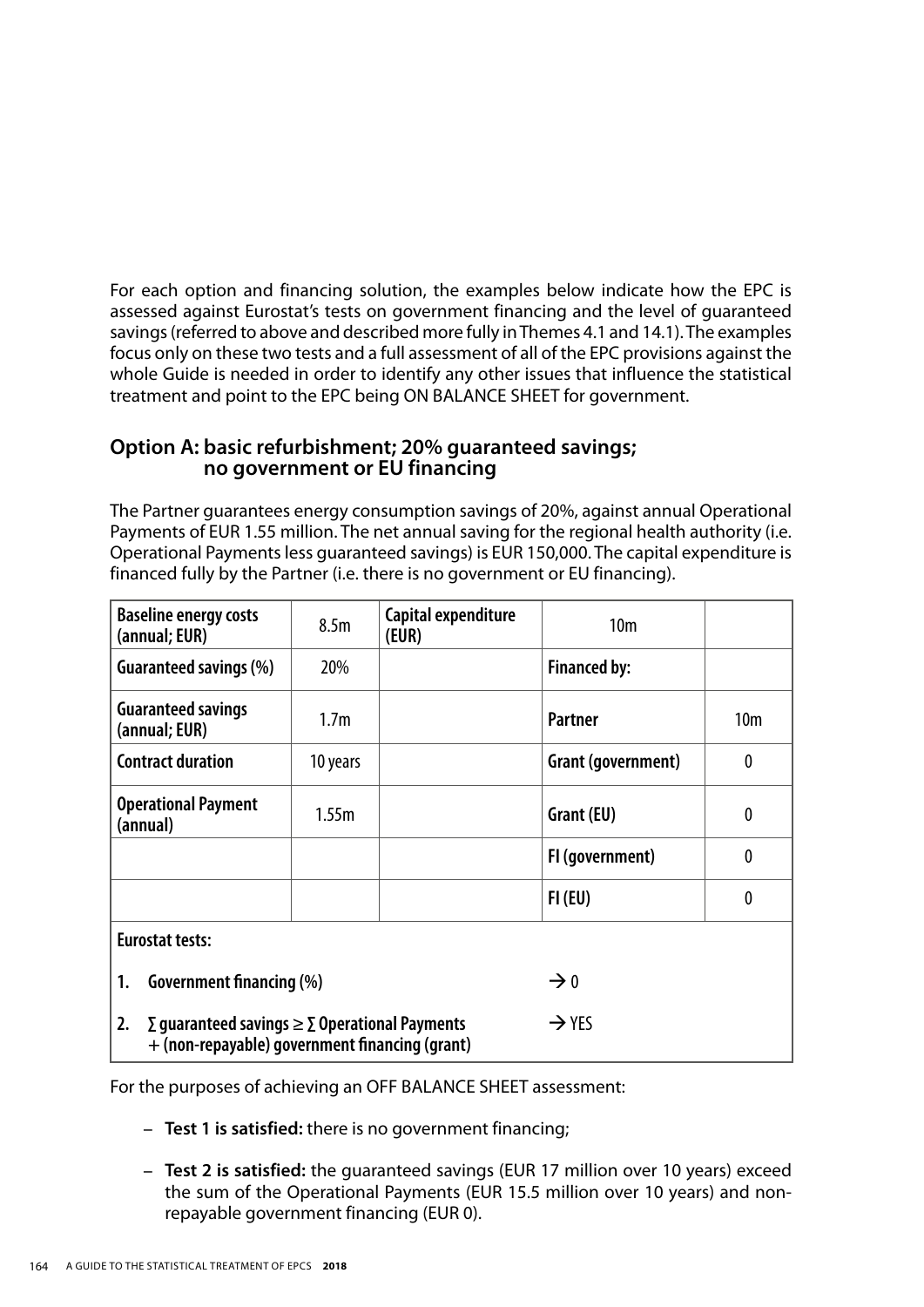For each option and financing solution, the examples below indicate how the EPC is assessed against Eurostat's tests on government financing and the level of guaranteed savings (referred to above and described more fully in Themes 4.1 and 14.1). The examples focus only on these two tests and a full assessment of all of the EPC provisions against the whole Guide is needed in order to identify any other issues that influence the statistical treatment and point to the EPC being ON BALANCE SHEET for government.

### Option A: basic refurbishment; 20% guaranteed savings; no government or EU financing

The Partner guarantees energy consumption savings of 20%, against annual Operational Payments of EUR 1.55 million. The net annual saving for the regional health authority (i.e. Operational Payments less guaranteed savings) is EUR 150,000. The capital expenditure is financed fully by the Partner (i.e. there is no government or EU financing).

| **Baseline energy costs (annual; EUR)** | 8.5m | **Capital expenditure (EUR)** | 10m | |
|---|---|---|---|---|
| **Guaranteed savings (%)** | 20% | | **Financed by:** | |
| **Guaranteed savings (annual; EUR)** | 1.7m | | **Partner** | 10m |
| **Contract duration** | 10 years | | **Grant (government)** | 0 |
| **Operational Payment (annual)** | 1.55m | | **Grant (EU)** | 0 |
| | | | **FI (government)** | 0 |
| | | | **FI (EU)** | 0 |
| **Eurostat tests:** | | | | |
| **1. Government financing (%)** | | | → 0 | |
| **2. ∑ guaranteed savings ≥ ∑ Operational Payments + (non-repayable) government financing (grant)** | | | → YES | |

For the purposes of achieving an OFF BALANCE SHEET assessment:

- **Test 1 is satisfied:** there is no government financing;
- **Test 2 is satisfied:** the guaranteed savings (EUR 17 million over 10 years) exceed the sum of the Operational Payments (EUR 15.5 million over 10 years) and non-repayable government financing (EUR 0).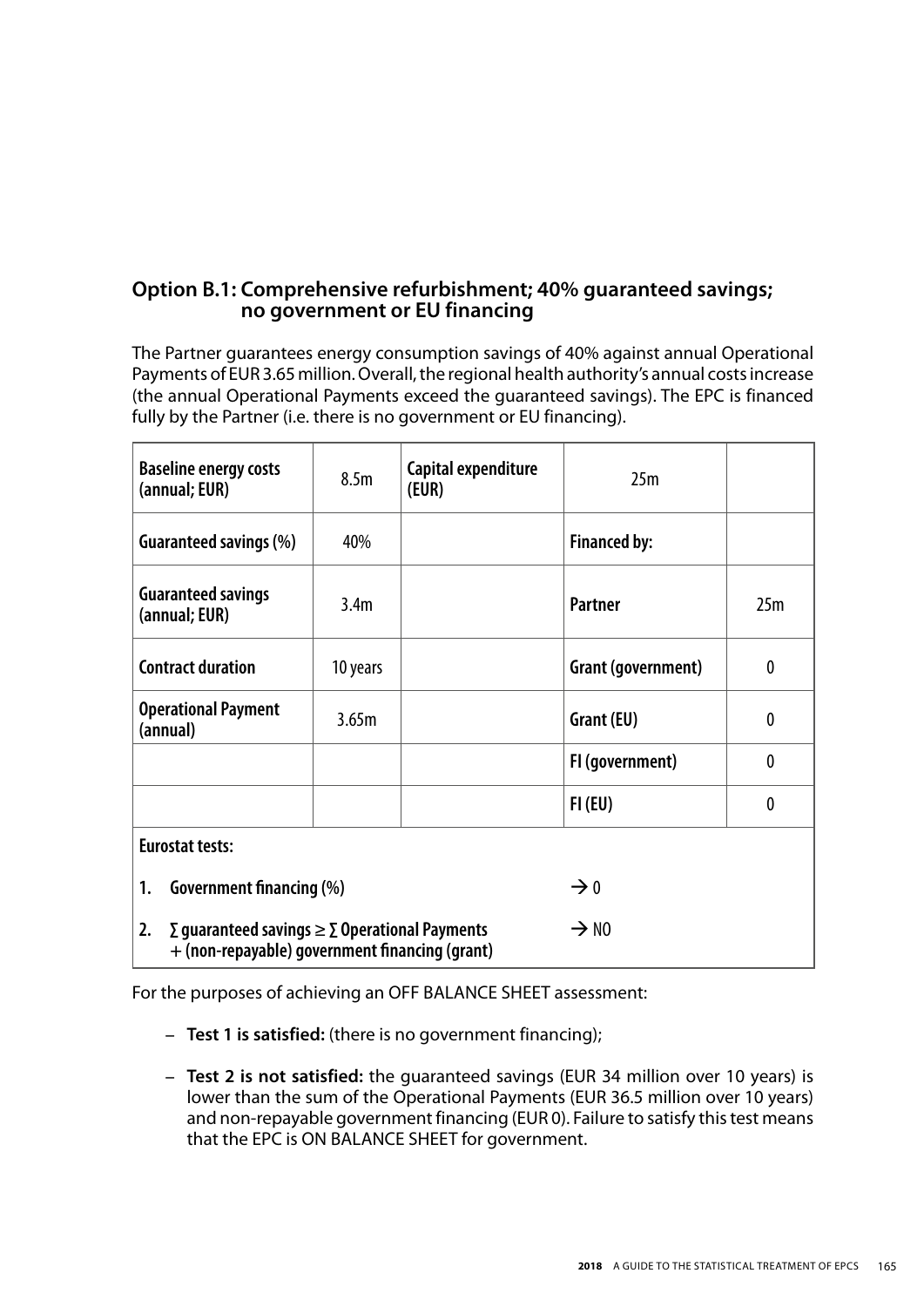### Option B.1: Comprehensive refurbishment; 40% guaranteed savings; no government or EU financing

The Partner guarantees energy consumption savings of 40% against annual Operational Payments of EUR 3.65 million. Overall, the regional health authority's annual costs increase (the annual Operational Payments exceed the guaranteed savings). The EPC is financed fully by the Partner (i.e. there is no government or EU financing).

| Baseline energy costs (annual; EUR) | 8.5m | Capital expenditure (EUR) | 25m | |
|---|---|---|---|---|
| Guaranteed savings (%) | 40% | | Financed by: | |
| Guaranteed savings (annual; EUR) | 3.4m | | Partner | 25m |
| Contract duration | 10 years | | Grant (government) | 0 |
| Operational Payment (annual) | 3.65m | | Grant (EU) | 0 |
| | | | FI (government) | 0 |
| | | | FI (EU) | 0 |
| **Eurostat tests:** | | | | |
| 1. Government financing (%) | | | → 0 | |
| 2. ∑ guaranteed savings ≥ ∑ Operational Payments + (non-repayable) government financing (grant) | | | → NO | |

For the purposes of achieving an OFF BALANCE SHEET assessment:

- **Test 1 is satisfied:** (there is no government financing);
- **Test 2 is not satisfied:** the guaranteed savings (EUR 34 million over 10 years) is lower than the sum of the Operational Payments (EUR 36.5 million over 10 years) and non-repayable government financing (EUR 0). Failure to satisfy this test means that the EPC is ON BALANCE SHEET for government.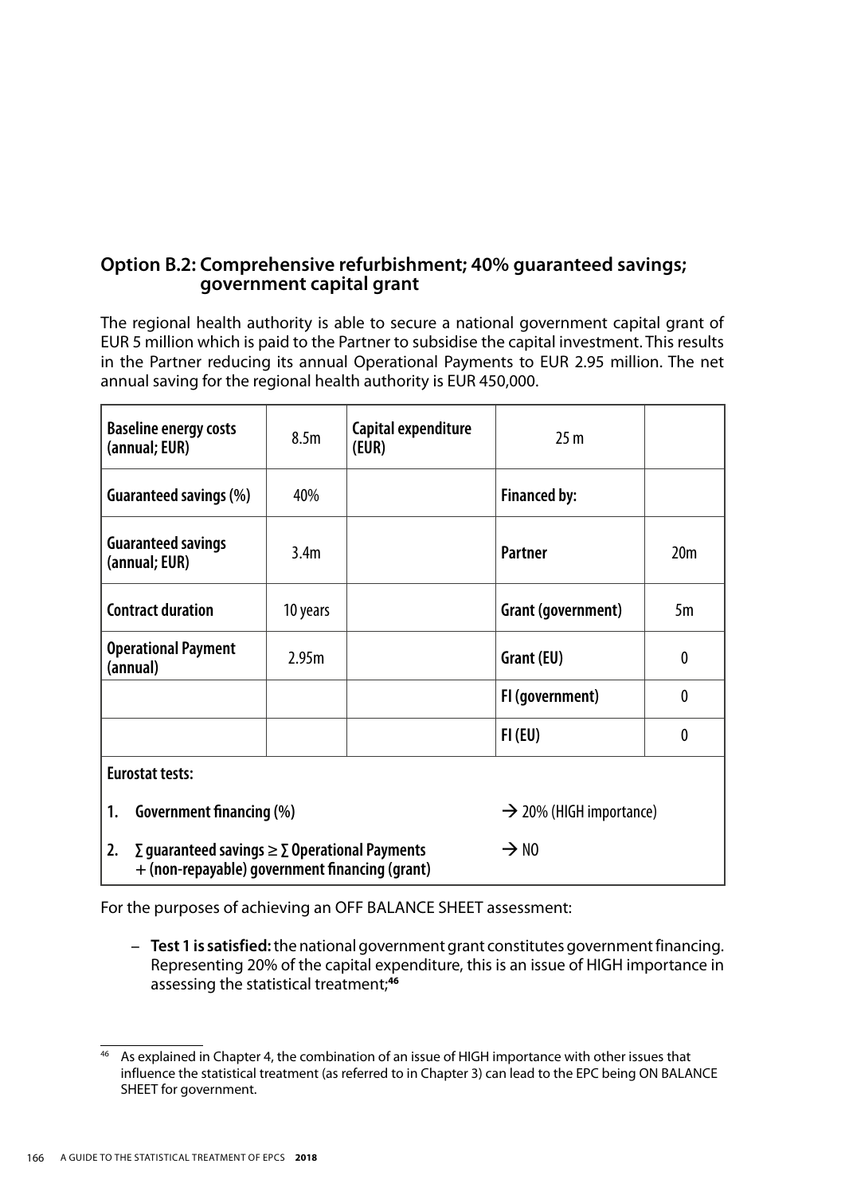## Option B.2: Comprehensive refurbishment; 40% guaranteed savings; government capital grant

The regional health authority is able to secure a national government capital grant of EUR 5 million which is paid to the Partner to subsidise the capital investment. This results in the Partner reducing its annual Operational Payments to EUR 2.95 million. The net annual saving for the regional health authority is EUR 450,000.

| **Baseline energy costs (annual; EUR)** | 8.5m | **Capital expenditure (EUR)** | 25 m | |
|---|---|---|---|---|
| **Guaranteed savings (%)** | 40% | | **Financed by:** | |
| **Guaranteed savings (annual; EUR)** | 3.4m | | **Partner** | 20m |
| **Contract duration** | 10 years | | **Grant (government)** | 5m |
| **Operational Payment (annual)** | 2.95m | | **Grant (EU)** | 0 |
| | | | **FI (government)** | 0 |
| | | | **FI (EU)** | 0 |
| **Eurostat tests:** | | | | |
| **1. Government financing (%)** | | | → 20% (HIGH importance) | |
| **2. ∑ guaranteed savings ≥ ∑ Operational Payments + (non-repayable) government financing (grant)** | | | → NO | |

For the purposes of achieving an OFF BALANCE SHEET assessment:

– **Test 1 is satisfied:** the national government grant constitutes government financing. Representing 20% of the capital expenditure, this is an issue of HIGH importance in assessing the statistical treatment;[46]

[46] As explained in Chapter 4, the combination of an issue of HIGH importance with other issues that influence the statistical treatment (as referred to in Chapter 3) can lead to the EPC being ON BALANCE SHEET for government.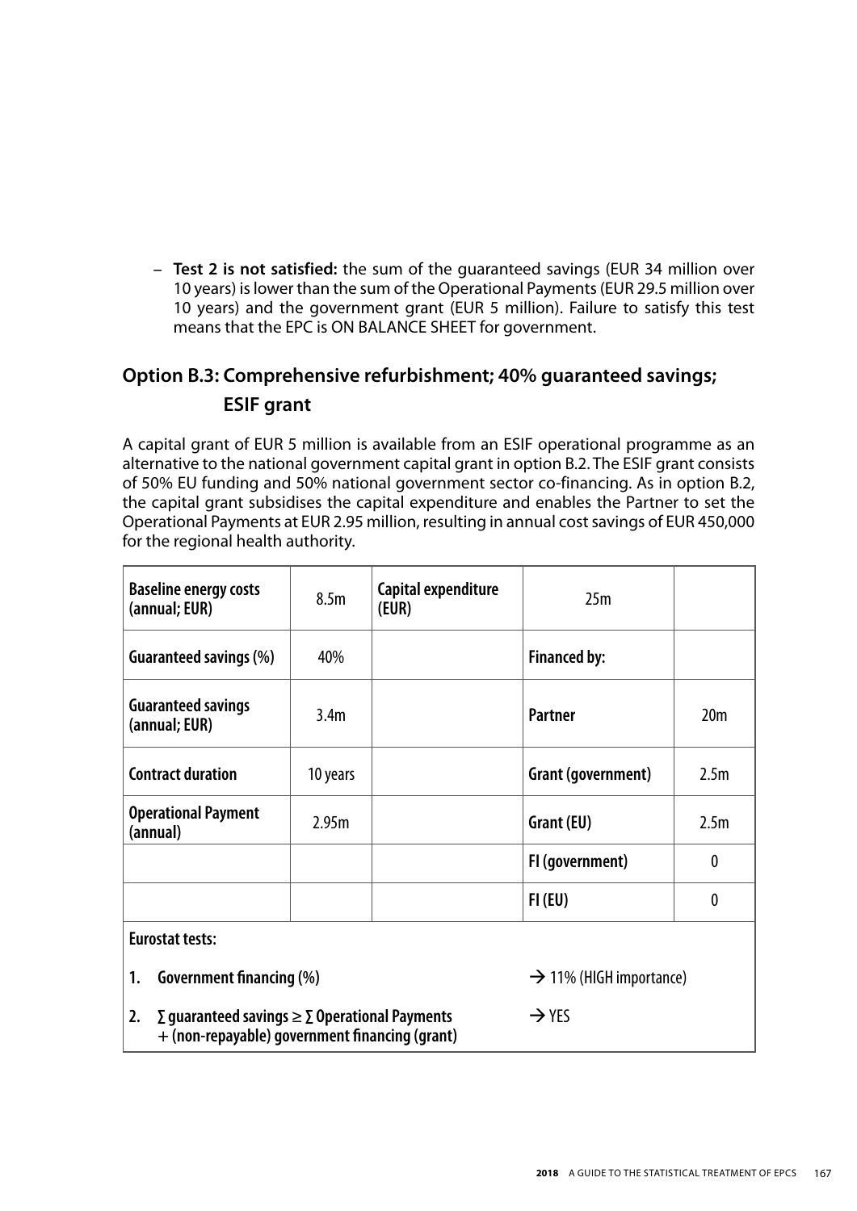– **Test 2 is not satisfied:** the sum of the guaranteed savings (EUR 34 million over 10 years) is lower than the sum of the Operational Payments (EUR 29.5 million over 10 years) and the government grant (EUR 5 million). Failure to satisfy this test means that the EPC is ON BALANCE SHEET for government.

### Option B.3: Comprehensive refurbishment; 40% guaranteed savings; ESIF grant

A capital grant of EUR 5 million is available from an ESIF operational programme as an alternative to the national government capital grant in option B.2. The ESIF grant consists of 50% EU funding and 50% national government sector co-financing. As in option B.2, the capital grant subsidises the capital expenditure and enables the Partner to set the Operational Payments at EUR 2.95 million, resulting in annual cost savings of EUR 450,000 for the regional health authority.

| **Baseline energy costs (annual; EUR)** | 8.5m | **Capital expenditure (EUR)** | 25m | |
|---|---|---|---|---|
| **Guaranteed savings (%)** | 40% | | **Financed by:** | |
| **Guaranteed savings (annual; EUR)** | 3.4m | | **Partner** | 20m |
| **Contract duration** | 10 years | | **Grant (government)** | 2.5m |
| **Operational Payment (annual)** | 2.95m | | **Grant (EU)** | 2.5m |
| | | | **FI (government)** | 0 |
| | | | **FI (EU)** | 0 |
| **Eurostat tests:** | | | | |
| **1. Government financing (%)** | | | → 11% (HIGH importance) | |
| **2. ∑ guaranteed savings ≥ ∑ Operational Payments + (non-repayable) government financing (grant)** | | | → YES | |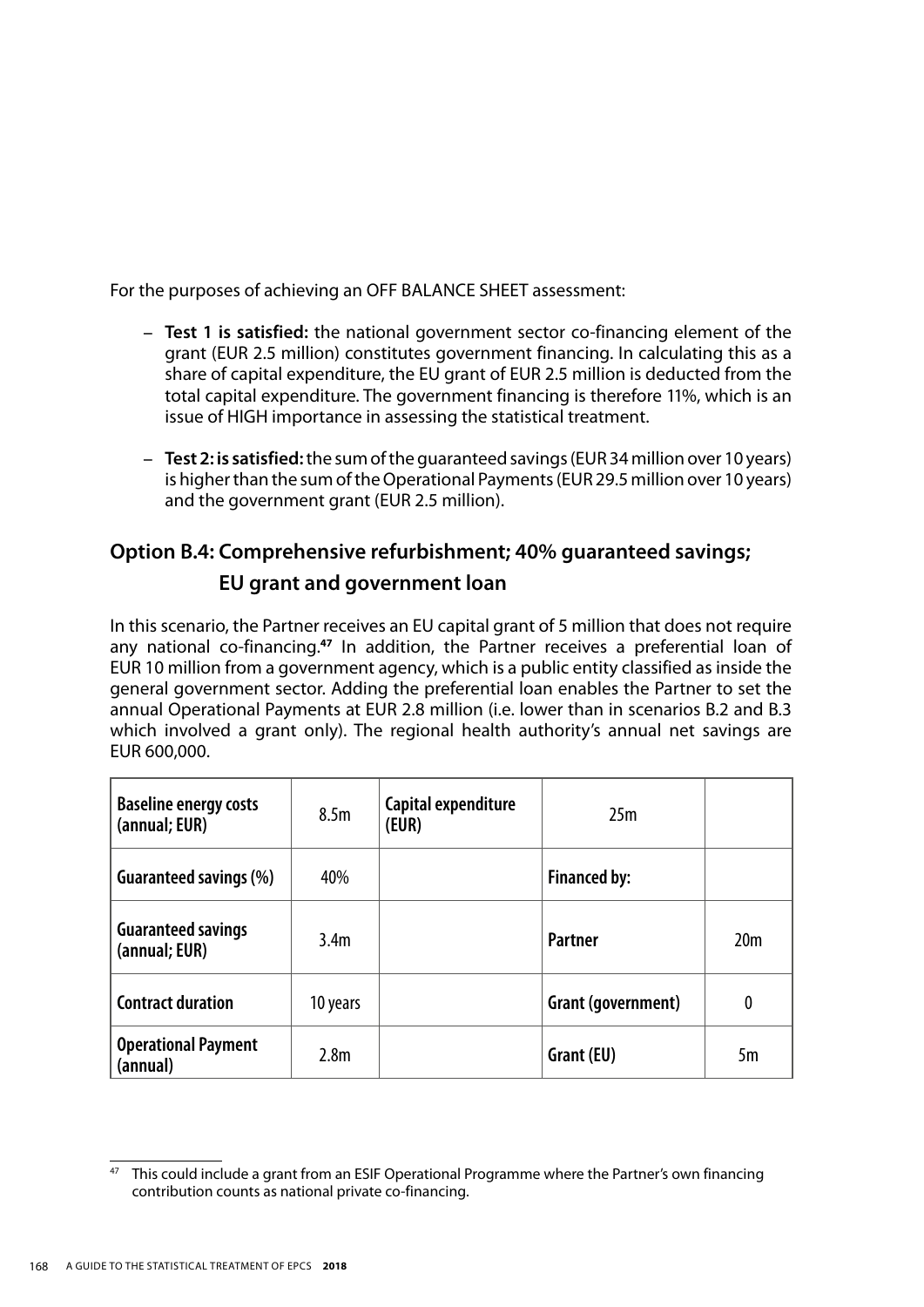For the purposes of achieving an OFF BALANCE SHEET assessment:

- **Test 1 is satisfied:** the national government sector co-financing element of the grant (EUR 2.5 million) constitutes government financing. In calculating this as a share of capital expenditure, the EU grant of EUR 2.5 million is deducted from the total capital expenditure. The government financing is therefore 11%, which is an issue of HIGH importance in assessing the statistical treatment.
- **Test 2: is satisfied:** the sum of the guaranteed savings (EUR 34 million over 10 years) is higher than the sum of the Operational Payments (EUR 29.5 million over 10 years) and the government grant (EUR 2.5 million).

## Option B.4: Comprehensive refurbishment; 40% guaranteed savings; EU grant and government loan

In this scenario, the Partner receives an EU capital grant of 5 million that does not require any national co-financing.[47] In addition, the Partner receives a preferential loan of EUR 10 million from a government agency, which is a public entity classified as inside the general government sector. Adding the preferential loan enables the Partner to set the annual Operational Payments at EUR 2.8 million (i.e. lower than in scenarios B.2 and B.3 which involved a grant only). The regional health authority's annual net savings are EUR 600,000.

| Baseline energy costs (annual; EUR) | 8.5m | Capital expenditure (EUR) | 25m | |
|---|---|---|---|---|
| Guaranteed savings (%) | 40% | | Financed by: | |
| Guaranteed savings (annual; EUR) | 3.4m | | Partner | 20m |
| Contract duration | 10 years | | Grant (government) | 0 |
| Operational Payment (annual) | 2.8m | | Grant (EU) | 5m |

[47] This could include a grant from an ESIF Operational Programme where the Partner's own financing contribution counts as national private co-financing.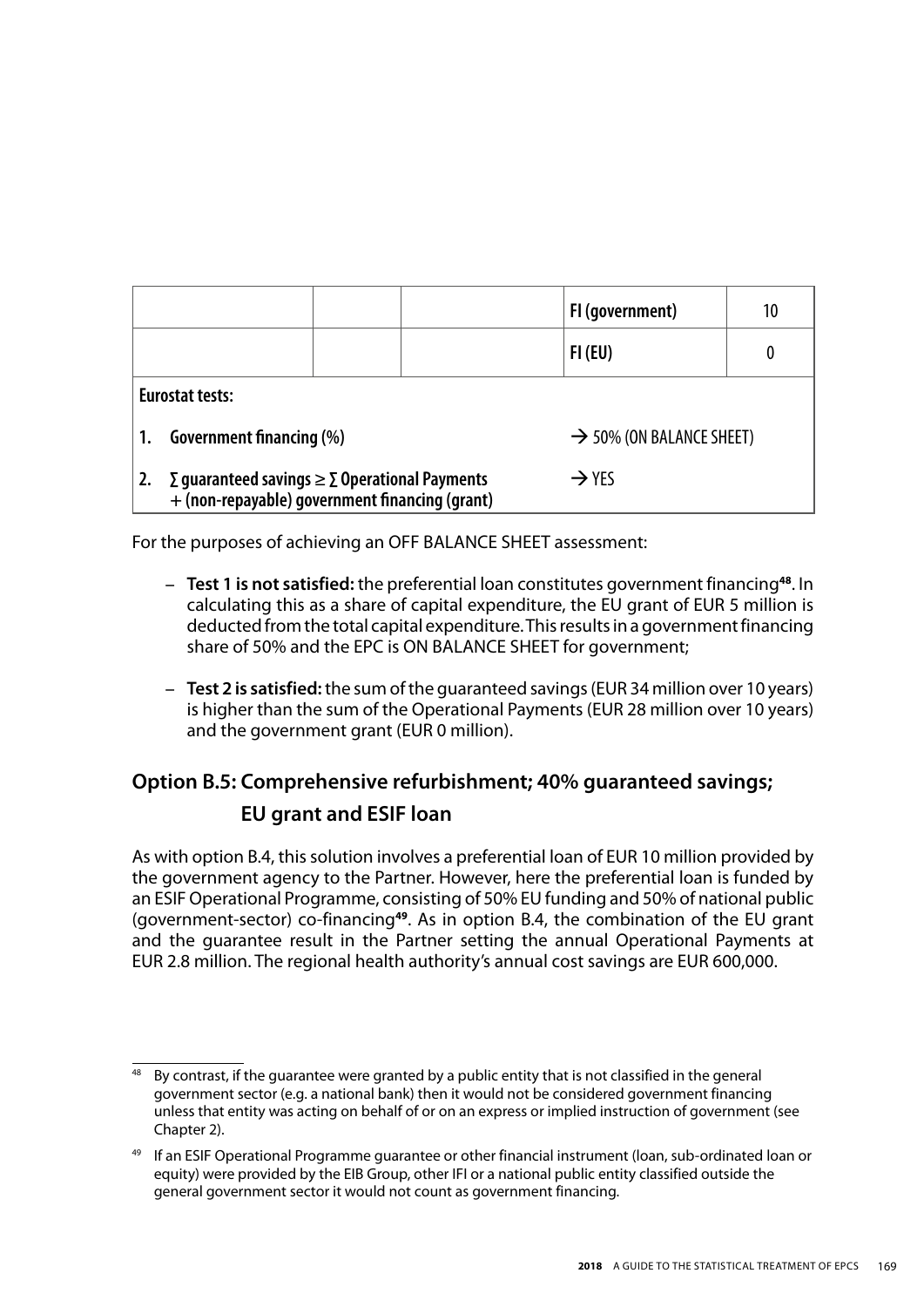| | | | | |
|---|---|---|---|---|
| | | | **FI (government)** | 10 |
| | | | **FI (EU)** | 0 |
| **Eurostat tests:** | | | | |
| **1. Government financing (%)** | | | → 50% (ON BALANCE SHEET) | |
| **2. ∑ guaranteed savings ≥ ∑ Operational Payments + (non-repayable) government financing (grant)** | | | → YES | |

For the purposes of achieving an OFF BALANCE SHEET assessment:

- **Test 1 is not satisfied:** the preferential loan constitutes government financing[48]. In calculating this as a share of capital expenditure, the EU grant of EUR 5 million is deducted from the total capital expenditure. This results in a government financing share of 50% and the EPC is ON BALANCE SHEET for government;

- **Test 2 is satisfied:** the sum of the guaranteed savings (EUR 34 million over 10 years) is higher than the sum of the Operational Payments (EUR 28 million over 10 years) and the government grant (EUR 0 million).

## Option B.5: Comprehensive refurbishment; 40% guaranteed savings; EU grant and ESIF loan

As with option B.4, this solution involves a preferential loan of EUR 10 million provided by the government agency to the Partner. However, here the preferential loan is funded by an ESIF Operational Programme, consisting of 50% EU funding and 50% of national public (government-sector) co-financing[49]. As in option B.4, the combination of the EU grant and the guarantee result in the Partner setting the annual Operational Payments at EUR 2.8 million. The regional health authority's annual cost savings are EUR 600,000.

---

[48] By contrast, if the guarantee were granted by a public entity that is not classified in the general government sector (e.g. a national bank) then it would not be considered government financing unless that entity was acting on behalf of or on an express or implied instruction of government (see Chapter 2).

[49] If an ESIF Operational Programme guarantee or other financial instrument (loan, sub-ordinated loan or equity) were provided by the EIB Group, other IFI or a national public entity classified outside the general government sector it would not count as government financing.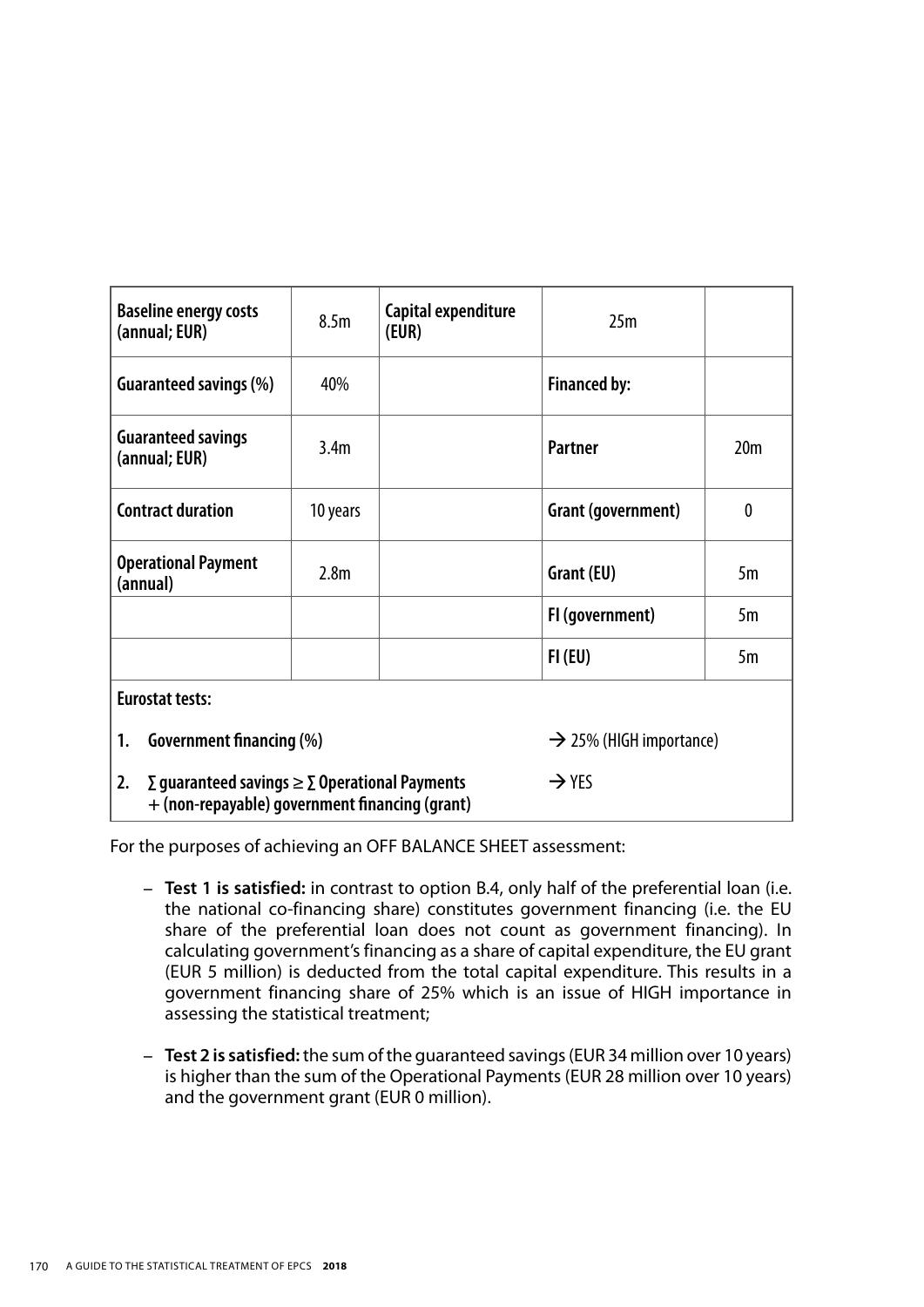| Baseline energy costs (annual; EUR) | 8.5m | Capital expenditure (EUR) | 25m | |
|---|---|---|---|---|
| Guaranteed savings (%) | 40% | | Financed by: | |
| Guaranteed savings (annual; EUR) | 3.4m | | Partner | 20m |
| Contract duration | 10 years | | Grant (government) | 0 |
| Operational Payment (annual) | 2.8m | | Grant (EU) | 5m |
| | | | FI (government) | 5m |
| | | | FI (EU) | 5m |
| **Eurostat tests:** | | | | |
| 1. Government financing (%) | | | → 25% (HIGH importance) | |
| 2. ∑ guaranteed savings ≥ ∑ Operational Payments + (non-repayable) government financing (grant) | | | → YES | |

For the purposes of achieving an OFF BALANCE SHEET assessment:

- **Test 1 is satisfied:** in contrast to option B.4, only half of the preferential loan (i.e. the national co-financing share) constitutes government financing (i.e. the EU share of the preferential loan does not count as government financing). In calculating government's financing as a share of capital expenditure, the EU grant (EUR 5 million) is deducted from the total capital expenditure. This results in a government financing share of 25% which is an issue of HIGH importance in assessing the statistical treatment;
- **Test 2 is satisfied:** the sum of the guaranteed savings (EUR 34 million over 10 years) is higher than the sum of the Operational Payments (EUR 28 million over 10 years) and the government grant (EUR 0 million).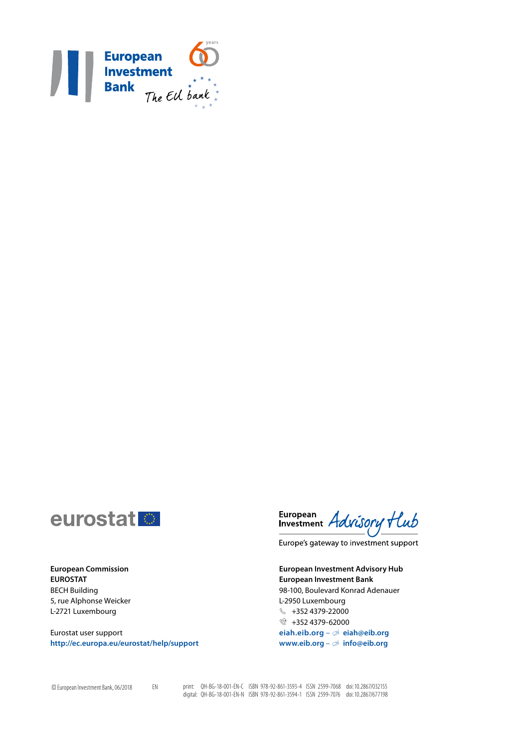European Investment Bank

The EU bank

60 years

eurostat

European Investment Advisory Hub

Europe's gateway to investment support

**European Commission**
**EUROSTAT**
BECH Building
5, rue Alphonse Weicker
L-2721 Luxembourg

Eurostat user support
**http://ec.europa.eu/eurostat/help/support**

**European Investment Advisory Hub**
**European Investment Bank**
98-100, Boulevard Konrad Adenauer
L-2950 Luxembourg
+352 4379-22000
+352 4379-62000
**eiah.eib.org** – **eiah@eib.org**
**www.eib.org** – **info@eib.org**

© European Investment Bank, 06/2018 EN

print: QH-BG-18-001-EN-C ISBN 978-92-861-3593-4 ISSN 2599-7068 doi:10.2867/032155
digital: QH-BG-18-001-EN-N ISBN 978-92-861-3594-1 ISSN 2599-7076 doi:10.2867/677198